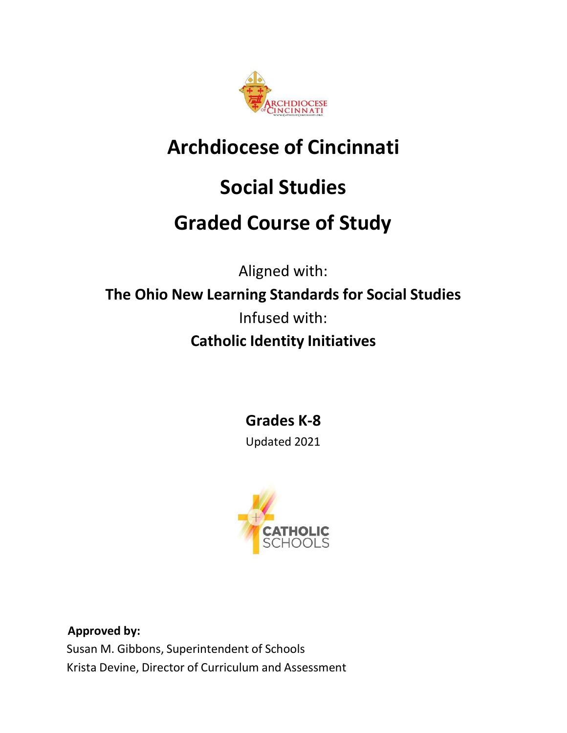# Archdiocese of Cincinnati

# Social Studies

# Graded Course of Study

Aligned with:

**The Ohio New Learning Standards for Social Studies**

Infused with:

**Catholic Identity Initiatives**

**Grades K-8**

Updated 2021

**Approved by:**

Susan M. Gibbons, Superintendent of Schools

Krista Devine, Director of Curriculum and Assessment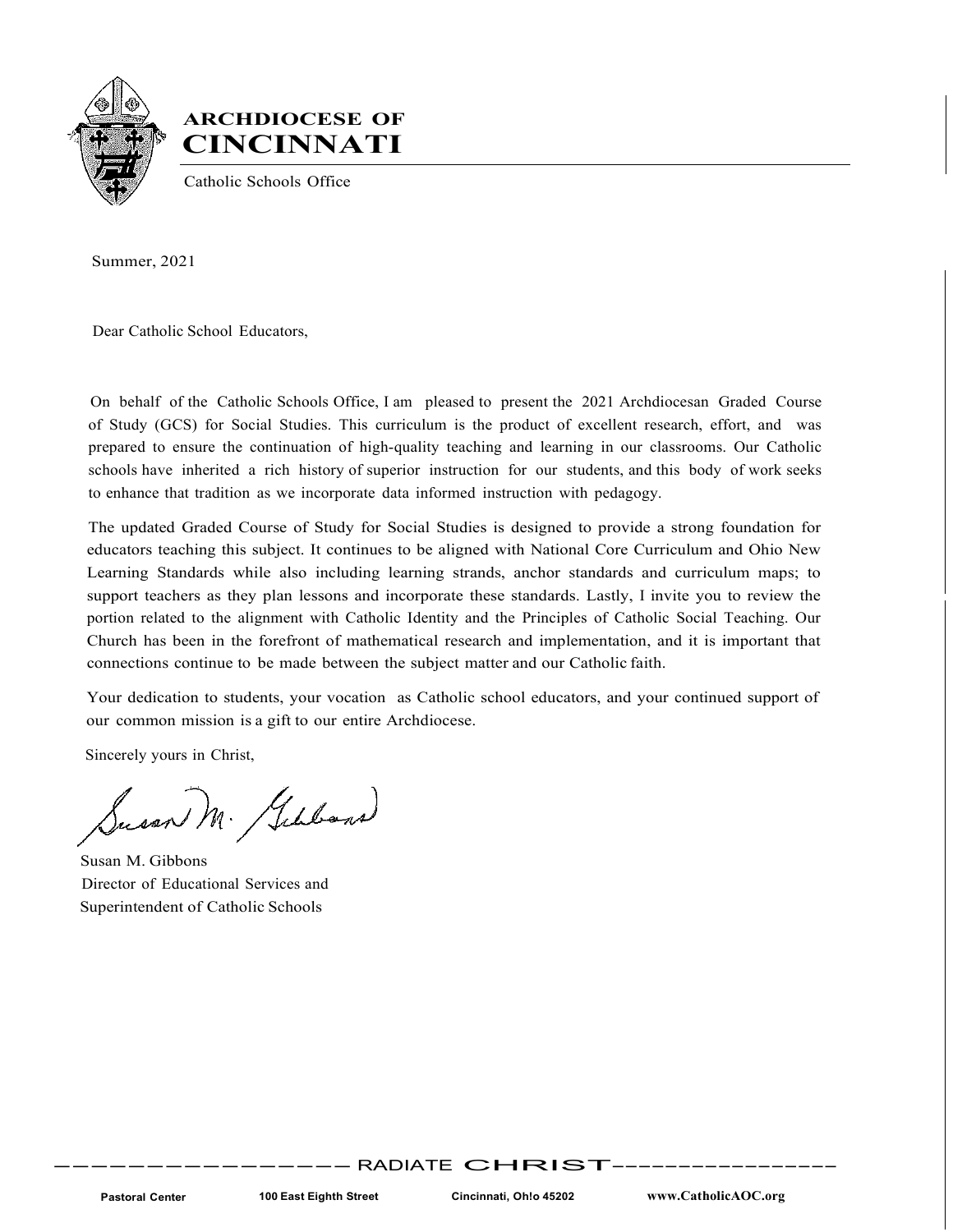**ARCHDIOCESE OF**
# CINCINNATI

Catholic Schools Office

Summer, 2021

Dear Catholic School Educators,

On behalf of the Catholic Schools Office, I am pleased to present the 2021 Archdiocesan Graded Course of Study (GCS) for Social Studies. This curriculum is the product of excellent research, effort, and was prepared to ensure the continuation of high-quality teaching and learning in our classrooms. Our Catholic schools have inherited a rich history of superior instruction for our students, and this body of work seeks to enhance that tradition as we incorporate data informed instruction with pedagogy.

The updated Graded Course of Study for Social Studies is designed to provide a strong foundation for educators teaching this subject. It continues to be aligned with National Core Curriculum and Ohio New Learning Standards while also including learning strands, anchor standards and curriculum maps; to support teachers as they plan lessons and incorporate these standards. Lastly, I invite you to review the portion related to the alignment with Catholic Identity and the Principles of Catholic Social Teaching. Our Church has been in the forefront of mathematical research and implementation, and it is important that connections continue to be made between the subject matter and our Catholic faith.

Your dedication to students, your vocation as Catholic school educators, and your continued support of our common mission is a gift to our entire Archdiocese.

Sincerely yours in Christ,

Susan M. Gibbons
Director of Educational Services and
Superintendent of Catholic Schools

RADIATE CHRIST

Pastoral Center    100 East Eighth Street    Cincinnati, Oh!o 45202    www.CatholicAOC.org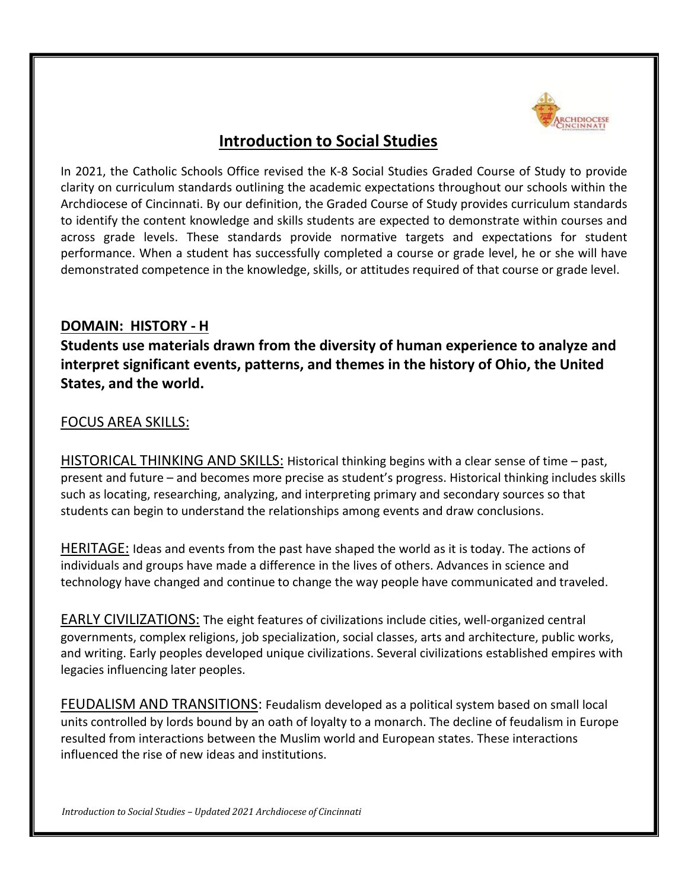## Introduction to Social Studies

In 2021, the Catholic Schools Office revised the K-8 Social Studies Graded Course of Study to provide clarity on curriculum standards outlining the academic expectations throughout our schools within the Archdiocese of Cincinnati. By our definition, the Graded Course of Study provides curriculum standards to identify the content knowledge and skills students are expected to demonstrate within courses and across grade levels. These standards provide normative targets and expectations for student performance. When a student has successfully completed a course or grade level, he or she will have demonstrated competence in the knowledge, skills, or attitudes required of that course or grade level.

### DOMAIN: HISTORY - H

**Students use materials drawn from the diversity of human experience to analyze and interpret significant events, patterns, and themes in the history of Ohio, the United States, and the world.**

FOCUS AREA SKILLS:

HISTORICAL THINKING AND SKILLS: Historical thinking begins with a clear sense of time – past, present and future – and becomes more precise as student's progress. Historical thinking includes skills such as locating, researching, analyzing, and interpreting primary and secondary sources so that students can begin to understand the relationships among events and draw conclusions.

HERITAGE: Ideas and events from the past have shaped the world as it is today. The actions of individuals and groups have made a difference in the lives of others. Advances in science and technology have changed and continue to change the way people have communicated and traveled.

EARLY CIVILIZATIONS: The eight features of civilizations include cities, well-organized central governments, complex religions, job specialization, social classes, arts and architecture, public works, and writing. Early peoples developed unique civilizations. Several civilizations established empires with legacies influencing later peoples.

FEUDALISM AND TRANSITIONS: Feudalism developed as a political system based on small local units controlled by lords bound by an oath of loyalty to a monarch. The decline of feudalism in Europe resulted from interactions between the Muslim world and European states. These interactions influenced the rise of new ideas and institutions.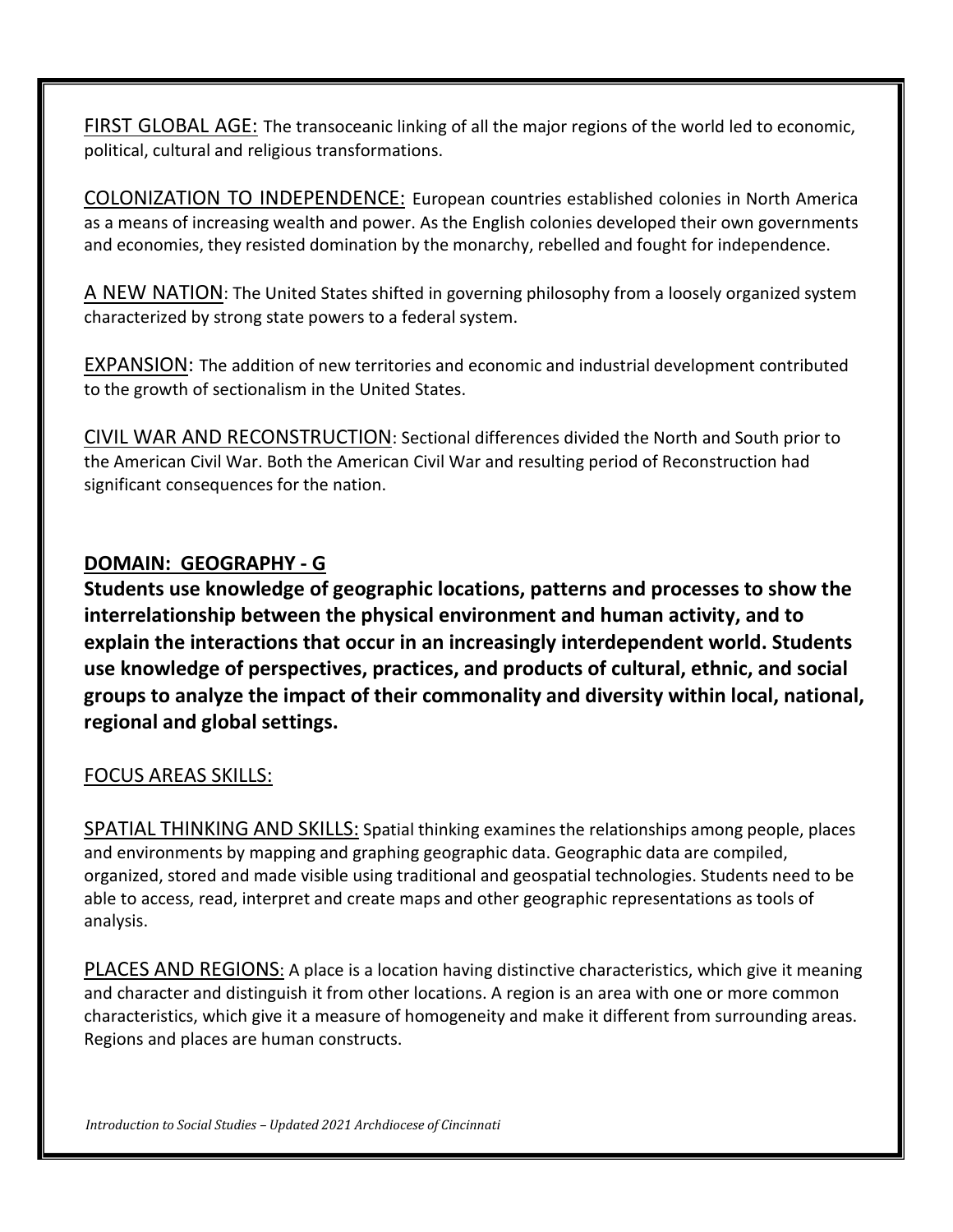FIRST GLOBAL AGE: The transoceanic linking of all the major regions of the world led to economic, political, cultural and religious transformations.

COLONIZATION TO INDEPENDENCE: European countries established colonies in North America as a means of increasing wealth and power. As the English colonies developed their own governments and economies, they resisted domination by the monarchy, rebelled and fought for independence.

A NEW NATION: The United States shifted in governing philosophy from a loosely organized system characterized by strong state powers to a federal system.

EXPANSION: The addition of new territories and economic and industrial development contributed to the growth of sectionalism in the United States.

CIVIL WAR AND RECONSTRUCTION: Sectional differences divided the North and South prior to the American Civil War. Both the American Civil War and resulting period of Reconstruction had significant consequences for the nation.

## DOMAIN: GEOGRAPHY - G

**Students use knowledge of geographic locations, patterns and processes to show the interrelationship between the physical environment and human activity, and to explain the interactions that occur in an increasingly interdependent world. Students use knowledge of perspectives, practices, and products of cultural, ethnic, and social groups to analyze the impact of their commonality and diversity within local, national, regional and global settings.**

FOCUS AREAS SKILLS:

SPATIAL THINKING AND SKILLS: Spatial thinking examines the relationships among people, places and environments by mapping and graphing geographic data. Geographic data are compiled, organized, stored and made visible using traditional and geospatial technologies. Students need to be able to access, read, interpret and create maps and other geographic representations as tools of analysis.

PLACES AND REGIONS: A place is a location having distinctive characteristics, which give it meaning and character and distinguish it from other locations. A region is an area with one or more common characteristics, which give it a measure of homogeneity and make it different from surrounding areas. Regions and places are human constructs.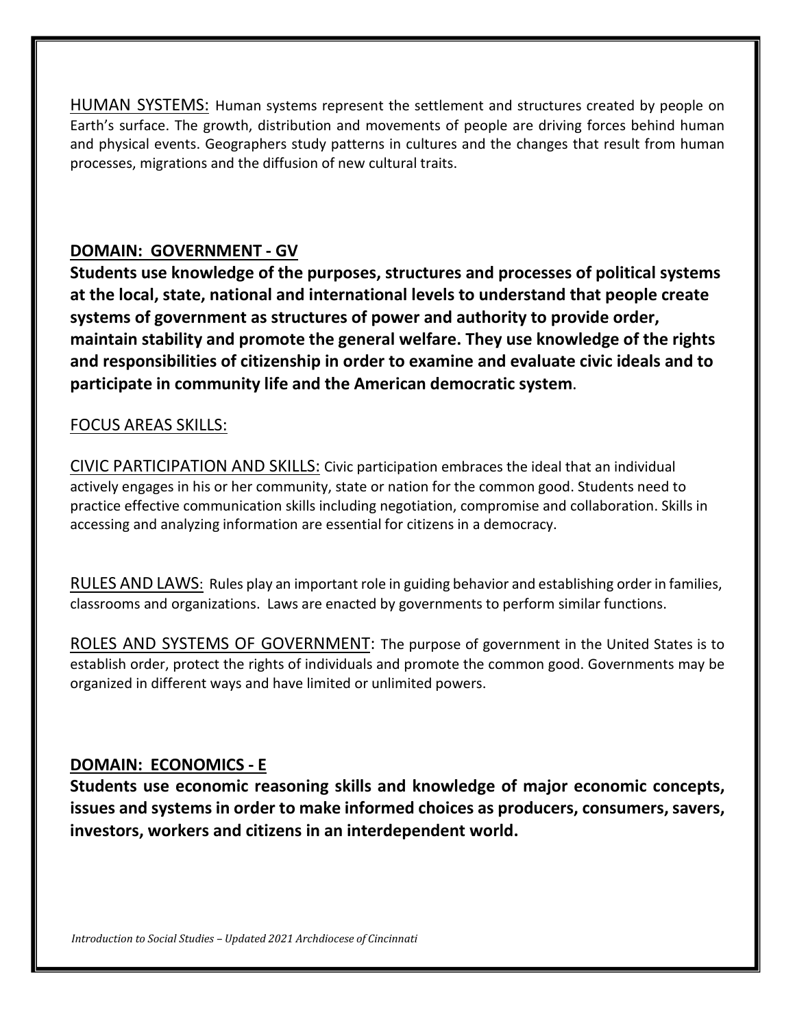HUMAN SYSTEMS: Human systems represent the settlement and structures created by people on Earth's surface. The growth, distribution and movements of people are driving forces behind human and physical events. Geographers study patterns in cultures and the changes that result from human processes, migrations and the diffusion of new cultural traits.

## DOMAIN: GOVERNMENT - GV

**Students use knowledge of the purposes, structures and processes of political systems at the local, state, national and international levels to understand that people create systems of government as structures of power and authority to provide order, maintain stability and promote the general welfare. They use knowledge of the rights and responsibilities of citizenship in order to examine and evaluate civic ideals and to participate in community life and the American democratic system.**

FOCUS AREAS SKILLS:

CIVIC PARTICIPATION AND SKILLS: Civic participation embraces the ideal that an individual actively engages in his or her community, state or nation for the common good. Students need to practice effective communication skills including negotiation, compromise and collaboration. Skills in accessing and analyzing information are essential for citizens in a democracy.

RULES AND LAWS: Rules play an important role in guiding behavior and establishing order in families, classrooms and organizations. Laws are enacted by governments to perform similar functions.

ROLES AND SYSTEMS OF GOVERNMENT: The purpose of government in the United States is to establish order, protect the rights of individuals and promote the common good. Governments may be organized in different ways and have limited or unlimited powers.

## DOMAIN: ECONOMICS - E

**Students use economic reasoning skills and knowledge of major economic concepts, issues and systems in order to make informed choices as producers, consumers, savers, investors, workers and citizens in an interdependent world.**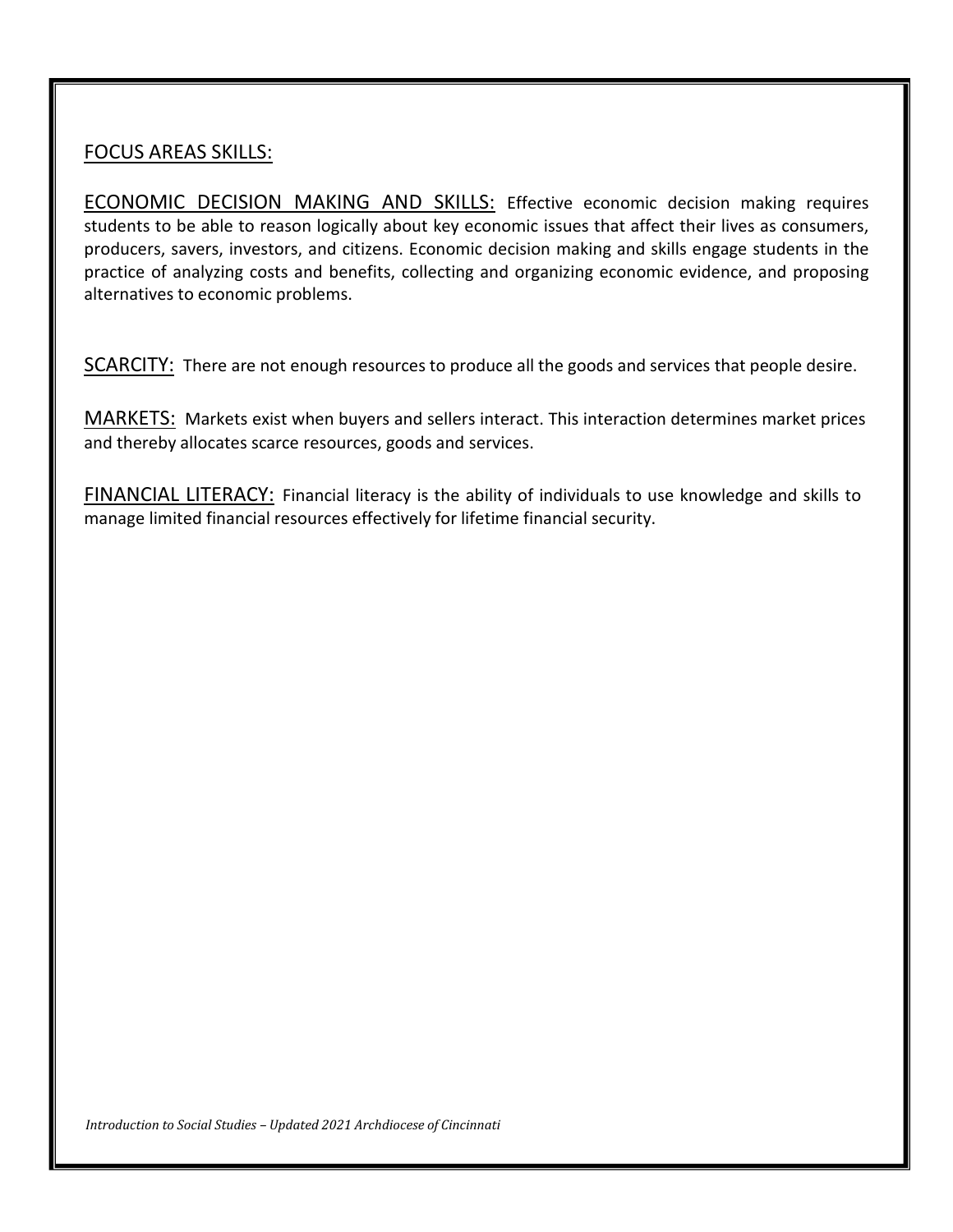## FOCUS AREAS SKILLS:

ECONOMIC DECISION MAKING AND SKILLS: Effective economic decision making requires students to be able to reason logically about key economic issues that affect their lives as consumers, producers, savers, investors, and citizens. Economic decision making and skills engage students in the practice of analyzing costs and benefits, collecting and organizing economic evidence, and proposing alternatives to economic problems.

SCARCITY: There are not enough resources to produce all the goods and services that people desire.

MARKETS: Markets exist when buyers and sellers interact. This interaction determines market prices and thereby allocates scarce resources, goods and services.

FINANCIAL LITERACY: Financial literacy is the ability of individuals to use knowledge and skills to manage limited financial resources effectively for lifetime financial security.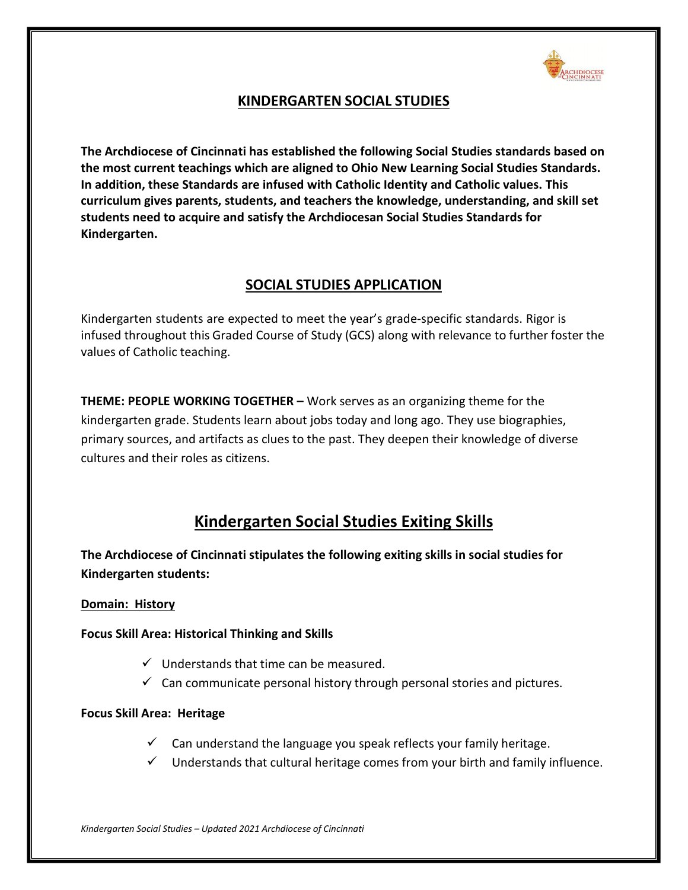## KINDERGARTEN SOCIAL STUDIES

**The Archdiocese of Cincinnati has established the following Social Studies standards based on the most current teachings which are aligned to Ohio New Learning Social Studies Standards. In addition, these Standards are infused with Catholic Identity and Catholic values. This curriculum gives parents, students, and teachers the knowledge, understanding, and skill set students need to acquire and satisfy the Archdiocesan Social Studies Standards for Kindergarten.**

## SOCIAL STUDIES APPLICATION

Kindergarten students are expected to meet the year's grade-specific standards. Rigor is infused throughout this Graded Course of Study (GCS) along with relevance to further foster the values of Catholic teaching.

**THEME: PEOPLE WORKING TOGETHER –** Work serves as an organizing theme for the kindergarten grade. Students learn about jobs today and long ago. They use biographies, primary sources, and artifacts as clues to the past. They deepen their knowledge of diverse cultures and their roles as citizens.

# Kindergarten Social Studies Exiting Skills

**The Archdiocese of Cincinnati stipulates the following exiting skills in social studies for Kindergarten students:**

**Domain: History**

**Focus Skill Area: Historical Thinking and Skills**

- ✓ Understands that time can be measured.
- ✓ Can communicate personal history through personal stories and pictures.

**Focus Skill Area: Heritage**

- ✓ Can understand the language you speak reflects your family heritage.
- ✓ Understands that cultural heritage comes from your birth and family influence.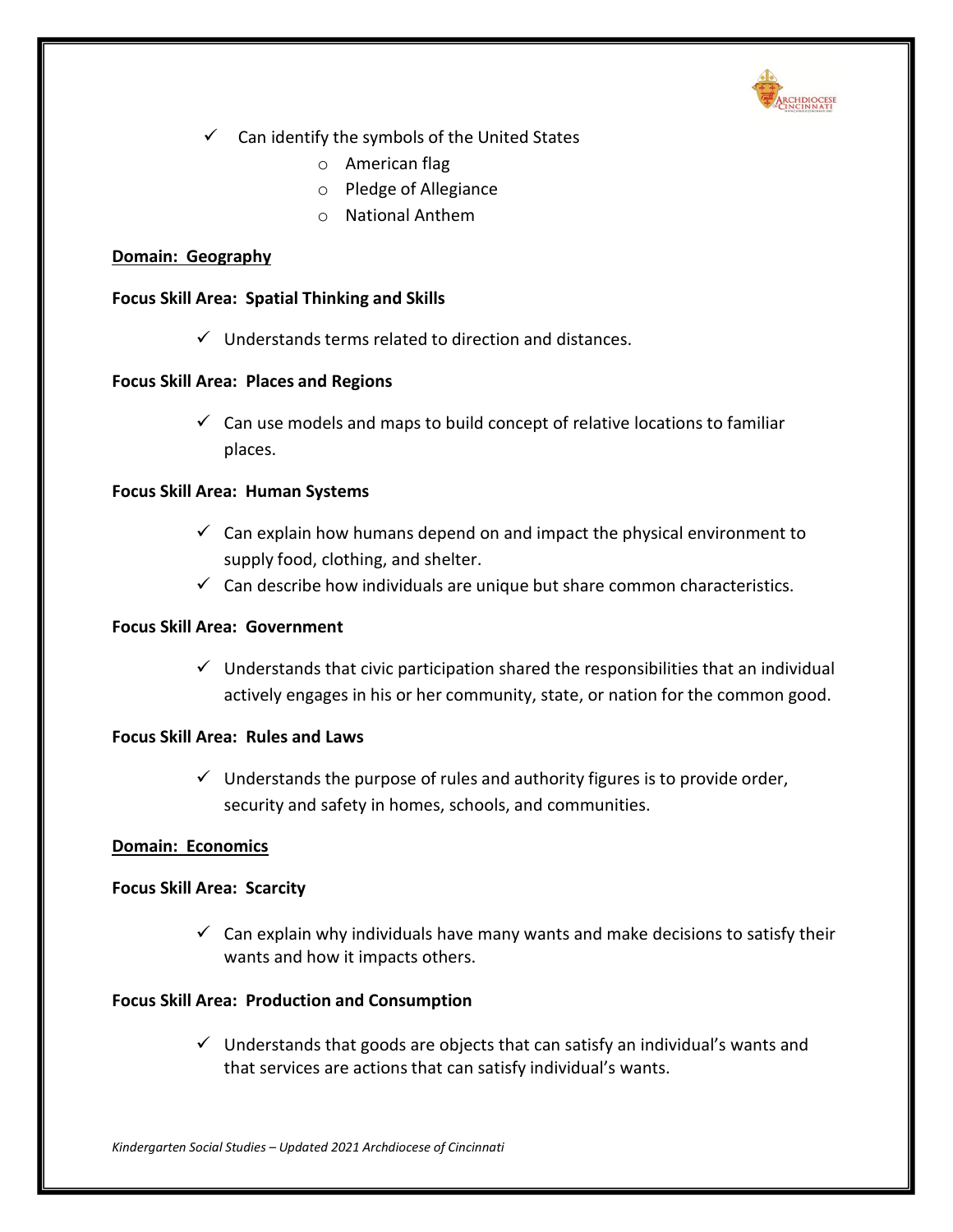- ✓ Can identify the symbols of the United States
  - American flag
  - Pledge of Allegiance
  - National Anthem

**<u>Domain: Geography</u>**

**Focus Skill Area: Spatial Thinking and Skills**

- ✓ Understands terms related to direction and distances.

**Focus Skill Area: Places and Regions**

- ✓ Can use models and maps to build concept of relative locations to familiar places.

**Focus Skill Area: Human Systems**

- ✓ Can explain how humans depend on and impact the physical environment to supply food, clothing, and shelter.
- ✓ Can describe how individuals are unique but share common characteristics.

**Focus Skill Area: Government**

- ✓ Understands that civic participation shared the responsibilities that an individual actively engages in his or her community, state, or nation for the common good.

**Focus Skill Area: Rules and Laws**

- ✓ Understands the purpose of rules and authority figures is to provide order, security and safety in homes, schools, and communities.

**<u>Domain: Economics</u>**

**Focus Skill Area: Scarcity**

- ✓ Can explain why individuals have many wants and make decisions to satisfy their wants and how it impacts others.

**Focus Skill Area: Production and Consumption**

- ✓ Understands that goods are objects that can satisfy an individual's wants and that services are actions that can satisfy individual's wants.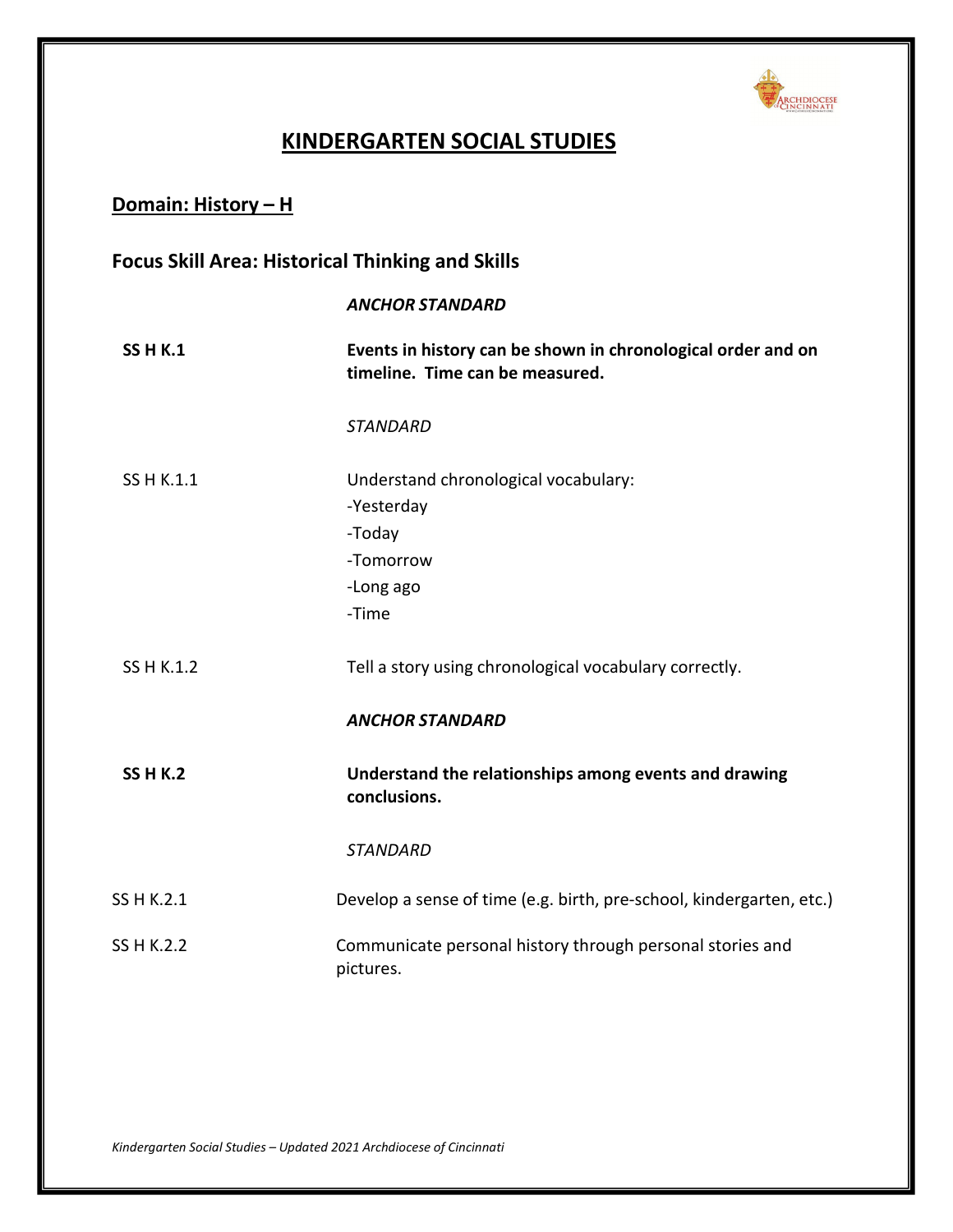# KINDERGARTEN SOCIAL STUDIES

## Domain: History – H

### Focus Skill Area: Historical Thinking and Skills

| | |
|---|---|
| | ***ANCHOR STANDARD*** |
| **SS H K.1** | **Events in history can be shown in chronological order and on timeline. Time can be measured.** |
| | *STANDARD* |
| SS H K.1.1 | Understand chronological vocabulary:<br>-Yesterday<br>-Today<br>-Tomorrow<br>-Long ago<br>-Time |
| SS H K.1.2 | Tell a story using chronological vocabulary correctly. |
| | ***ANCHOR STANDARD*** |
| **SS H K.2** | **Understand the relationships among events and drawing conclusions.** |
| | *STANDARD* |
| SS H K.2.1 | Develop a sense of time (e.g. birth, pre-school, kindergarten, etc.) |
| SS H K.2.2 | Communicate personal history through personal stories and pictures. |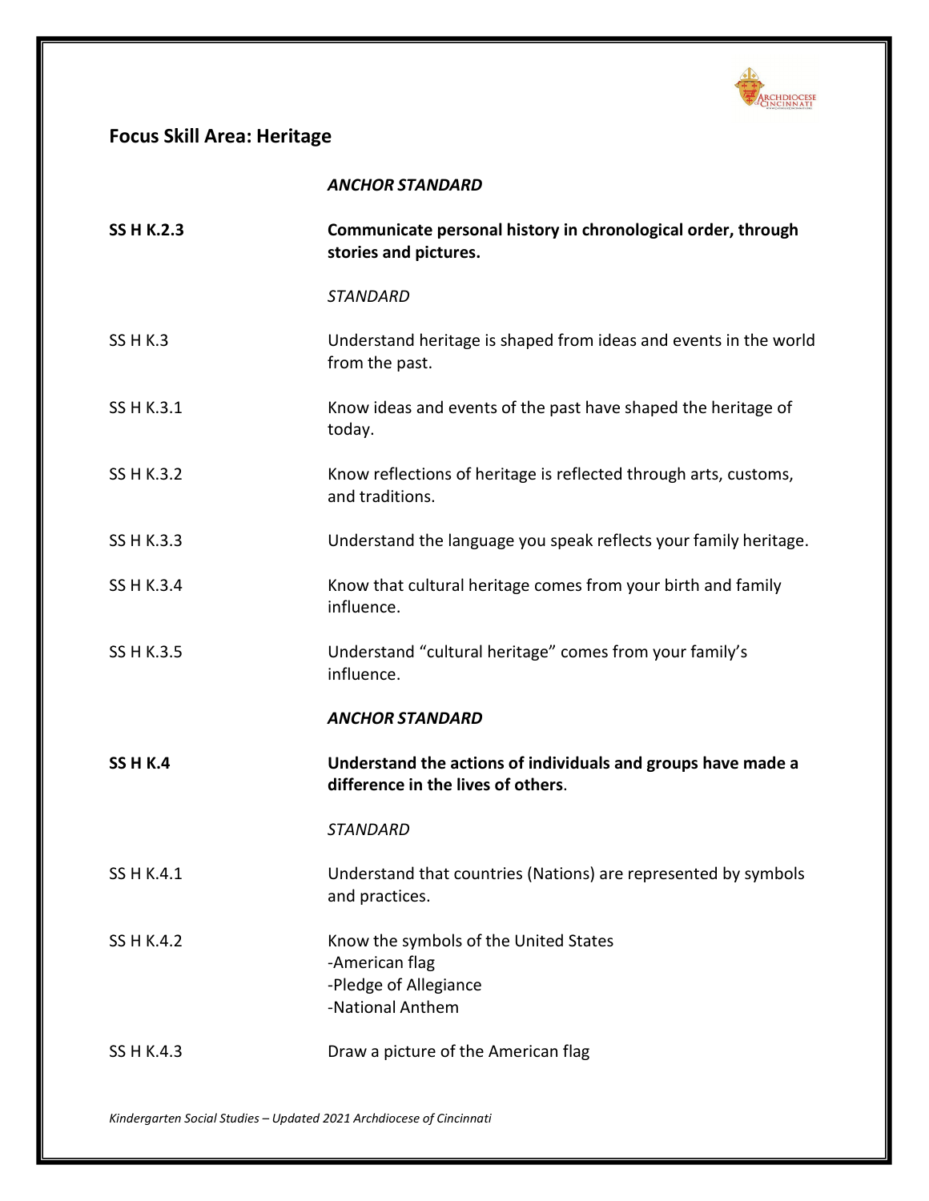## Focus Skill Area: Heritage

| | |
|---|---|
| | ***ANCHOR STANDARD*** |
| **SS H K.2.3** | **Communicate personal history in chronological order, through stories and pictures.** |
| | *STANDARD* |
| SS H K.3 | Understand heritage is shaped from ideas and events in the world from the past. |
| SS H K.3.1 | Know ideas and events of the past have shaped the heritage of today. |
| SS H K.3.2 | Know reflections of heritage is reflected through arts, customs, and traditions. |
| SS H K.3.3 | Understand the language you speak reflects your family heritage. |
| SS H K.3.4 | Know that cultural heritage comes from your birth and family influence. |
| SS H K.3.5 | Understand "cultural heritage" comes from your family's influence. |
| | ***ANCHOR STANDARD*** |
| **SS H K.4** | **Understand the actions of individuals and groups have made a difference in the lives of others**. |
| | *STANDARD* |
| SS H K.4.1 | Understand that countries (Nations) are represented by symbols and practices. |
| SS H K.4.2 | Know the symbols of the United States<br>-American flag<br>-Pledge of Allegiance<br>-National Anthem |
| SS H K.4.3 | Draw a picture of the American flag |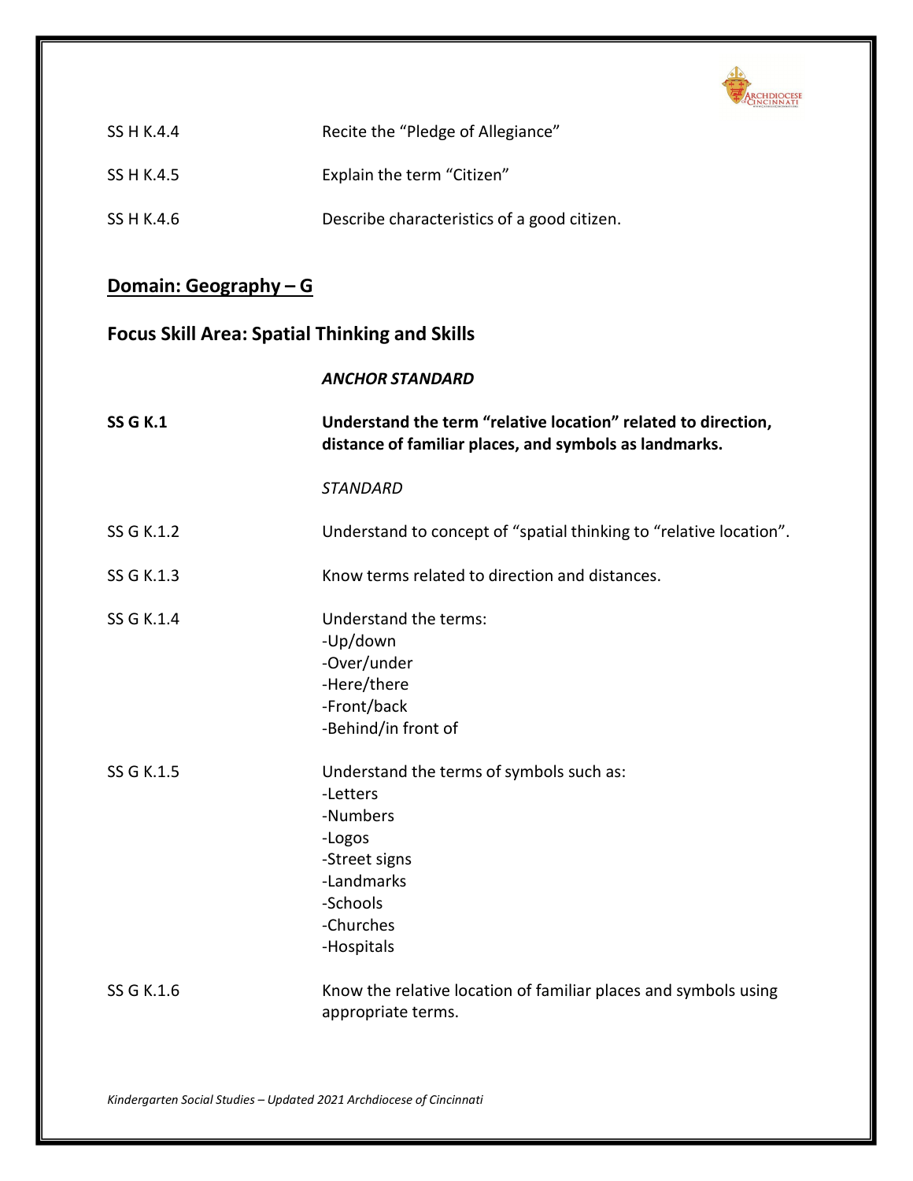SS H K.4.4 Recite the "Pledge of Allegiance"

SS H K.4.5 Explain the term "Citizen"

SS H K.4.6 Describe characteristics of a good citizen.

## Domain: Geography – G

### Focus Skill Area: Spatial Thinking and Skills

*ANCHOR STANDARD*

**SS G K.1** **Understand the term "relative location" related to direction, distance of familiar places, and symbols as landmarks.**

*STANDARD*

SS G K.1.2 Understand to concept of "spatial thinking to "relative location".

SS G K.1.3 Know terms related to direction and distances.

SS G K.1.4 Understand the terms:
- Up/down
- Over/under
- Here/there
- Front/back
- Behind/in front of

SS G K.1.5 Understand the terms of symbols such as:
- Letters
- Numbers
- Logos
- Street signs
- Landmarks
- Schools
- Churches
- Hospitals

SS G K.1.6 Know the relative location of familiar places and symbols using appropriate terms.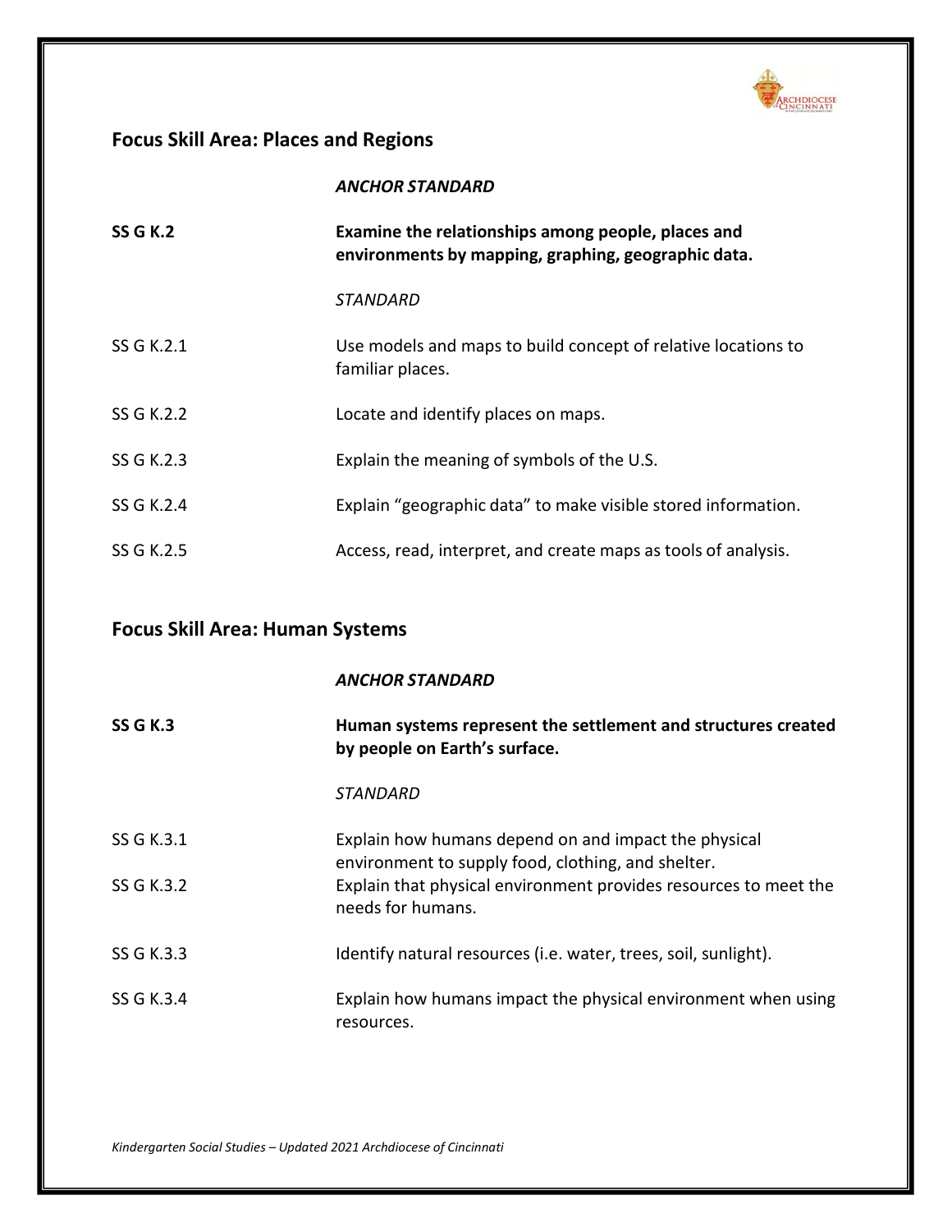## Focus Skill Area: Places and Regions

| | *ANCHOR STANDARD* |
|---|---|
| **SS G K.2** | **Examine the relationships among people, places and environments by mapping, graphing, geographic data.** |
| | *STANDARD* |
| SS G K.2.1 | Use models and maps to build concept of relative locations to familiar places. |
| SS G K.2.2 | Locate and identify places on maps. |
| SS G K.2.3 | Explain the meaning of symbols of the U.S. |
| SS G K.2.4 | Explain "geographic data" to make visible stored information. |
| SS G K.2.5 | Access, read, interpret, and create maps as tools of analysis. |

## Focus Skill Area: Human Systems

| | *ANCHOR STANDARD* |
|---|---|
| **SS G K.3** | **Human systems represent the settlement and structures created by people on Earth's surface.** |
| | *STANDARD* |
| SS G K.3.1 | Explain how humans depend on and impact the physical environment to supply food, clothing, and shelter. |
| SS G K.3.2 | Explain that physical environment provides resources to meet the needs for humans. |
| SS G K.3.3 | Identify natural resources (i.e. water, trees, soil, sunlight). |
| SS G K.3.4 | Explain how humans impact the physical environment when using resources. |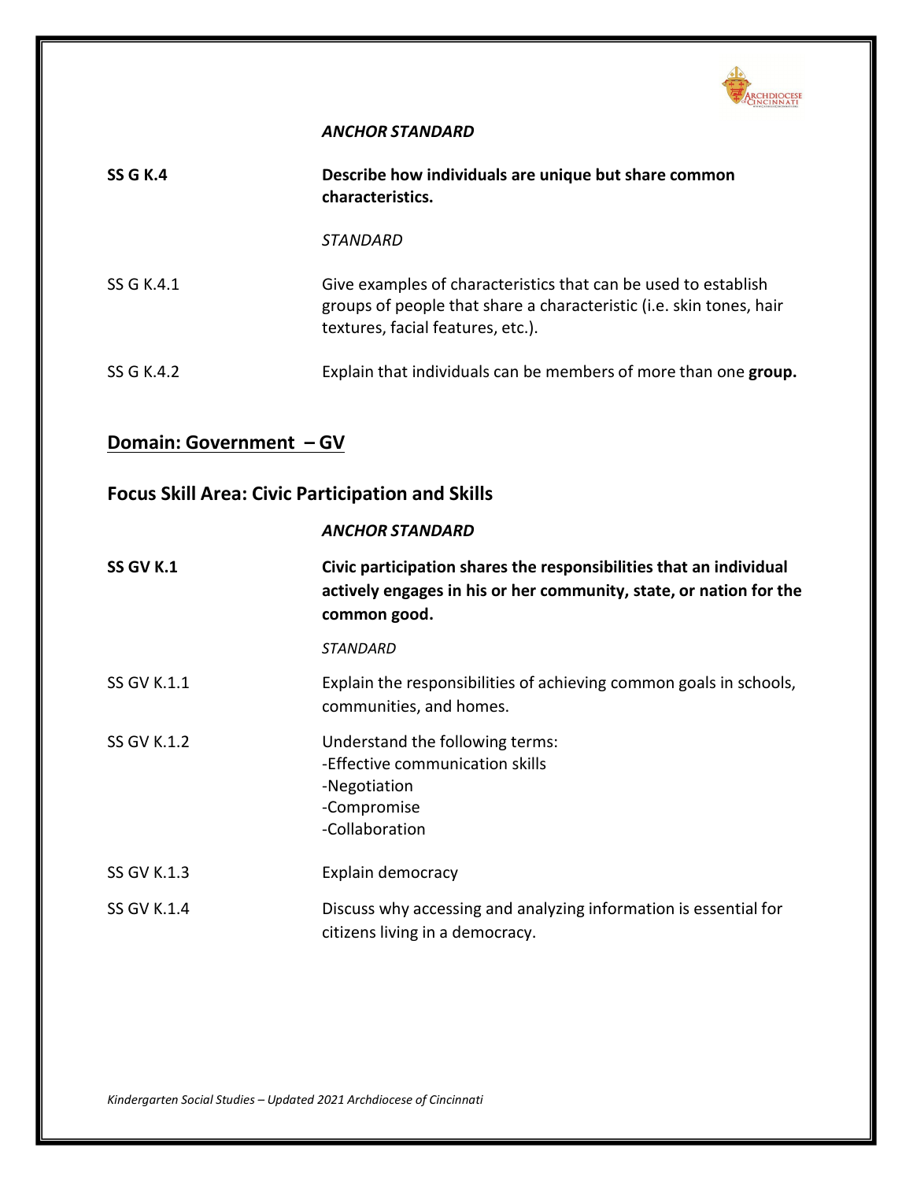*ANCHOR STANDARD*

| | |
|---|---|
| **SS G K.4** | **Describe how individuals are unique but share common characteristics.** |
| | *STANDARD* |
| SS G K.4.1 | Give examples of characteristics that can be used to establish groups of people that share a characteristic (i.e. skin tones, hair textures, facial features, etc.). |
| SS G K.4.2 | Explain that individuals can be members of more than one **group.** |

## Domain: Government – GV

### Focus Skill Area: Civic Participation and Skills

*ANCHOR STANDARD*

| | |
|---|---|
| **SS GV K.1** | **Civic participation shares the responsibilities that an individual actively engages in his or her community, state, or nation for the common good.** |
| | *STANDARD* |
| SS GV K.1.1 | Explain the responsibilities of achieving common goals in schools, communities, and homes. |
| SS GV K.1.2 | Understand the following terms:<br>-Effective communication skills<br>-Negotiation<br>-Compromise<br>-Collaboration |
| SS GV K.1.3 | Explain democracy |
| SS GV K.1.4 | Discuss why accessing and analyzing information is essential for citizens living in a democracy. |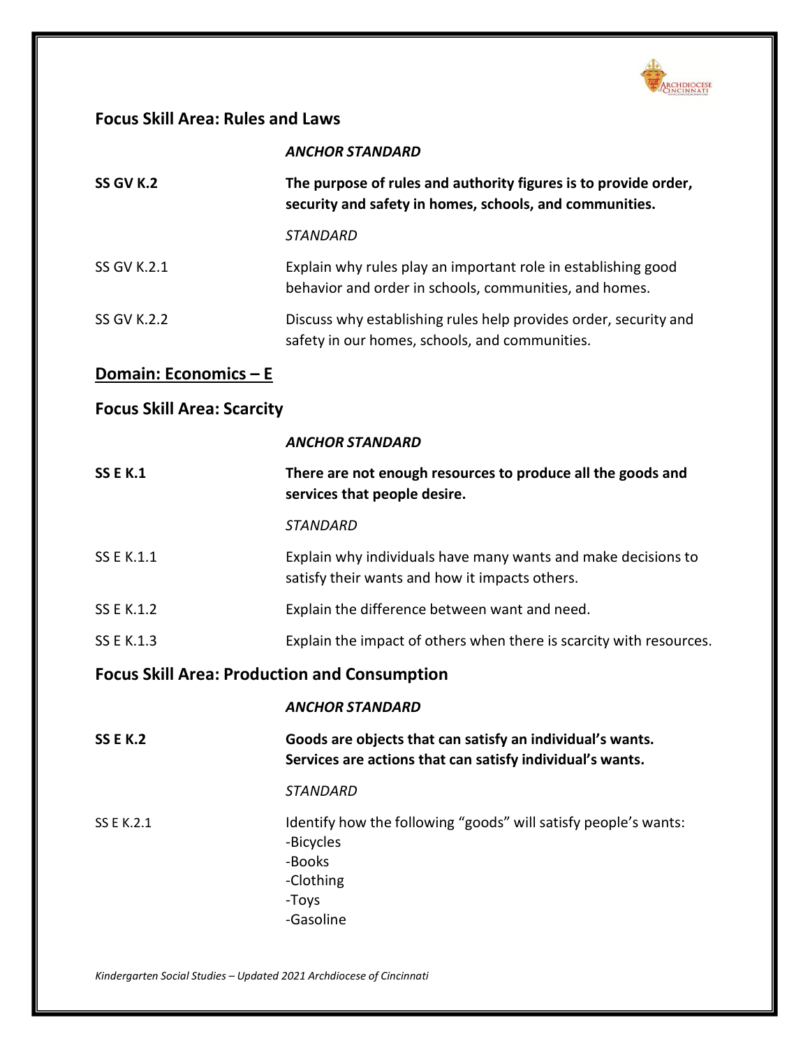## Focus Skill Area: Rules and Laws

| | |
|---|---|
| | *ANCHOR STANDARD* |
| **SS GV K.2** | **The purpose of rules and authority figures is to provide order, security and safety in homes, schools, and communities.** |
| | *STANDARD* |
| SS GV K.2.1 | Explain why rules play an important role in establishing good behavior and order in schools, communities, and homes. |
| SS GV K.2.2 | Discuss why establishing rules help provides order, security and safety in our homes, schools, and communities. |

## Domain: Economics – E

## Focus Skill Area: Scarcity

| | |
|---|---|
| | *ANCHOR STANDARD* |
| **SS E K.1** | **There are not enough resources to produce all the goods and services that people desire.** |
| | *STANDARD* |
| SS E K.1.1 | Explain why individuals have many wants and make decisions to satisfy their wants and how it impacts others. |
| SS E K.1.2 | Explain the difference between want and need. |
| SS E K.1.3 | Explain the impact of others when there is scarcity with resources. |

## Focus Skill Area: Production and Consumption

| | |
|---|---|
| | *ANCHOR STANDARD* |
| **SS E K.2** | **Goods are objects that can satisfy an individual's wants. Services are actions that can satisfy individual's wants.** |
| | *STANDARD* |
| SS E K.2.1 | Identify how the following "goods" will satisfy people's wants:<br>-Bicycles<br>-Books<br>-Clothing<br>-Toys<br>-Gasoline |

*Kindergarten Social Studies – Updated 2021 Archdiocese of Cincinnati*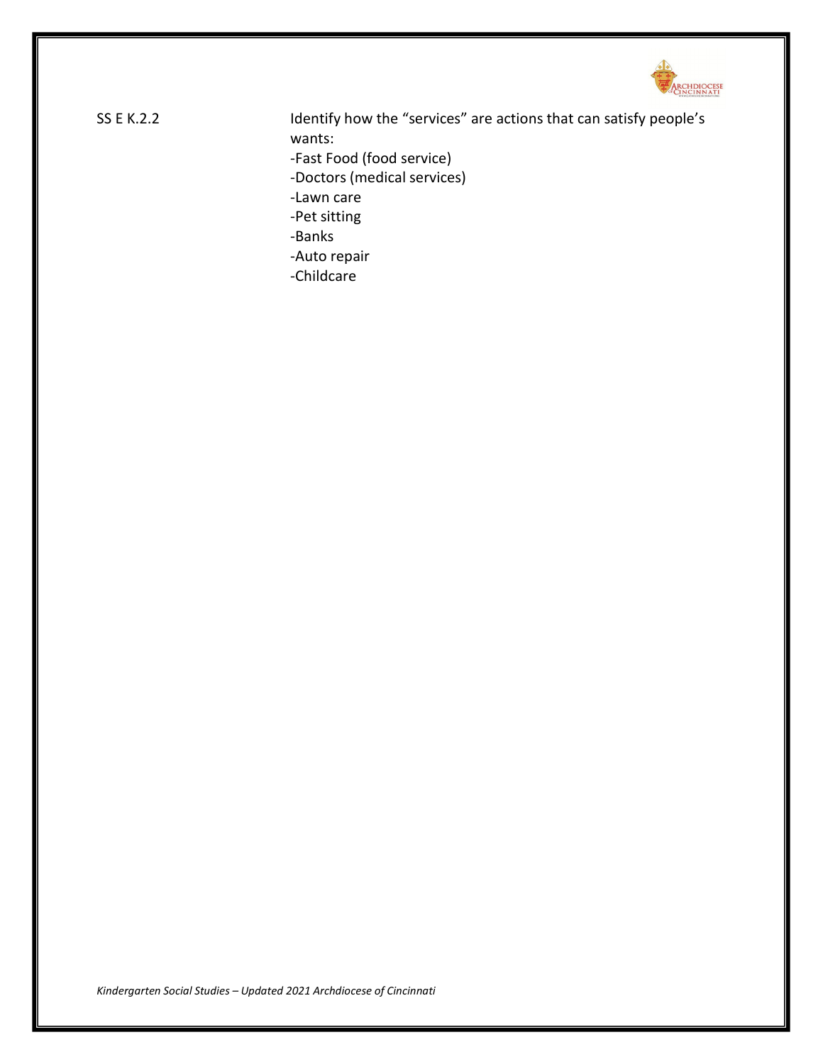SS E K.2.2 Identify how the “services” are actions that can satisfy people’s wants:

-Fast Food (food service)
-Doctors (medical services)
-Lawn care
-Pet sitting
-Banks
-Auto repair
-Childcare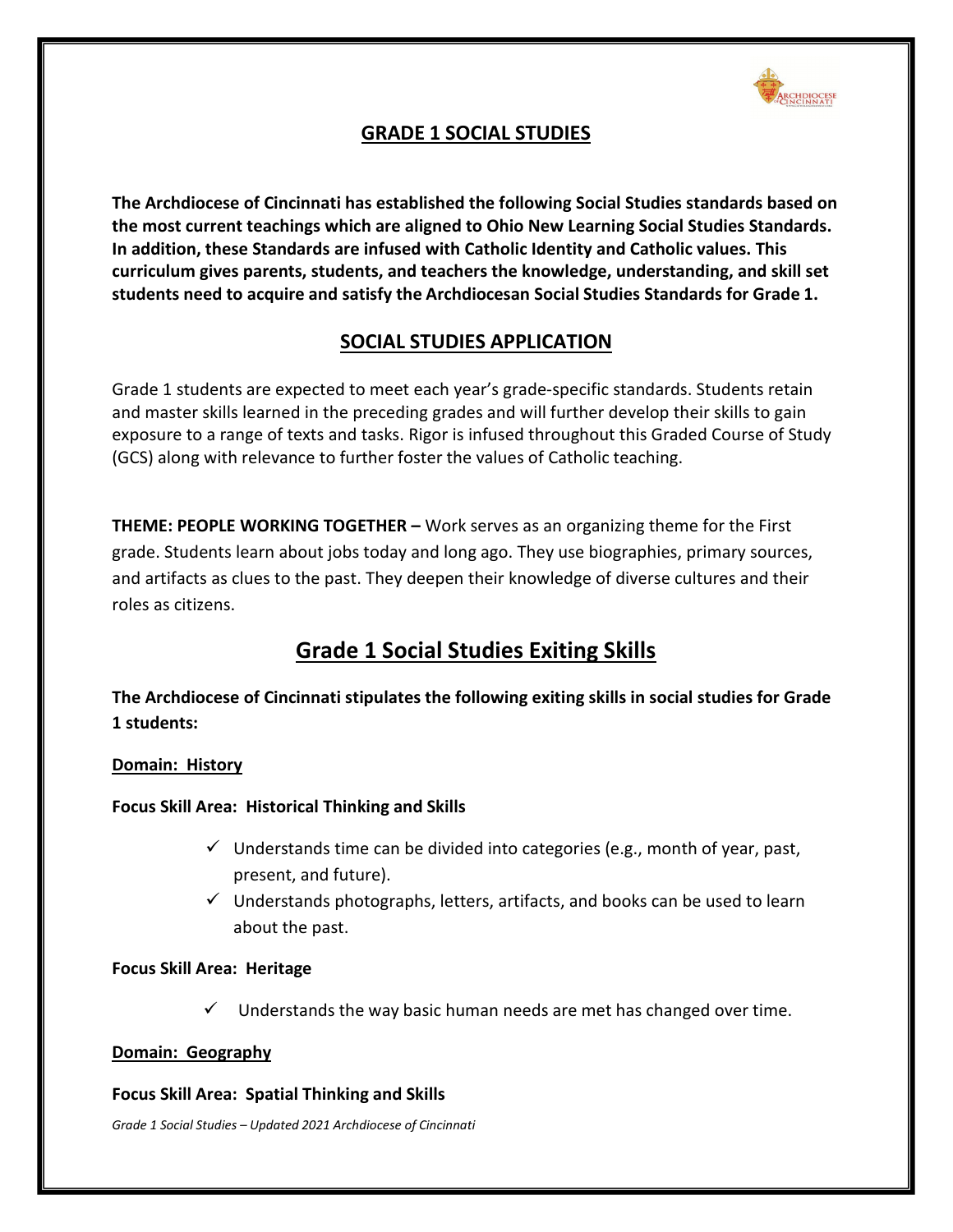## GRADE 1 SOCIAL STUDIES

**The Archdiocese of Cincinnati has established the following Social Studies standards based on the most current teachings which are aligned to Ohio New Learning Social Studies Standards. In addition, these Standards are infused with Catholic Identity and Catholic values. This curriculum gives parents, students, and teachers the knowledge, understanding, and skill set students need to acquire and satisfy the Archdiocesan Social Studies Standards for Grade 1.**

## SOCIAL STUDIES APPLICATION

Grade 1 students are expected to meet each year's grade-specific standards. Students retain and master skills learned in the preceding grades and will further develop their skills to gain exposure to a range of texts and tasks. Rigor is infused throughout this Graded Course of Study (GCS) along with relevance to further foster the values of Catholic teaching.

**THEME: PEOPLE WORKING TOGETHER –** Work serves as an organizing theme for the First grade. Students learn about jobs today and long ago. They use biographies, primary sources, and artifacts as clues to the past. They deepen their knowledge of diverse cultures and their roles as citizens.

# Grade 1 Social Studies Exiting Skills

**The Archdiocese of Cincinnati stipulates the following exiting skills in social studies for Grade 1 students:**

### Domain: History

**Focus Skill Area: Historical Thinking and Skills**

- ✓ Understands time can be divided into categories (e.g., month of year, past, present, and future).
- ✓ Understands photographs, letters, artifacts, and books can be used to learn about the past.

**Focus Skill Area: Heritage**

- ✓ Understands the way basic human needs are met has changed over time.

### Domain: Geography

**Focus Skill Area: Spatial Thinking and Skills**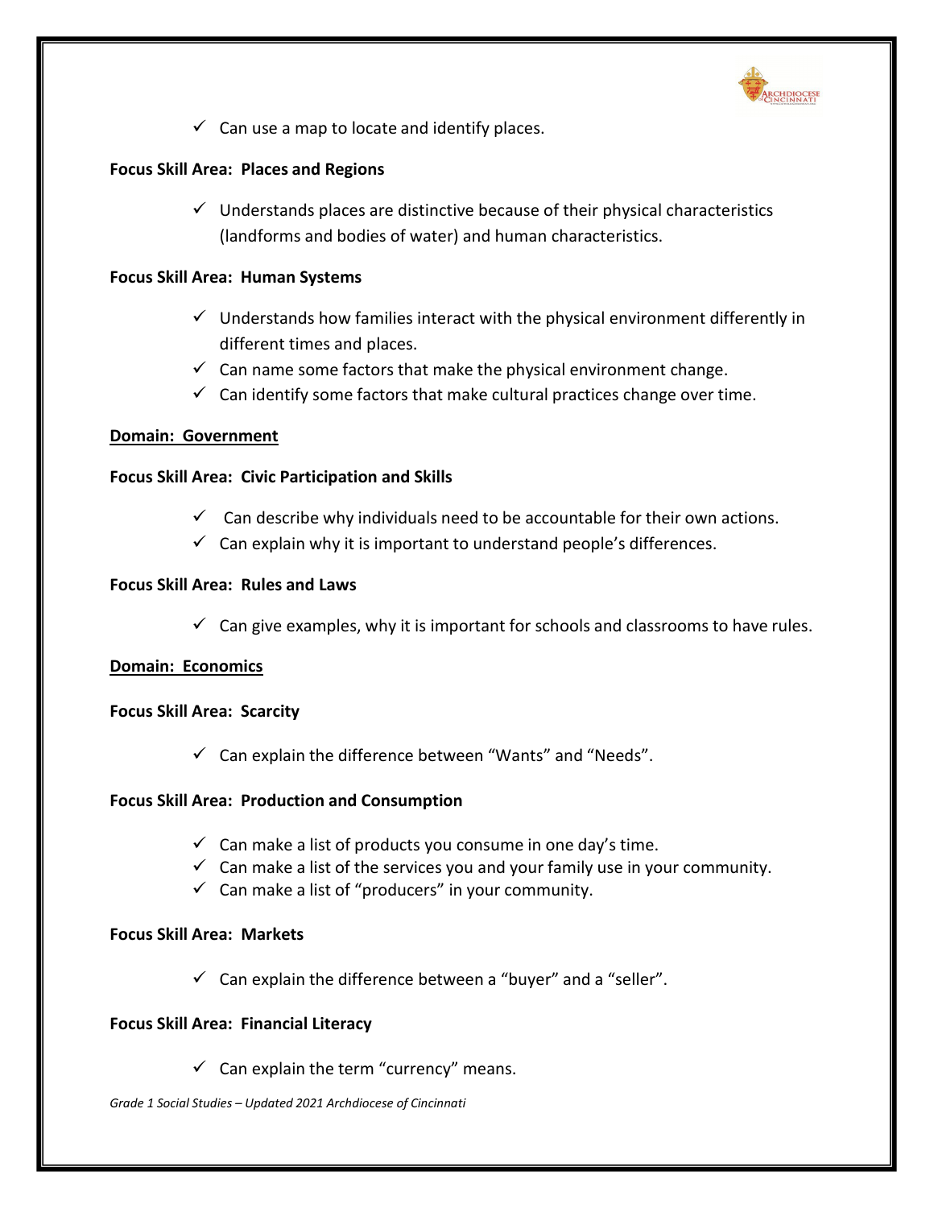- ✓ Can use a map to locate and identify places.

**Focus Skill Area: Places and Regions**

- ✓ Understands places are distinctive because of their physical characteristics (landforms and bodies of water) and human characteristics.

**Focus Skill Area: Human Systems**

- ✓ Understands how families interact with the physical environment differently in different times and places.
- ✓ Can name some factors that make the physical environment change.
- ✓ Can identify some factors that make cultural practices change over time.

**<u>Domain: Government</u>**

**Focus Skill Area: Civic Participation and Skills**

- ✓ Can describe why individuals need to be accountable for their own actions.
- ✓ Can explain why it is important to understand people's differences.

**Focus Skill Area: Rules and Laws**

- ✓ Can give examples, why it is important for schools and classrooms to have rules.

**<u>Domain: Economics</u>**

**Focus Skill Area: Scarcity**

- ✓ Can explain the difference between "Wants" and "Needs".

**Focus Skill Area: Production and Consumption**

- ✓ Can make a list of products you consume in one day's time.
- ✓ Can make a list of the services you and your family use in your community.
- ✓ Can make a list of "producers" in your community.

**Focus Skill Area: Markets**

- ✓ Can explain the difference between a "buyer" and a "seller".

**Focus Skill Area: Financial Literacy**

- ✓ Can explain the term "currency" means.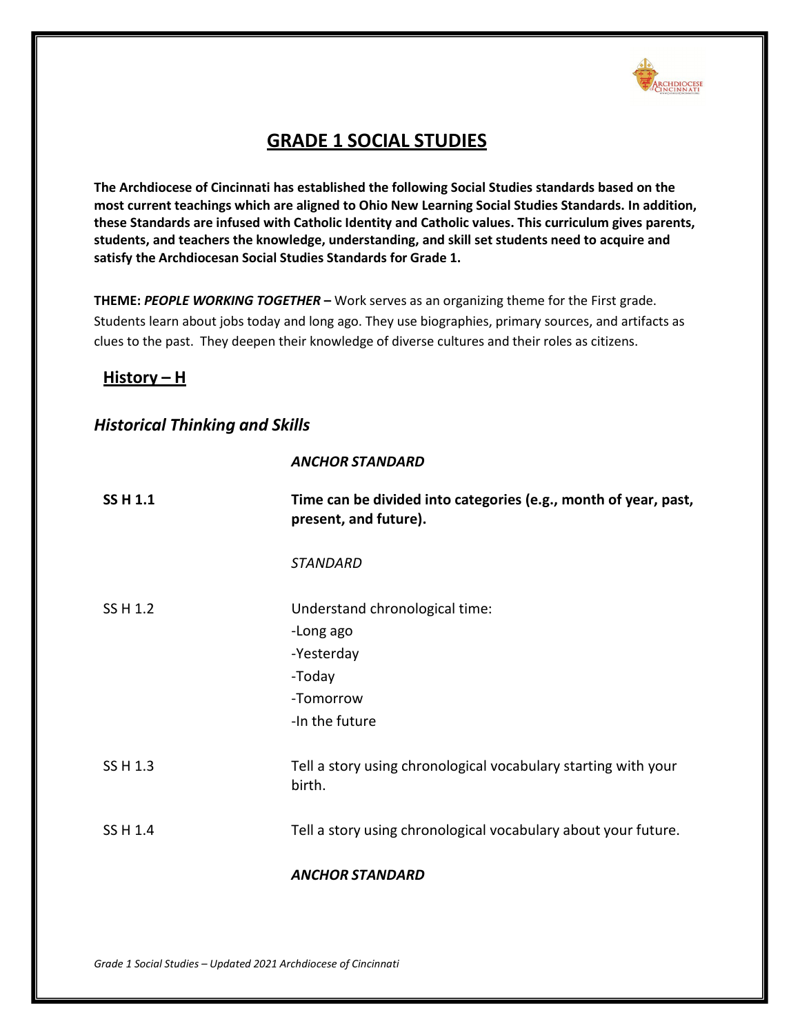# GRADE 1 SOCIAL STUDIES

**The Archdiocese of Cincinnati has established the following Social Studies standards based on the most current teachings which are aligned to Ohio New Learning Social Studies Standards. In addition, these Standards are infused with Catholic Identity and Catholic values. This curriculum gives parents, students, and teachers the knowledge, understanding, and skill set students need to acquire and satisfy the Archdiocesan Social Studies Standards for Grade 1.**

**THEME:** ***PEOPLE WORKING TOGETHER*** **–** Work serves as an organizing theme for the First grade. Students learn about jobs today and long ago. They use biographies, primary sources, and artifacts as clues to the past. They deepen their knowledge of diverse cultures and their roles as citizens.

## History – H

### *Historical Thinking and Skills*

***ANCHOR STANDARD***

| | |
|---|---|
| **SS H 1.1** | **Time can be divided into categories (e.g., month of year, past, present, and future).** |

*STANDARD*

| | |
|---|---|
| SS H 1.2 | Understand chronological time:<br>-Long ago<br>-Yesterday<br>-Today<br>-Tomorrow<br>-In the future |
| SS H 1.3 | Tell a story using chronological vocabulary starting with your birth. |
| SS H 1.4 | Tell a story using chronological vocabulary about your future. |

***ANCHOR STANDARD***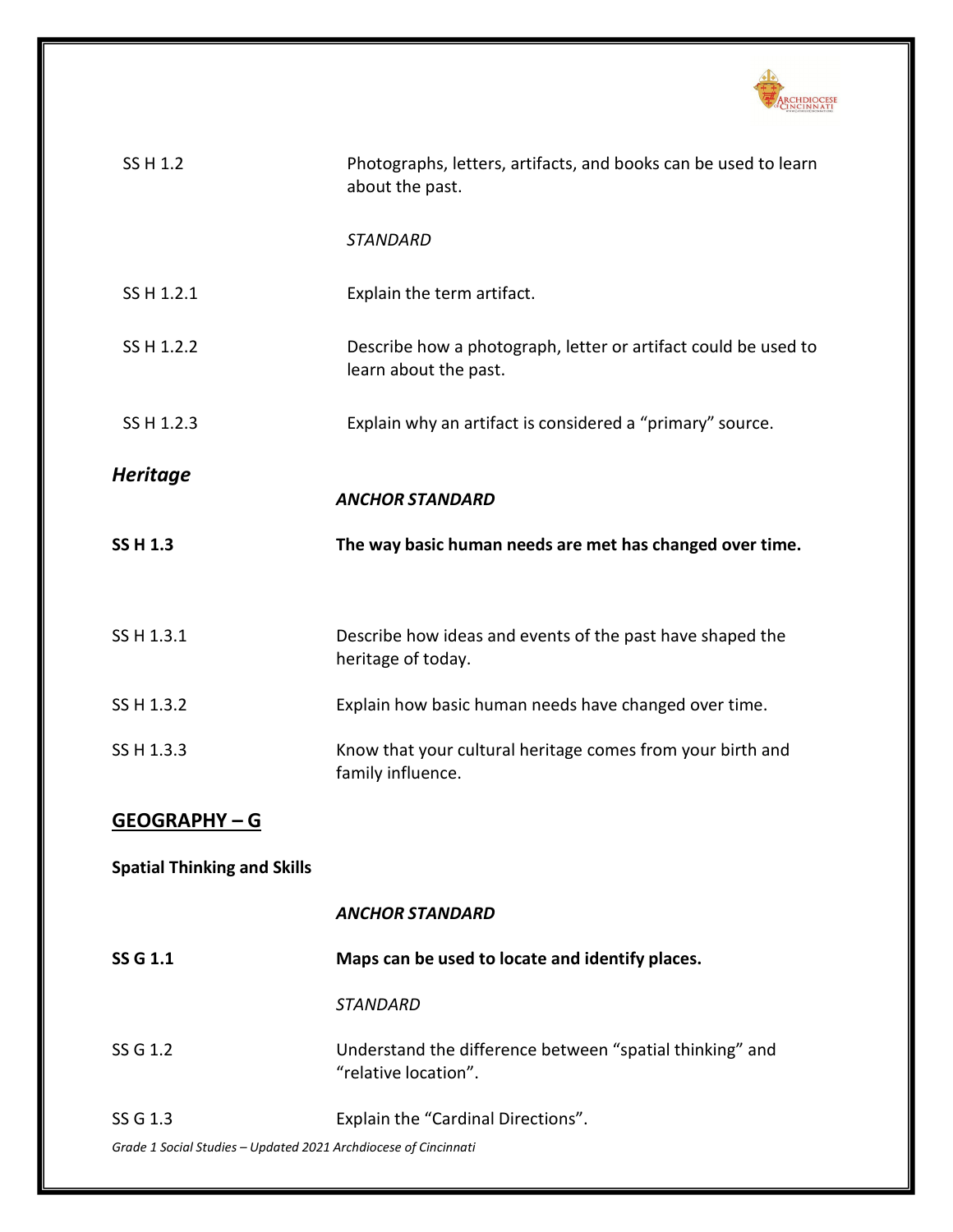| | |
|---|---|
| SS H 1.2 | Photographs, letters, artifacts, and books can be used to learn about the past. |
| | *STANDARD* |
| SS H 1.2.1 | Explain the term artifact. |
| SS H 1.2.2 | Describe how a photograph, letter or artifact could be used to learn about the past. |
| SS H 1.2.3 | Explain why an artifact is considered a "primary" source. |

### *Heritage*

| | |
|---|---|
| | ***ANCHOR STANDARD*** |
| **SS H 1.3** | **The way basic human needs are met has changed over time.** |
| SS H 1.3.1 | Describe how ideas and events of the past have shaped the heritage of today. |
| SS H 1.3.2 | Explain how basic human needs have changed over time. |
| SS H 1.3.3 | Know that your cultural heritage comes from your birth and family influence. |

## GEOGRAPHY – G

**Spatial Thinking and Skills**

| | |
|---|---|
| | ***ANCHOR STANDARD*** |
| **SS G 1.1** | **Maps can be used to locate and identify places.** |
| | *STANDARD* |
| SS G 1.2 | Understand the difference between "spatial thinking" and "relative location". |
| SS G 1.3 | Explain the "Cardinal Directions". |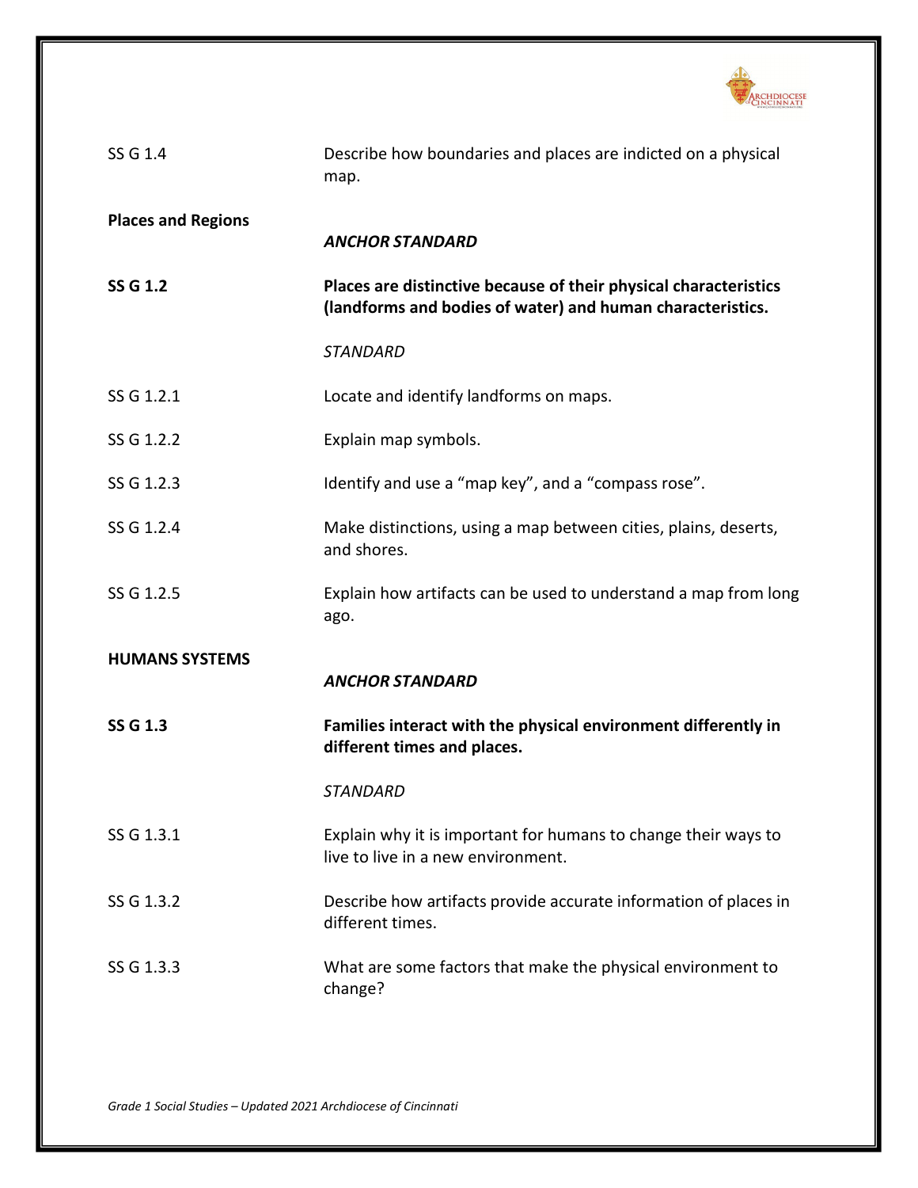| | |
|---|---|
| SS G 1.4 | Describe how boundaries and places are indicted on a physical map. |
| **Places and Regions** | ***ANCHOR STANDARD*** |
| **SS G 1.2** | **Places are distinctive because of their physical characteristics (landforms and bodies of water) and human characteristics.** |
| | *STANDARD* |
| SS G 1.2.1 | Locate and identify landforms on maps. |
| SS G 1.2.2 | Explain map symbols. |
| SS G 1.2.3 | Identify and use a "map key", and a "compass rose". |
| SS G 1.2.4 | Make distinctions, using a map between cities, plains, deserts, and shores. |
| SS G 1.2.5 | Explain how artifacts can be used to understand a map from long ago. |
| **HUMANS SYSTEMS** | ***ANCHOR STANDARD*** |
| **SS G 1.3** | **Families interact with the physical environment differently in different times and places.** |
| | *STANDARD* |
| SS G 1.3.1 | Explain why it is important for humans to change their ways to live to live in a new environment. |
| SS G 1.3.2 | Describe how artifacts provide accurate information of places in different times. |
| SS G 1.3.3 | What are some factors that make the physical environment to change? |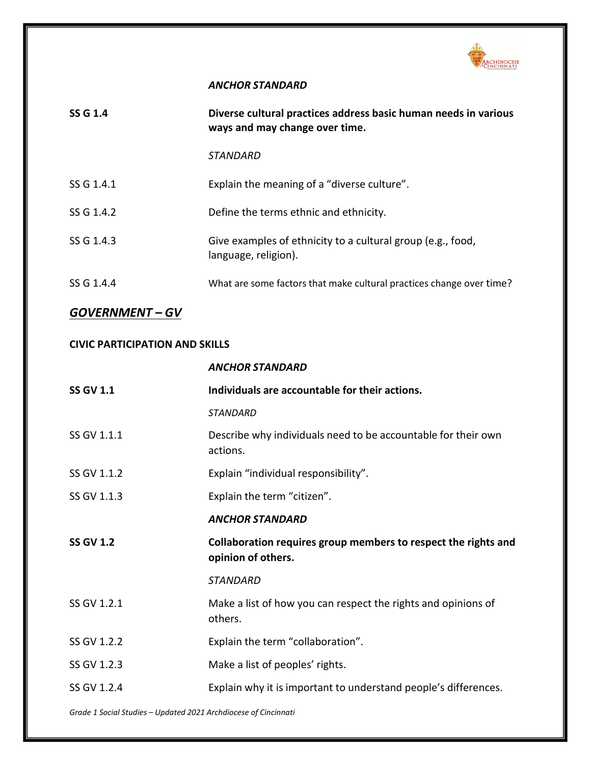| | *ANCHOR STANDARD* |
|---|---|
| **SS G 1.4** | **Diverse cultural practices address basic human needs in various ways and may change over time.** |
| | *STANDARD* |
| SS G 1.4.1 | Explain the meaning of a "diverse culture". |
| SS G 1.4.2 | Define the terms ethnic and ethnicity. |
| SS G 1.4.3 | Give examples of ethnicity to a cultural group (e.g., food, language, religion). |
| SS G 1.4.4 | What are some factors that make cultural practices change over time? |

## *GOVERNMENT – GV*

### CIVIC PARTICIPATION AND SKILLS

| | *ANCHOR STANDARD* |
|---|---|
| **SS GV 1.1** | **Individuals are accountable for their actions.** |
| | *STANDARD* |
| SS GV 1.1.1 | Describe why individuals need to be accountable for their own actions. |
| SS GV 1.1.2 | Explain "individual responsibility". |
| SS GV 1.1.3 | Explain the term "citizen". |
| | *ANCHOR STANDARD* |
| **SS GV 1.2** | **Collaboration requires group members to respect the rights and opinion of others.** |
| | *STANDARD* |
| SS GV 1.2.1 | Make a list of how you can respect the rights and opinions of others. |
| SS GV 1.2.2 | Explain the term "collaboration". |
| SS GV 1.2.3 | Make a list of peoples' rights. |
| SS GV 1.2.4 | Explain why it is important to understand people's differences. |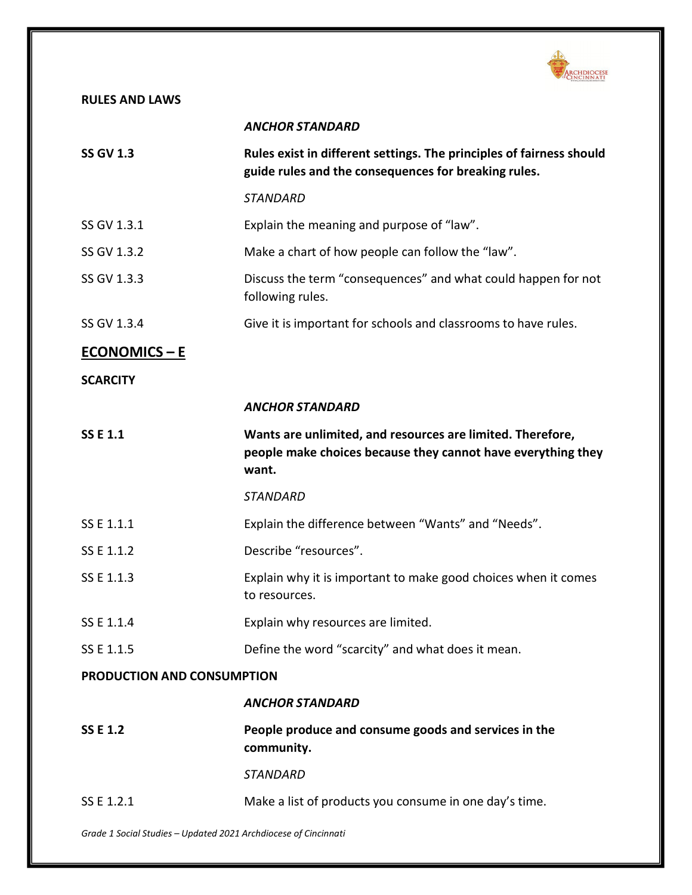**RULES AND LAWS**

| | |
|---|---|
| | ***ANCHOR STANDARD*** |
| **SS GV 1.3** | **Rules exist in different settings. The principles of fairness should guide rules and the consequences for breaking rules.** |
| | *STANDARD* |
| SS GV 1.3.1 | Explain the meaning and purpose of "law". |
| SS GV 1.3.2 | Make a chart of how people can follow the "law". |
| SS GV 1.3.3 | Discuss the term "consequences" and what could happen for not following rules. |
| SS GV 1.3.4 | Give it is important for schools and classrooms to have rules. |

## ECONOMICS – E

**SCARCITY**

| | |
|---|---|
| | ***ANCHOR STANDARD*** |
| **SS E 1.1** | **Wants are unlimited, and resources are limited. Therefore, people make choices because they cannot have everything they want.** |
| | *STANDARD* |
| SS E 1.1.1 | Explain the difference between "Wants" and "Needs". |
| SS E 1.1.2 | Describe "resources". |
| SS E 1.1.3 | Explain why it is important to make good choices when it comes to resources. |
| SS E 1.1.4 | Explain why resources are limited. |
| SS E 1.1.5 | Define the word "scarcity" and what does it mean. |

**PRODUCTION AND CONSUMPTION**

| | |
|---|---|
| | ***ANCHOR STANDARD*** |
| **SS E 1.2** | **People produce and consume goods and services in the community.** |
| | *STANDARD* |
| SS E 1.2.1 | Make a list of products you consume in one day's time. |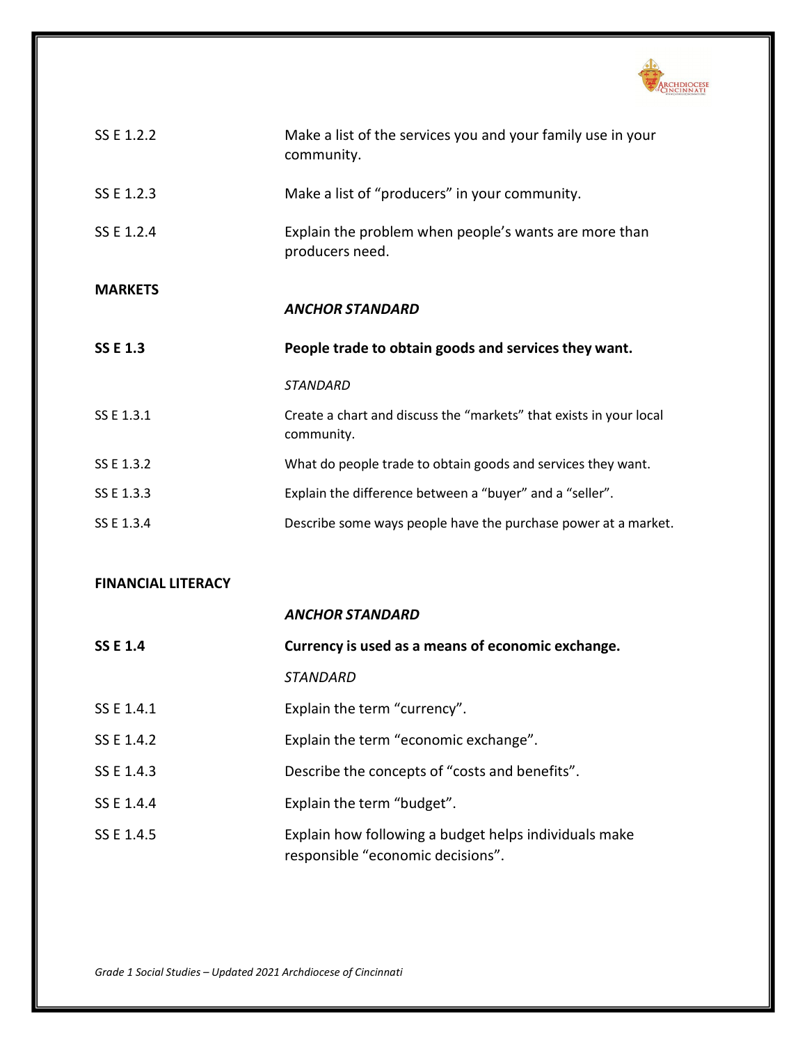| | |
|---|---|
| SS E 1.2.2 | Make a list of the services you and your family use in your community. |
| SS E 1.2.3 | Make a list of "producers" in your community. |
| SS E 1.2.4 | Explain the problem when people's wants are more than producers need. |

**MARKETS**

| | |
|---|---|
| | ***ANCHOR STANDARD*** |
| **SS E 1.3** | **People trade to obtain goods and services they want.** |
| | *STANDARD* |
| SS E 1.3.1 | Create a chart and discuss the "markets" that exists in your local community. |
| SS E 1.3.2 | What do people trade to obtain goods and services they want. |
| SS E 1.3.3 | Explain the difference between a "buyer" and a "seller". |
| SS E 1.3.4 | Describe some ways people have the purchase power at a market. |

**FINANCIAL LITERACY**

| | |
|---|---|
| | ***ANCHOR STANDARD*** |
| **SS E 1.4** | **Currency is used as a means of economic exchange.** |
| | *STANDARD* |
| SS E 1.4.1 | Explain the term "currency". |
| SS E 1.4.2 | Explain the term "economic exchange". |
| SS E 1.4.3 | Describe the concepts of "costs and benefits". |
| SS E 1.4.4 | Explain the term "budget". |
| SS E 1.4.5 | Explain how following a budget helps individuals make responsible "economic decisions". |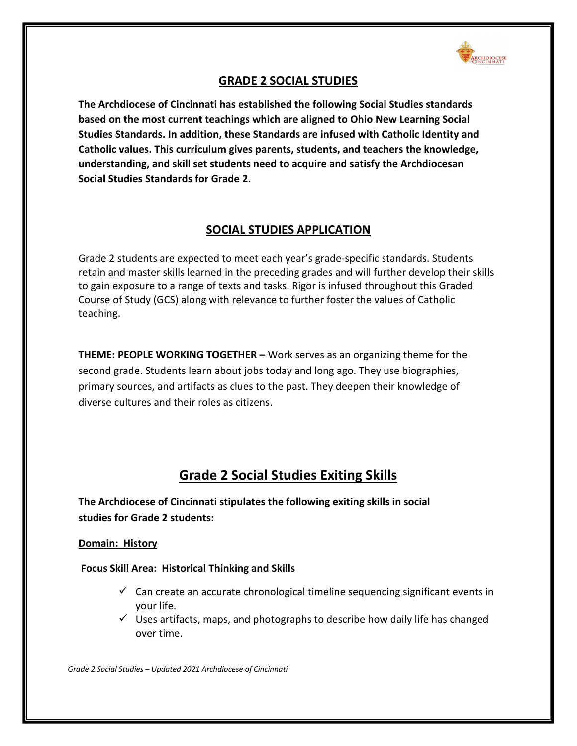## GRADE 2 SOCIAL STUDIES

**The Archdiocese of Cincinnati has established the following Social Studies standards based on the most current teachings which are aligned to Ohio New Learning Social Studies Standards. In addition, these Standards are infused with Catholic Identity and Catholic values. This curriculum gives parents, students, and teachers the knowledge, understanding, and skill set students need to acquire and satisfy the Archdiocesan Social Studies Standards for Grade 2.**

## SOCIAL STUDIES APPLICATION

Grade 2 students are expected to meet each year's grade-specific standards. Students retain and master skills learned in the preceding grades and will further develop their skills to gain exposure to a range of texts and tasks. Rigor is infused throughout this Graded Course of Study (GCS) along with relevance to further foster the values of Catholic teaching.

**THEME: PEOPLE WORKING TOGETHER –** Work serves as an organizing theme for the second grade. Students learn about jobs today and long ago. They use biographies, primary sources, and artifacts as clues to the past. They deepen their knowledge of diverse cultures and their roles as citizens.

## Grade 2 Social Studies Exiting Skills

**The Archdiocese of Cincinnati stipulates the following exiting skills in social studies for Grade 2 students:**

**Domain: History**

**Focus Skill Area: Historical Thinking and Skills**

- ✓ Can create an accurate chronological timeline sequencing significant events in your life.
- ✓ Uses artifacts, maps, and photographs to describe how daily life has changed over time.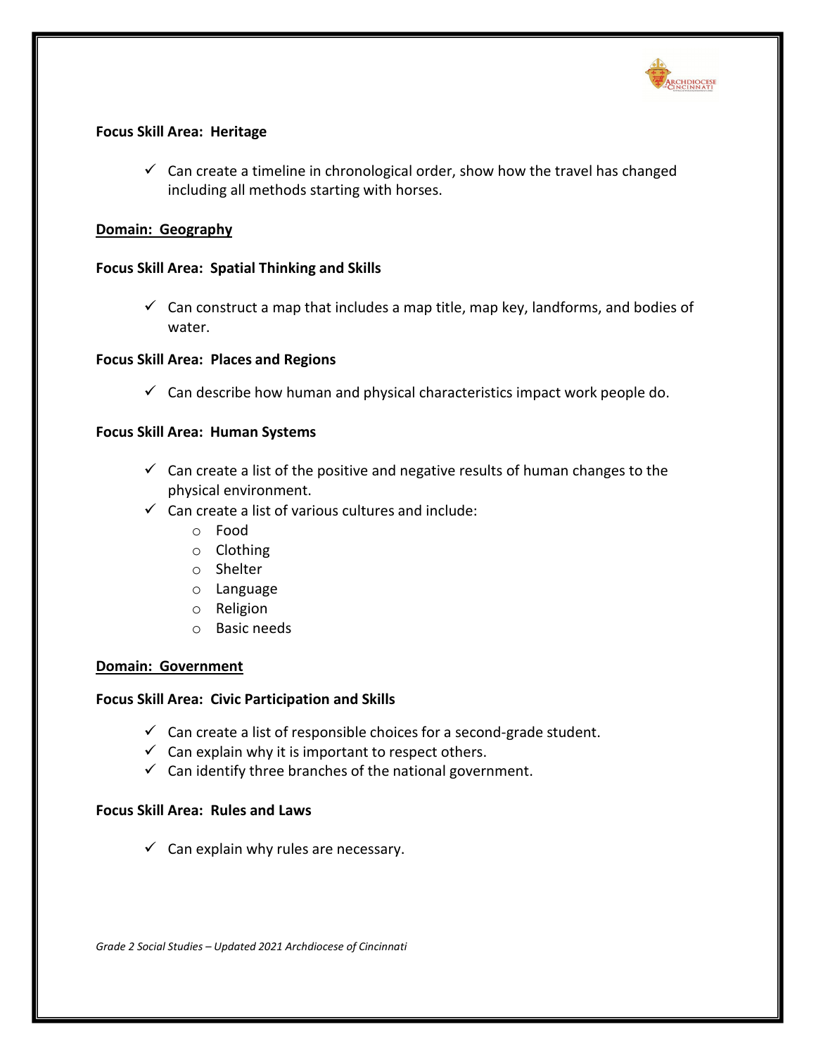**Focus Skill Area: Heritage**

- ✓ Can create a timeline in chronological order, show how the travel has changed including all methods starting with horses.

**Domain: Geography**

**Focus Skill Area: Spatial Thinking and Skills**

- ✓ Can construct a map that includes a map title, map key, landforms, and bodies of water.

**Focus Skill Area: Places and Regions**

- ✓ Can describe how human and physical characteristics impact work people do.

**Focus Skill Area: Human Systems**

- ✓ Can create a list of the positive and negative results of human changes to the physical environment.
- ✓ Can create a list of various cultures and include:
  - Food
  - Clothing
  - Shelter
  - Language
  - Religion
  - Basic needs

**Domain: Government**

**Focus Skill Area: Civic Participation and Skills**

- ✓ Can create a list of responsible choices for a second-grade student.
- ✓ Can explain why it is important to respect others.
- ✓ Can identify three branches of the national government.

**Focus Skill Area: Rules and Laws**

- ✓ Can explain why rules are necessary.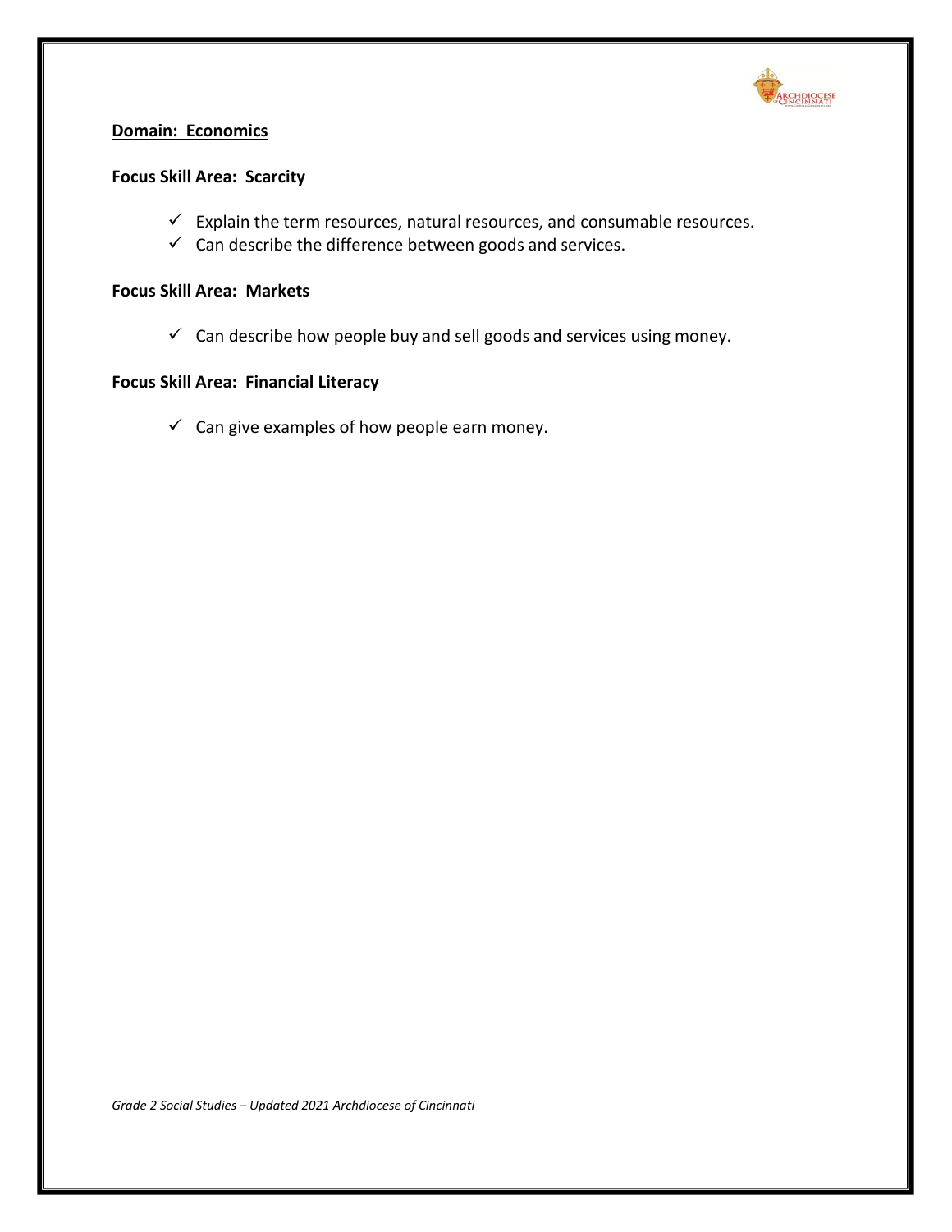**Domain: Economics**

**Focus Skill Area: Scarcity**

- ✓ Explain the term resources, natural resources, and consumable resources.
- ✓ Can describe the difference between goods and services.

**Focus Skill Area: Markets**

- ✓ Can describe how people buy and sell goods and services using money.

**Focus Skill Area: Financial Literacy**

- ✓ Can give examples of how people earn money.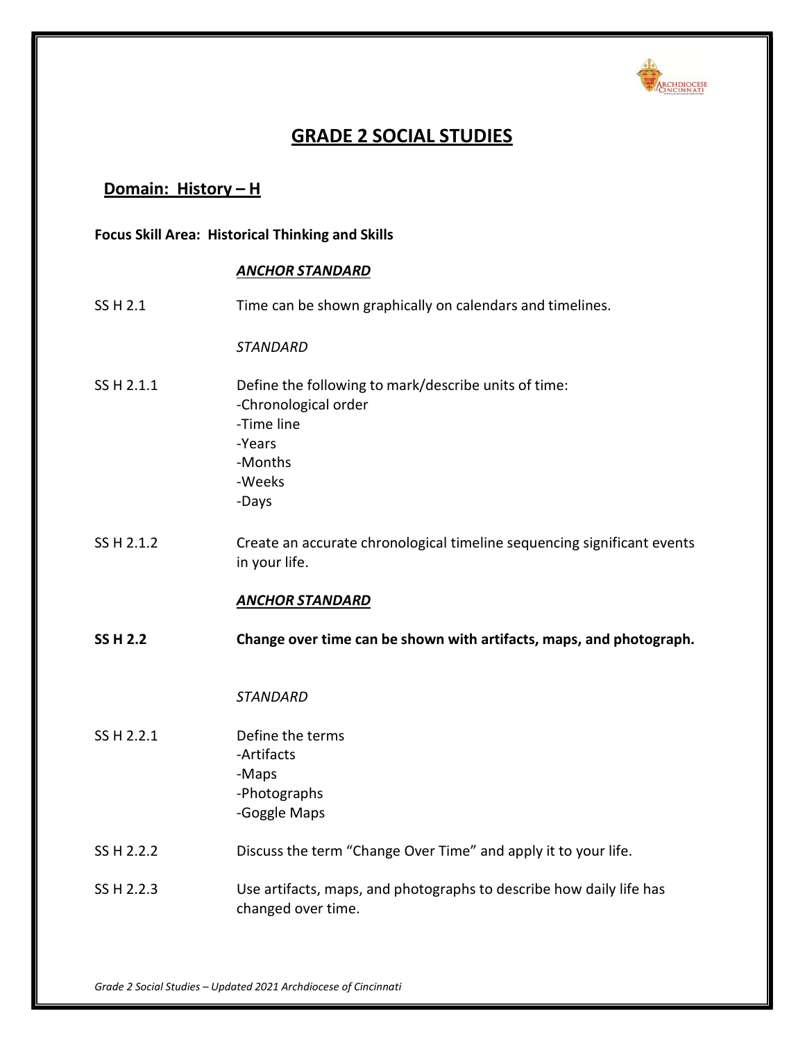# GRADE 2 SOCIAL STUDIES

## Domain: History – H

**Focus Skill Area: Historical Thinking and Skills**

| | |
|---|---|
| | ***ANCHOR STANDARD*** |
| SS H 2.1 | Time can be shown graphically on calendars and timelines. |
| | *STANDARD* |
| SS H 2.1.1 | Define the following to mark/describe units of time:<br>-Chronological order<br>-Time line<br>-Years<br>-Months<br>-Weeks<br>-Days |
| SS H 2.1.2 | Create an accurate chronological timeline sequencing significant events in your life. |
| | ***ANCHOR STANDARD*** |
| **SS H 2.2** | **Change over time can be shown with artifacts, maps, and photograph.** |
| | *STANDARD* |
| SS H 2.2.1 | Define the terms<br>-Artifacts<br>-Maps<br>-Photographs<br>-Goggle Maps |
| SS H 2.2.2 | Discuss the term "Change Over Time" and apply it to your life. |
| SS H 2.2.3 | Use artifacts, maps, and photographs to describe how daily life has changed over time. |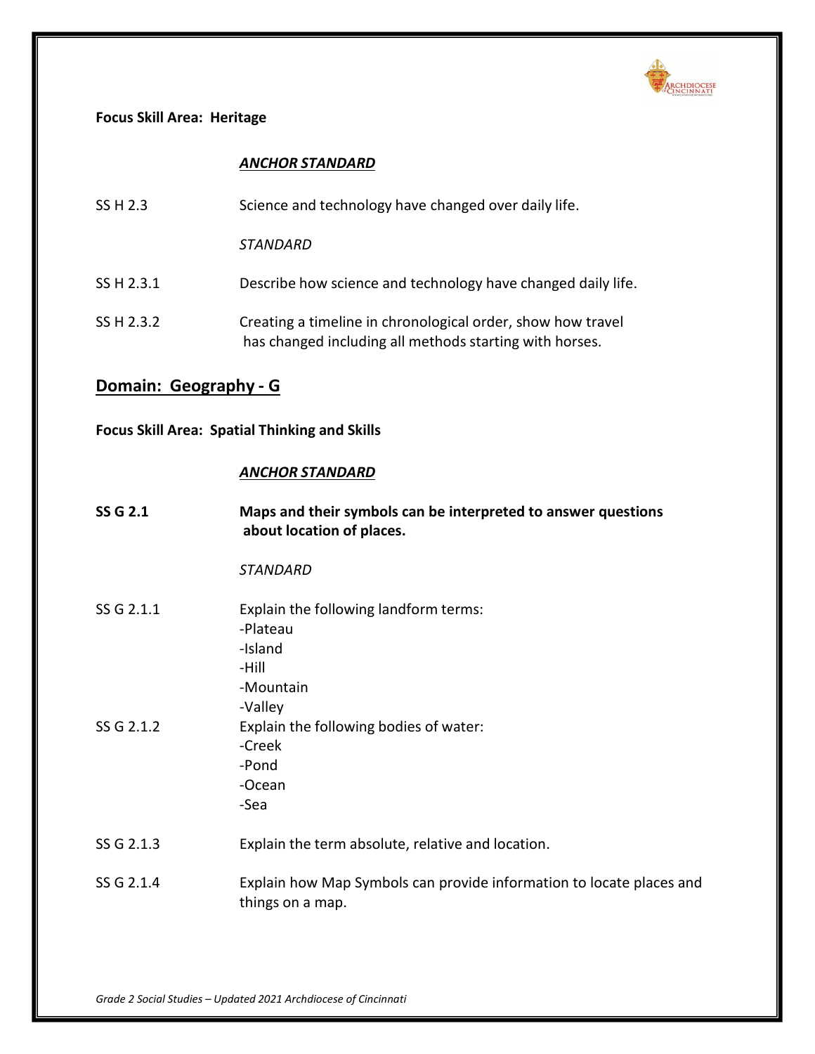**Focus Skill Area: Heritage**

***ANCHOR STANDARD***

SS H 2.3 Science and technology have changed over daily life.

*STANDARD*

SS H 2.3.1 Describe how science and technology have changed daily life.

SS H 2.3.2 Creating a timeline in chronological order, show how travel has changed including all methods starting with horses.

## Domain: Geography - G

**Focus Skill Area: Spatial Thinking and Skills**

***ANCHOR STANDARD***

**SS G 2.1 Maps and their symbols can be interpreted to answer questions about location of places.**

*STANDARD*

SS G 2.1.1 Explain the following landform terms:
- Plateau
- Island
- Hill
- Mountain
- Valley

SS G 2.1.2 Explain the following bodies of water:
- Creek
- Pond
- Ocean
- Sea

SS G 2.1.3 Explain the term absolute, relative and location.

SS G 2.1.4 Explain how Map Symbols can provide information to locate places and things on a map.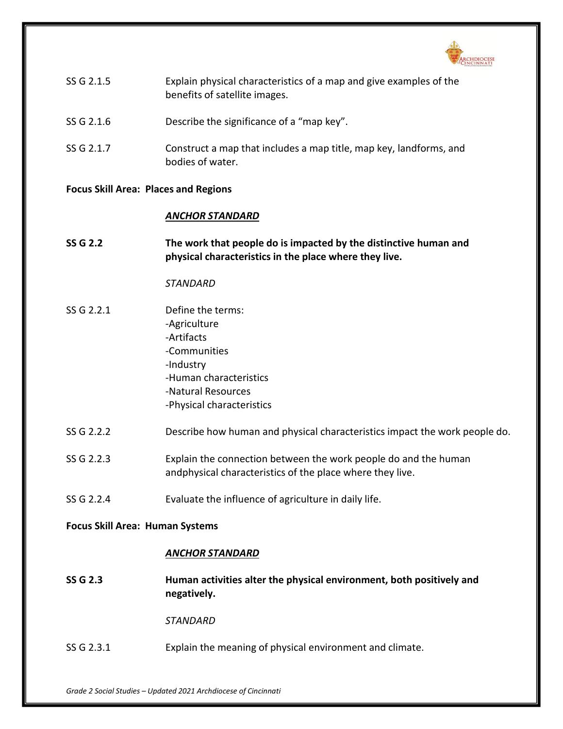SS G 2.1.5 Explain physical characteristics of a map and give examples of the benefits of satellite images.

SS G 2.1.6 Describe the significance of a “map key”.

SS G 2.1.7 Construct a map that includes a map title, map key, landforms, and bodies of water.

**Focus Skill Area: Places and Regions**

***ANCHOR STANDARD***

**SS G 2.2 The work that people do is impacted by the distinctive human and physical characteristics in the place where they live.**

*STANDARD*

SS G 2.2.1 Define the terms:
-Agriculture
-Artifacts
-Communities
-Industry
-Human characteristics
-Natural Resources
-Physical characteristics

SS G 2.2.2 Describe how human and physical characteristics impact the work people do.

SS G 2.2.3 Explain the connection between the work people do and the human andphysical characteristics of the place where they live.

SS G 2.2.4 Evaluate the influence of agriculture in daily life.

**Focus Skill Area: Human Systems**

***ANCHOR STANDARD***

**SS G 2.3 Human activities alter the physical environment, both positively and negatively.**

*STANDARD*

SS G 2.3.1 Explain the meaning of physical environment and climate.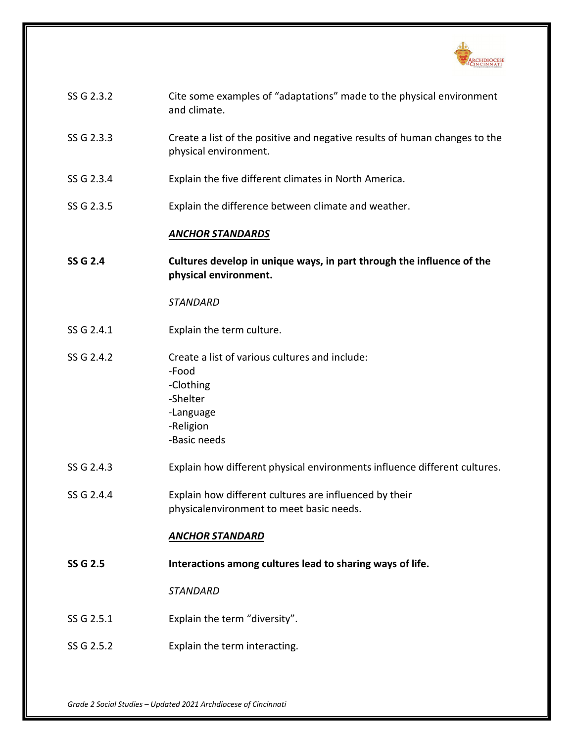| | |
|---|---|
| SS G 2.3.2 | Cite some examples of “adaptations” made to the physical environment and climate. |
| SS G 2.3.3 | Create a list of the positive and negative results of human changes to the physical environment. |
| SS G 2.3.4 | Explain the five different climates in North America. |
| SS G 2.3.5 | Explain the difference between climate and weather. |
| | ***ANCHOR STANDARDS*** |
| **SS G 2.4** | **Cultures develop in unique ways, in part through the influence of the physical environment.** |
| | *STANDARD* |
| SS G 2.4.1 | Explain the term culture. |
| SS G 2.4.2 | Create a list of various cultures and include:<br>-Food<br>-Clothing<br>-Shelter<br>-Language<br>-Religion<br>-Basic needs |
| SS G 2.4.3 | Explain how different physical environments influence different cultures. |
| SS G 2.4.4 | Explain how different cultures are influenced by their physicalenvironment to meet basic needs. |
| | ***ANCHOR STANDARD*** |
| **SS G 2.5** | **Interactions among cultures lead to sharing ways of life.** |
| | *STANDARD* |
| SS G 2.5.1 | Explain the term “diversity”. |
| SS G 2.5.2 | Explain the term interacting. |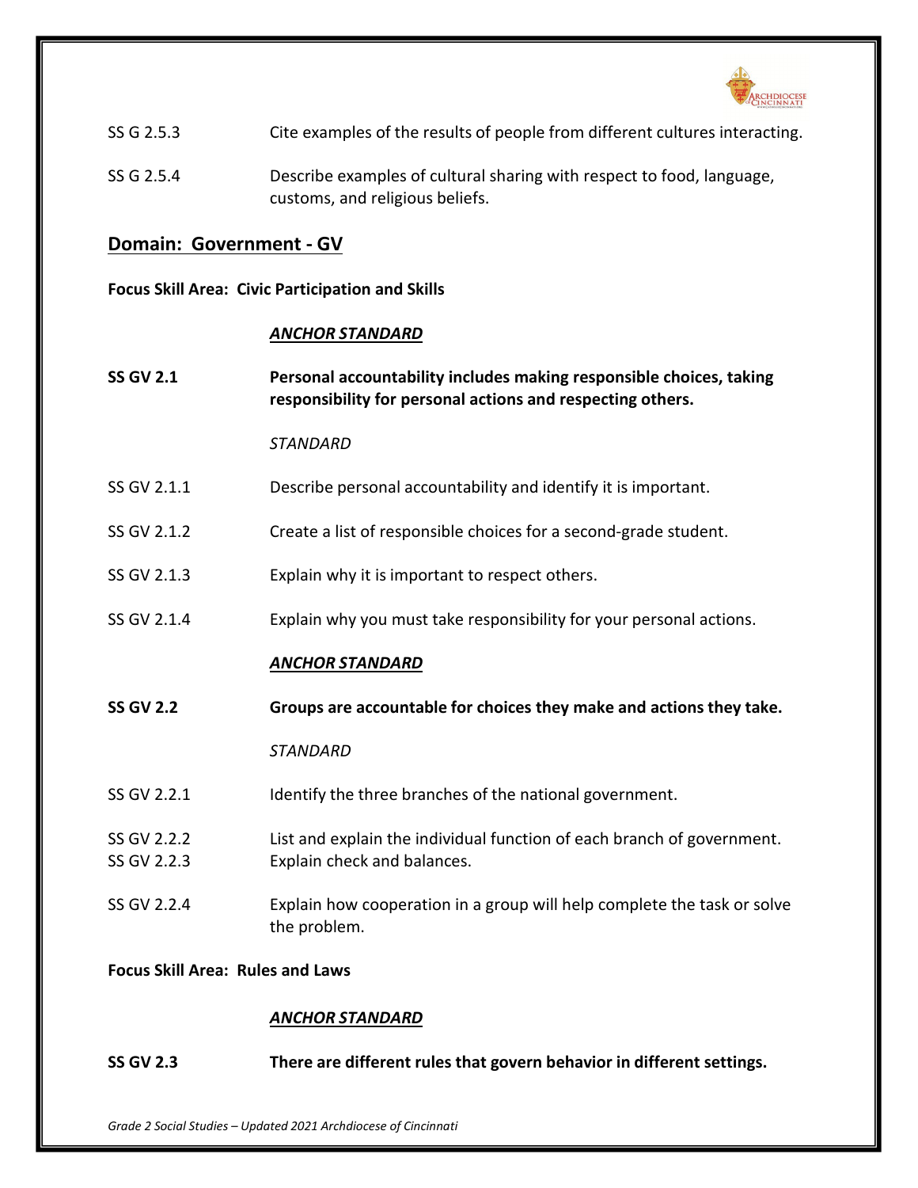SS G 2.5.3 Cite examples of the results of people from different cultures interacting.

SS G 2.5.4 Describe examples of cultural sharing with respect to food, language, customs, and religious beliefs.

## Domain: Government - GV

**Focus Skill Area: Civic Participation and Skills**

***ANCHOR STANDARD***

**SS GV 2.1 Personal accountability includes making responsible choices, taking responsibility for personal actions and respecting others.**

*STANDARD*

SS GV 2.1.1 Describe personal accountability and identify it is important.

SS GV 2.1.2 Create a list of responsible choices for a second-grade student.

SS GV 2.1.3 Explain why it is important to respect others.

SS GV 2.1.4 Explain why you must take responsibility for your personal actions.

***ANCHOR STANDARD***

**SS GV 2.2 Groups are accountable for choices they make and actions they take.**

*STANDARD*

SS GV 2.2.1 Identify the three branches of the national government.

SS GV 2.2.2 List and explain the individual function of each branch of government.
SS GV 2.2.3 Explain check and balances.

SS GV 2.2.4 Explain how cooperation in a group will help complete the task or solve the problem.

**Focus Skill Area: Rules and Laws**

***ANCHOR STANDARD***

**SS GV 2.3 There are different rules that govern behavior in different settings.**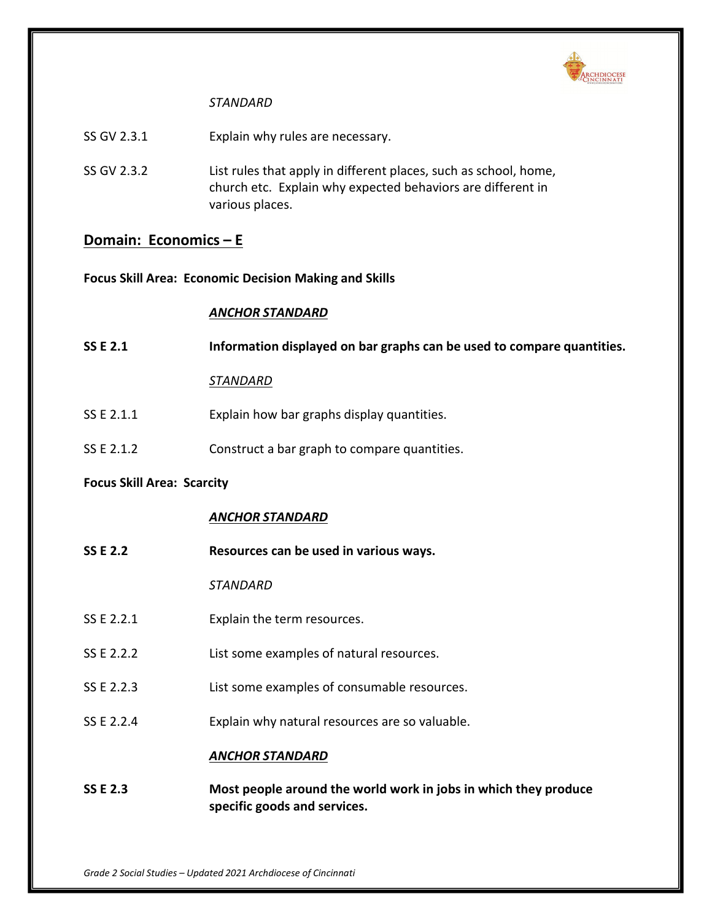*STANDARD*

SS GV 2.3.1 Explain why rules are necessary.

SS GV 2.3.2 List rules that apply in different places, such as school, home, church etc. Explain why expected behaviors are different in various places.

## Domain: Economics – E

**Focus Skill Area: Economic Decision Making and Skills**

***ANCHOR STANDARD***

**SS E 2.1 Information displayed on bar graphs can be used to compare quantities.**

*STANDARD*

SS E 2.1.1 Explain how bar graphs display quantities.

SS E 2.1.2 Construct a bar graph to compare quantities.

**Focus Skill Area: Scarcity**

***ANCHOR STANDARD***

**SS E 2.2 Resources can be used in various ways.**

*STANDARD*

SS E 2.2.1 Explain the term resources.

SS E 2.2.2 List some examples of natural resources.

SS E 2.2.3 List some examples of consumable resources.

SS E 2.2.4 Explain why natural resources are so valuable.

***ANCHOR STANDARD***

**SS E 2.3 Most people around the world work in jobs in which they produce specific goods and services.**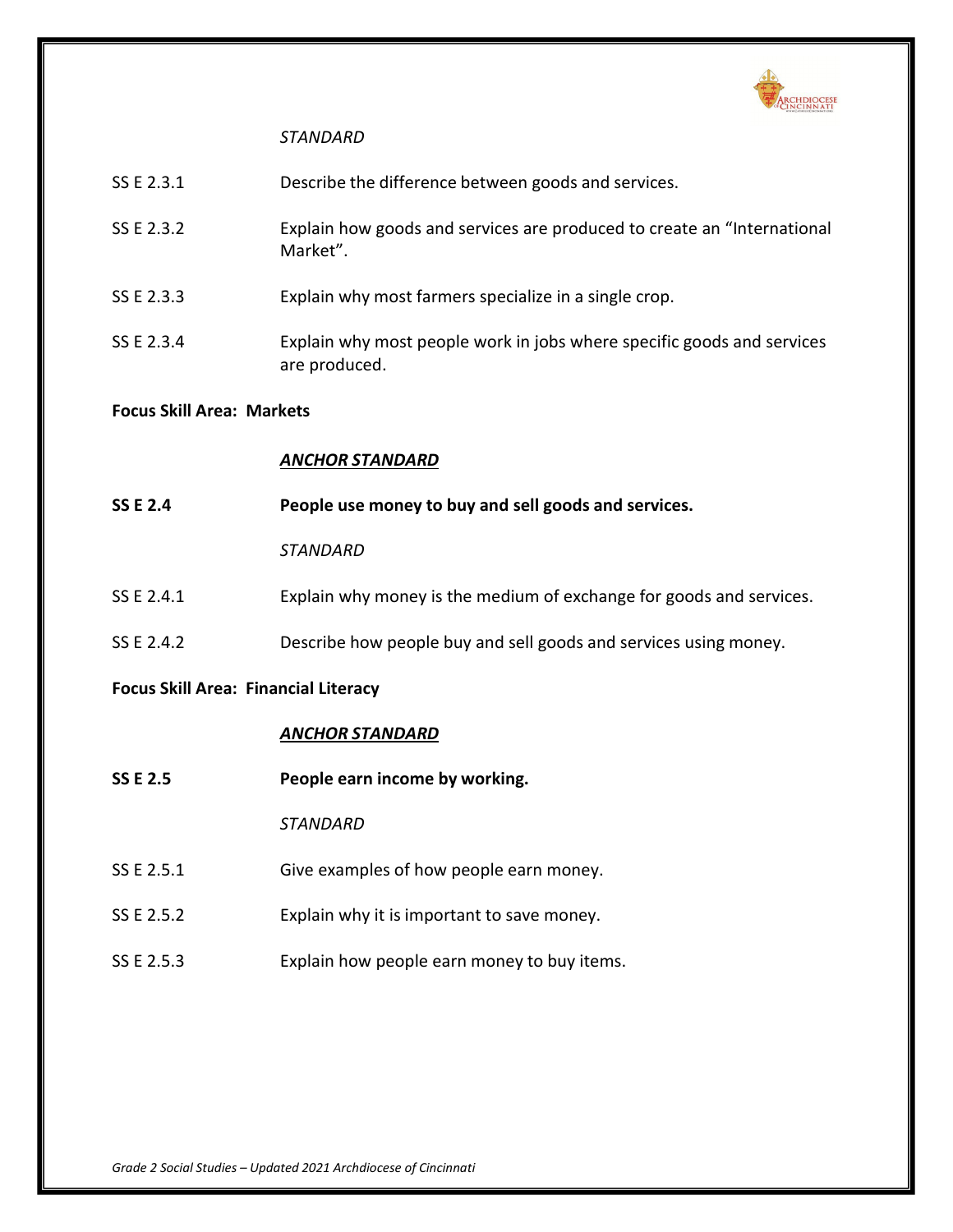*STANDARD*

| | |
|---|---|
| SS E 2.3.1 | Describe the difference between goods and services. |
| SS E 2.3.2 | Explain how goods and services are produced to create an "International Market". |
| SS E 2.3.3 | Explain why most farmers specialize in a single crop. |
| SS E 2.3.4 | Explain why most people work in jobs where specific goods and services are produced. |

**Focus Skill Area: Markets**

***ANCHOR STANDARD***

**SS E 2.4** **People use money to buy and sell goods and services.**

*STANDARD*

| | |
|---|---|
| SS E 2.4.1 | Explain why money is the medium of exchange for goods and services. |
| SS E 2.4.2 | Describe how people buy and sell goods and services using money. |

**Focus Skill Area: Financial Literacy**

***ANCHOR STANDARD***

**SS E 2.5** **People earn income by working.**

*STANDARD*

| | |
|---|---|
| SS E 2.5.1 | Give examples of how people earn money. |
| SS E 2.5.2 | Explain why it is important to save money. |
| SS E 2.5.3 | Explain how people earn money to buy items. |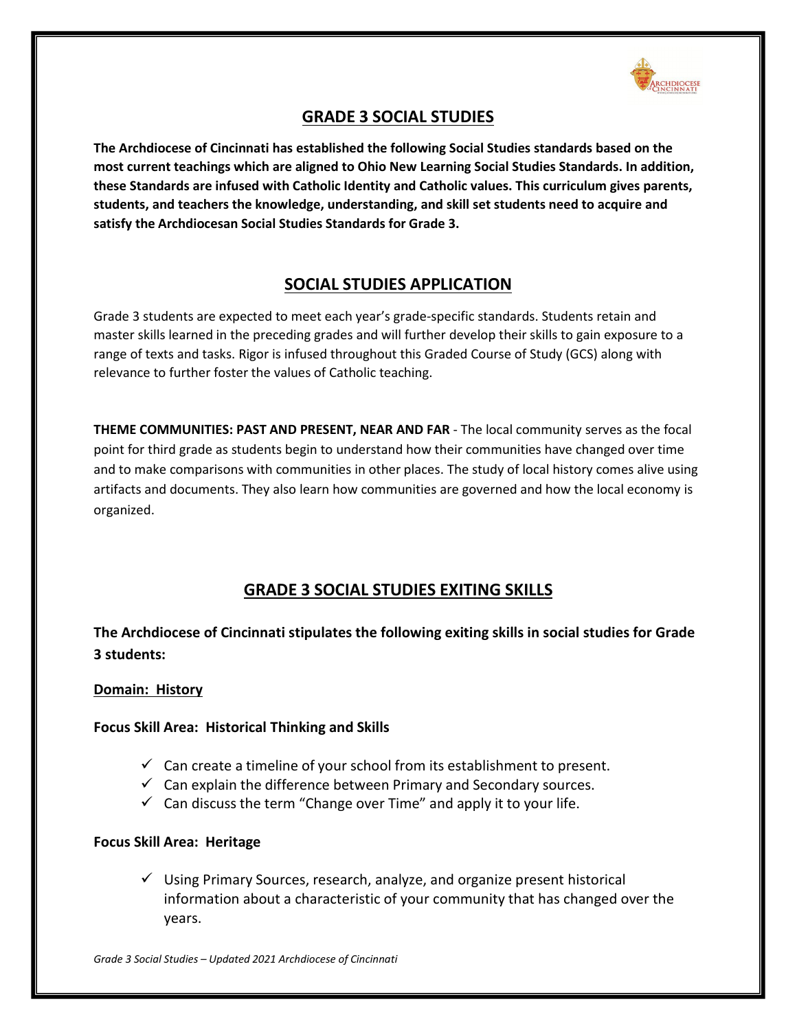# GRADE 3 SOCIAL STUDIES

**The Archdiocese of Cincinnati has established the following Social Studies standards based on the most current teachings which are aligned to Ohio New Learning Social Studies Standards. In addition, these Standards are infused with Catholic Identity and Catholic values. This curriculum gives parents, students, and teachers the knowledge, understanding, and skill set students need to acquire and satisfy the Archdiocesan Social Studies Standards for Grade 3.**

## SOCIAL STUDIES APPLICATION

Grade 3 students are expected to meet each year's grade-specific standards. Students retain and master skills learned in the preceding grades and will further develop their skills to gain exposure to a range of texts and tasks. Rigor is infused throughout this Graded Course of Study (GCS) along with relevance to further foster the values of Catholic teaching.

**THEME COMMUNITIES: PAST AND PRESENT, NEAR AND FAR** - The local community serves as the focal point for third grade as students begin to understand how their communities have changed over time and to make comparisons with communities in other places. The study of local history comes alive using artifacts and documents. They also learn how communities are governed and how the local economy is organized.

## GRADE 3 SOCIAL STUDIES EXITING SKILLS

**The Archdiocese of Cincinnati stipulates the following exiting skills in social studies for Grade 3 students:**

**Domain: History**

**Focus Skill Area: Historical Thinking and Skills**

- ✓ Can create a timeline of your school from its establishment to present.
- ✓ Can explain the difference between Primary and Secondary sources.
- ✓ Can discuss the term "Change over Time" and apply it to your life.

**Focus Skill Area: Heritage**

- ✓ Using Primary Sources, research, analyze, and organize present historical information about a characteristic of your community that has changed over the years.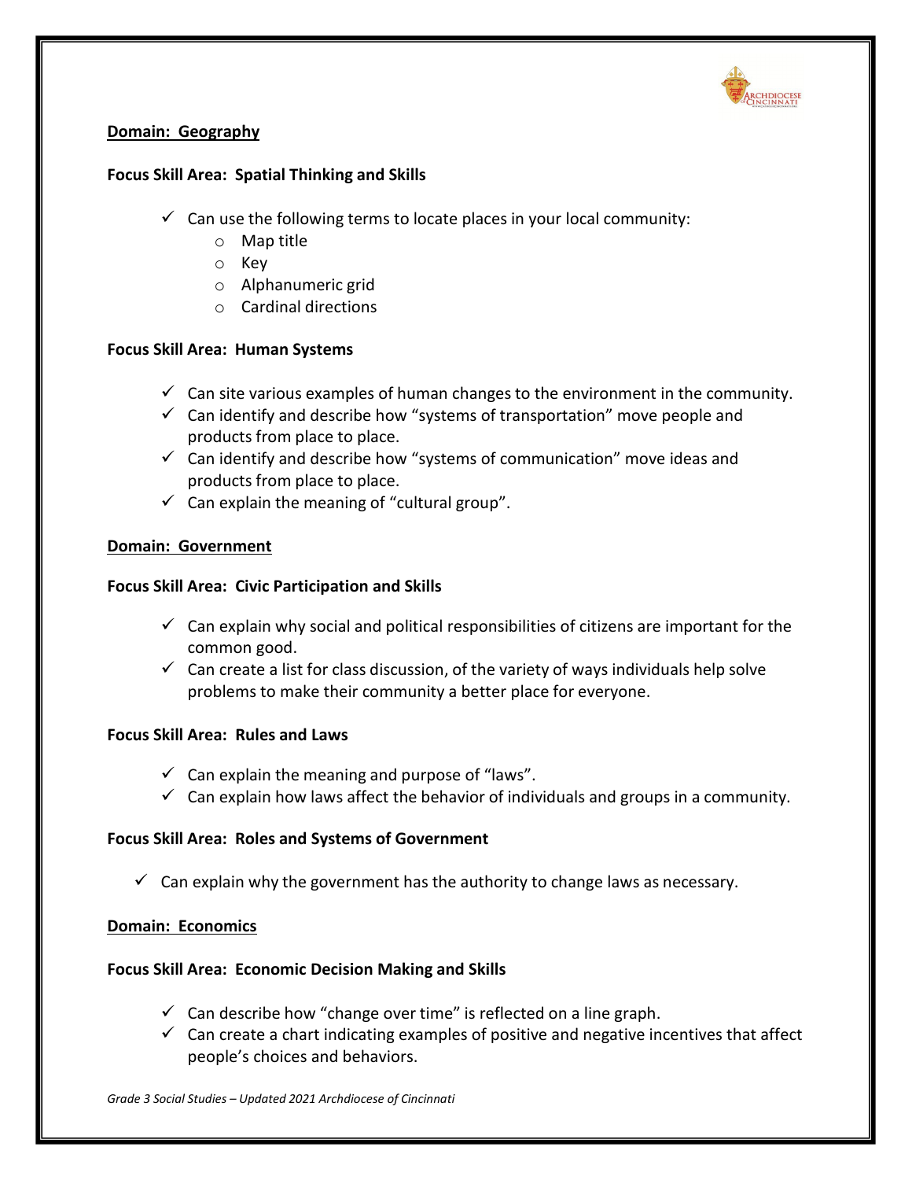**Domain: Geography**

**Focus Skill Area: Spatial Thinking and Skills**

- ✓ Can use the following terms to locate places in your local community:
  - Map title
  - Key
  - Alphanumeric grid
  - Cardinal directions

**Focus Skill Area: Human Systems**

- ✓ Can site various examples of human changes to the environment in the community.
- ✓ Can identify and describe how "systems of transportation" move people and products from place to place.
- ✓ Can identify and describe how "systems of communication" move ideas and products from place to place.
- ✓ Can explain the meaning of "cultural group".

**Domain: Government**

**Focus Skill Area: Civic Participation and Skills**

- ✓ Can explain why social and political responsibilities of citizens are important for the common good.
- ✓ Can create a list for class discussion, of the variety of ways individuals help solve problems to make their community a better place for everyone.

**Focus Skill Area: Rules and Laws**

- ✓ Can explain the meaning and purpose of "laws".
- ✓ Can explain how laws affect the behavior of individuals and groups in a community.

**Focus Skill Area: Roles and Systems of Government**

- ✓ Can explain why the government has the authority to change laws as necessary.

**Domain: Economics**

**Focus Skill Area: Economic Decision Making and Skills**

- ✓ Can describe how "change over time" is reflected on a line graph.
- ✓ Can create a chart indicating examples of positive and negative incentives that affect people's choices and behaviors.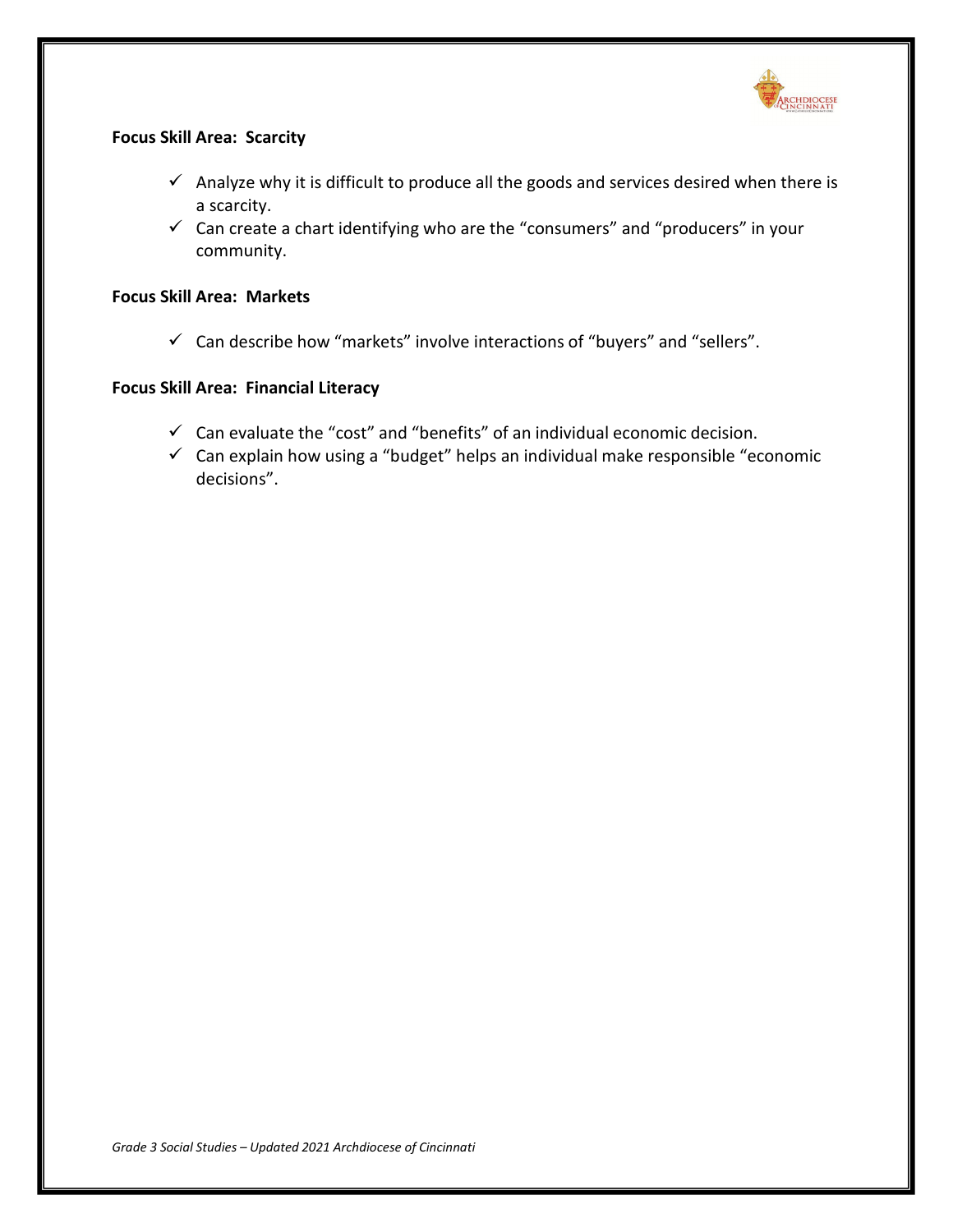**Focus Skill Area: Scarcity**

- ✓ Analyze why it is difficult to produce all the goods and services desired when there is a scarcity.
- ✓ Can create a chart identifying who are the "consumers" and "producers" in your community.

**Focus Skill Area: Markets**

- ✓ Can describe how "markets" involve interactions of "buyers" and "sellers".

**Focus Skill Area: Financial Literacy**

- ✓ Can evaluate the "cost" and "benefits" of an individual economic decision.
- ✓ Can explain how using a "budget" helps an individual make responsible "economic decisions".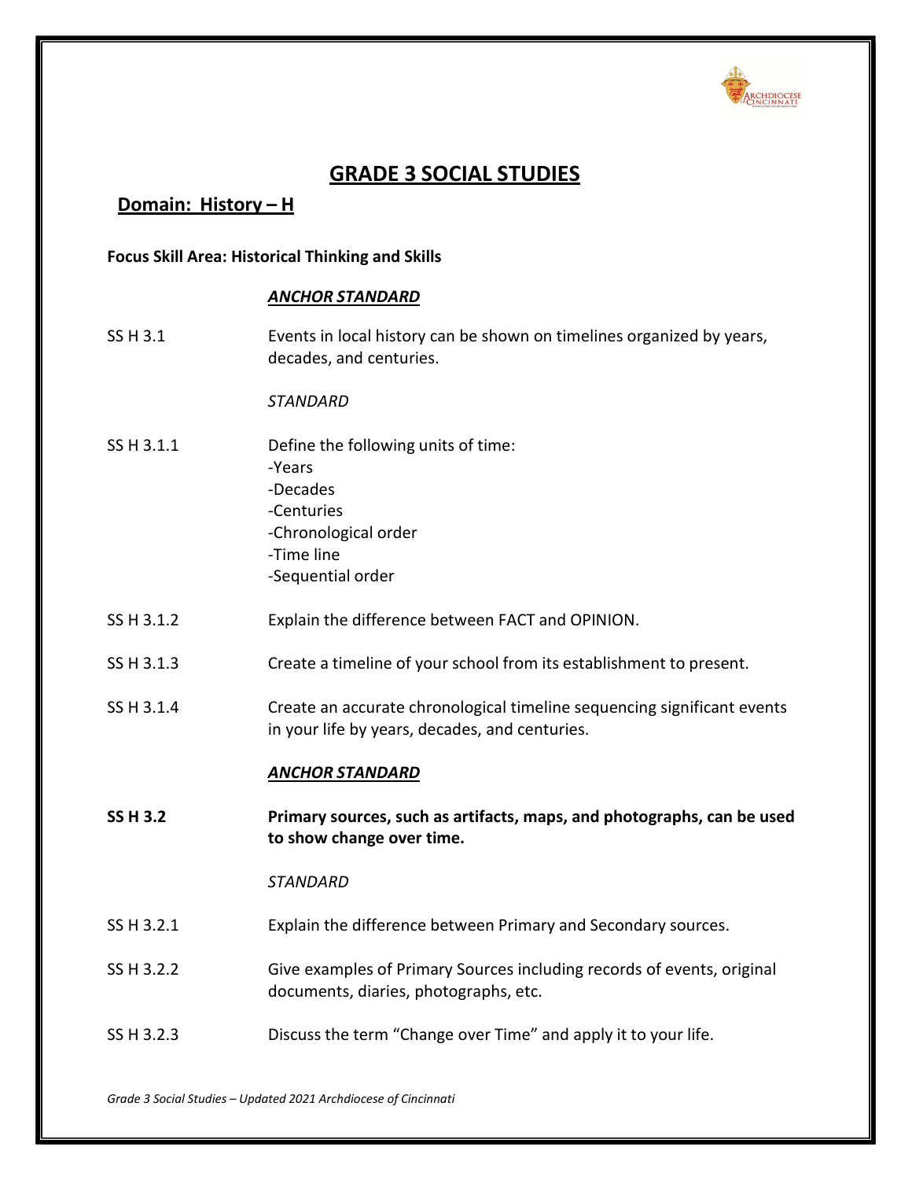# GRADE 3 SOCIAL STUDIES

## Domain: History – H

**Focus Skill Area: Historical Thinking and Skills**

***ANCHOR STANDARD***

SS H 3.1 — Events in local history can be shown on timelines organized by years, decades, and centuries.

*STANDARD*

SS H 3.1.1 — Define the following units of time:
- Years
- Decades
- Centuries
- Chronological order
- Time line
- Sequential order

SS H 3.1.2 — Explain the difference between FACT and OPINION.

SS H 3.1.3 — Create a timeline of your school from its establishment to present.

SS H 3.1.4 — Create an accurate chronological timeline sequencing significant events in your life by years, decades, and centuries.

***ANCHOR STANDARD***

**SS H 3.2 — Primary sources, such as artifacts, maps, and photographs, can be used to show change over time.**

*STANDARD*

SS H 3.2.1 — Explain the difference between Primary and Secondary sources.

SS H 3.2.2 — Give examples of Primary Sources including records of events, original documents, diaries, photographs, etc.

SS H 3.2.3 — Discuss the term “Change over Time” and apply it to your life.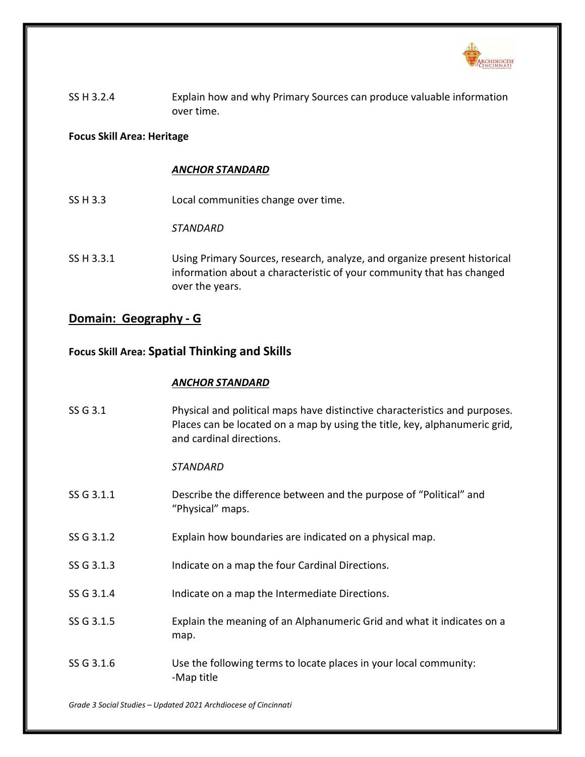SS H 3.2.4 Explain how and why Primary Sources can produce valuable information over time.

**Focus Skill Area: Heritage**

***ANCHOR STANDARD***

SS H 3.3 Local communities change over time.

*STANDARD*

SS H 3.3.1 Using Primary Sources, research, analyze, and organize present historical information about a characteristic of your community that has changed over the years.

## Domain: Geography - G

### Focus Skill Area: Spatial Thinking and Skills

***ANCHOR STANDARD***

SS G 3.1 Physical and political maps have distinctive characteristics and purposes. Places can be located on a map by using the title, key, alphanumeric grid, and cardinal directions.

*STANDARD*

SS G 3.1.1 Describe the difference between and the purpose of "Political" and "Physical" maps.

SS G 3.1.2 Explain how boundaries are indicated on a physical map.

SS G 3.1.3 Indicate on a map the four Cardinal Directions.

SS G 3.1.4 Indicate on a map the Intermediate Directions.

SS G 3.1.5 Explain the meaning of an Alphanumeric Grid and what it indicates on a map.

SS G 3.1.6 Use the following terms to locate places in your local community:
-Map title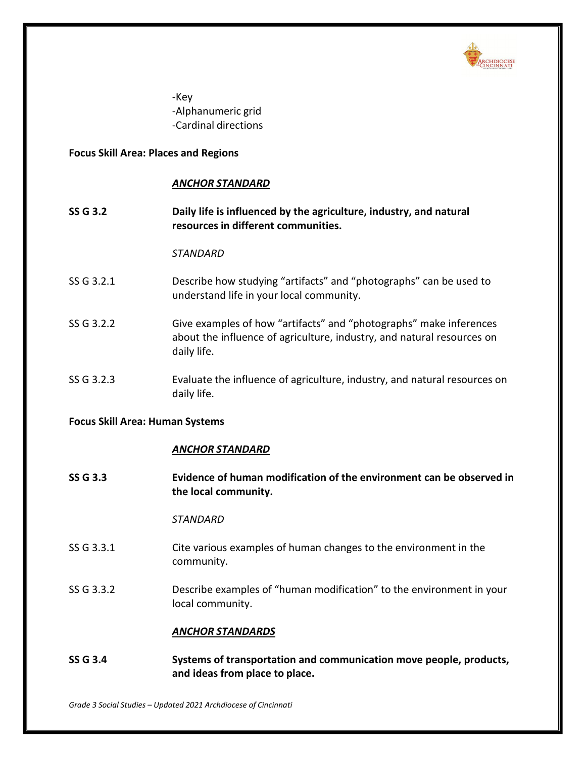-Key
-Alphanumeric grid
-Cardinal directions

**Focus Skill Area: Places and Regions**

***ANCHOR STANDARD***

**SS G 3.2** **Daily life is influenced by the agriculture, industry, and natural resources in different communities.**

*STANDARD*

SS G 3.2.1 Describe how studying "artifacts" and "photographs" can be used to understand life in your local community.

SS G 3.2.2 Give examples of how "artifacts" and "photographs" make inferences about the influence of agriculture, industry, and natural resources on daily life.

SS G 3.2.3 Evaluate the influence of agriculture, industry, and natural resources on daily life.

**Focus Skill Area: Human Systems**

***ANCHOR STANDARD***

**SS G 3.3** **Evidence of human modification of the environment can be observed in the local community.**

*STANDARD*

SS G 3.3.1 Cite various examples of human changes to the environment in the community.

SS G 3.3.2 Describe examples of "human modification" to the environment in your local community.

***ANCHOR STANDARDS***

**SS G 3.4** **Systems of transportation and communication move people, products, and ideas from place to place.**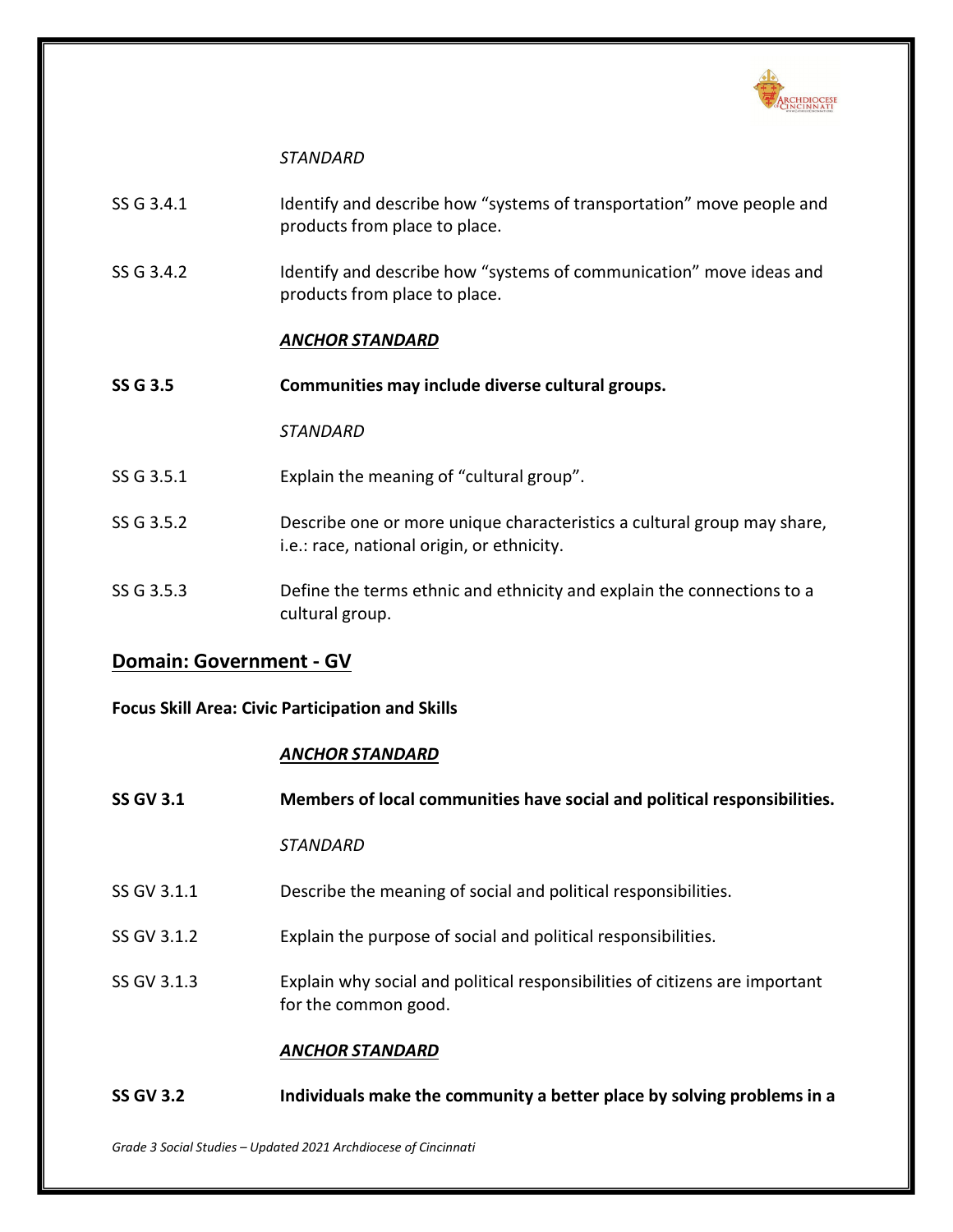*STANDARD*

| | |
|---|---|
| SS G 3.4.1 | Identify and describe how "systems of transportation" move people and products from place to place. |
| SS G 3.4.2 | Identify and describe how "systems of communication" move ideas and products from place to place. |

***ANCHOR STANDARD***

**SS G 3.5** **Communities may include diverse cultural groups.**

*STANDARD*

| | |
|---|---|
| SS G 3.5.1 | Explain the meaning of "cultural group". |
| SS G 3.5.2 | Describe one or more unique characteristics a cultural group may share, i.e.: race, national origin, or ethnicity. |
| SS G 3.5.3 | Define the terms ethnic and ethnicity and explain the connections to a cultural group. |

## Domain: Government - GV

**Focus Skill Area: Civic Participation and Skills**

***ANCHOR STANDARD***

**SS GV 3.1** **Members of local communities have social and political responsibilities.**

*STANDARD*

| | |
|---|---|
| SS GV 3.1.1 | Describe the meaning of social and political responsibilities. |
| SS GV 3.1.2 | Explain the purpose of social and political responsibilities. |
| SS GV 3.1.3 | Explain why social and political responsibilities of citizens are important for the common good. |

***ANCHOR STANDARD***

**SS GV 3.2** **Individuals make the community a better place by solving problems in a**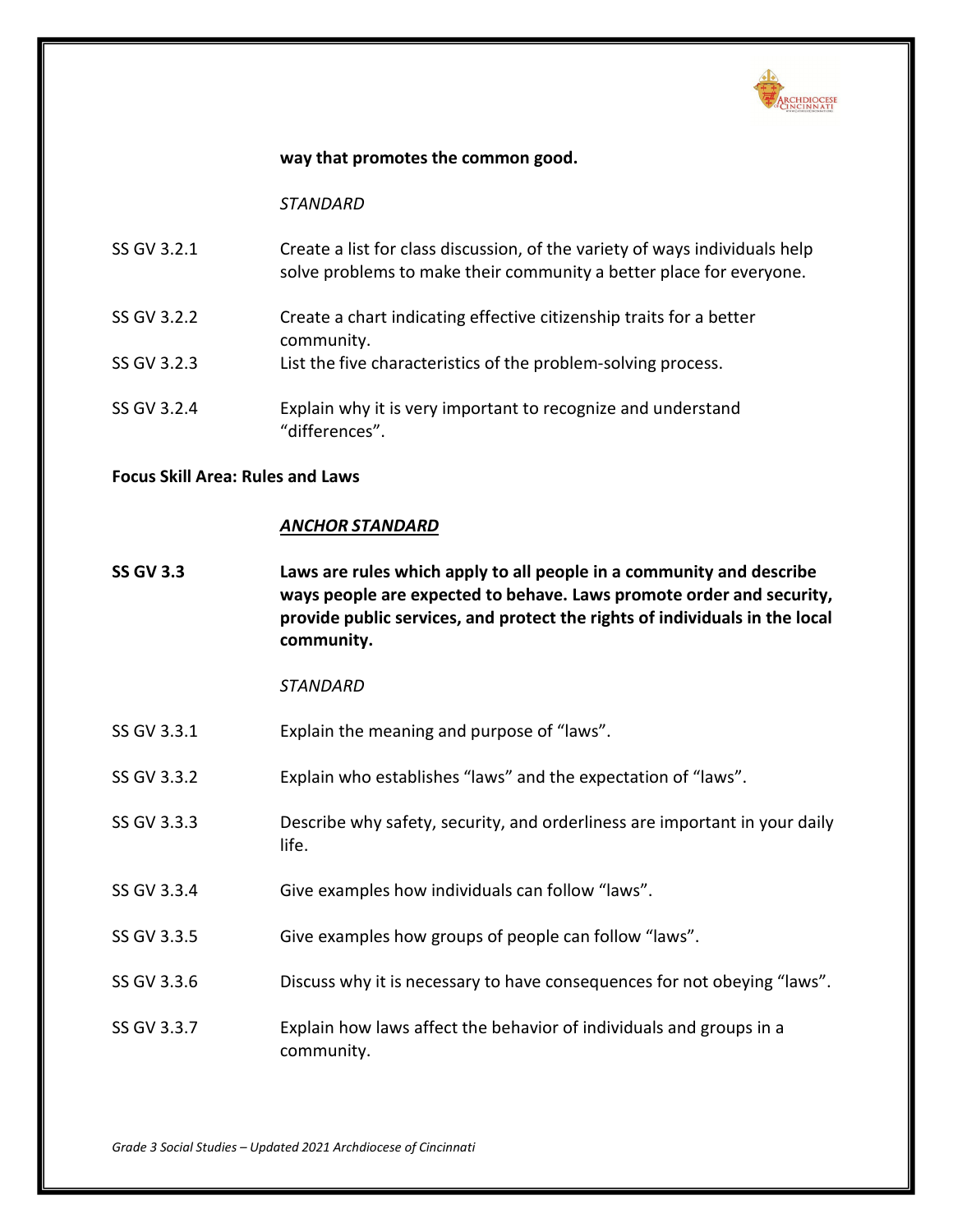**way that promotes the common good.**

*STANDARD*

| | |
|---|---|
| SS GV 3.2.1 | Create a list for class discussion, of the variety of ways individuals help solve problems to make their community a better place for everyone. |
| SS GV 3.2.2 | Create a chart indicating effective citizenship traits for a better community. |
| SS GV 3.2.3 | List the five characteristics of the problem-solving process. |
| SS GV 3.2.4 | Explain why it is very important to recognize and understand "differences". |

**Focus Skill Area: Rules and Laws**

***<u>ANCHOR STANDARD</u>***

**SS GV 3.3** **Laws are rules which apply to all people in a community and describe ways people are expected to behave. Laws promote order and security, provide public services, and protect the rights of individuals in the local community.**

*STANDARD*

| | |
|---|---|
| SS GV 3.3.1 | Explain the meaning and purpose of "laws". |
| SS GV 3.3.2 | Explain who establishes "laws" and the expectation of "laws". |
| SS GV 3.3.3 | Describe why safety, security, and orderliness are important in your daily life. |
| SS GV 3.3.4 | Give examples how individuals can follow "laws". |
| SS GV 3.3.5 | Give examples how groups of people can follow "laws". |
| SS GV 3.3.6 | Discuss why it is necessary to have consequences for not obeying "laws". |
| SS GV 3.3.7 | Explain how laws affect the behavior of individuals and groups in a community. |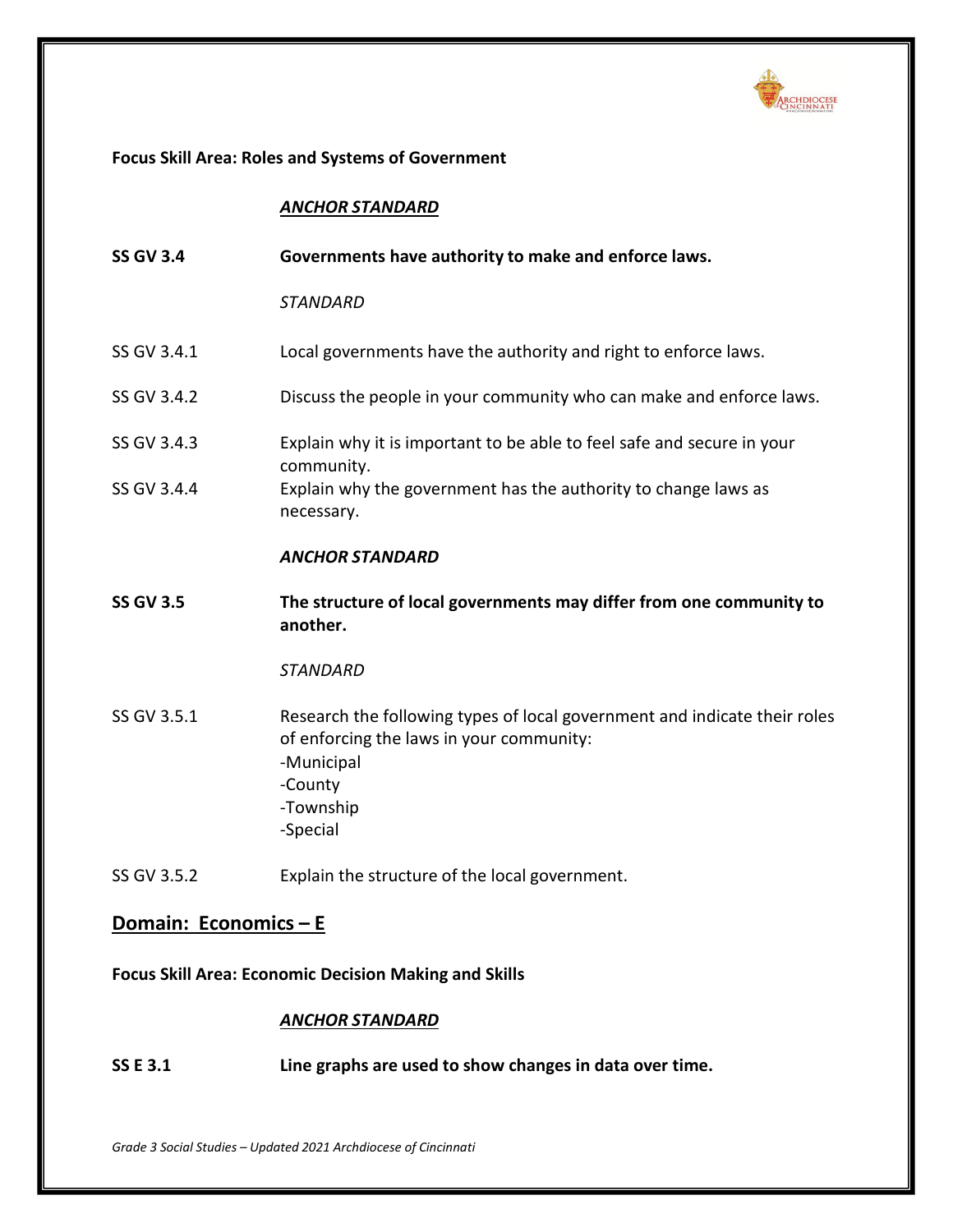**Focus Skill Area: Roles and Systems of Government**

***ANCHOR STANDARD***

**SS GV 3.4** **Governments have authority to make and enforce laws.**

*STANDARD*

SS GV 3.4.1 Local governments have the authority and right to enforce laws.

SS GV 3.4.2 Discuss the people in your community who can make and enforce laws.

SS GV 3.4.3 Explain why it is important to be able to feel safe and secure in your community.

SS GV 3.4.4 Explain why the government has the authority to change laws as necessary.

***ANCHOR STANDARD***

**SS GV 3.5** **The structure of local governments may differ from one community to another.**

*STANDARD*

SS GV 3.5.1 Research the following types of local government and indicate their roles of enforcing the laws in your community:
-Municipal
-County
-Township
-Special

SS GV 3.5.2 Explain the structure of the local government.

## Domain: Economics – E

**Focus Skill Area: Economic Decision Making and Skills**

***ANCHOR STANDARD***

**SS E 3.1** **Line graphs are used to show changes in data over time.**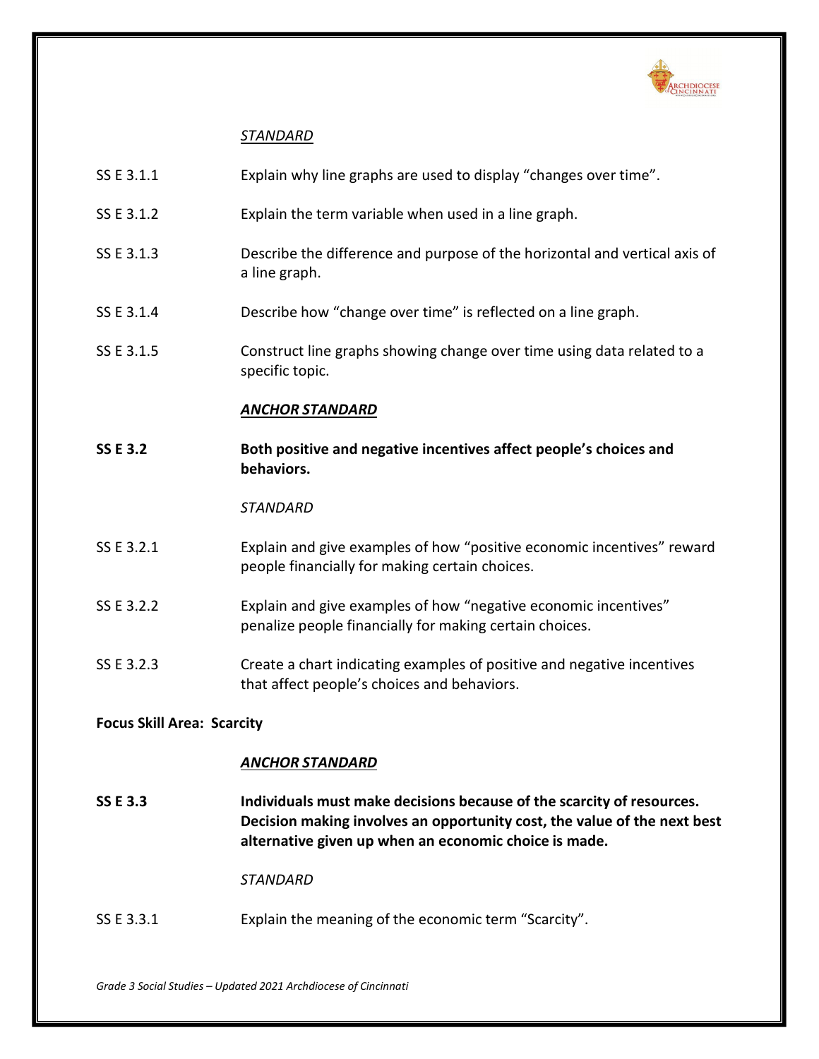*STANDARD*

| | |
|---|---|
| SS E 3.1.1 | Explain why line graphs are used to display "changes over time". |
| SS E 3.1.2 | Explain the term variable when used in a line graph. |
| SS E 3.1.3 | Describe the difference and purpose of the horizontal and vertical axis of a line graph. |
| SS E 3.1.4 | Describe how "change over time" is reflected on a line graph. |
| SS E 3.1.5 | Construct line graphs showing change over time using data related to a specific topic. |

***ANCHOR STANDARD***

**SS E 3.2** **Both positive and negative incentives affect people's choices and behaviors.**

*STANDARD*

| | |
|---|---|
| SS E 3.2.1 | Explain and give examples of how "positive economic incentives" reward people financially for making certain choices. |
| SS E 3.2.2 | Explain and give examples of how "negative economic incentives" penalize people financially for making certain choices. |
| SS E 3.2.3 | Create a chart indicating examples of positive and negative incentives that affect people's choices and behaviors. |

**Focus Skill Area: Scarcity**

***ANCHOR STANDARD***

**SS E 3.3** **Individuals must make decisions because of the scarcity of resources. Decision making involves an opportunity cost, the value of the next best alternative given up when an economic choice is made.**

*STANDARD*

| | |
|---|---|
| SS E 3.3.1 | Explain the meaning of the economic term "Scarcity". |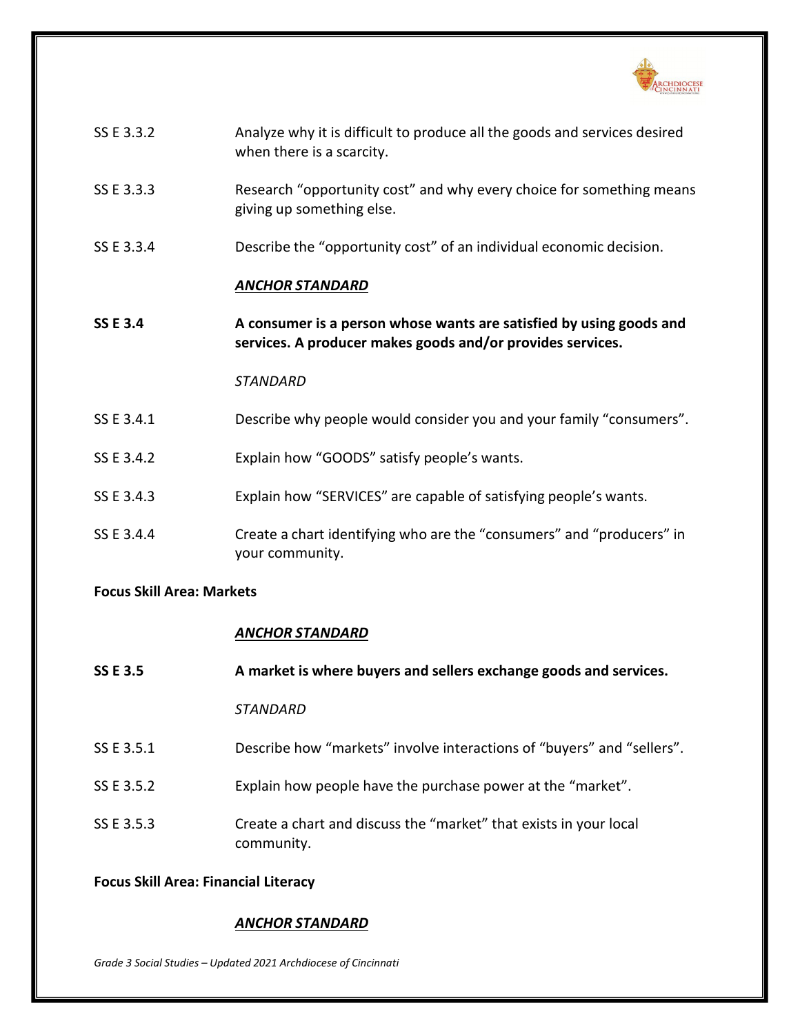| | |
|---|---|
| SS E 3.3.2 | Analyze why it is difficult to produce all the goods and services desired when there is a scarcity. |
| SS E 3.3.3 | Research "opportunity cost" and why every choice for something means giving up something else. |
| SS E 3.3.4 | Describe the "opportunity cost" of an individual economic decision. |

***ANCHOR STANDARD***

**SS E 3.4** **A consumer is a person whose wants are satisfied by using goods and services. A producer makes goods and/or provides services.**

*STANDARD*

| | |
|---|---|
| SS E 3.4.1 | Describe why people would consider you and your family "consumers". |
| SS E 3.4.2 | Explain how "GOODS" satisfy people's wants. |
| SS E 3.4.3 | Explain how "SERVICES" are capable of satisfying people's wants. |
| SS E 3.4.4 | Create a chart identifying who are the "consumers" and "producers" in your community. |

**Focus Skill Area: Markets**

***ANCHOR STANDARD***

**SS E 3.5** **A market is where buyers and sellers exchange goods and services.**

*STANDARD*

| | |
|---|---|
| SS E 3.5.1 | Describe how "markets" involve interactions of "buyers" and "sellers". |
| SS E 3.5.2 | Explain how people have the purchase power at the "market". |
| SS E 3.5.3 | Create a chart and discuss the "market" that exists in your local community. |

**Focus Skill Area: Financial Literacy**

***ANCHOR STANDARD***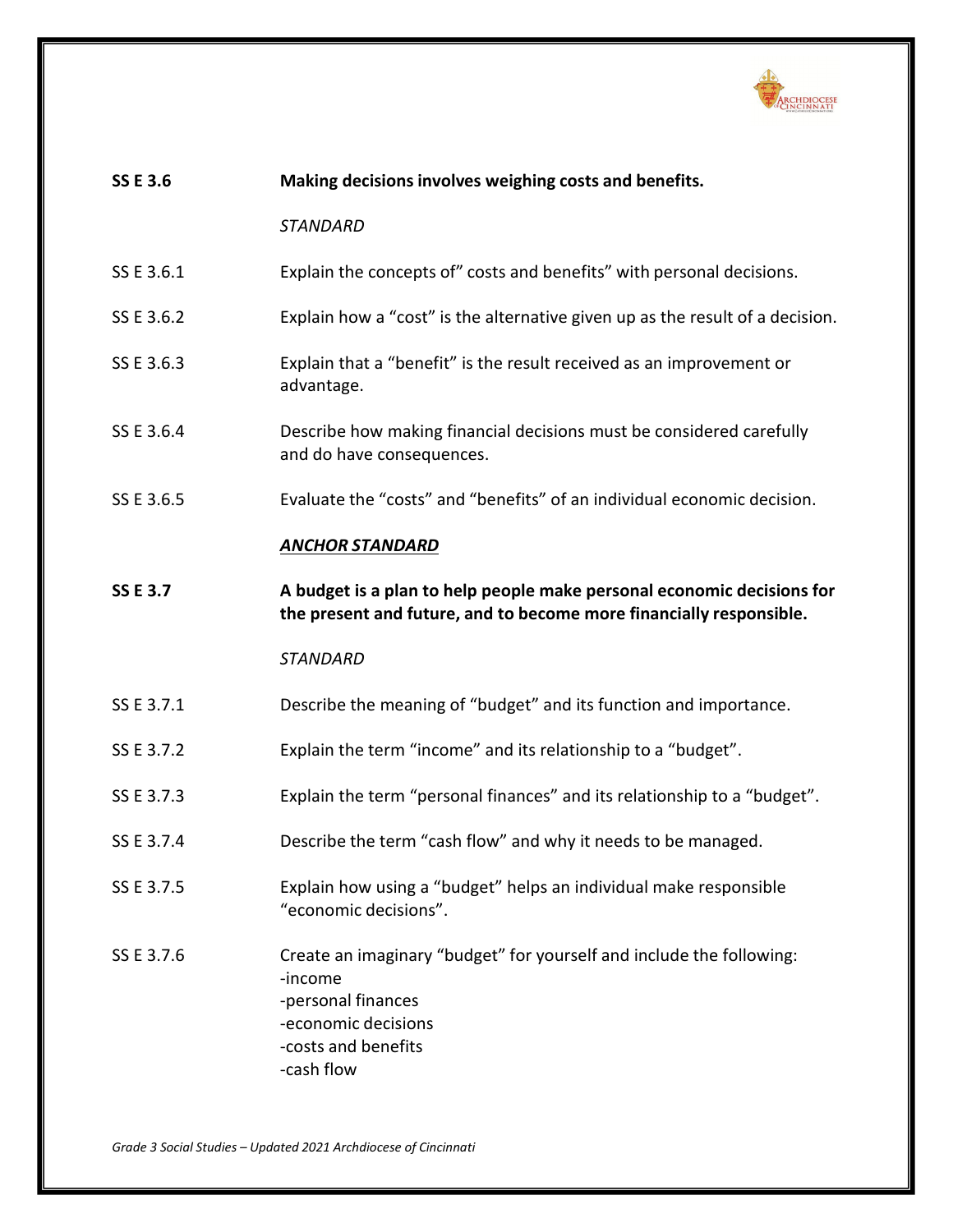**SS E 3.6** **Making decisions involves weighing costs and benefits.**

*STANDARD*

SS E 3.6.1 Explain the concepts of" costs and benefits" with personal decisions.

SS E 3.6.2 Explain how a "cost" is the alternative given up as the result of a decision.

SS E 3.6.3 Explain that a "benefit" is the result received as an improvement or advantage.

SS E 3.6.4 Describe how making financial decisions must be considered carefully and do have consequences.

SS E 3.6.5 Evaluate the "costs" and "benefits" of an individual economic decision.

***ANCHOR STANDARD***

**SS E 3.7** **A budget is a plan to help people make personal economic decisions for the present and future, and to become more financially responsible.**

*STANDARD*

SS E 3.7.1 Describe the meaning of "budget" and its function and importance.

SS E 3.7.2 Explain the term "income" and its relationship to a "budget".

SS E 3.7.3 Explain the term "personal finances" and its relationship to a "budget".

SS E 3.7.4 Describe the term "cash flow" and why it needs to be managed.

SS E 3.7.5 Explain how using a "budget" helps an individual make responsible "economic decisions".

SS E 3.7.6 Create an imaginary "budget" for yourself and include the following:
-income
-personal finances
-economic decisions
-costs and benefits
-cash flow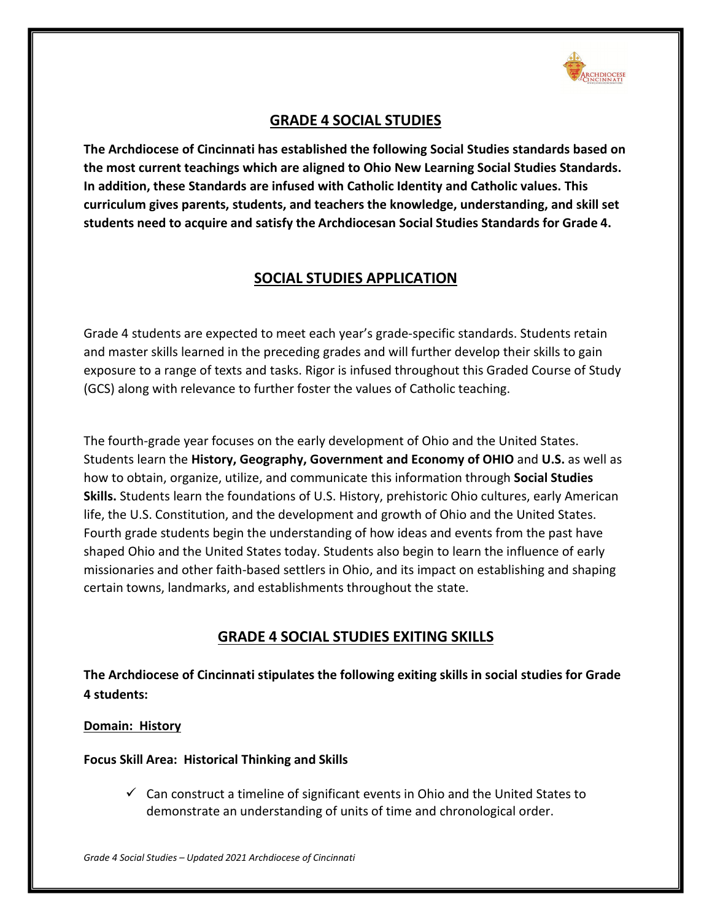## GRADE 4 SOCIAL STUDIES

**The Archdiocese of Cincinnati has established the following Social Studies standards based on the most current teachings which are aligned to Ohio New Learning Social Studies Standards. In addition, these Standards are infused with Catholic Identity and Catholic values. This curriculum gives parents, students, and teachers the knowledge, understanding, and skill set students need to acquire and satisfy the Archdiocesan Social Studies Standards for Grade 4.**

## SOCIAL STUDIES APPLICATION

Grade 4 students are expected to meet each year's grade-specific standards. Students retain and master skills learned in the preceding grades and will further develop their skills to gain exposure to a range of texts and tasks. Rigor is infused throughout this Graded Course of Study (GCS) along with relevance to further foster the values of Catholic teaching.

The fourth-grade year focuses on the early development of Ohio and the United States. Students learn the **History, Geography, Government and Economy of OHIO** and **U.S.** as well as how to obtain, organize, utilize, and communicate this information through **Social Studies Skills.** Students learn the foundations of U.S. History, prehistoric Ohio cultures, early American life, the U.S. Constitution, and the development and growth of Ohio and the United States. Fourth grade students begin the understanding of how ideas and events from the past have shaped Ohio and the United States today. Students also begin to learn the influence of early missionaries and other faith-based settlers in Ohio, and its impact on establishing and shaping certain towns, landmarks, and establishments throughout the state.

## GRADE 4 SOCIAL STUDIES EXITING SKILLS

**The Archdiocese of Cincinnati stipulates the following exiting skills in social studies for Grade 4 students:**

**Domain: History**

**Focus Skill Area: Historical Thinking and Skills**

- ✓ Can construct a timeline of significant events in Ohio and the United States to demonstrate an understanding of units of time and chronological order.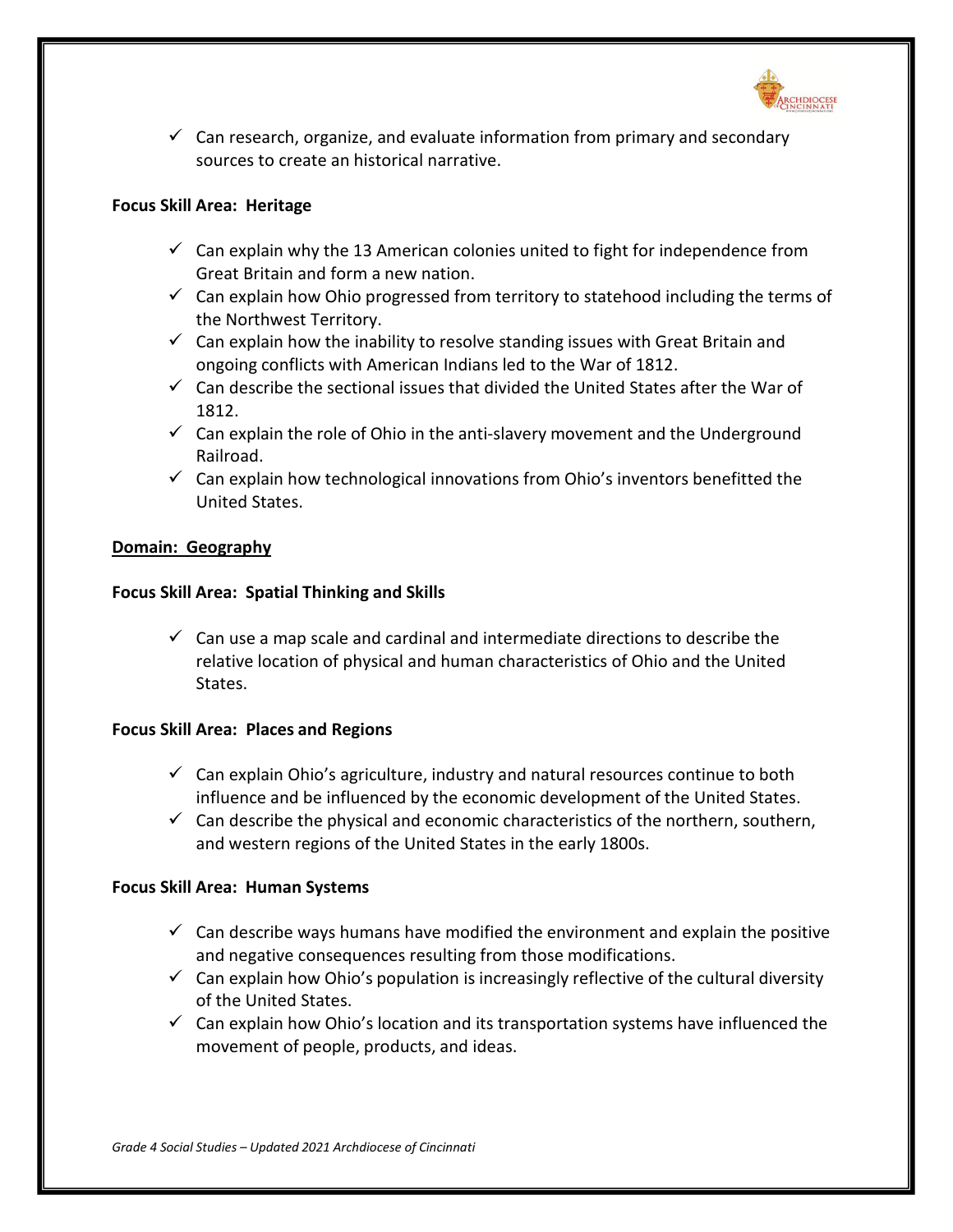- ✓ Can research, organize, and evaluate information from primary and secondary sources to create an historical narrative.

**Focus Skill Area: Heritage**

- ✓ Can explain why the 13 American colonies united to fight for independence from Great Britain and form a new nation.
- ✓ Can explain how Ohio progressed from territory to statehood including the terms of the Northwest Territory.
- ✓ Can explain how the inability to resolve standing issues with Great Britain and ongoing conflicts with American Indians led to the War of 1812.
- ✓ Can describe the sectional issues that divided the United States after the War of 1812.
- ✓ Can explain the role of Ohio in the anti-slavery movement and the Underground Railroad.
- ✓ Can explain how technological innovations from Ohio's inventors benefitted the United States.

**Domain: Geography**

**Focus Skill Area: Spatial Thinking and Skills**

- ✓ Can use a map scale and cardinal and intermediate directions to describe the relative location of physical and human characteristics of Ohio and the United States.

**Focus Skill Area: Places and Regions**

- ✓ Can explain Ohio's agriculture, industry and natural resources continue to both influence and be influenced by the economic development of the United States.
- ✓ Can describe the physical and economic characteristics of the northern, southern, and western regions of the United States in the early 1800s.

**Focus Skill Area: Human Systems**

- ✓ Can describe ways humans have modified the environment and explain the positive and negative consequences resulting from those modifications.
- ✓ Can explain how Ohio's population is increasingly reflective of the cultural diversity of the United States.
- ✓ Can explain how Ohio's location and its transportation systems have influenced the movement of people, products, and ideas.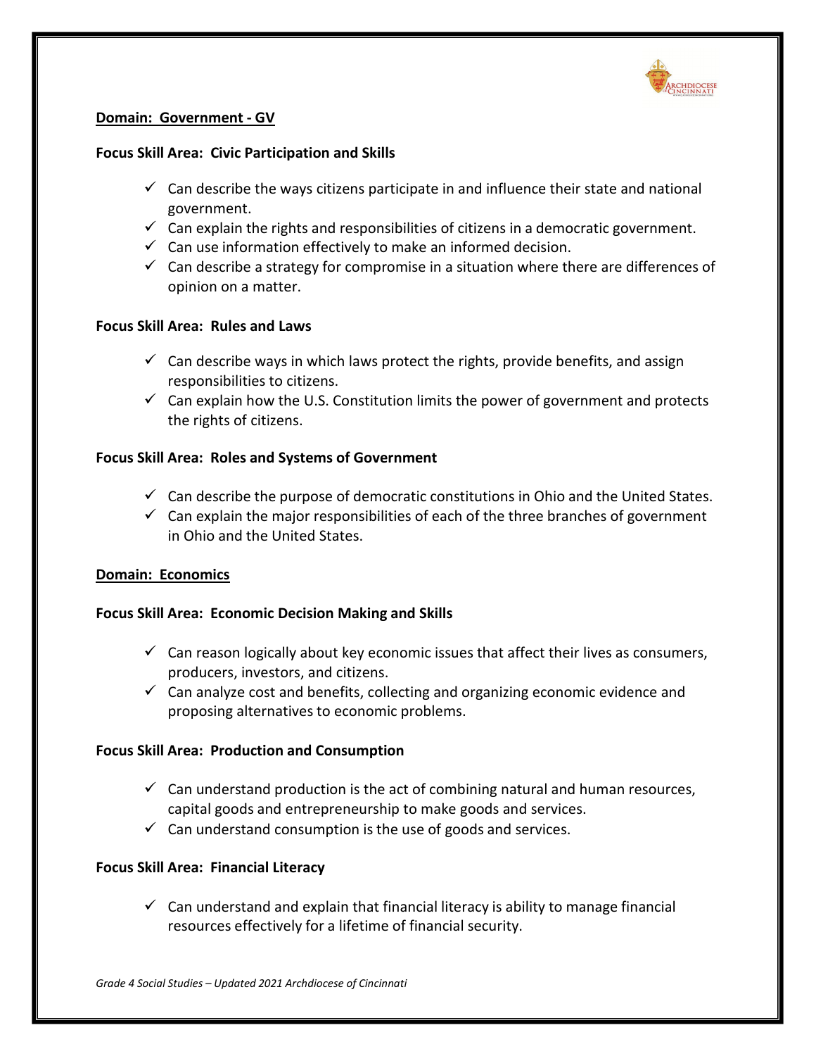## Domain: Government - GV

**Focus Skill Area: Civic Participation and Skills**

- ✓ Can describe the ways citizens participate in and influence their state and national government.
- ✓ Can explain the rights and responsibilities of citizens in a democratic government.
- ✓ Can use information effectively to make an informed decision.
- ✓ Can describe a strategy for compromise in a situation where there are differences of opinion on a matter.

**Focus Skill Area: Rules and Laws**

- ✓ Can describe ways in which laws protect the rights, provide benefits, and assign responsibilities to citizens.
- ✓ Can explain how the U.S. Constitution limits the power of government and protects the rights of citizens.

**Focus Skill Area: Roles and Systems of Government**

- ✓ Can describe the purpose of democratic constitutions in Ohio and the United States.
- ✓ Can explain the major responsibilities of each of the three branches of government in Ohio and the United States.

## Domain: Economics

**Focus Skill Area: Economic Decision Making and Skills**

- ✓ Can reason logically about key economic issues that affect their lives as consumers, producers, investors, and citizens.
- ✓ Can analyze cost and benefits, collecting and organizing economic evidence and proposing alternatives to economic problems.

**Focus Skill Area: Production and Consumption**

- ✓ Can understand production is the act of combining natural and human resources, capital goods and entrepreneurship to make goods and services.
- ✓ Can understand consumption is the use of goods and services.

**Focus Skill Area: Financial Literacy**

- ✓ Can understand and explain that financial literacy is ability to manage financial resources effectively for a lifetime of financial security.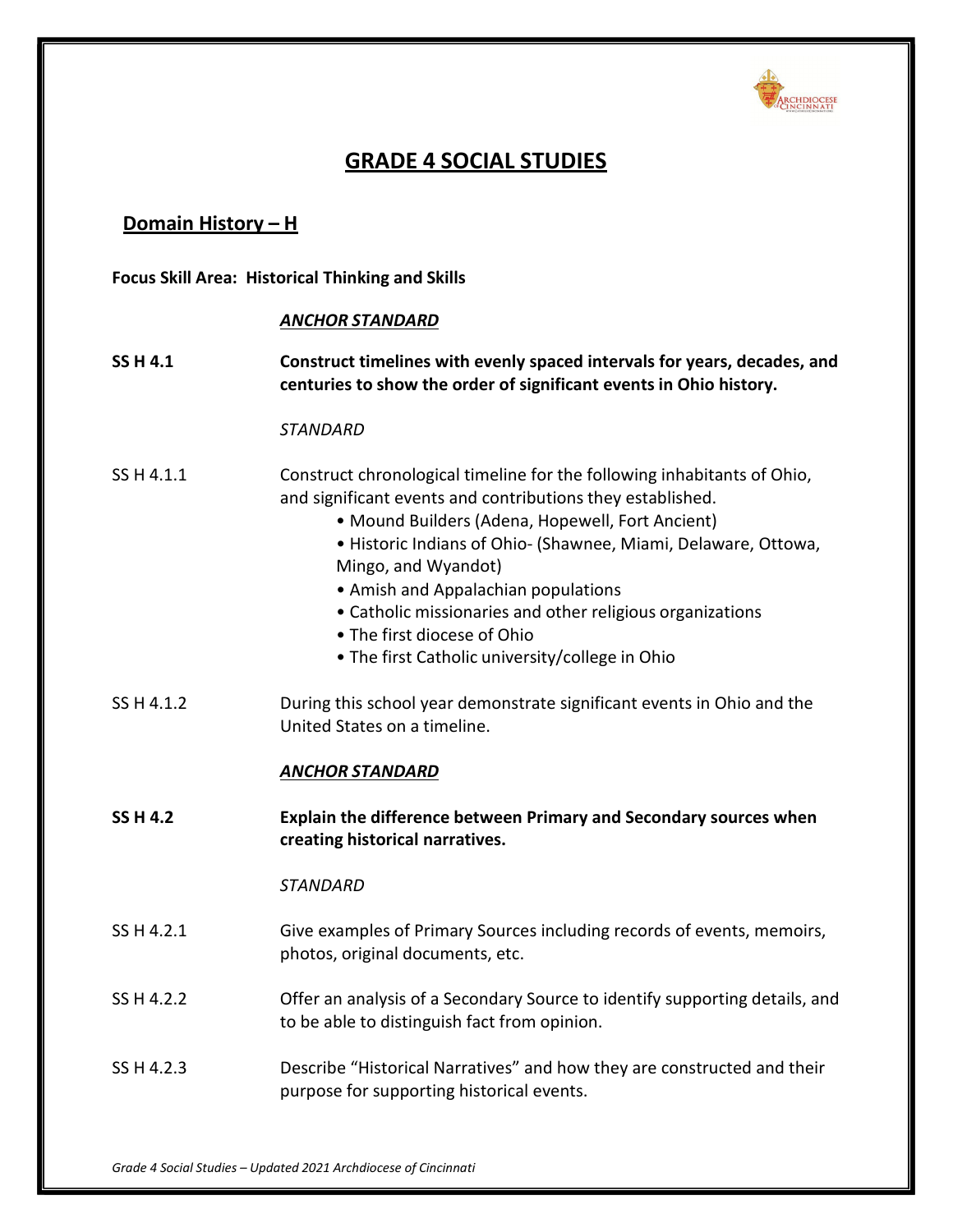# GRADE 4 SOCIAL STUDIES

## Domain History – H

**Focus Skill Area: Historical Thinking and Skills**

***ANCHOR STANDARD***

**SS H 4.1** **Construct timelines with evenly spaced intervals for years, decades, and centuries to show the order of significant events in Ohio history.**

*STANDARD*

SS H 4.1.1 Construct chronological timeline for the following inhabitants of Ohio, and significant events and contributions they established.

- Mound Builders (Adena, Hopewell, Fort Ancient)
- Historic Indians of Ohio- (Shawnee, Miami, Delaware, Ottowa, Mingo, and Wyandot)
- Amish and Appalachian populations
- Catholic missionaries and other religious organizations
- The first diocese of Ohio
- The first Catholic university/college in Ohio

SS H 4.1.2 During this school year demonstrate significant events in Ohio and the United States on a timeline.

***ANCHOR STANDARD***

**SS H 4.2** **Explain the difference between Primary and Secondary sources when creating historical narratives.**

*STANDARD*

SS H 4.2.1 Give examples of Primary Sources including records of events, memoirs, photos, original documents, etc.

SS H 4.2.2 Offer an analysis of a Secondary Source to identify supporting details, and to be able to distinguish fact from opinion.

SS H 4.2.3 Describe "Historical Narratives" and how they are constructed and their purpose for supporting historical events.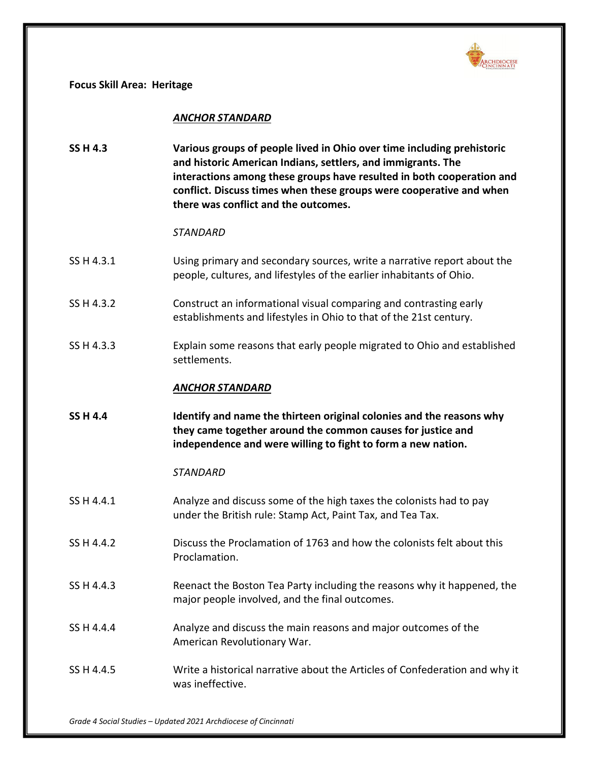**Focus Skill Area: Heritage**

***ANCHOR STANDARD***

| | |
|---|---|
| **SS H 4.3** | **Various groups of people lived in Ohio over time including prehistoric and historic American Indians, settlers, and immigrants. The interactions among these groups have resulted in both cooperation and conflict. Discuss times when these groups were cooperative and when there was conflict and the outcomes.** |
| | *STANDARD* |
| SS H 4.3.1 | Using primary and secondary sources, write a narrative report about the people, cultures, and lifestyles of the earlier inhabitants of Ohio. |
| SS H 4.3.2 | Construct an informational visual comparing and contrasting early establishments and lifestyles in Ohio to that of the 21st century. |
| SS H 4.3.3 | Explain some reasons that early people migrated to Ohio and established settlements. |

***ANCHOR STANDARD***

| | |
|---|---|
| **SS H 4.4** | **Identify and name the thirteen original colonies and the reasons why they came together around the common causes for justice and independence and were willing to fight to form a new nation.** |
| | *STANDARD* |
| SS H 4.4.1 | Analyze and discuss some of the high taxes the colonists had to pay under the British rule: Stamp Act, Paint Tax, and Tea Tax. |
| SS H 4.4.2 | Discuss the Proclamation of 1763 and how the colonists felt about this Proclamation. |
| SS H 4.4.3 | Reenact the Boston Tea Party including the reasons why it happened, the major people involved, and the final outcomes. |
| SS H 4.4.4 | Analyze and discuss the main reasons and major outcomes of the American Revolutionary War. |
| SS H 4.4.5 | Write a historical narrative about the Articles of Confederation and why it was ineffective. |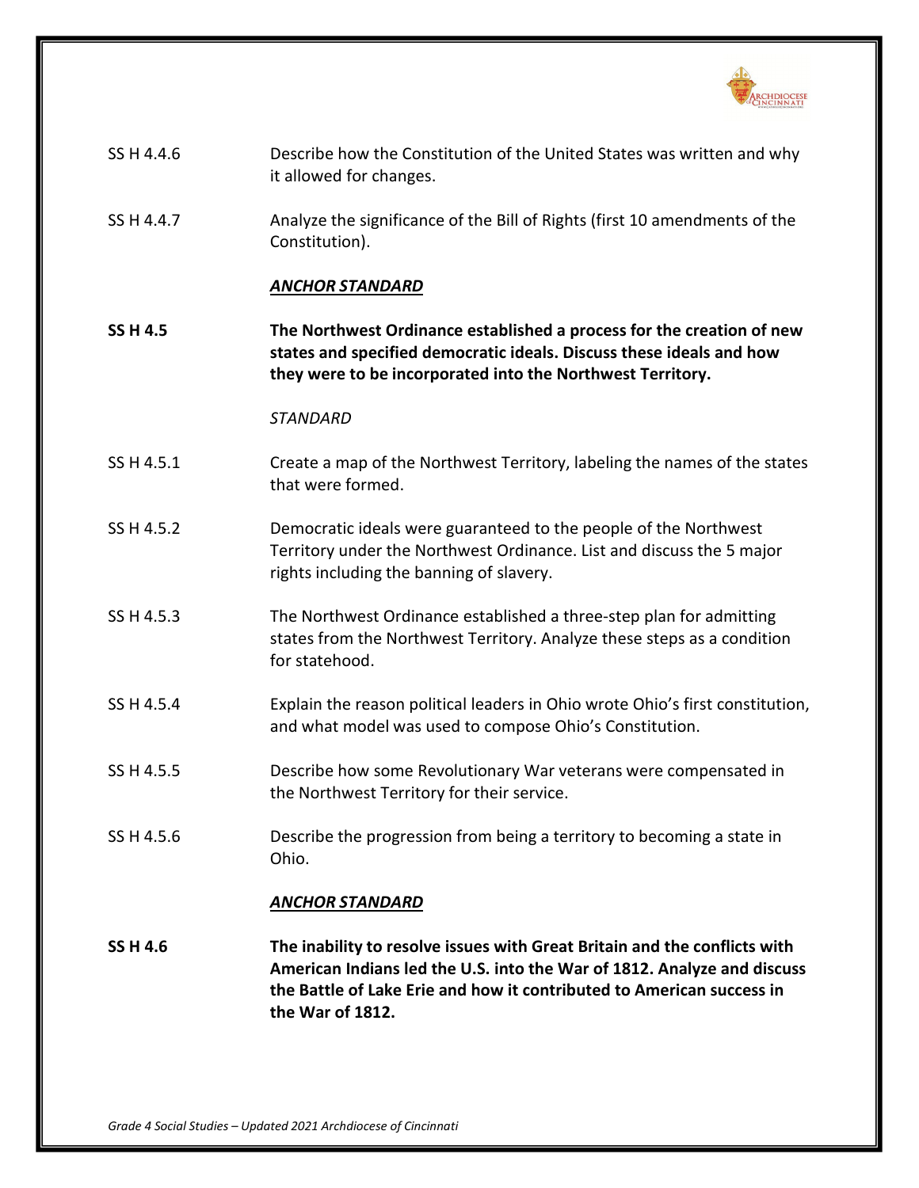SS H 4.4.6 Describe how the Constitution of the United States was written and why it allowed for changes.

SS H 4.4.7 Analyze the significance of the Bill of Rights (first 10 amendments of the Constitution).

***ANCHOR STANDARD***

**SS H 4.5 The Northwest Ordinance established a process for the creation of new states and specified democratic ideals. Discuss these ideals and how they were to be incorporated into the Northwest Territory.**

*STANDARD*

SS H 4.5.1 Create a map of the Northwest Territory, labeling the names of the states that were formed.

SS H 4.5.2 Democratic ideals were guaranteed to the people of the Northwest Territory under the Northwest Ordinance. List and discuss the 5 major rights including the banning of slavery.

SS H 4.5.3 The Northwest Ordinance established a three-step plan for admitting states from the Northwest Territory. Analyze these steps as a condition for statehood.

SS H 4.5.4 Explain the reason political leaders in Ohio wrote Ohio's first constitution, and what model was used to compose Ohio's Constitution.

SS H 4.5.5 Describe how some Revolutionary War veterans were compensated in the Northwest Territory for their service.

SS H 4.5.6 Describe the progression from being a territory to becoming a state in Ohio.

***ANCHOR STANDARD***

**SS H 4.6 The inability to resolve issues with Great Britain and the conflicts with American Indians led the U.S. into the War of 1812. Analyze and discuss the Battle of Lake Erie and how it contributed to American success in the War of 1812.**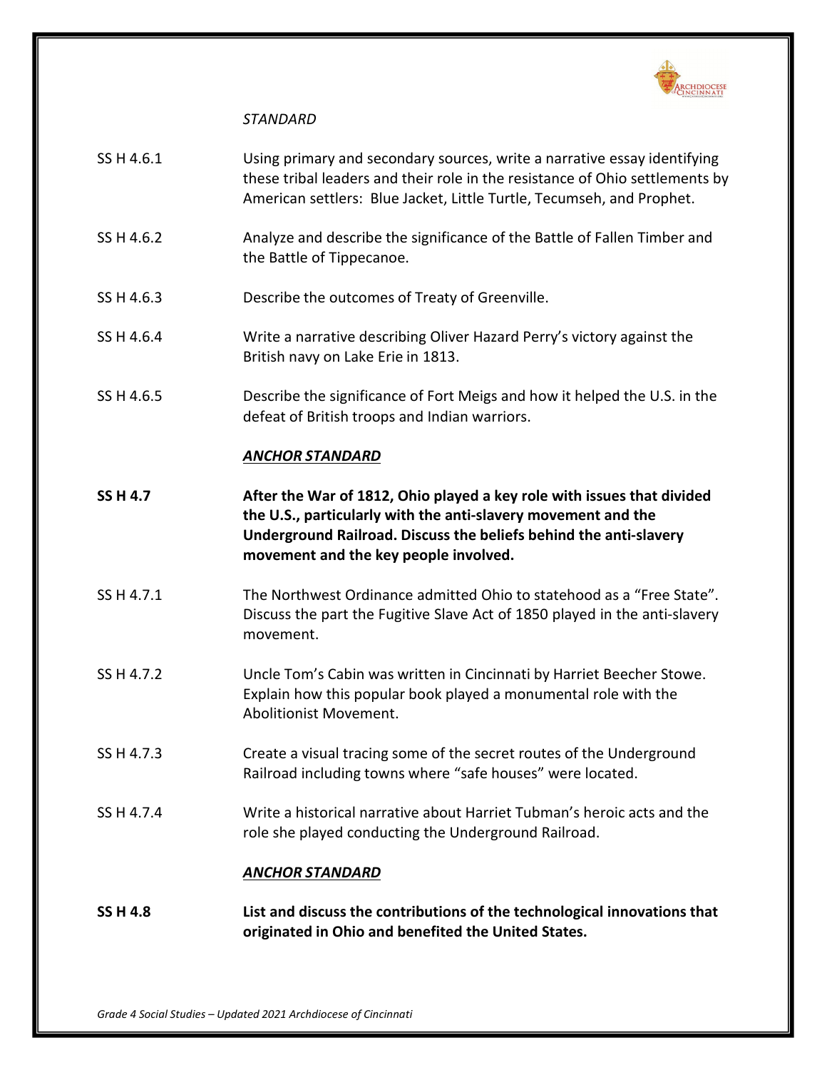*STANDARD*

| | |
|---|---|
| SS H 4.6.1 | Using primary and secondary sources, write a narrative essay identifying these tribal leaders and their role in the resistance of Ohio settlements by American settlers: Blue Jacket, Little Turtle, Tecumseh, and Prophet. |
| SS H 4.6.2 | Analyze and describe the significance of the Battle of Fallen Timber and the Battle of Tippecanoe. |
| SS H 4.6.3 | Describe the outcomes of Treaty of Greenville. |
| SS H 4.6.4 | Write a narrative describing Oliver Hazard Perry's victory against the British navy on Lake Erie in 1813. |
| SS H 4.6.5 | Describe the significance of Fort Meigs and how it helped the U.S. in the defeat of British troops and Indian warriors. |

***ANCHOR STANDARD***

| | |
|---|---|
| **SS H 4.7** | **After the War of 1812, Ohio played a key role with issues that divided the U.S., particularly with the anti-slavery movement and the Underground Railroad. Discuss the beliefs behind the anti-slavery movement and the key people involved.** |
| SS H 4.7.1 | The Northwest Ordinance admitted Ohio to statehood as a "Free State". Discuss the part the Fugitive Slave Act of 1850 played in the anti-slavery movement. |
| SS H 4.7.2 | Uncle Tom's Cabin was written in Cincinnati by Harriet Beecher Stowe. Explain how this popular book played a monumental role with the Abolitionist Movement. |
| SS H 4.7.3 | Create a visual tracing some of the secret routes of the Underground Railroad including towns where "safe houses" were located. |
| SS H 4.7.4 | Write a historical narrative about Harriet Tubman's heroic acts and the role she played conducting the Underground Railroad. |

***ANCHOR STANDARD***

| | |
|---|---|
| **SS H 4.8** | **List and discuss the contributions of the technological innovations that originated in Ohio and benefited the United States.** |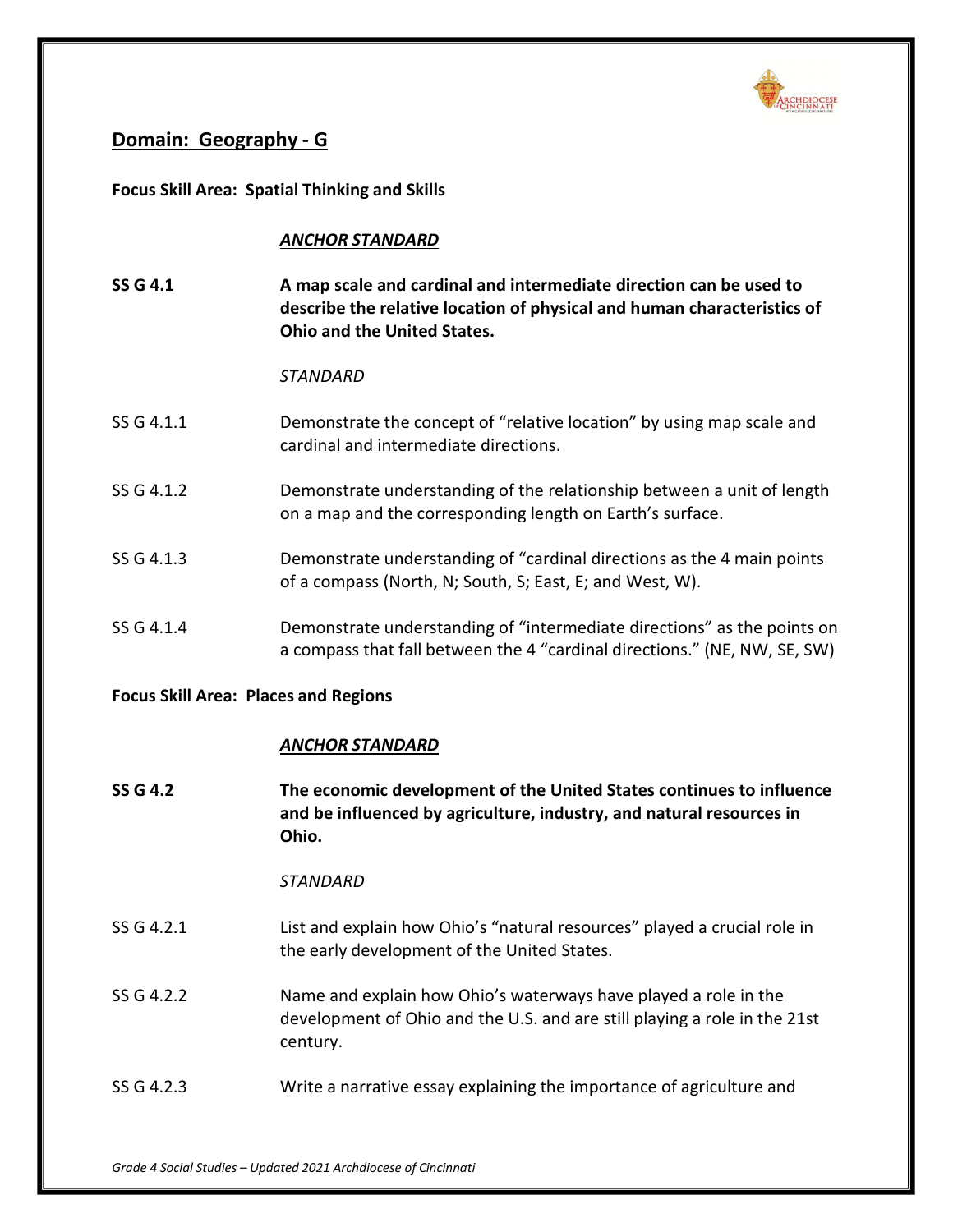## Domain: Geography - G

**Focus Skill Area: Spatial Thinking and Skills**

***ANCHOR STANDARD***

| | |
|---|---|
| **SS G 4.1** | **A map scale and cardinal and intermediate direction can be used to describe the relative location of physical and human characteristics of Ohio and the United States.** |

*STANDARD*

| | |
|---|---|
| SS G 4.1.1 | Demonstrate the concept of "relative location" by using map scale and cardinal and intermediate directions. |
| SS G 4.1.2 | Demonstrate understanding of the relationship between a unit of length on a map and the corresponding length on Earth's surface. |
| SS G 4.1.3 | Demonstrate understanding of "cardinal directions as the 4 main points of a compass (North, N; South, S; East, E; and West, W). |
| SS G 4.1.4 | Demonstrate understanding of "intermediate directions" as the points on a compass that fall between the 4 "cardinal directions." (NE, NW, SE, SW) |

**Focus Skill Area: Places and Regions**

***ANCHOR STANDARD***

| | |
|---|---|
| **SS G 4.2** | **The economic development of the United States continues to influence and be influenced by agriculture, industry, and natural resources in Ohio.** |

*STANDARD*

| | |
|---|---|
| SS G 4.2.1 | List and explain how Ohio's "natural resources" played a crucial role in the early development of the United States. |
| SS G 4.2.2 | Name and explain how Ohio's waterways have played a role in the development of Ohio and the U.S. and are still playing a role in the 21st century. |
| SS G 4.2.3 | Write a narrative essay explaining the importance of agriculture and |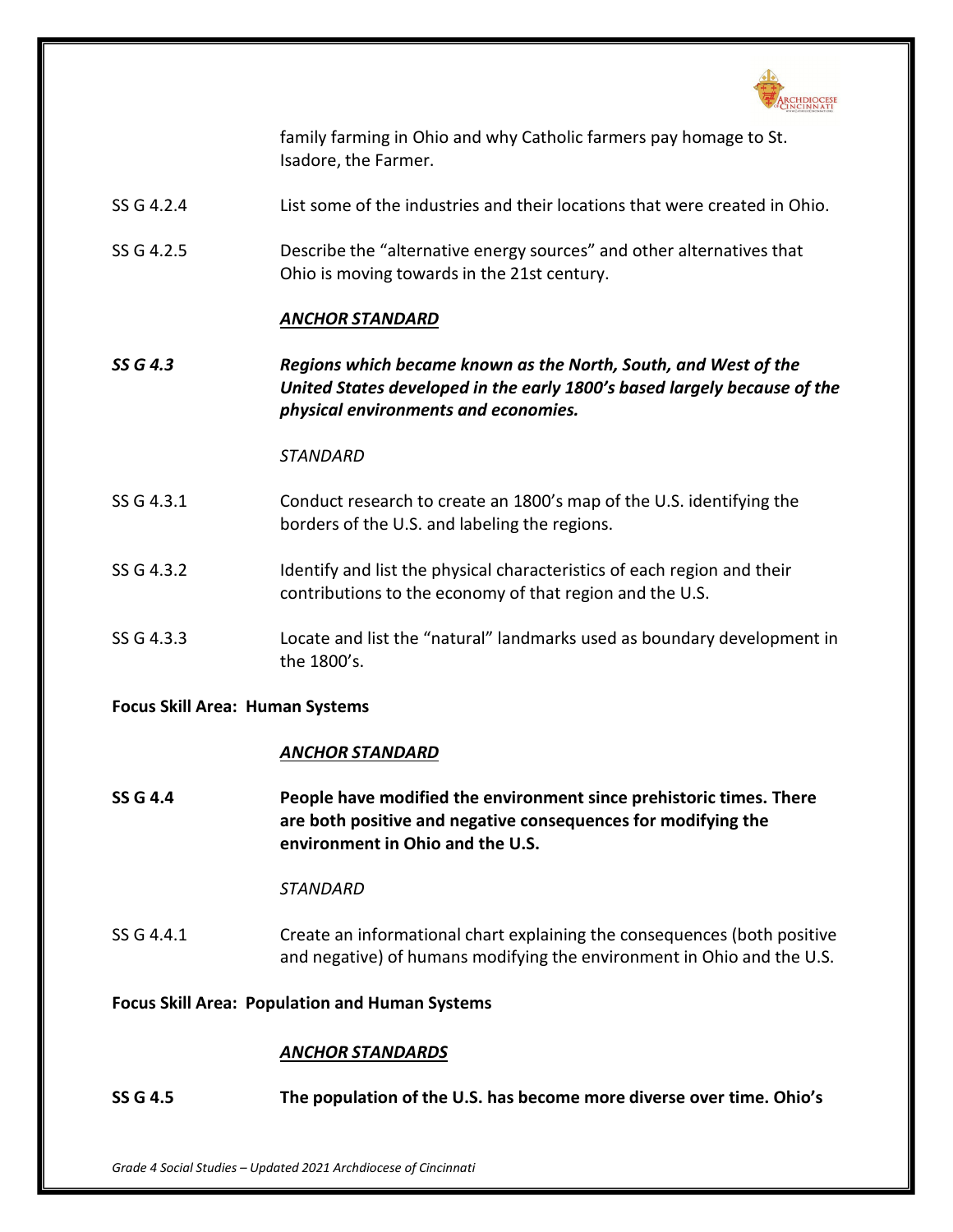family farming in Ohio and why Catholic farmers pay homage to St. Isadore, the Farmer.

SS G 4.2.4 List some of the industries and their locations that were created in Ohio.

SS G 4.2.5 Describe the “alternative energy sources” and other alternatives that Ohio is moving towards in the 21st century.

***ANCHOR STANDARD***

***SS G 4.3*** ***Regions which became known as the North, South, and West of the United States developed in the early 1800’s based largely because of the physical environments and economies.***

*STANDARD*

SS G 4.3.1 Conduct research to create an 1800’s map of the U.S. identifying the borders of the U.S. and labeling the regions.

SS G 4.3.2 Identify and list the physical characteristics of each region and their contributions to the economy of that region and the U.S.

SS G 4.3.3 Locate and list the “natural” landmarks used as boundary development in the 1800’s.

**Focus Skill Area: Human Systems**

***ANCHOR STANDARD***

**SS G 4.4** **People have modified the environment since prehistoric times. There are both positive and negative consequences for modifying the environment in Ohio and the U.S.**

*STANDARD*

SS G 4.4.1 Create an informational chart explaining the consequences (both positive and negative) of humans modifying the environment in Ohio and the U.S.

**Focus Skill Area: Population and Human Systems**

***ANCHOR STANDARDS***

**SS G 4.5** **The population of the U.S. has become more diverse over time. Ohio’s**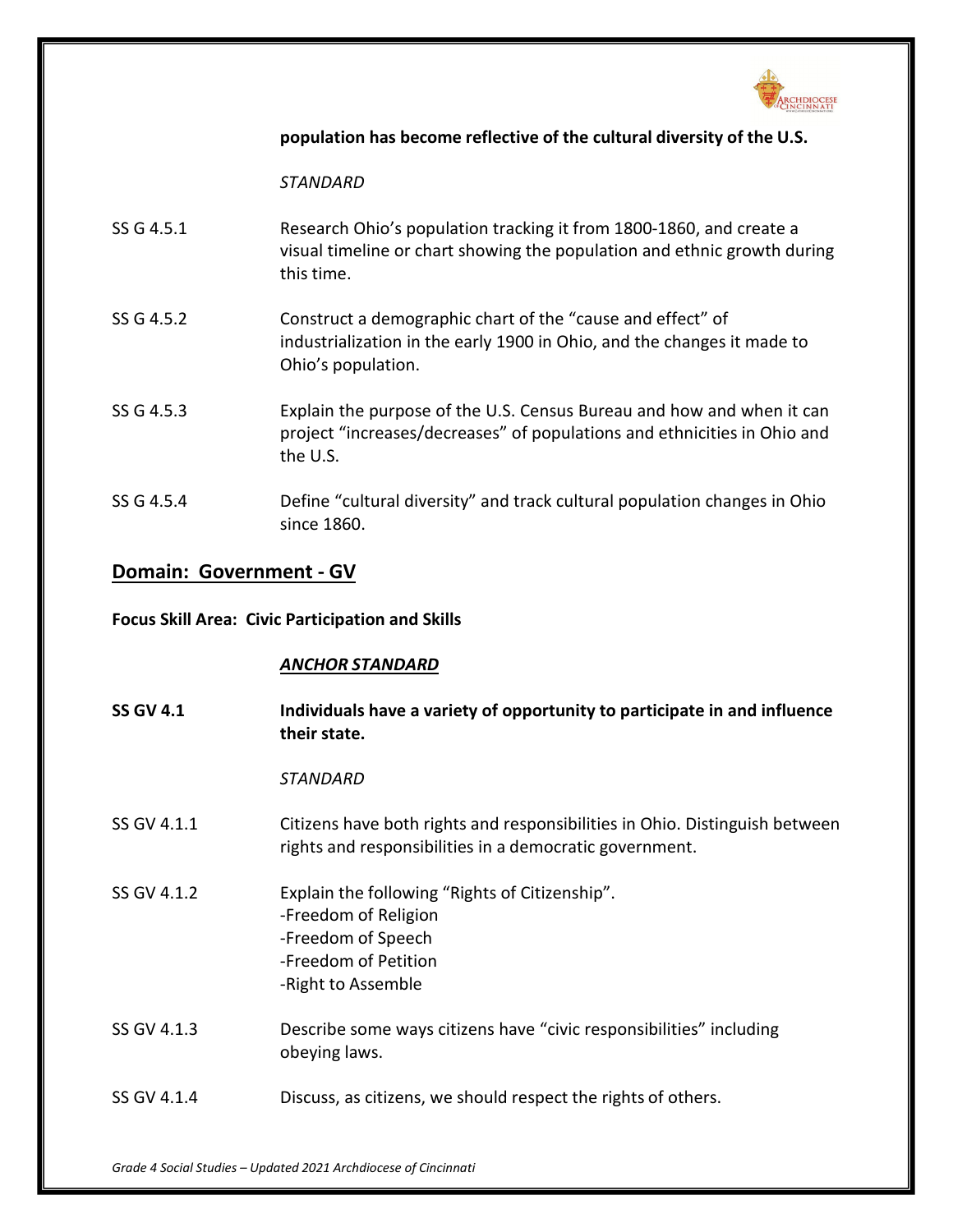**population has become reflective of the cultural diversity of the U.S.**

*STANDARD*

SS G 4.5.1 Research Ohio's population tracking it from 1800-1860, and create a visual timeline or chart showing the population and ethnic growth during this time.

SS G 4.5.2 Construct a demographic chart of the "cause and effect" of industrialization in the early 1900 in Ohio, and the changes it made to Ohio's population.

SS G 4.5.3 Explain the purpose of the U.S. Census Bureau and how and when it can project "increases/decreases" of populations and ethnicities in Ohio and the U.S.

SS G 4.5.4 Define "cultural diversity" and track cultural population changes in Ohio since 1860.

## Domain: Government - GV

**Focus Skill Area: Civic Participation and Skills**

***ANCHOR STANDARD***

**SS GV 4.1 Individuals have a variety of opportunity to participate in and influence their state.**

*STANDARD*

SS GV 4.1.1 Citizens have both rights and responsibilities in Ohio. Distinguish between rights and responsibilities in a democratic government.

SS GV 4.1.2 Explain the following "Rights of Citizenship".
-Freedom of Religion
-Freedom of Speech
-Freedom of Petition
-Right to Assemble

SS GV 4.1.3 Describe some ways citizens have "civic responsibilities" including obeying laws.

SS GV 4.1.4 Discuss, as citizens, we should respect the rights of others.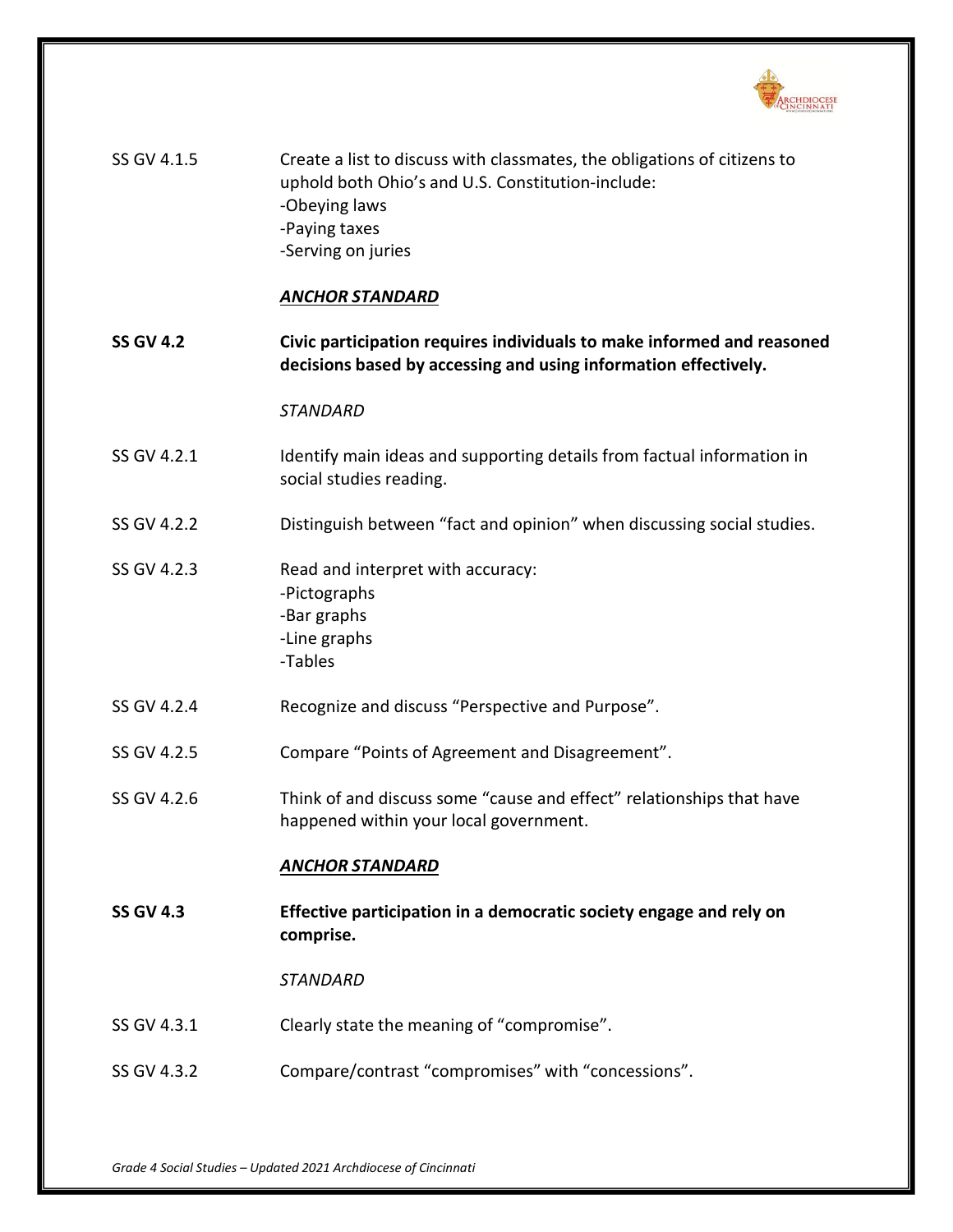SS GV 4.1.5 Create a list to discuss with classmates, the obligations of citizens to uphold both Ohio's and U.S. Constitution-include:
-Obeying laws
-Paying taxes
-Serving on juries

***ANCHOR STANDARD***

**SS GV 4.2 Civic participation requires individuals to make informed and reasoned decisions based by accessing and using information effectively.**

*STANDARD*

SS GV 4.2.1 Identify main ideas and supporting details from factual information in social studies reading.

SS GV 4.2.2 Distinguish between "fact and opinion" when discussing social studies.

SS GV 4.2.3 Read and interpret with accuracy:
-Pictographs
-Bar graphs
-Line graphs
-Tables

SS GV 4.2.4 Recognize and discuss "Perspective and Purpose".

SS GV 4.2.5 Compare "Points of Agreement and Disagreement".

SS GV 4.2.6 Think of and discuss some "cause and effect" relationships that have happened within your local government.

***ANCHOR STANDARD***

**SS GV 4.3 Effective participation in a democratic society engage and rely on comprise.**

*STANDARD*

SS GV 4.3.1 Clearly state the meaning of "compromise".

SS GV 4.3.2 Compare/contrast "compromises" with "concessions".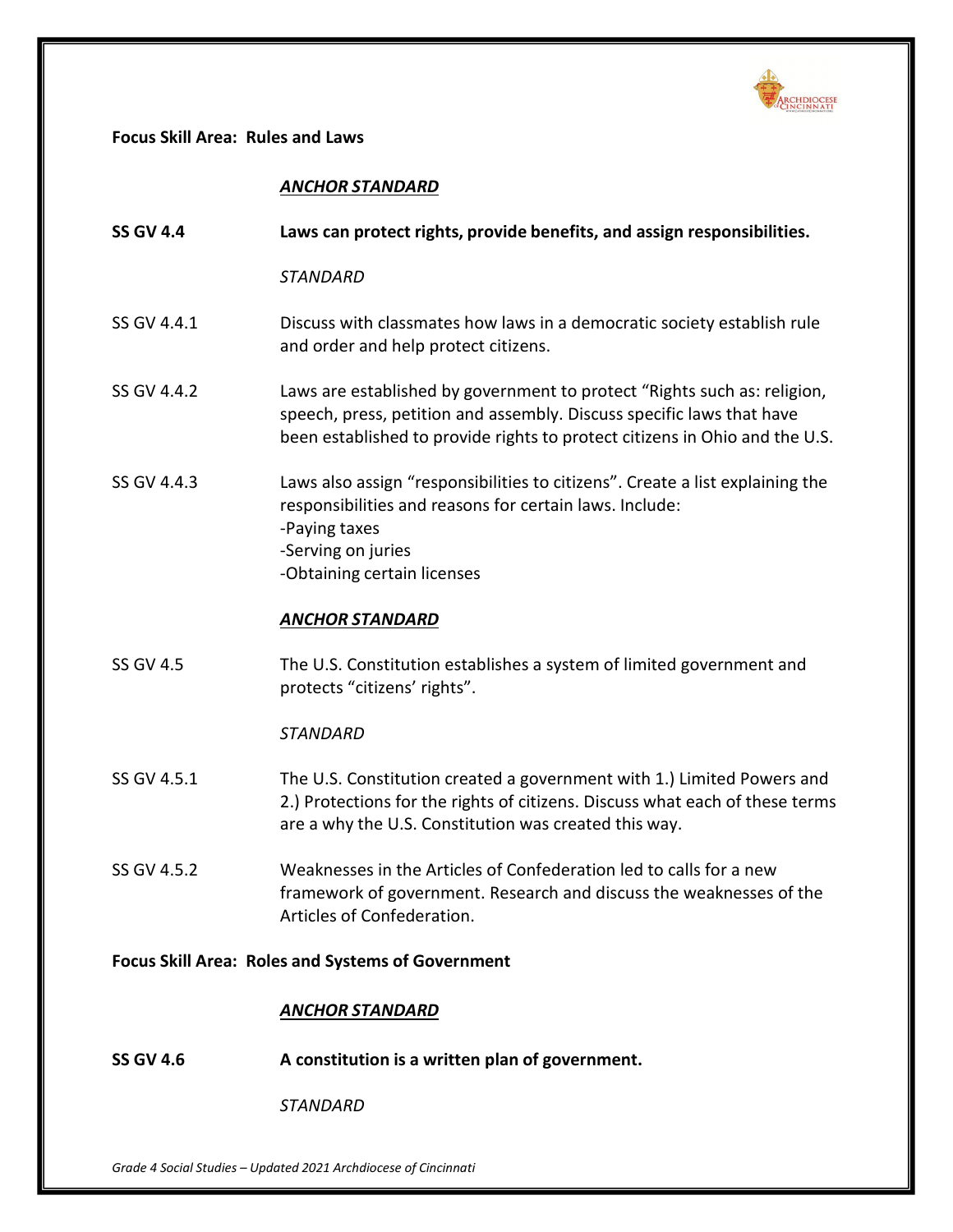**Focus Skill Area: Rules and Laws**

***ANCHOR STANDARD***

**SS GV 4.4** **Laws can protect rights, provide benefits, and assign responsibilities.**

*STANDARD*

SS GV 4.4.1 Discuss with classmates how laws in a democratic society establish rule and order and help protect citizens.

SS GV 4.4.2 Laws are established by government to protect "Rights such as: religion, speech, press, petition and assembly. Discuss specific laws that have been established to provide rights to protect citizens in Ohio and the U.S.

SS GV 4.4.3 Laws also assign "responsibilities to citizens". Create a list explaining the responsibilities and reasons for certain laws. Include:
-Paying taxes
-Serving on juries
-Obtaining certain licenses

***ANCHOR STANDARD***

SS GV 4.5 The U.S. Constitution establishes a system of limited government and protects "citizens' rights".

*STANDARD*

SS GV 4.5.1 The U.S. Constitution created a government with 1.) Limited Powers and 2.) Protections for the rights of citizens. Discuss what each of these terms are a why the U.S. Constitution was created this way.

SS GV 4.5.2 Weaknesses in the Articles of Confederation led to calls for a new framework of government. Research and discuss the weaknesses of the Articles of Confederation.

**Focus Skill Area: Roles and Systems of Government**

***ANCHOR STANDARD***

**SS GV 4.6** **A constitution is a written plan of government.**

*STANDARD*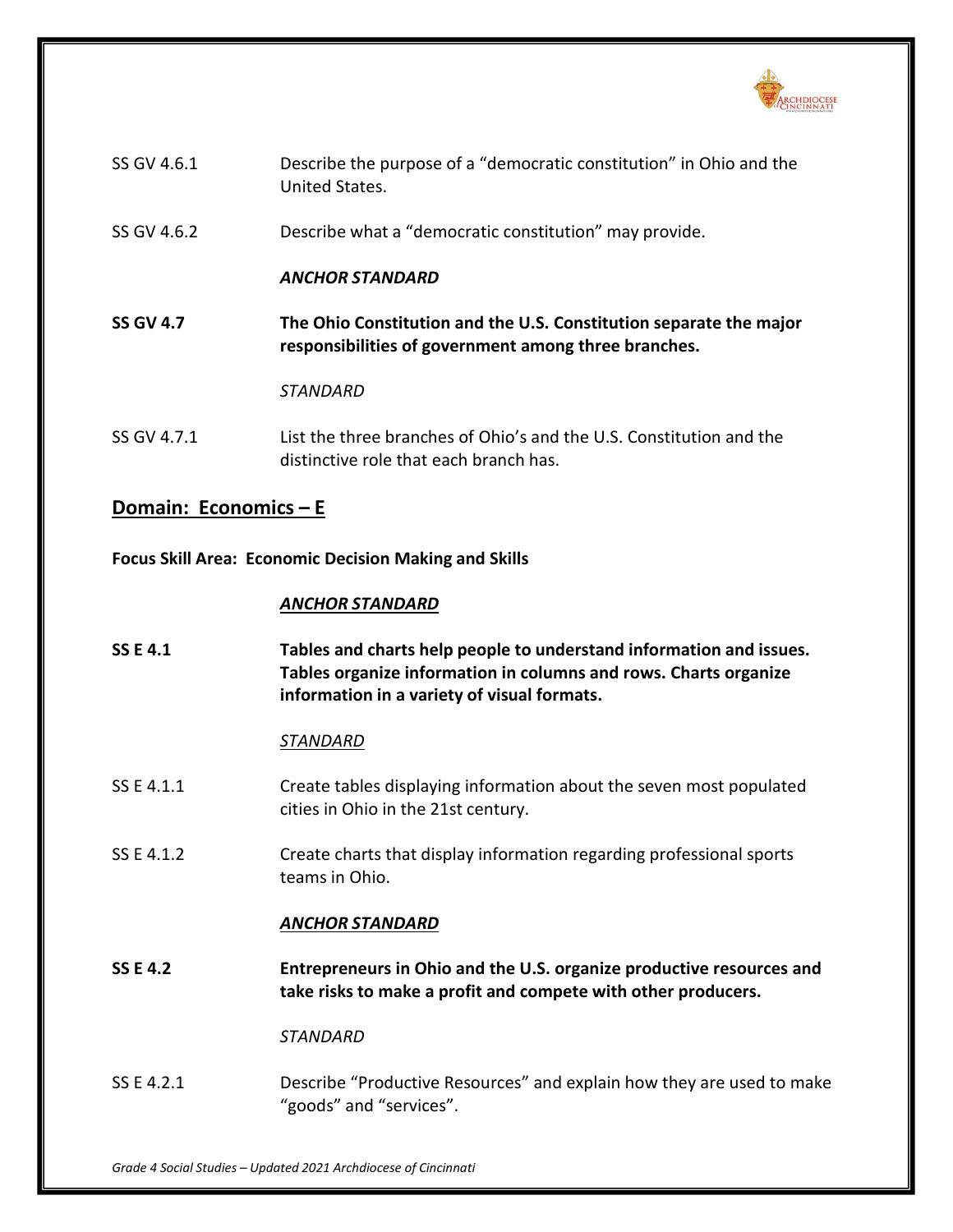SS GV 4.6.1 Describe the purpose of a "democratic constitution" in Ohio and the United States.

SS GV 4.6.2 Describe what a "democratic constitution" may provide.

***ANCHOR STANDARD***

**SS GV 4.7 The Ohio Constitution and the U.S. Constitution separate the major responsibilities of government among three branches.**

*STANDARD*

SS GV 4.7.1 List the three branches of Ohio's and the U.S. Constitution and the distinctive role that each branch has.

## Domain: Economics – E

**Focus Skill Area: Economic Decision Making and Skills**

***ANCHOR STANDARD***

**SS E 4.1 Tables and charts help people to understand information and issues. Tables organize information in columns and rows. Charts organize information in a variety of visual formats.**

*STANDARD*

SS E 4.1.1 Create tables displaying information about the seven most populated cities in Ohio in the 21st century.

SS E 4.1.2 Create charts that display information regarding professional sports teams in Ohio.

***ANCHOR STANDARD***

**SS E 4.2 Entrepreneurs in Ohio and the U.S. organize productive resources and take risks to make a profit and compete with other producers.**

*STANDARD*

SS E 4.2.1 Describe "Productive Resources" and explain how they are used to make "goods" and "services".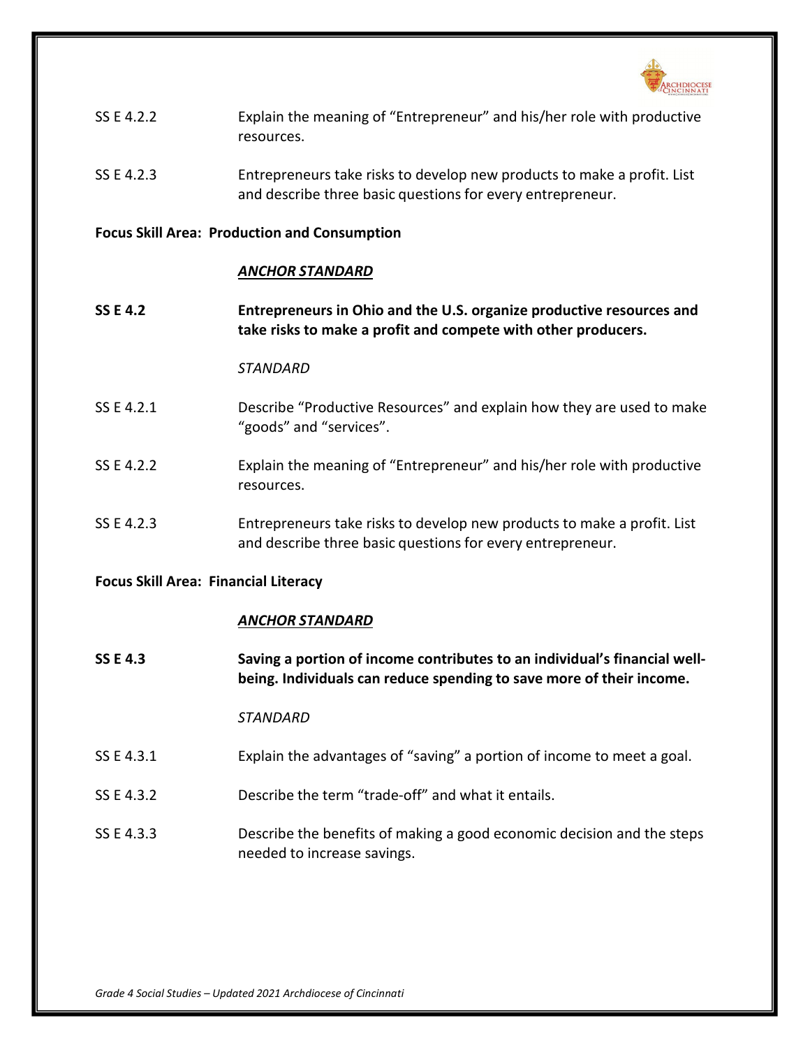SS E 4.2.2 Explain the meaning of "Entrepreneur" and his/her role with productive resources.

SS E 4.2.3 Entrepreneurs take risks to develop new products to make a profit. List and describe three basic questions for every entrepreneur.

**Focus Skill Area: Production and Consumption**

***ANCHOR STANDARD***

**SS E 4.2 Entrepreneurs in Ohio and the U.S. organize productive resources and take risks to make a profit and compete with other producers.**

*STANDARD*

SS E 4.2.1 Describe "Productive Resources" and explain how they are used to make "goods" and "services".

SS E 4.2.2 Explain the meaning of "Entrepreneur" and his/her role with productive resources.

SS E 4.2.3 Entrepreneurs take risks to develop new products to make a profit. List and describe three basic questions for every entrepreneur.

**Focus Skill Area: Financial Literacy**

***ANCHOR STANDARD***

**SS E 4.3 Saving a portion of income contributes to an individual's financial well-being. Individuals can reduce spending to save more of their income.**

*STANDARD*

SS E 4.3.1 Explain the advantages of "saving" a portion of income to meet a goal.

SS E 4.3.2 Describe the term "trade-off" and what it entails.

SS E 4.3.3 Describe the benefits of making a good economic decision and the steps needed to increase savings.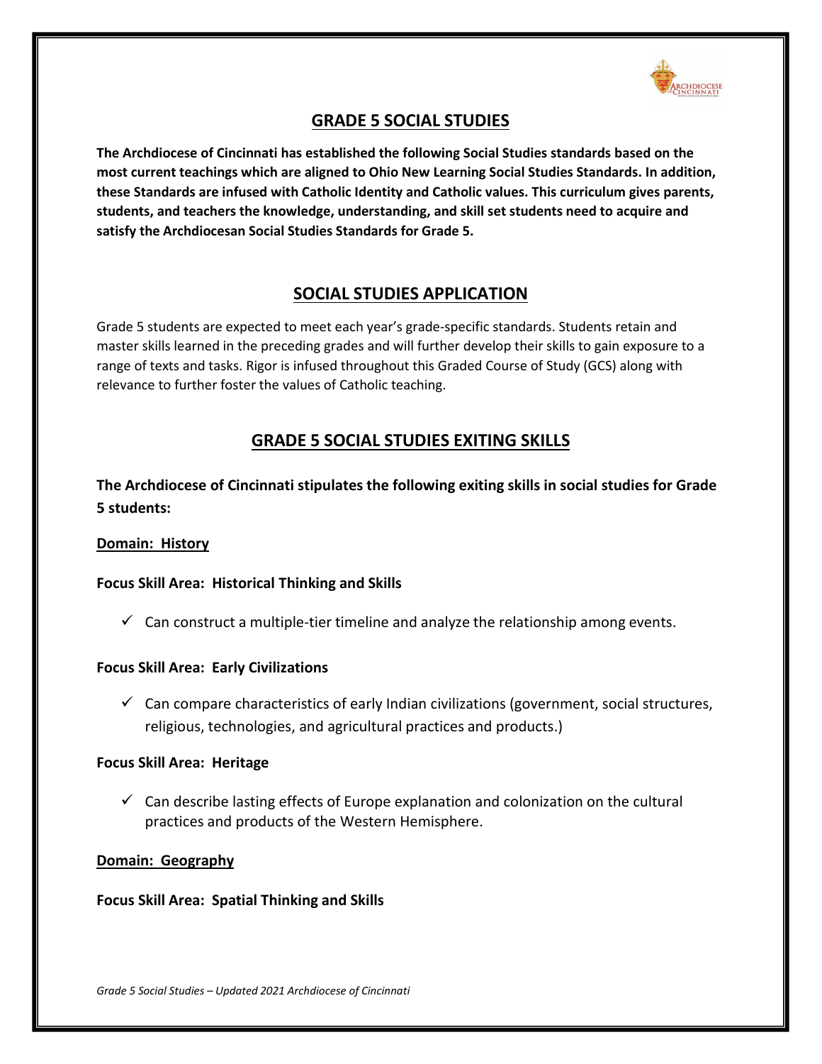## GRADE 5 SOCIAL STUDIES

**The Archdiocese of Cincinnati has established the following Social Studies standards based on the most current teachings which are aligned to Ohio New Learning Social Studies Standards. In addition, these Standards are infused with Catholic Identity and Catholic values. This curriculum gives parents, students, and teachers the knowledge, understanding, and skill set students need to acquire and satisfy the Archdiocesan Social Studies Standards for Grade 5.**

## SOCIAL STUDIES APPLICATION

Grade 5 students are expected to meet each year's grade-specific standards. Students retain and master skills learned in the preceding grades and will further develop their skills to gain exposure to a range of texts and tasks. Rigor is infused throughout this Graded Course of Study (GCS) along with relevance to further foster the values of Catholic teaching.

## GRADE 5 SOCIAL STUDIES EXITING SKILLS

**The Archdiocese of Cincinnati stipulates the following exiting skills in social studies for Grade 5 students:**

**Domain: History**

**Focus Skill Area: Historical Thinking and Skills**

- ✓ Can construct a multiple-tier timeline and analyze the relationship among events.

**Focus Skill Area: Early Civilizations**

- ✓ Can compare characteristics of early Indian civilizations (government, social structures, religious, technologies, and agricultural practices and products.)

**Focus Skill Area: Heritage**

- ✓ Can describe lasting effects of Europe explanation and colonization on the cultural practices and products of the Western Hemisphere.

**Domain: Geography**

**Focus Skill Area: Spatial Thinking and Skills**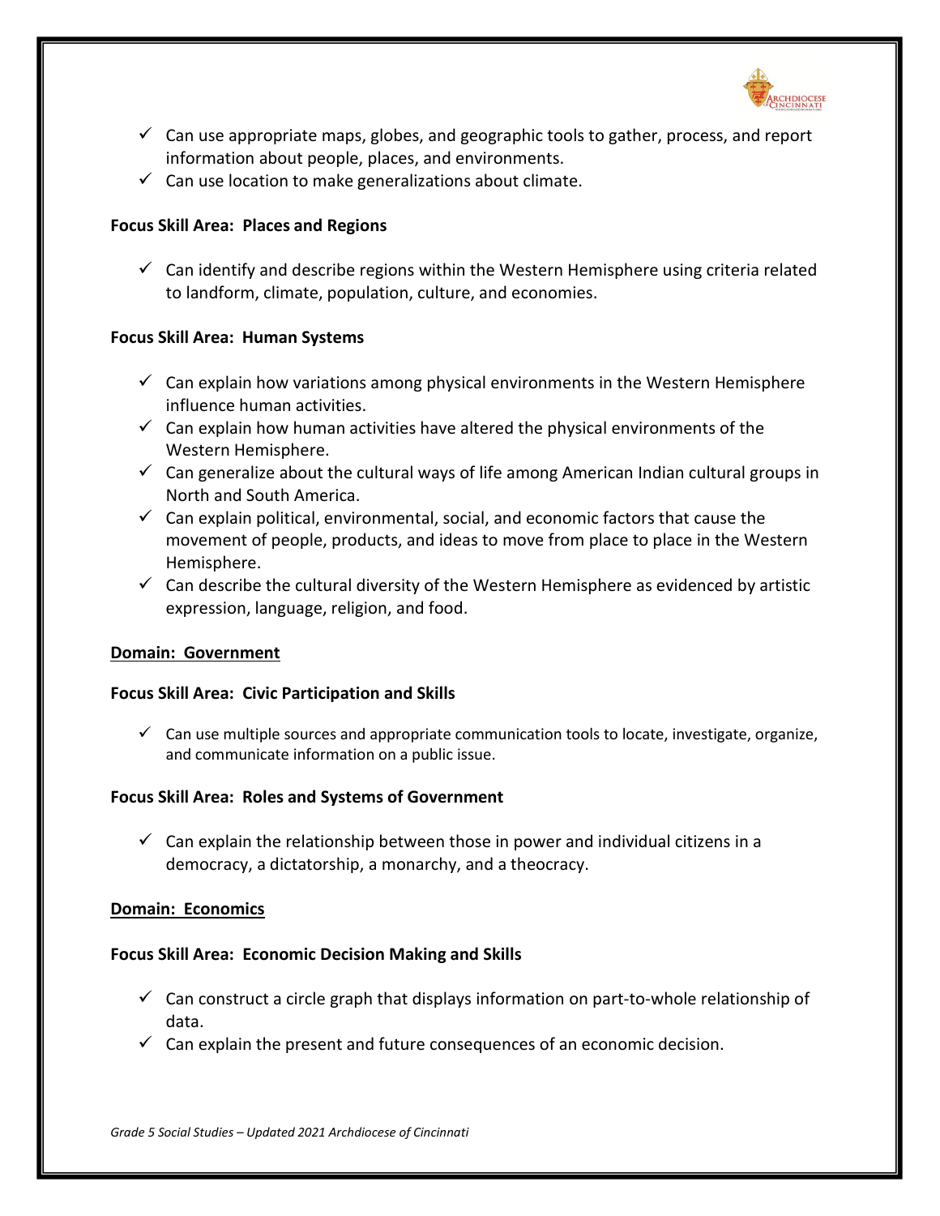- ✓ Can use appropriate maps, globes, and geographic tools to gather, process, and report information about people, places, and environments.
- ✓ Can use location to make generalizations about climate.

**Focus Skill Area: Places and Regions**

- ✓ Can identify and describe regions within the Western Hemisphere using criteria related to landform, climate, population, culture, and economies.

**Focus Skill Area: Human Systems**

- ✓ Can explain how variations among physical environments in the Western Hemisphere influence human activities.
- ✓ Can explain how human activities have altered the physical environments of the Western Hemisphere.
- ✓ Can generalize about the cultural ways of life among American Indian cultural groups in North and South America.
- ✓ Can explain political, environmental, social, and economic factors that cause the movement of people, products, and ideas to move from place to place in the Western Hemisphere.
- ✓ Can describe the cultural diversity of the Western Hemisphere as evidenced by artistic expression, language, religion, and food.

**<u>Domain: Government</u>**

**Focus Skill Area: Civic Participation and Skills**

- ✓ Can use multiple sources and appropriate communication tools to locate, investigate, organize, and communicate information on a public issue.

**Focus Skill Area: Roles and Systems of Government**

- ✓ Can explain the relationship between those in power and individual citizens in a democracy, a dictatorship, a monarchy, and a theocracy.

**<u>Domain: Economics</u>**

**Focus Skill Area: Economic Decision Making and Skills**

- ✓ Can construct a circle graph that displays information on part-to-whole relationship of data.
- ✓ Can explain the present and future consequences of an economic decision.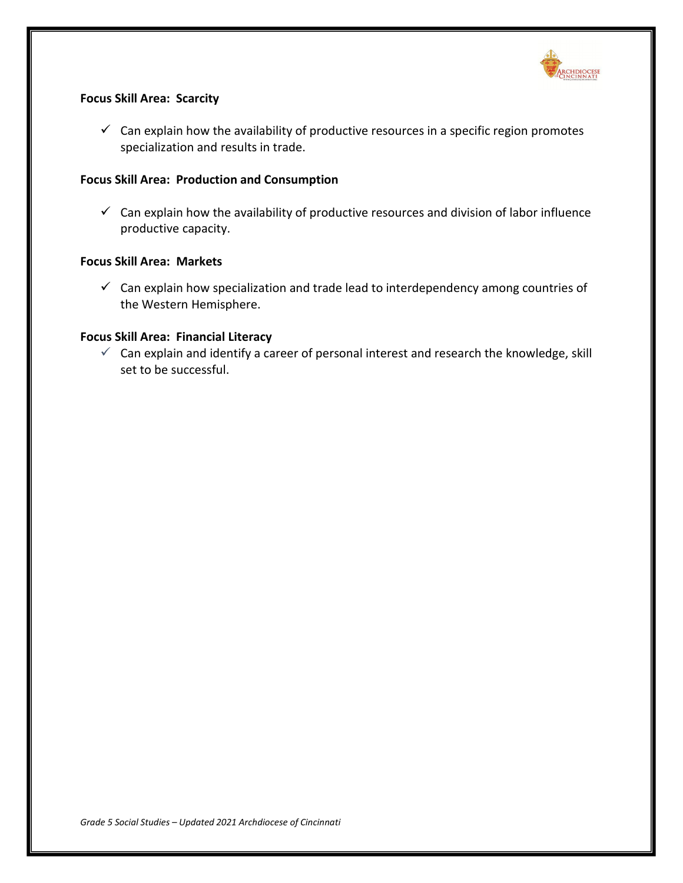**Focus Skill Area: Scarcity**

- ✓ Can explain how the availability of productive resources in a specific region promotes specialization and results in trade.

**Focus Skill Area: Production and Consumption**

- ✓ Can explain how the availability of productive resources and division of labor influence productive capacity.

**Focus Skill Area: Markets**

- ✓ Can explain how specialization and trade lead to interdependency among countries of the Western Hemisphere.

**Focus Skill Area: Financial Literacy**

- ✓ Can explain and identify a career of personal interest and research the knowledge, skill set to be successful.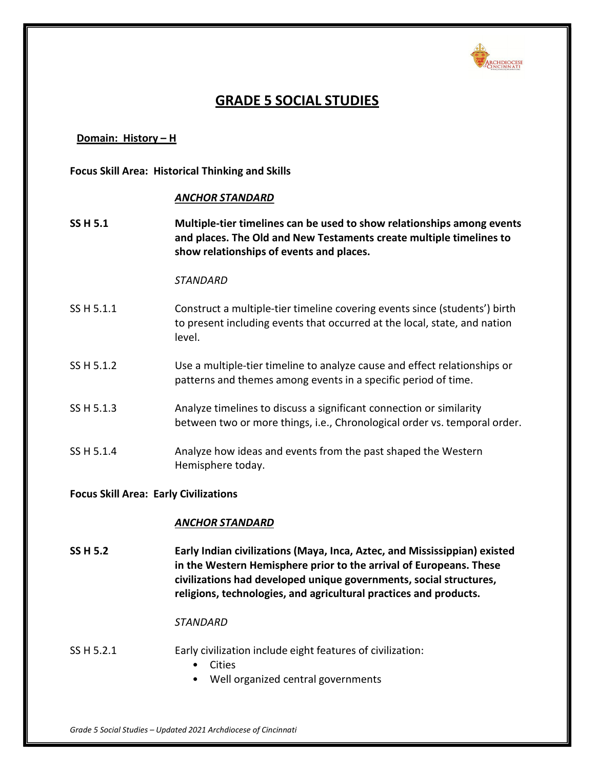# GRADE 5 SOCIAL STUDIES

**Domain: History – H**

**Focus Skill Area: Historical Thinking and Skills**

***ANCHOR STANDARD***

**SS H 5.1** **Multiple-tier timelines can be used to show relationships among events and places. The Old and New Testaments create multiple timelines to show relationships of events and places.**

*STANDARD*

SS H 5.1.1 Construct a multiple-tier timeline covering events since (students') birth to present including events that occurred at the local, state, and nation level.

SS H 5.1.2 Use a multiple-tier timeline to analyze cause and effect relationships or patterns and themes among events in a specific period of time.

SS H 5.1.3 Analyze timelines to discuss a significant connection or similarity between two or more things, i.e., Chronological order vs. temporal order.

SS H 5.1.4 Analyze how ideas and events from the past shaped the Western Hemisphere today.

**Focus Skill Area: Early Civilizations**

***ANCHOR STANDARD***

**SS H 5.2** **Early Indian civilizations (Maya, Inca, Aztec, and Mississippian) existed in the Western Hemisphere prior to the arrival of Europeans. These civilizations had developed unique governments, social structures, religions, technologies, and agricultural practices and products.**

*STANDARD*

SS H 5.2.1 Early civilization include eight features of civilization:

- Cities
- Well organized central governments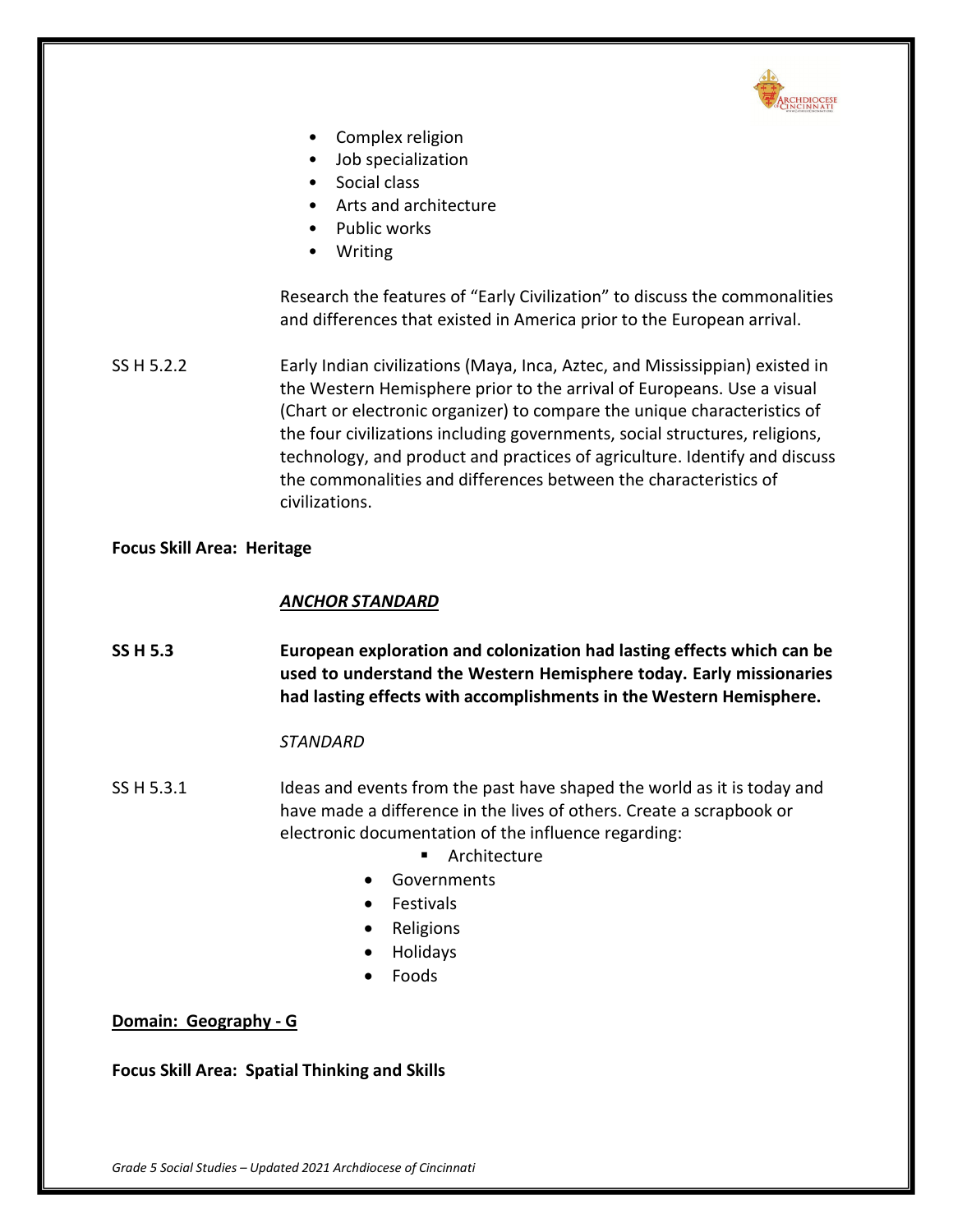- Complex religion
- Job specialization
- Social class
- Arts and architecture
- Public works
- Writing

Research the features of "Early Civilization" to discuss the commonalities and differences that existed in America prior to the European arrival.

SS H 5.2.2 Early Indian civilizations (Maya, Inca, Aztec, and Mississippian) existed in the Western Hemisphere prior to the arrival of Europeans. Use a visual (Chart or electronic organizer) to compare the unique characteristics of the four civilizations including governments, social structures, religions, technology, and product and practices of agriculture. Identify and discuss the commonalities and differences between the characteristics of civilizations.

**Focus Skill Area: Heritage**

***<u>ANCHOR STANDARD</u>***

**SS H 5.3 European exploration and colonization had lasting effects which can be used to understand the Western Hemisphere today. Early missionaries had lasting effects with accomplishments in the Western Hemisphere.**

*STANDARD*

SS H 5.3.1 Ideas and events from the past have shaped the world as it is today and have made a difference in the lives of others. Create a scrapbook or electronic documentation of the influence regarding:

- Architecture
- Governments
- Festivals
- Religions
- Holidays
- Foods

**<u>Domain: Geography - G</u>**

**Focus Skill Area: Spatial Thinking and Skills**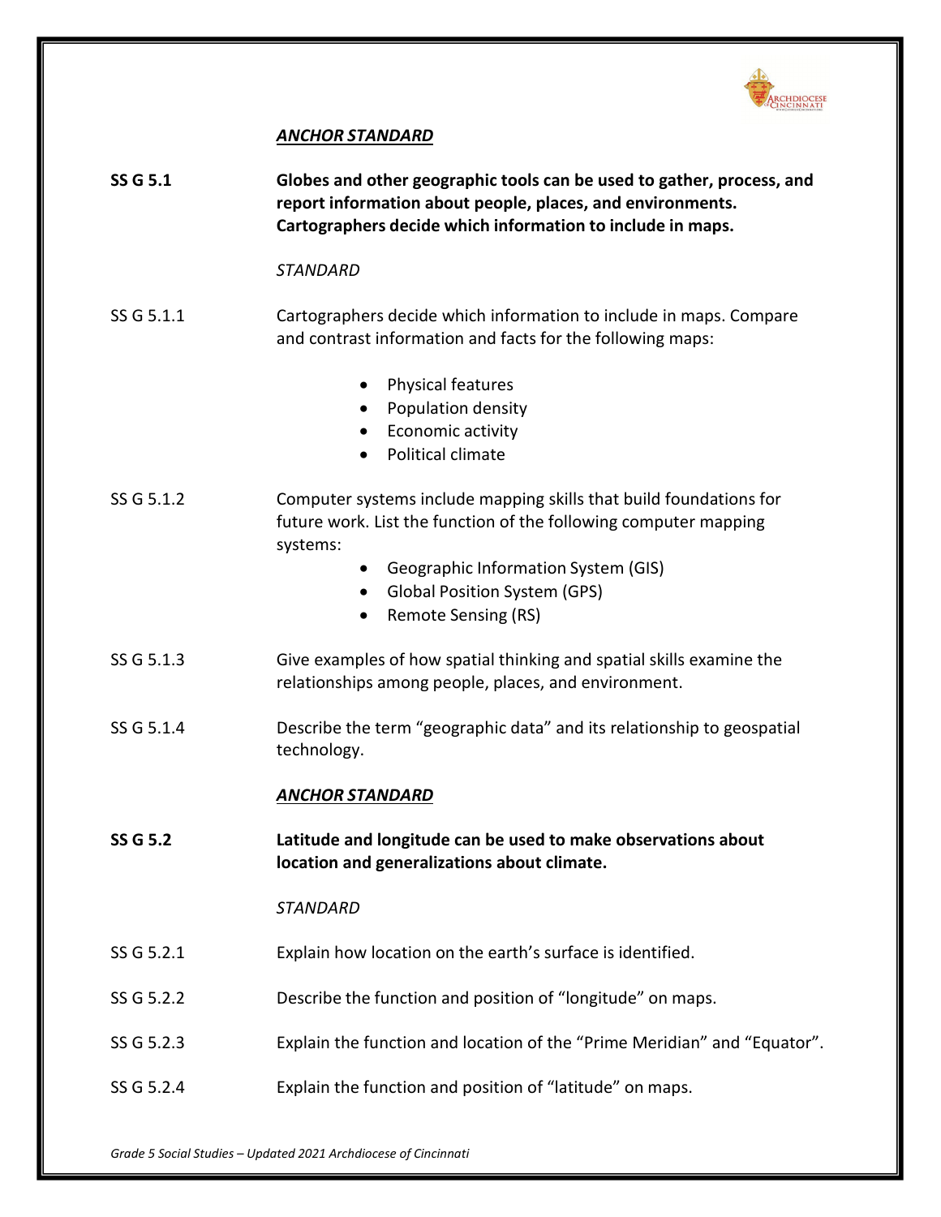***ANCHOR STANDARD***

**SS G 5.1** **Globes and other geographic tools can be used to gather, process, and report information about people, places, and environments. Cartographers decide which information to include in maps.**

*STANDARD*

SS G 5.1.1 Cartographers decide which information to include in maps. Compare and contrast information and facts for the following maps:

- Physical features
- Population density
- Economic activity
- Political climate

SS G 5.1.2 Computer systems include mapping skills that build foundations for future work. List the function of the following computer mapping systems:

- Geographic Information System (GIS)
- Global Position System (GPS)
- Remote Sensing (RS)

SS G 5.1.3 Give examples of how spatial thinking and spatial skills examine the relationships among people, places, and environment.

SS G 5.1.4 Describe the term "geographic data" and its relationship to geospatial technology.

***ANCHOR STANDARD***

**SS G 5.2** **Latitude and longitude can be used to make observations about location and generalizations about climate.**

*STANDARD*

SS G 5.2.1 Explain how location on the earth's surface is identified.

SS G 5.2.2 Describe the function and position of "longitude" on maps.

SS G 5.2.3 Explain the function and location of the "Prime Meridian" and "Equator".

SS G 5.2.4 Explain the function and position of "latitude" on maps.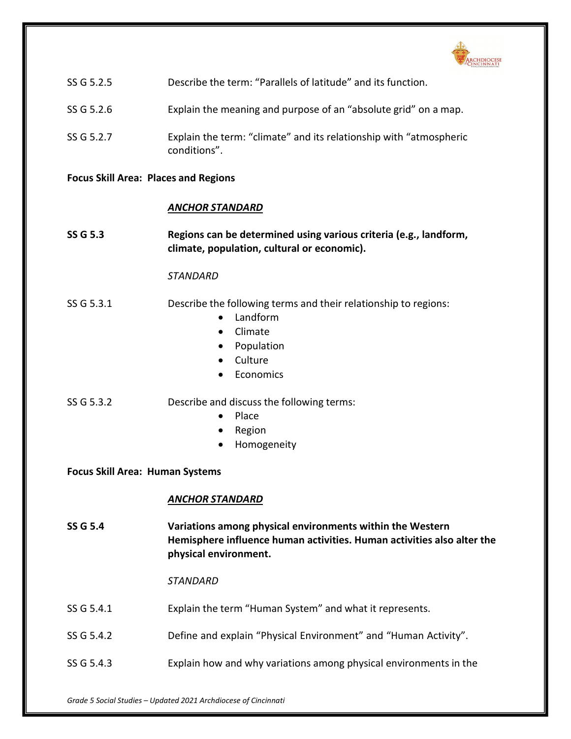SS G 5.2.5 Describe the term: "Parallels of latitude" and its function.

SS G 5.2.6 Explain the meaning and purpose of an "absolute grid" on a map.

SS G 5.2.7 Explain the term: "climate" and its relationship with "atmospheric conditions".

**Focus Skill Area: Places and Regions**

***ANCHOR STANDARD***

**SS G 5.3 Regions can be determined using various criteria (e.g., landform, climate, population, cultural or economic).**

*STANDARD*

SS G 5.3.1 Describe the following terms and their relationship to regions:

- Landform
- Climate
- Population
- Culture
- Economics

SS G 5.3.2 Describe and discuss the following terms:

- Place
- Region
- Homogeneity

**Focus Skill Area: Human Systems**

***ANCHOR STANDARD***

**SS G 5.4 Variations among physical environments within the Western Hemisphere influence human activities. Human activities also alter the physical environment.**

*STANDARD*

SS G 5.4.1 Explain the term "Human System" and what it represents.

SS G 5.4.2 Define and explain "Physical Environment" and "Human Activity".

SS G 5.4.3 Explain how and why variations among physical environments in the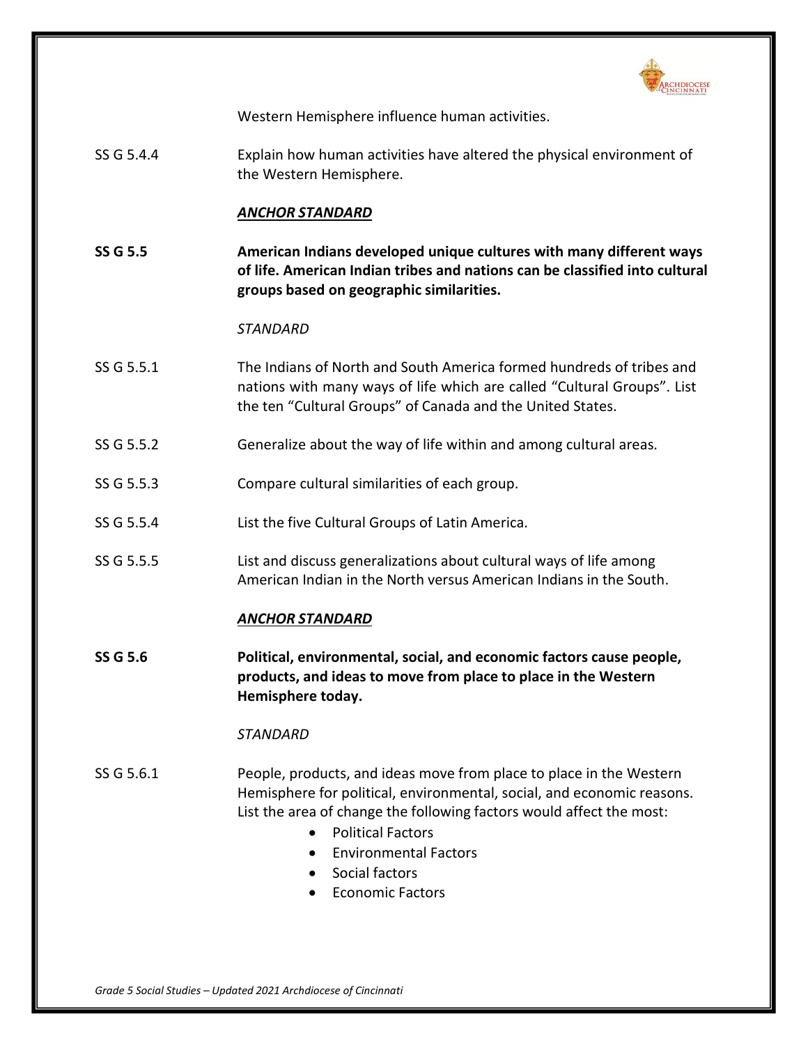Western Hemisphere influence human activities.

SS G 5.4.4 — Explain how human activities have altered the physical environment of the Western Hemisphere.

***ANCHOR STANDARD***

**SS G 5.5 — American Indians developed unique cultures with many different ways of life. American Indian tribes and nations can be classified into cultural groups based on geographic similarities.**

*STANDARD*

SS G 5.5.1 — The Indians of North and South America formed hundreds of tribes and nations with many ways of life which are called "Cultural Groups". List the ten "Cultural Groups" of Canada and the United States.

SS G 5.5.2 — Generalize about the way of life within and among cultural areas.

SS G 5.5.3 — Compare cultural similarities of each group.

SS G 5.5.4 — List the five Cultural Groups of Latin America.

SS G 5.5.5 — List and discuss generalizations about cultural ways of life among American Indian in the North versus American Indians in the South.

***ANCHOR STANDARD***

**SS G 5.6 — Political, environmental, social, and economic factors cause people, products, and ideas to move from place to place in the Western Hemisphere today.**

*STANDARD*

SS G 5.6.1 — People, products, and ideas move from place to place in the Western Hemisphere for political, environmental, social, and economic reasons. List the area of change the following factors would affect the most:

- Political Factors
- Environmental Factors
- Social factors
- Economic Factors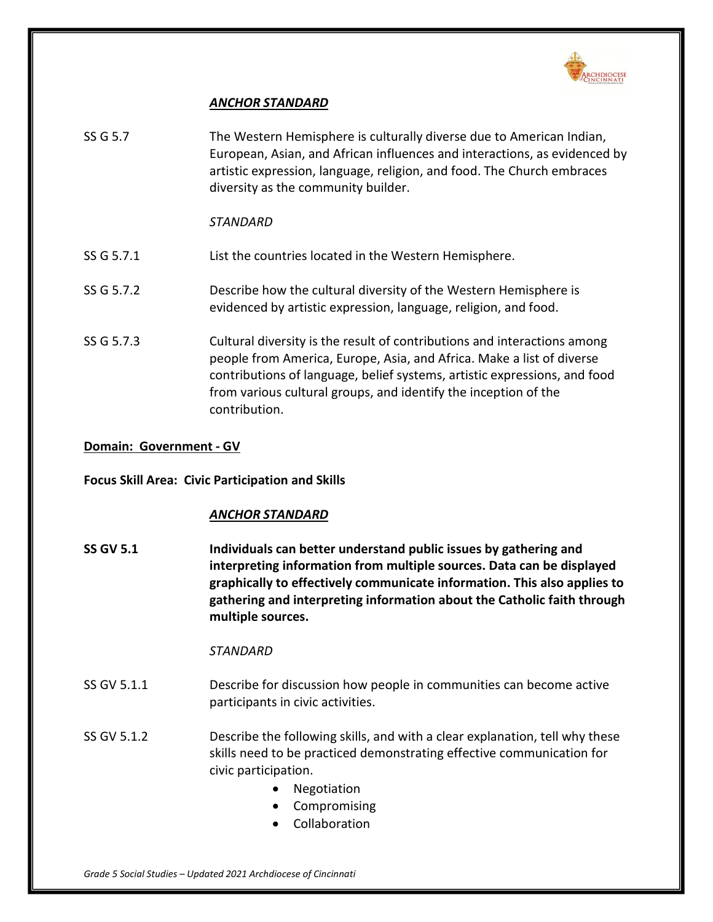***ANCHOR STANDARD***

SS G 5.7 The Western Hemisphere is culturally diverse due to American Indian, European, Asian, and African influences and interactions, as evidenced by artistic expression, language, religion, and food. The Church embraces diversity as the community builder.

*STANDARD*

SS G 5.7.1 List the countries located in the Western Hemisphere.

SS G 5.7.2 Describe how the cultural diversity of the Western Hemisphere is evidenced by artistic expression, language, religion, and food.

SS G 5.7.3 Cultural diversity is the result of contributions and interactions among people from America, Europe, Asia, and Africa. Make a list of diverse contributions of language, belief systems, artistic expressions, and food from various cultural groups, and identify the inception of the contribution.

**Domain: Government - GV**

**Focus Skill Area: Civic Participation and Skills**

***ANCHOR STANDARD***

**SS GV 5.1 Individuals can better understand public issues by gathering and interpreting information from multiple sources. Data can be displayed graphically to effectively communicate information. This also applies to gathering and interpreting information about the Catholic faith through multiple sources.**

*STANDARD*

SS GV 5.1.1 Describe for discussion how people in communities can become active participants in civic activities.

SS GV 5.1.2 Describe the following skills, and with a clear explanation, tell why these skills need to be practiced demonstrating effective communication for civic participation.

- Negotiation
- Compromising
- Collaboration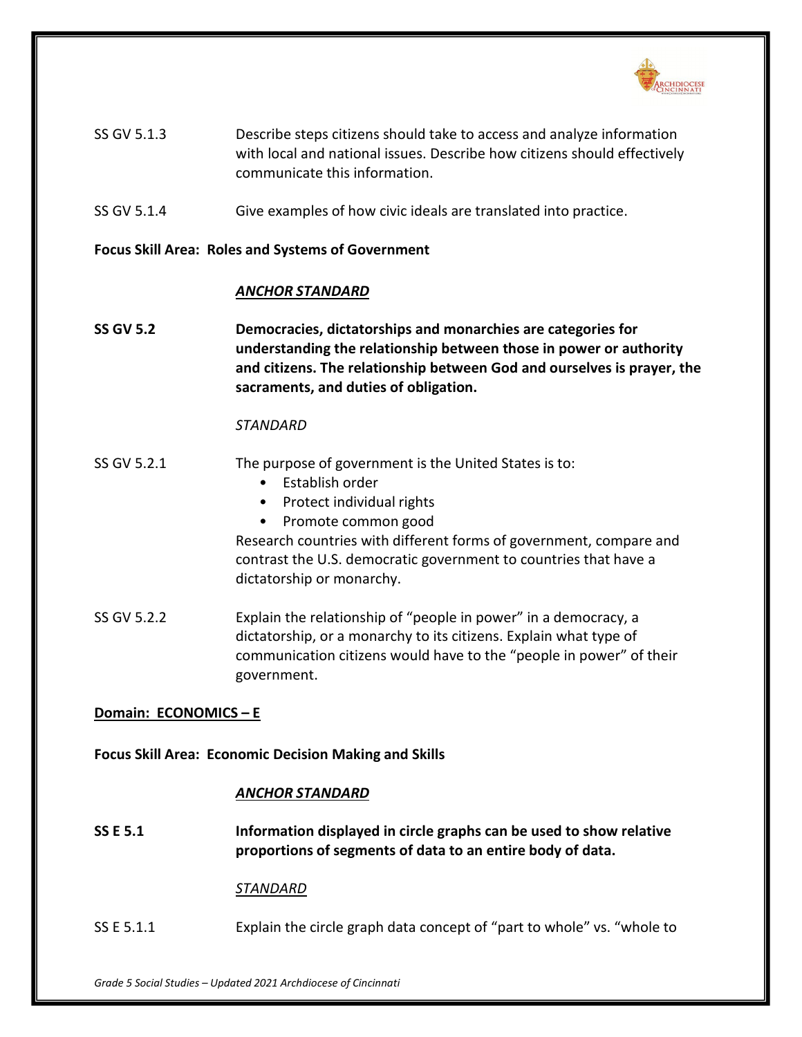SS GV 5.1.3 — Describe steps citizens should take to access and analyze information with local and national issues. Describe how citizens should effectively communicate this information.

SS GV 5.1.4 — Give examples of how civic ideals are translated into practice.

**Focus Skill Area: Roles and Systems of Government**

***ANCHOR STANDARD***

**SS GV 5.2** — **Democracies, dictatorships and monarchies are categories for understanding the relationship between those in power or authority and citizens. The relationship between God and ourselves is prayer, the sacraments, and duties of obligation.**

*STANDARD*

SS GV 5.2.1 — The purpose of government is the United States is to:

- Establish order
- Protect individual rights
- Promote common good

Research countries with different forms of government, compare and contrast the U.S. democratic government to countries that have a dictatorship or monarchy.

SS GV 5.2.2 — Explain the relationship of "people in power" in a democracy, a dictatorship, or a monarchy to its citizens. Explain what type of communication citizens would have to the "people in power" of their government.

**Domain: ECONOMICS – E**

**Focus Skill Area: Economic Decision Making and Skills**

***ANCHOR STANDARD***

**SS E 5.1** — **Information displayed in circle graphs can be used to show relative proportions of segments of data to an entire body of data.**

*STANDARD*

SS E 5.1.1 — Explain the circle graph data concept of "part to whole" vs. "whole to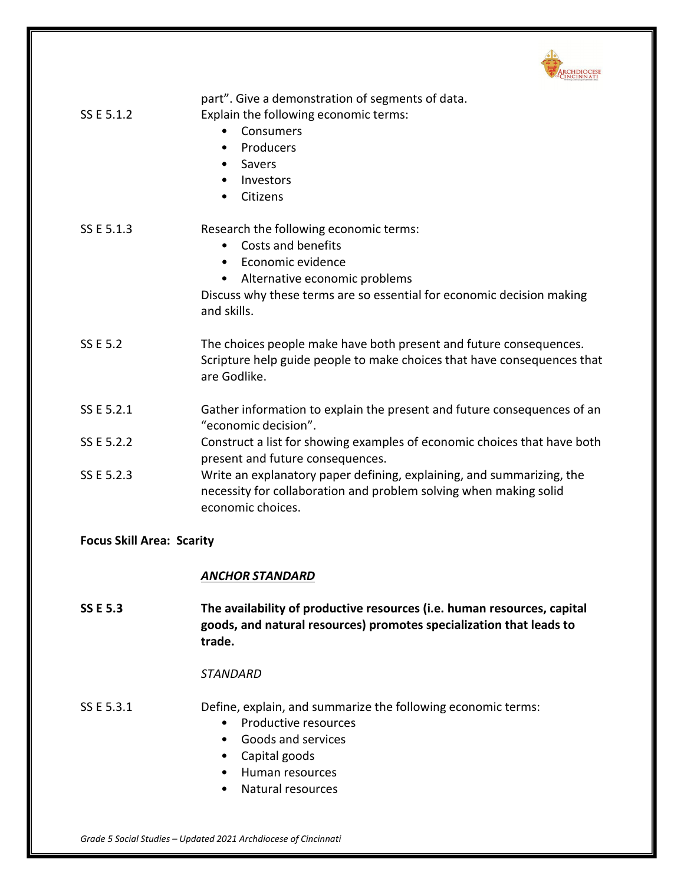part". Give a demonstration of segments of data.

SS E 5.1.2 Explain the following economic terms:

- Consumers
- Producers
- Savers
- Investors
- Citizens

SS E 5.1.3 Research the following economic terms:

- Costs and benefits
- Economic evidence
- Alternative economic problems

Discuss why these terms are so essential for economic decision making and skills.

SS E 5.2 The choices people make have both present and future consequences. Scripture help guide people to make choices that have consequences that are Godlike.

SS E 5.2.1 Gather information to explain the present and future consequences of an "economic decision".

SS E 5.2.2 Construct a list for showing examples of economic choices that have both present and future consequences.

SS E 5.2.3 Write an explanatory paper defining, explaining, and summarizing, the necessity for collaboration and problem solving when making solid economic choices.

**Focus Skill Area: Scarity**

***ANCHOR STANDARD***

**SS E 5.3 The availability of productive resources (i.e. human resources, capital goods, and natural resources) promotes specialization that leads to trade.**

*STANDARD*

SS E 5.3.1 Define, explain, and summarize the following economic terms:

- Productive resources
- Goods and services
- Capital goods
- Human resources
- Natural resources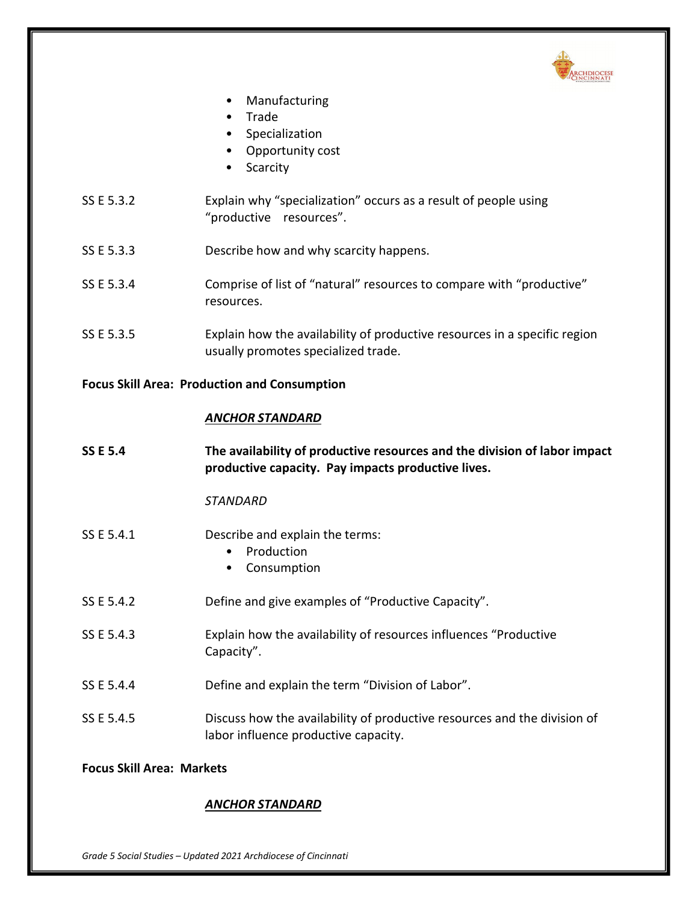- Manufacturing
- Trade
- Specialization
- Opportunity cost
- Scarcity

SS E 5.3.2 Explain why "specialization" occurs as a result of people using "productive resources".

SS E 5.3.3 Describe how and why scarcity happens.

SS E 5.3.4 Comprise of list of "natural" resources to compare with "productive" resources.

SS E 5.3.5 Explain how the availability of productive resources in a specific region usually promotes specialized trade.

**Focus Skill Area: Production and Consumption**

***ANCHOR STANDARD***

**SS E 5.4 The availability of productive resources and the division of labor impact productive capacity. Pay impacts productive lives.**

*STANDARD*

SS E 5.4.1 Describe and explain the terms:
- Production
- Consumption

SS E 5.4.2 Define and give examples of "Productive Capacity".

SS E 5.4.3 Explain how the availability of resources influences "Productive Capacity".

SS E 5.4.4 Define and explain the term "Division of Labor".

SS E 5.4.5 Discuss how the availability of productive resources and the division of labor influence productive capacity.

**Focus Skill Area: Markets**

***ANCHOR STANDARD***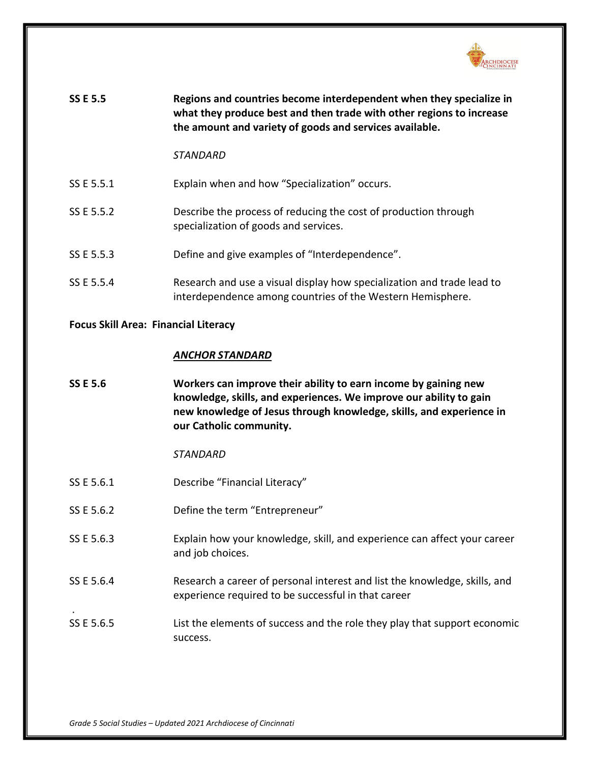**SS E 5.5** **Regions and countries become interdependent when they specialize in what they produce best and then trade with other regions to increase the amount and variety of goods and services available.**

*STANDARD*

SS E 5.5.1 Explain when and how "Specialization" occurs.

SS E 5.5.2 Describe the process of reducing the cost of production through specialization of goods and services.

SS E 5.5.3 Define and give examples of "Interdependence".

SS E 5.5.4 Research and use a visual display how specialization and trade lead to interdependence among countries of the Western Hemisphere.

**Focus Skill Area: Financial Literacy**

***ANCHOR STANDARD***

**SS E 5.6** **Workers can improve their ability to earn income by gaining new knowledge, skills, and experiences. We improve our ability to gain new knowledge of Jesus through knowledge, skills, and experience in our Catholic community.**

*STANDARD*

SS E 5.6.1 Describe "Financial Literacy"

SS E 5.6.2 Define the term "Entrepreneur"

SS E 5.6.3 Explain how your knowledge, skill, and experience can affect your career and job choices.

SS E 5.6.4 Research a career of personal interest and list the knowledge, skills, and experience required to be successful in that career

SS E 5.6.5 List the elements of success and the role they play that support economic success.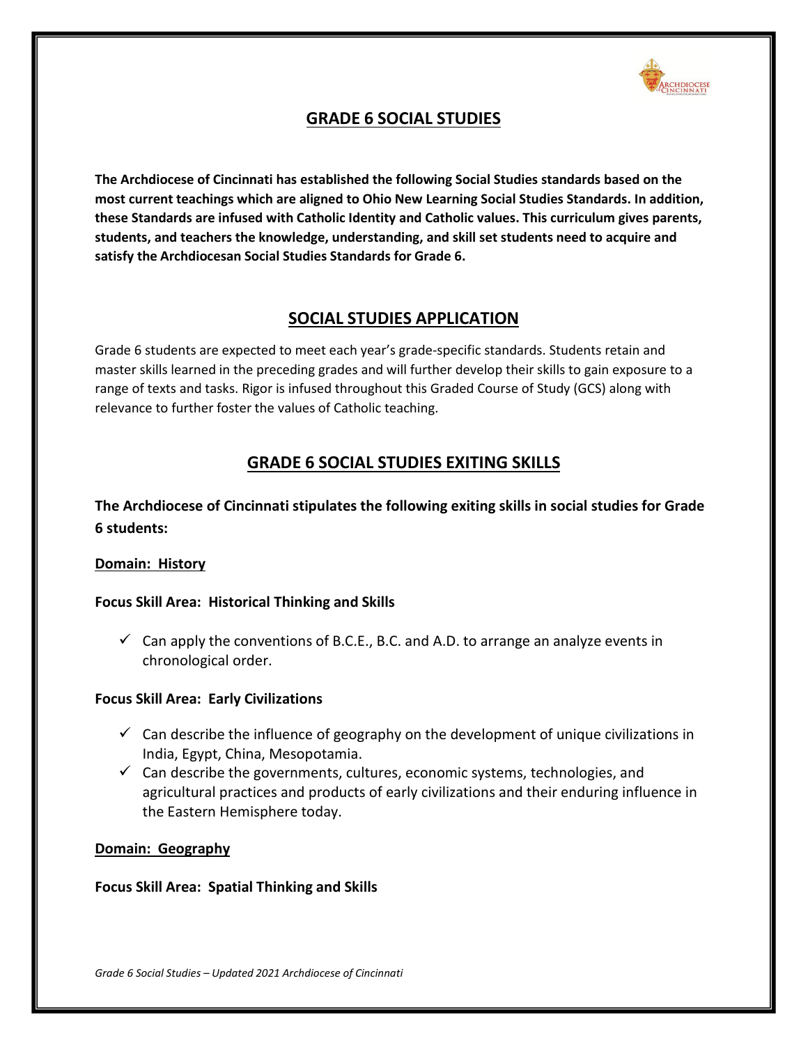# GRADE 6 SOCIAL STUDIES

**The Archdiocese of Cincinnati has established the following Social Studies standards based on the most current teachings which are aligned to Ohio New Learning Social Studies Standards. In addition, these Standards are infused with Catholic Identity and Catholic values. This curriculum gives parents, students, and teachers the knowledge, understanding, and skill set students need to acquire and satisfy the Archdiocesan Social Studies Standards for Grade 6.**

## SOCIAL STUDIES APPLICATION

Grade 6 students are expected to meet each year's grade-specific standards. Students retain and master skills learned in the preceding grades and will further develop their skills to gain exposure to a range of texts and tasks. Rigor is infused throughout this Graded Course of Study (GCS) along with relevance to further foster the values of Catholic teaching.

## GRADE 6 SOCIAL STUDIES EXITING SKILLS

**The Archdiocese of Cincinnati stipulates the following exiting skills in social studies for Grade 6 students:**

**Domain: History**

**Focus Skill Area: Historical Thinking and Skills**

- ✓ Can apply the conventions of B.C.E., B.C. and A.D. to arrange an analyze events in chronological order.

**Focus Skill Area: Early Civilizations**

- ✓ Can describe the influence of geography on the development of unique civilizations in India, Egypt, China, Mesopotamia.
- ✓ Can describe the governments, cultures, economic systems, technologies, and agricultural practices and products of early civilizations and their enduring influence in the Eastern Hemisphere today.

**Domain: Geography**

**Focus Skill Area: Spatial Thinking and Skills**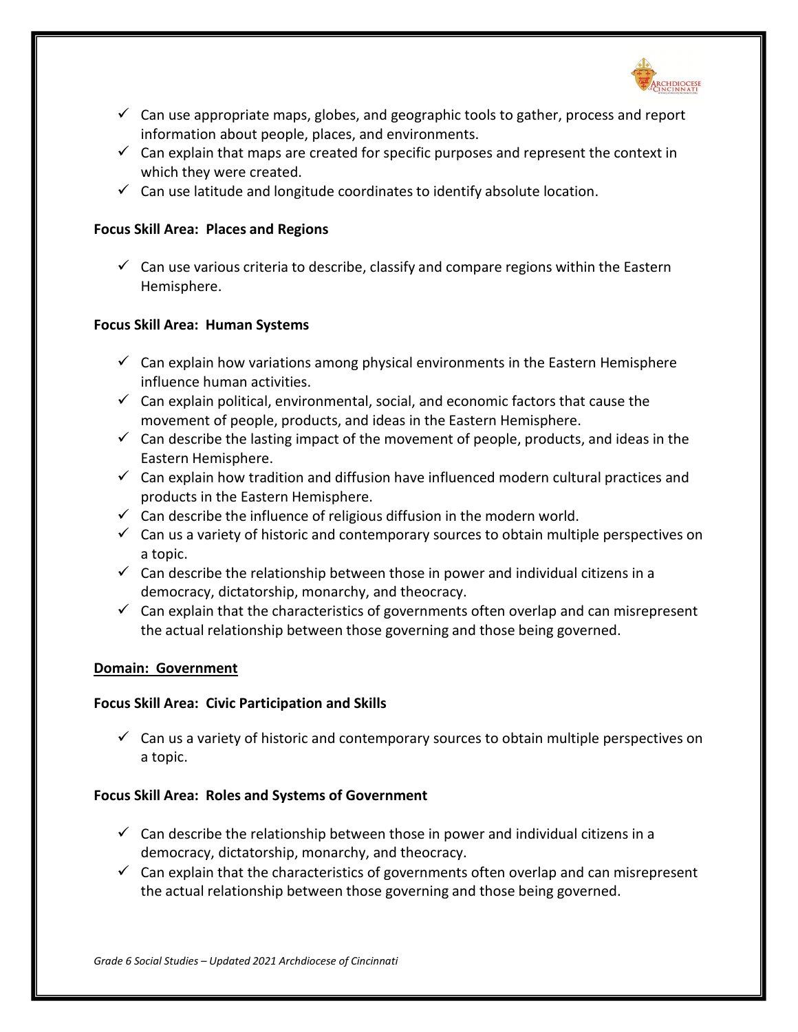- ✓ Can use appropriate maps, globes, and geographic tools to gather, process and report information about people, places, and environments.
- ✓ Can explain that maps are created for specific purposes and represent the context in which they were created.
- ✓ Can use latitude and longitude coordinates to identify absolute location.

**Focus Skill Area: Places and Regions**

- ✓ Can use various criteria to describe, classify and compare regions within the Eastern Hemisphere.

**Focus Skill Area: Human Systems**

- ✓ Can explain how variations among physical environments in the Eastern Hemisphere influence human activities.
- ✓ Can explain political, environmental, social, and economic factors that cause the movement of people, products, and ideas in the Eastern Hemisphere.
- ✓ Can describe the lasting impact of the movement of people, products, and ideas in the Eastern Hemisphere.
- ✓ Can explain how tradition and diffusion have influenced modern cultural practices and products in the Eastern Hemisphere.
- ✓ Can describe the influence of religious diffusion in the modern world.
- ✓ Can us a variety of historic and contemporary sources to obtain multiple perspectives on a topic.
- ✓ Can describe the relationship between those in power and individual citizens in a democracy, dictatorship, monarchy, and theocracy.
- ✓ Can explain that the characteristics of governments often overlap and can misrepresent the actual relationship between those governing and those being governed.

**<u>Domain: Government</u>**

**Focus Skill Area: Civic Participation and Skills**

- ✓ Can us a variety of historic and contemporary sources to obtain multiple perspectives on a topic.

**Focus Skill Area: Roles and Systems of Government**

- ✓ Can describe the relationship between those in power and individual citizens in a democracy, dictatorship, monarchy, and theocracy.
- ✓ Can explain that the characteristics of governments often overlap and can misrepresent the actual relationship between those governing and those being governed.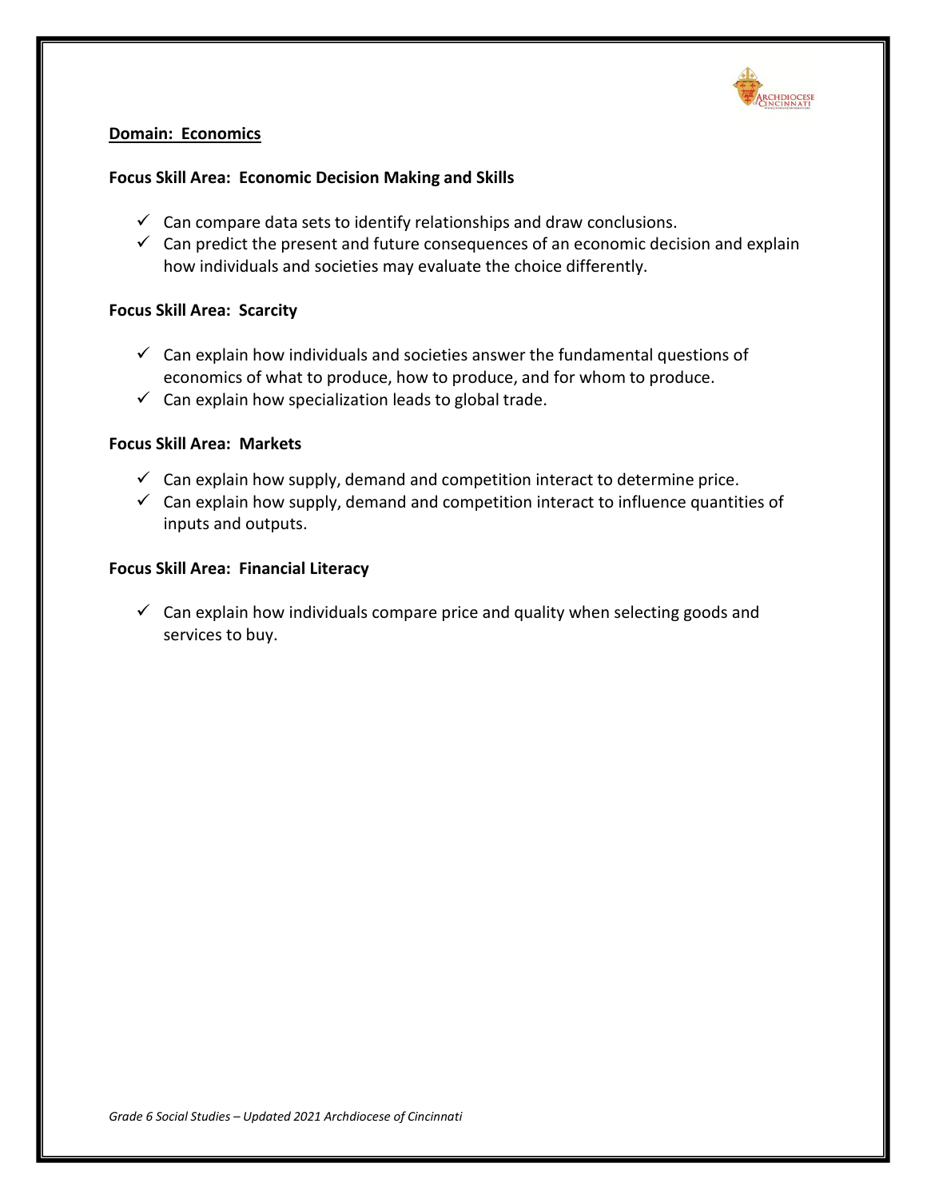**Domain: Economics**

**Focus Skill Area: Economic Decision Making and Skills**

- ✓ Can compare data sets to identify relationships and draw conclusions.
- ✓ Can predict the present and future consequences of an economic decision and explain how individuals and societies may evaluate the choice differently.

**Focus Skill Area: Scarcity**

- ✓ Can explain how individuals and societies answer the fundamental questions of economics of what to produce, how to produce, and for whom to produce.
- ✓ Can explain how specialization leads to global trade.

**Focus Skill Area: Markets**

- ✓ Can explain how supply, demand and competition interact to determine price.
- ✓ Can explain how supply, demand and competition interact to influence quantities of inputs and outputs.

**Focus Skill Area: Financial Literacy**

- ✓ Can explain how individuals compare price and quality when selecting goods and services to buy.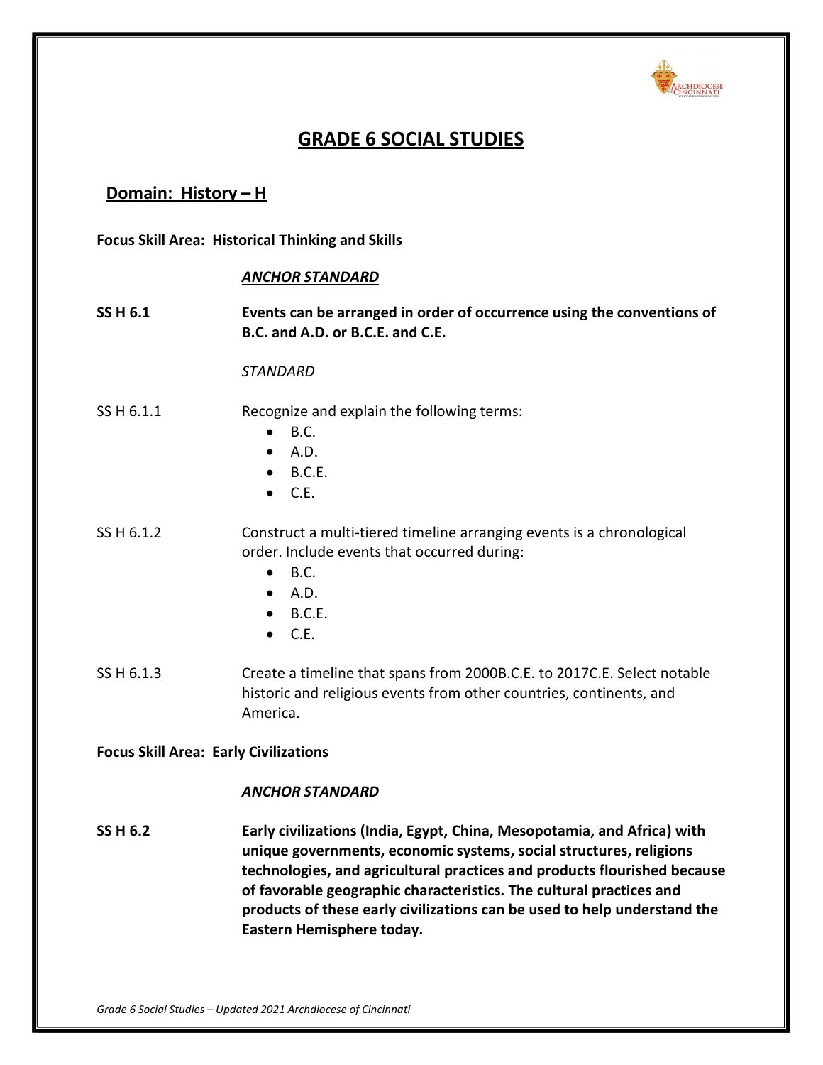# GRADE 6 SOCIAL STUDIES

## Domain: History – H

**Focus Skill Area: Historical Thinking and Skills**

***ANCHOR STANDARD***

**SS H 6.1** **Events can be arranged in order of occurrence using the conventions of B.C. and A.D. or B.C.E. and C.E.**

*STANDARD*

SS H 6.1.1 Recognize and explain the following terms:

- B.C.
- A.D.
- B.C.E.
- C.E.

SS H 6.1.2 Construct a multi-tiered timeline arranging events is a chronological order. Include events that occurred during:

- B.C.
- A.D.
- B.C.E.
- C.E.

SS H 6.1.3 Create a timeline that spans from 2000B.C.E. to 2017C.E. Select notable historic and religious events from other countries, continents, and America.

**Focus Skill Area: Early Civilizations**

***ANCHOR STANDARD***

**SS H 6.2** **Early civilizations (India, Egypt, China, Mesopotamia, and Africa) with unique governments, economic systems, social structures, religions technologies, and agricultural practices and products flourished because of favorable geographic characteristics. The cultural practices and products of these early civilizations can be used to help understand the Eastern Hemisphere today.**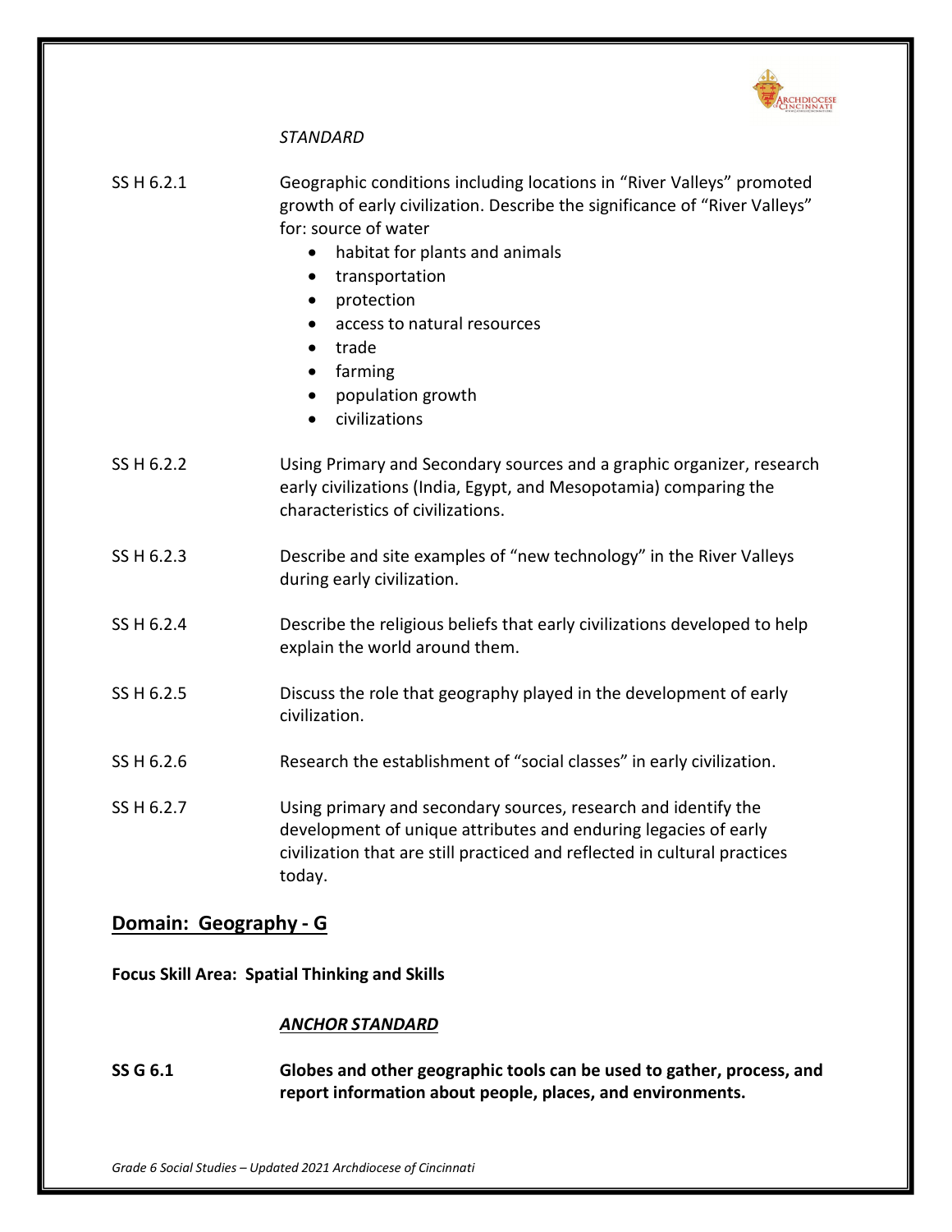*STANDARD*

SS H 6.2.1 Geographic conditions including locations in "River Valleys" promoted growth of early civilization. Describe the significance of "River Valleys" for: source of water

- habitat for plants and animals
- transportation
- protection
- access to natural resources
- trade
- farming
- population growth
- civilizations

SS H 6.2.2 Using Primary and Secondary sources and a graphic organizer, research early civilizations (India, Egypt, and Mesopotamia) comparing the characteristics of civilizations.

SS H 6.2.3 Describe and site examples of "new technology" in the River Valleys during early civilization.

SS H 6.2.4 Describe the religious beliefs that early civilizations developed to help explain the world around them.

SS H 6.2.5 Discuss the role that geography played in the development of early civilization.

SS H 6.2.6 Research the establishment of "social classes" in early civilization.

SS H 6.2.7 Using primary and secondary sources, research and identify the development of unique attributes and enduring legacies of early civilization that are still practiced and reflected in cultural practices today.

## Domain: Geography - G

**Focus Skill Area: Spatial Thinking and Skills**

***ANCHOR STANDARD***

**SS G 6.1 Globes and other geographic tools can be used to gather, process, and report information about people, places, and environments.**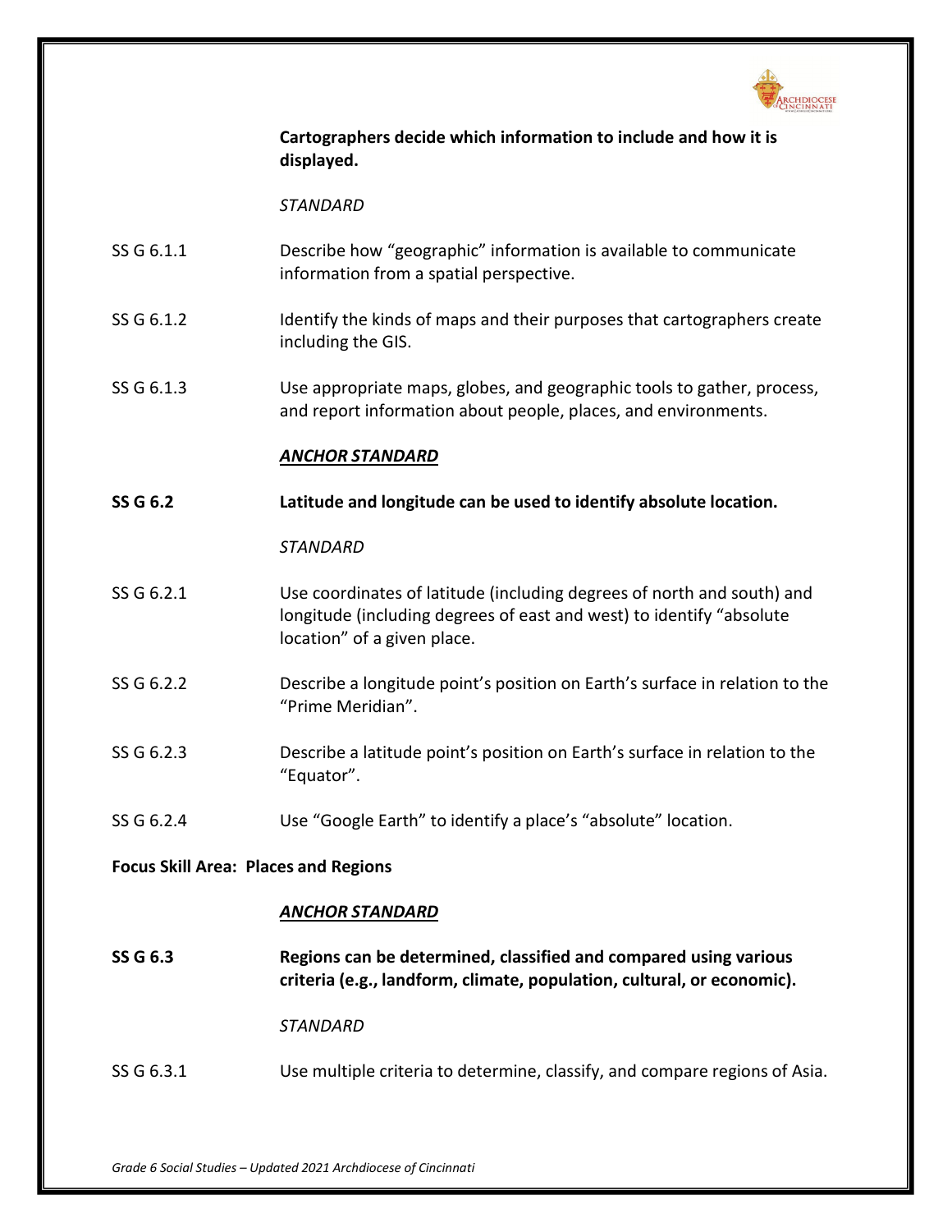**Cartographers decide which information to include and how it is displayed.**

*STANDARD*

SS G 6.1.1 Describe how "geographic" information is available to communicate information from a spatial perspective.

SS G 6.1.2 Identify the kinds of maps and their purposes that cartographers create including the GIS.

SS G 6.1.3 Use appropriate maps, globes, and geographic tools to gather, process, and report information about people, places, and environments.

***ANCHOR STANDARD***

**SS G 6.2 Latitude and longitude can be used to identify absolute location.**

*STANDARD*

SS G 6.2.1 Use coordinates of latitude (including degrees of north and south) and longitude (including degrees of east and west) to identify "absolute location" of a given place.

SS G 6.2.2 Describe a longitude point's position on Earth's surface in relation to the "Prime Meridian".

SS G 6.2.3 Describe a latitude point's position on Earth's surface in relation to the "Equator".

SS G 6.2.4 Use "Google Earth" to identify a place's "absolute" location.

**Focus Skill Area: Places and Regions**

***ANCHOR STANDARD***

**SS G 6.3 Regions can be determined, classified and compared using various criteria (e.g., landform, climate, population, cultural, or economic).**

*STANDARD*

SS G 6.3.1 Use multiple criteria to determine, classify, and compare regions of Asia.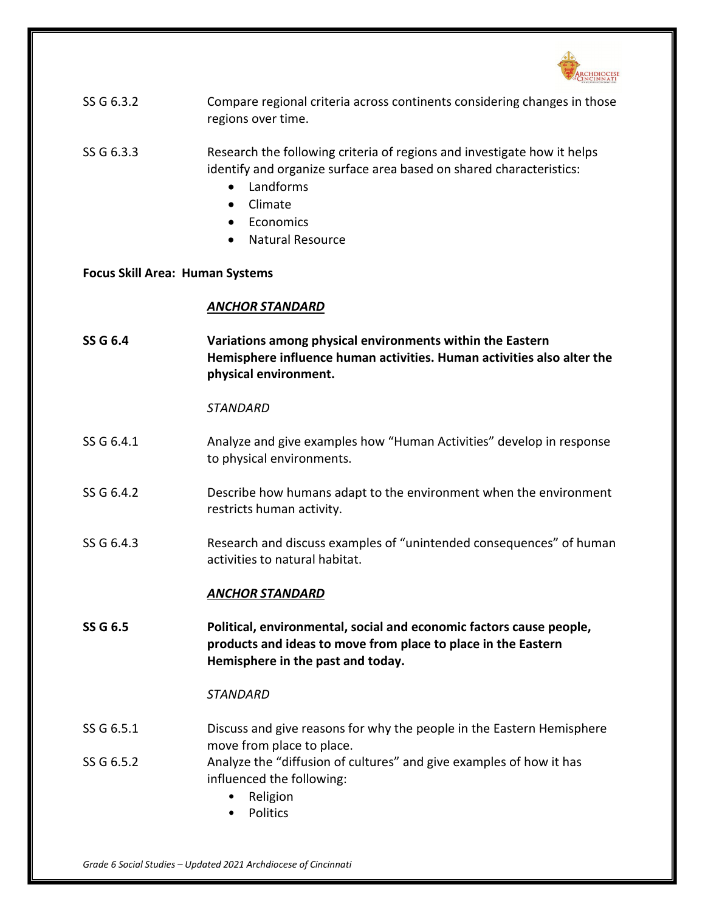SS G 6.3.2 Compare regional criteria across continents considering changes in those regions over time.

SS G 6.3.3 Research the following criteria of regions and investigate how it helps identify and organize surface area based on shared characteristics:

- Landforms
- Climate
- Economics
- Natural Resource

**Focus Skill Area: Human Systems**

***ANCHOR STANDARD***

**SS G 6.4 Variations among physical environments within the Eastern Hemisphere influence human activities. Human activities also alter the physical environment.**

*STANDARD*

SS G 6.4.1 Analyze and give examples how "Human Activities" develop in response to physical environments.

SS G 6.4.2 Describe how humans adapt to the environment when the environment restricts human activity.

SS G 6.4.3 Research and discuss examples of "unintended consequences" of human activities to natural habitat.

***ANCHOR STANDARD***

**SS G 6.5 Political, environmental, social and economic factors cause people, products and ideas to move from place to place in the Eastern Hemisphere in the past and today.**

*STANDARD*

SS G 6.5.1 Discuss and give reasons for why the people in the Eastern Hemisphere move from place to place.

SS G 6.5.2 Analyze the "diffusion of cultures" and give examples of how it has influenced the following:

- Religion
- Politics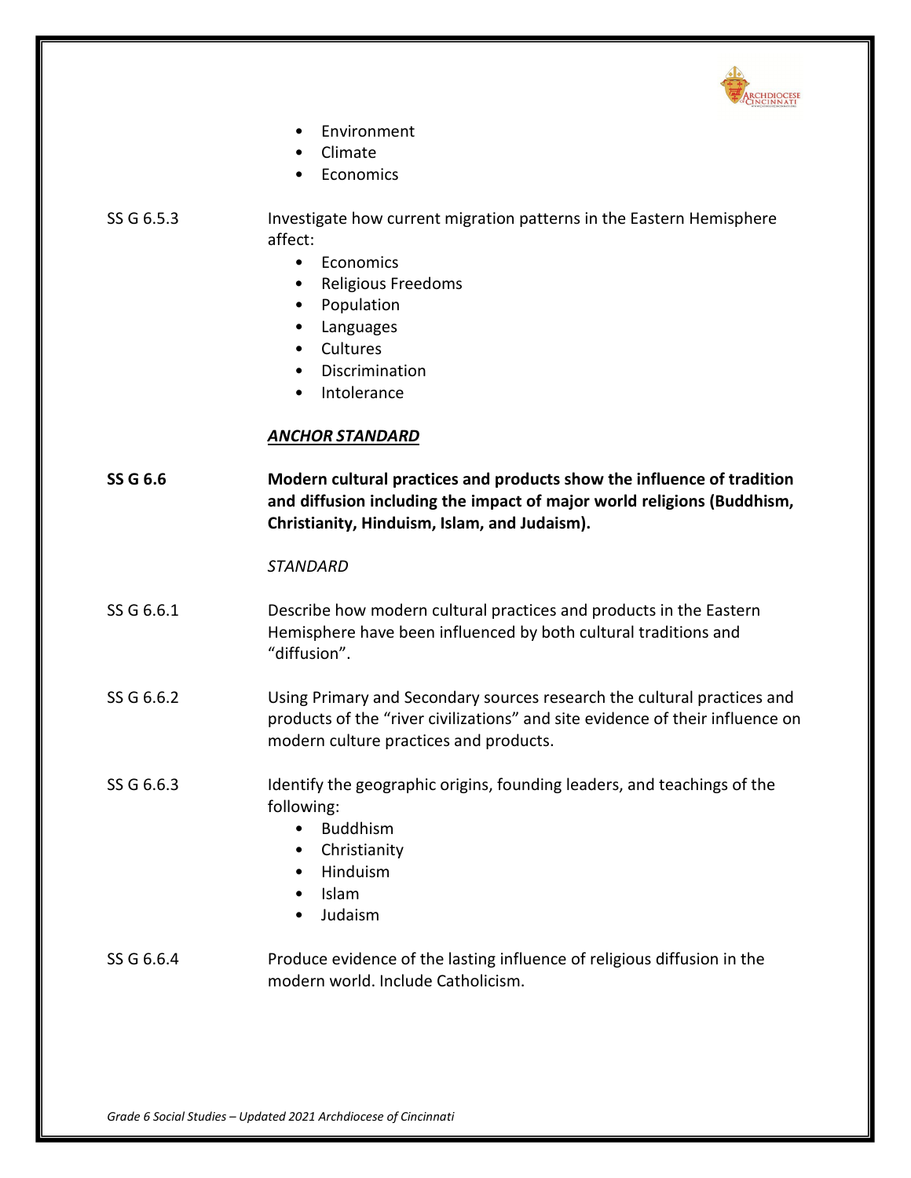- Environment
- Climate
- Economics

SS G 6.5.3 Investigate how current migration patterns in the Eastern Hemisphere affect:

- Economics
- Religious Freedoms
- Population
- Languages
- Cultures
- Discrimination
- Intolerance

***ANCHOR STANDARD***

**SS G 6.6** **Modern cultural practices and products show the influence of tradition and diffusion including the impact of major world religions (Buddhism, Christianity, Hinduism, Islam, and Judaism).**

*STANDARD*

SS G 6.6.1 Describe how modern cultural practices and products in the Eastern Hemisphere have been influenced by both cultural traditions and "diffusion".

SS G 6.6.2 Using Primary and Secondary sources research the cultural practices and products of the "river civilizations" and site evidence of their influence on modern culture practices and products.

SS G 6.6.3 Identify the geographic origins, founding leaders, and teachings of the following:

- Buddhism
- Christianity
- Hinduism
- Islam
- Judaism

SS G 6.6.4 Produce evidence of the lasting influence of religious diffusion in the modern world. Include Catholicism.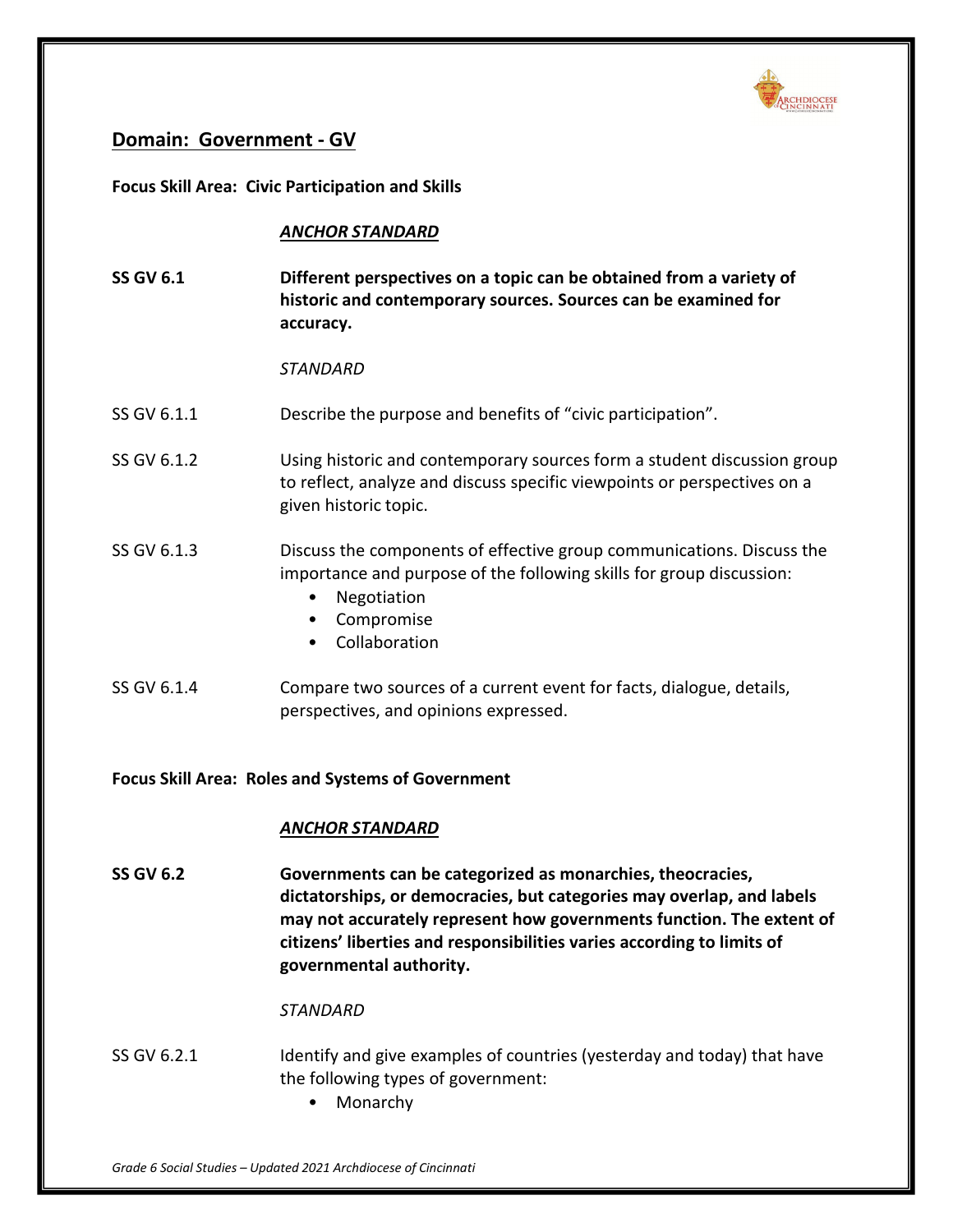## Domain: Government - GV

**Focus Skill Area: Civic Participation and Skills**

***ANCHOR STANDARD***

**SS GV 6.1** **Different perspectives on a topic can be obtained from a variety of historic and contemporary sources. Sources can be examined for accuracy.**

*STANDARD*

SS GV 6.1.1 Describe the purpose and benefits of "civic participation".

SS GV 6.1.2 Using historic and contemporary sources form a student discussion group to reflect, analyze and discuss specific viewpoints or perspectives on a given historic topic.

SS GV 6.1.3 Discuss the components of effective group communications. Discuss the importance and purpose of the following skills for group discussion:

- Negotiation
- Compromise
- Collaboration

SS GV 6.1.4 Compare two sources of a current event for facts, dialogue, details, perspectives, and opinions expressed.

**Focus Skill Area: Roles and Systems of Government**

***ANCHOR STANDARD***

**SS GV 6.2** **Governments can be categorized as monarchies, theocracies, dictatorships, or democracies, but categories may overlap, and labels may not accurately represent how governments function. The extent of citizens' liberties and responsibilities varies according to limits of governmental authority.**

*STANDARD*

SS GV 6.2.1 Identify and give examples of countries (yesterday and today) that have the following types of government:

- Monarchy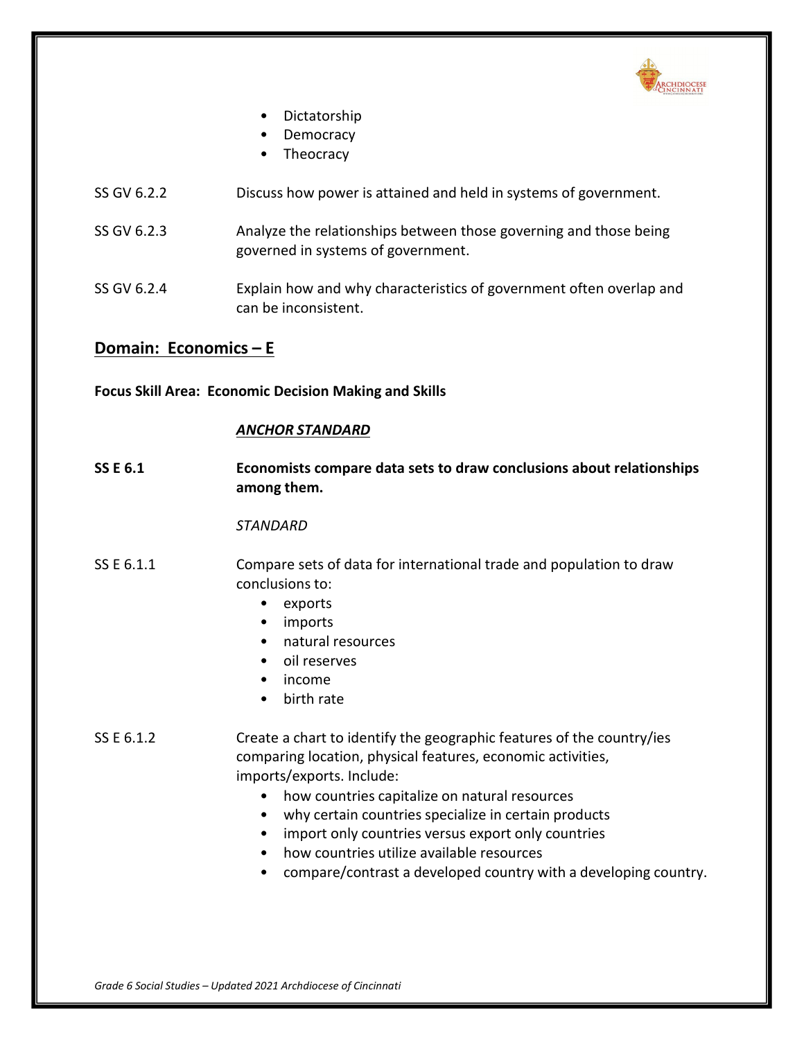- Dictatorship
- Democracy
- Theocracy

SS GV 6.2.2 Discuss how power is attained and held in systems of government.

SS GV 6.2.3 Analyze the relationships between those governing and those being governed in systems of government.

SS GV 6.2.4 Explain how and why characteristics of government often overlap and can be inconsistent.

## Domain: Economics – E

**Focus Skill Area: Economic Decision Making and Skills**

***ANCHOR STANDARD***

**SS E 6.1 Economists compare data sets to draw conclusions about relationships among them.**

*STANDARD*

SS E 6.1.1 Compare sets of data for international trade and population to draw conclusions to:

- exports
- imports
- natural resources
- oil reserves
- income
- birth rate

SS E 6.1.2 Create a chart to identify the geographic features of the country/ies comparing location, physical features, economic activities, imports/exports. Include:

- how countries capitalize on natural resources
- why certain countries specialize in certain products
- import only countries versus export only countries
- how countries utilize available resources
- compare/contrast a developed country with a developing country.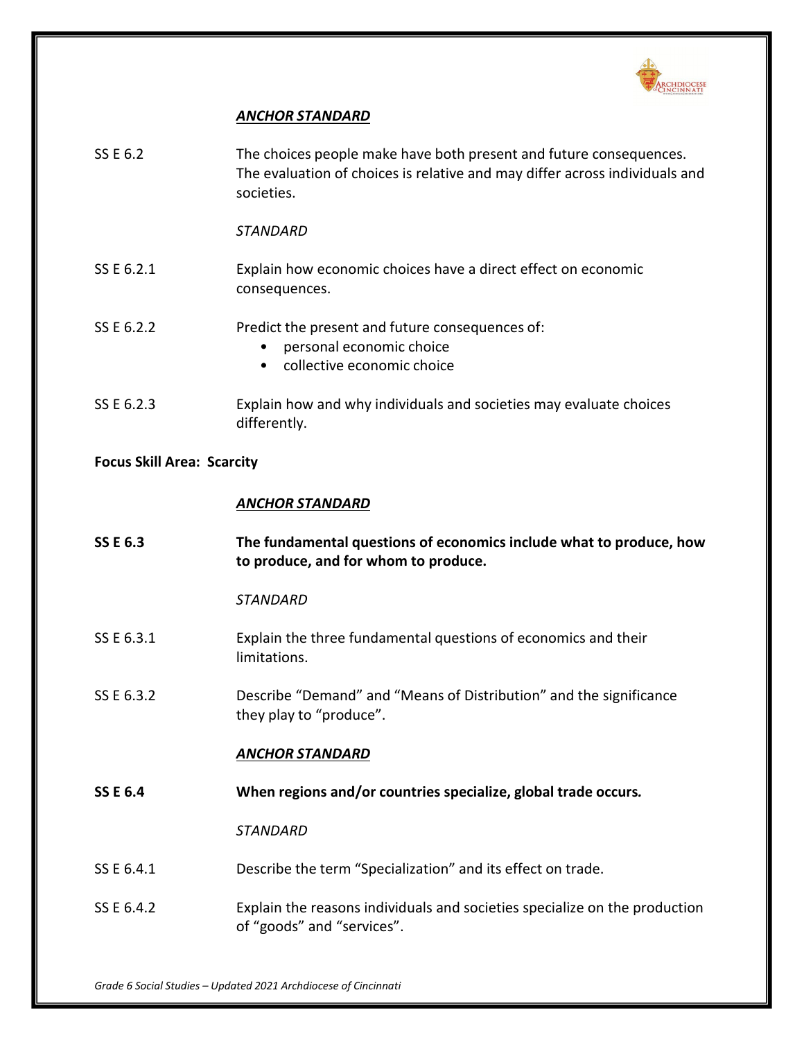***ANCHOR STANDARD***

SS E 6.2 — The choices people make have both present and future consequences. The evaluation of choices is relative and may differ across individuals and societies.

*STANDARD*

SS E 6.2.1 — Explain how economic choices have a direct effect on economic consequences.

SS E 6.2.2 — Predict the present and future consequences of:

- personal economic choice
- collective economic choice

SS E 6.2.3 — Explain how and why individuals and societies may evaluate choices differently.

**Focus Skill Area: Scarcity**

***ANCHOR STANDARD***

**SS E 6.3 — The fundamental questions of economics include what to produce, how to produce, and for whom to produce.**

*STANDARD*

SS E 6.3.1 — Explain the three fundamental questions of economics and their limitations.

SS E 6.3.2 — Describe "Demand" and "Means of Distribution" and the significance they play to "produce".

***ANCHOR STANDARD***

**SS E 6.4 — When regions and/or countries specialize, global trade occurs*.***

*STANDARD*

SS E 6.4.1 — Describe the term "Specialization" and its effect on trade.

SS E 6.4.2 — Explain the reasons individuals and societies specialize on the production of "goods" and "services".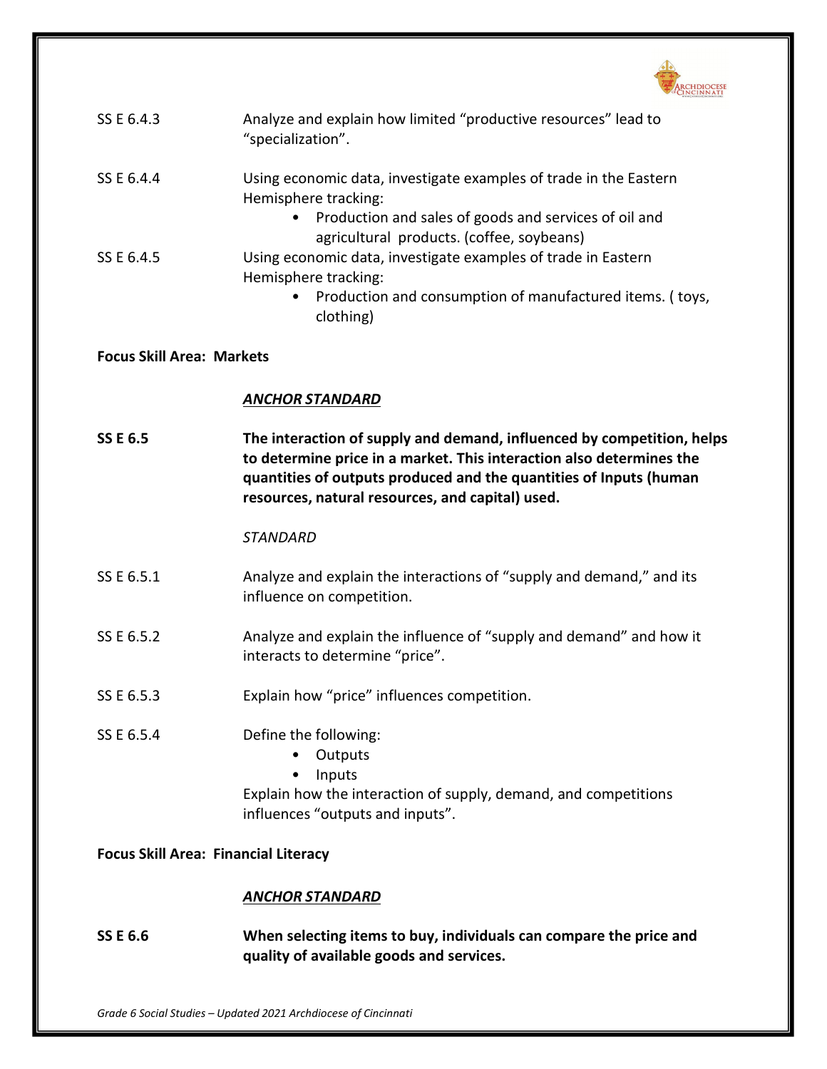SS E 6.4.3 Analyze and explain how limited "productive resources" lead to "specialization".

SS E 6.4.4 Using economic data, investigate examples of trade in the Eastern Hemisphere tracking:

- Production and sales of goods and services of oil and agricultural products. (coffee, soybeans)

SS E 6.4.5 Using economic data, investigate examples of trade in Eastern Hemisphere tracking:

- Production and consumption of manufactured items. ( toys, clothing)

**Focus Skill Area: Markets**

***ANCHOR STANDARD***

**SS E 6.5 The interaction of supply and demand, influenced by competition, helps to determine price in a market. This interaction also determines the quantities of outputs produced and the quantities of Inputs (human resources, natural resources, and capital) used.**

*STANDARD*

SS E 6.5.1 Analyze and explain the interactions of "supply and demand," and its influence on competition.

SS E 6.5.2 Analyze and explain the influence of "supply and demand" and how it interacts to determine "price".

SS E 6.5.3 Explain how "price" influences competition.

SS E 6.5.4 Define the following:

- Outputs
- Inputs

Explain how the interaction of supply, demand, and competitions influences "outputs and inputs".

**Focus Skill Area: Financial Literacy**

***ANCHOR STANDARD***

**SS E 6.6 When selecting items to buy, individuals can compare the price and quality of available goods and services.**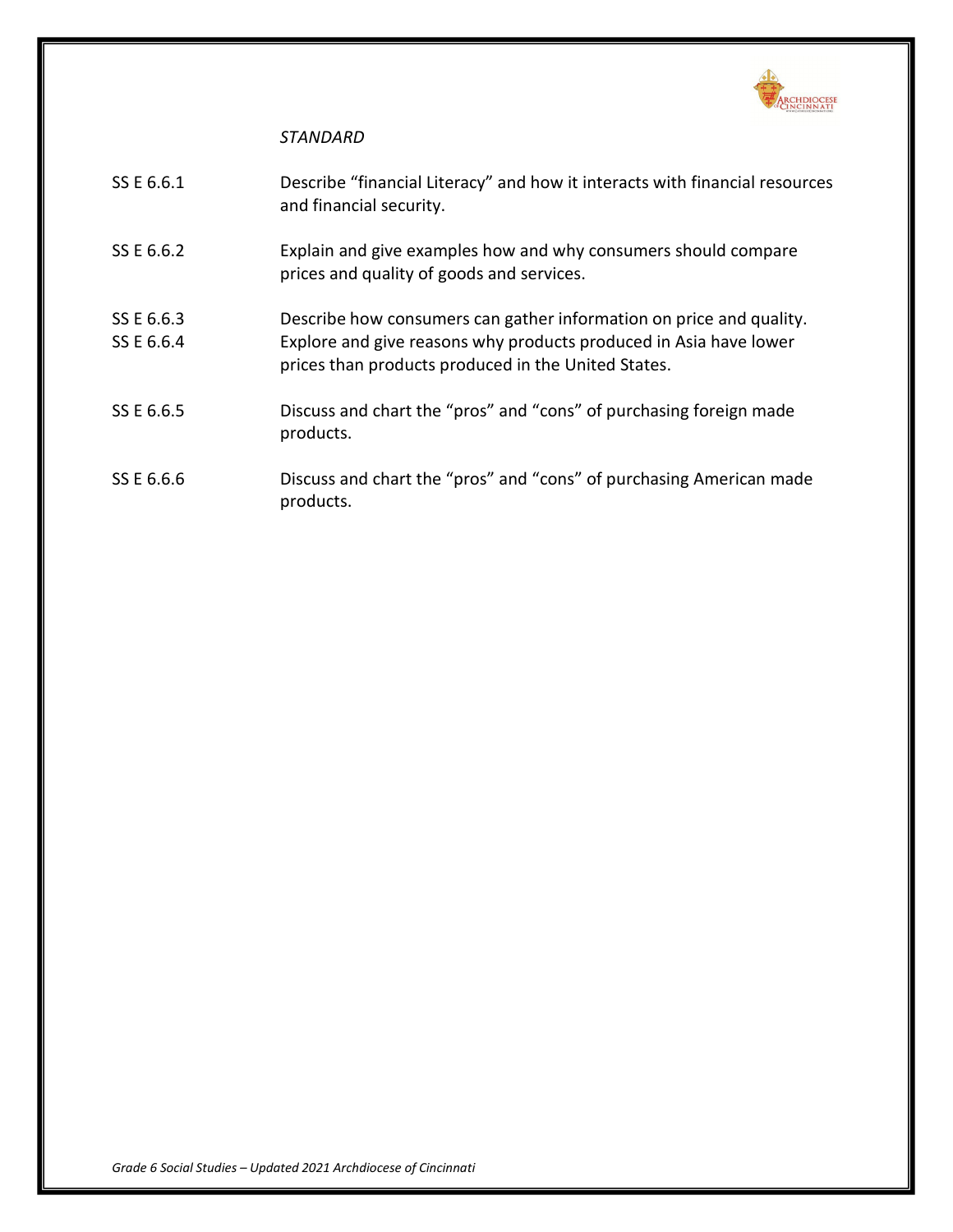| | *STANDARD* |
|---|---|
| SS E 6.6.1 | Describe "financial Literacy" and how it interacts with financial resources and financial security. |
| SS E 6.6.2 | Explain and give examples how and why consumers should compare prices and quality of goods and services. |
| SS E 6.6.3 | Describe how consumers can gather information on price and quality. |
| SS E 6.6.4 | Explore and give reasons why products produced in Asia have lower prices than products produced in the United States. |
| SS E 6.6.5 | Discuss and chart the "pros" and "cons" of purchasing foreign made products. |
| SS E 6.6.6 | Discuss and chart the "pros" and "cons" of purchasing American made products. |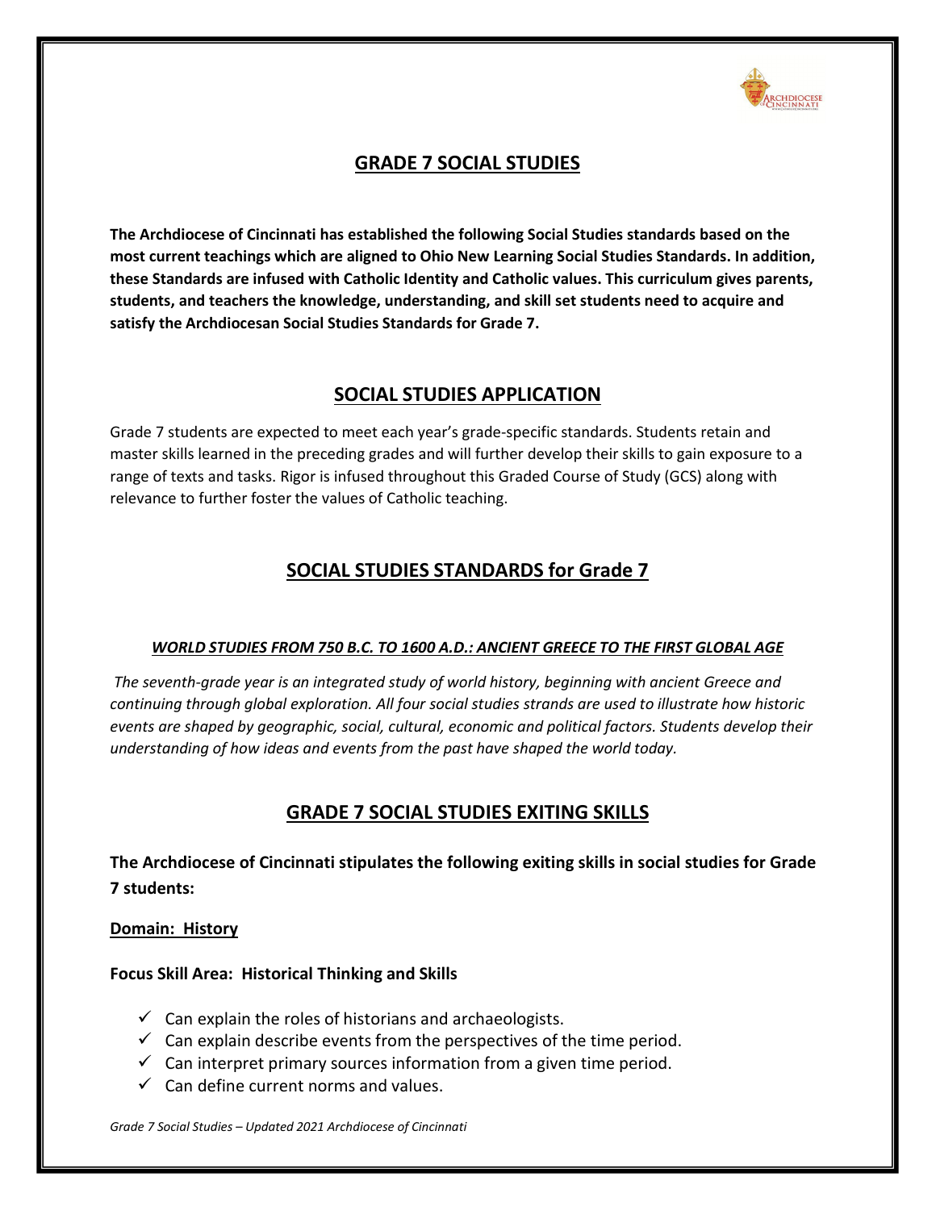## GRADE 7 SOCIAL STUDIES

**The Archdiocese of Cincinnati has established the following Social Studies standards based on the most current teachings which are aligned to Ohio New Learning Social Studies Standards. In addition, these Standards are infused with Catholic Identity and Catholic values. This curriculum gives parents, students, and teachers the knowledge, understanding, and skill set students need to acquire and satisfy the Archdiocesan Social Studies Standards for Grade 7.**

## SOCIAL STUDIES APPLICATION

Grade 7 students are expected to meet each year's grade-specific standards. Students retain and master skills learned in the preceding grades and will further develop their skills to gain exposure to a range of texts and tasks. Rigor is infused throughout this Graded Course of Study (GCS) along with relevance to further foster the values of Catholic teaching.

## SOCIAL STUDIES STANDARDS for Grade 7

***WORLD STUDIES FROM 750 B.C. TO 1600 A.D.: ANCIENT GREECE TO THE FIRST GLOBAL AGE***

*The seventh-grade year is an integrated study of world history, beginning with ancient Greece and continuing through global exploration. All four social studies strands are used to illustrate how historic events are shaped by geographic, social, cultural, economic and political factors. Students develop their understanding of how ideas and events from the past have shaped the world today.*

## GRADE 7 SOCIAL STUDIES EXITING SKILLS

**The Archdiocese of Cincinnati stipulates the following exiting skills in social studies for Grade 7 students:**

**Domain: History**

**Focus Skill Area: Historical Thinking and Skills**

- ✓ Can explain the roles of historians and archaeologists.
- ✓ Can explain describe events from the perspectives of the time period.
- ✓ Can interpret primary sources information from a given time period.
- ✓ Can define current norms and values.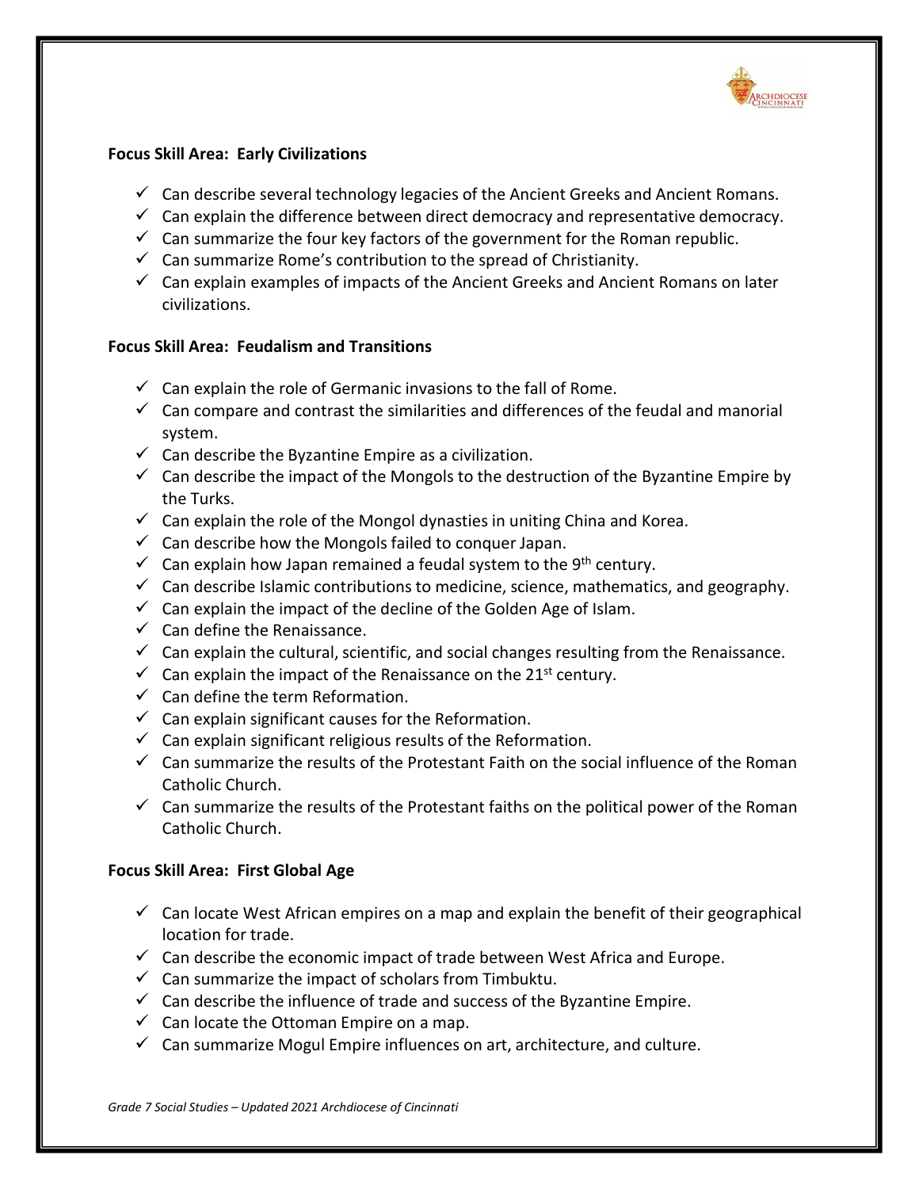**Focus Skill Area: Early Civilizations**

- ✓ Can describe several technology legacies of the Ancient Greeks and Ancient Romans.
- ✓ Can explain the difference between direct democracy and representative democracy.
- ✓ Can summarize the four key factors of the government for the Roman republic.
- ✓ Can summarize Rome's contribution to the spread of Christianity.
- ✓ Can explain examples of impacts of the Ancient Greeks and Ancient Romans on later civilizations.

**Focus Skill Area: Feudalism and Transitions**

- ✓ Can explain the role of Germanic invasions to the fall of Rome.
- ✓ Can compare and contrast the similarities and differences of the feudal and manorial system.
- ✓ Can describe the Byzantine Empire as a civilization.
- ✓ Can describe the impact of the Mongols to the destruction of the Byzantine Empire by the Turks.
- ✓ Can explain the role of the Mongol dynasties in uniting China and Korea.
- ✓ Can describe how the Mongols failed to conquer Japan.
- ✓ Can explain how Japan remained a feudal system to the 9th century.
- ✓ Can describe Islamic contributions to medicine, science, mathematics, and geography.
- ✓ Can explain the impact of the decline of the Golden Age of Islam.
- ✓ Can define the Renaissance.
- ✓ Can explain the cultural, scientific, and social changes resulting from the Renaissance.
- ✓ Can explain the impact of the Renaissance on the 21st century.
- ✓ Can define the term Reformation.
- ✓ Can explain significant causes for the Reformation.
- ✓ Can explain significant religious results of the Reformation.
- ✓ Can summarize the results of the Protestant Faith on the social influence of the Roman Catholic Church.
- ✓ Can summarize the results of the Protestant faiths on the political power of the Roman Catholic Church.

**Focus Skill Area: First Global Age**

- ✓ Can locate West African empires on a map and explain the benefit of their geographical location for trade.
- ✓ Can describe the economic impact of trade between West Africa and Europe.
- ✓ Can summarize the impact of scholars from Timbuktu.
- ✓ Can describe the influence of trade and success of the Byzantine Empire.
- ✓ Can locate the Ottoman Empire on a map.
- ✓ Can summarize Mogul Empire influences on art, architecture, and culture.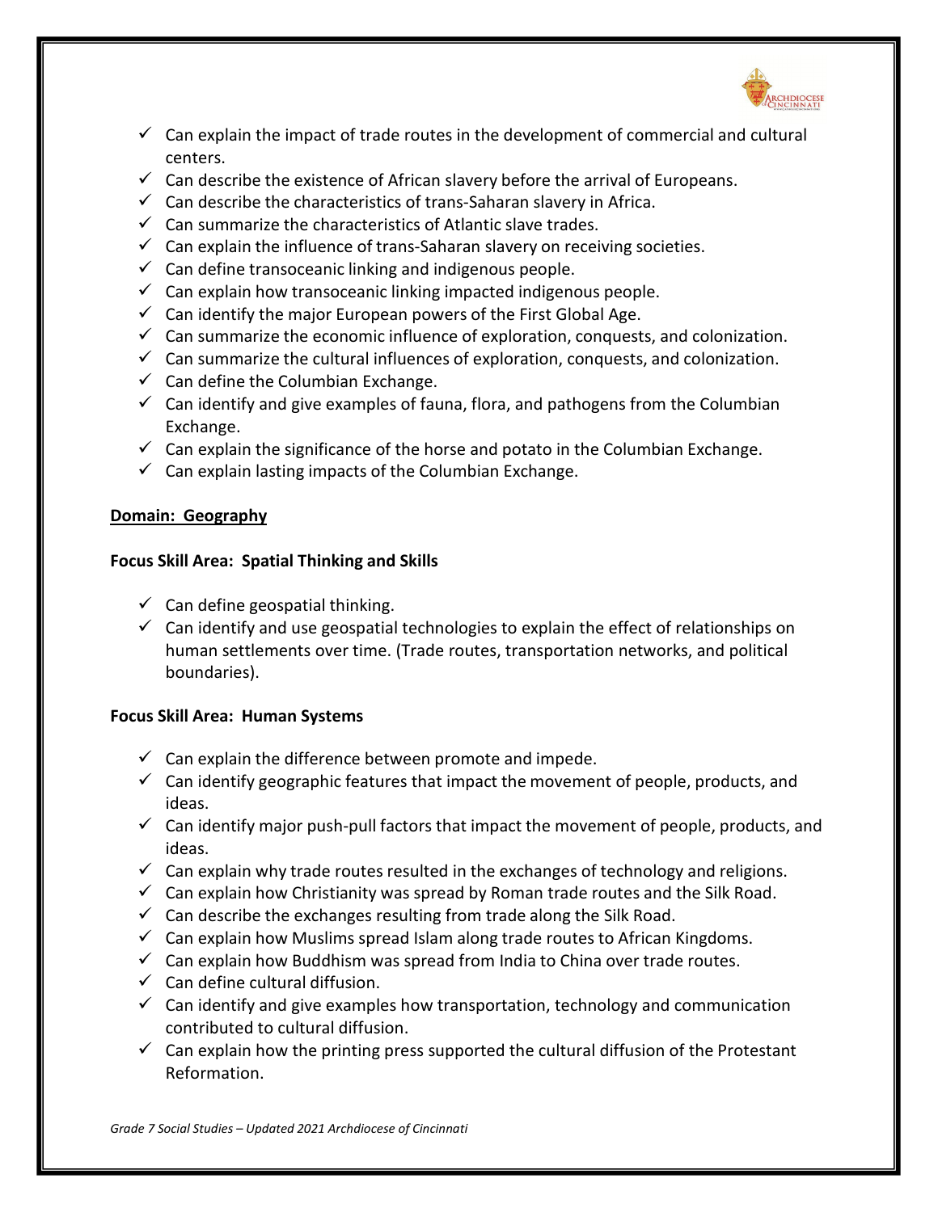- ✓ Can explain the impact of trade routes in the development of commercial and cultural centers.
- ✓ Can describe the existence of African slavery before the arrival of Europeans.
- ✓ Can describe the characteristics of trans-Saharan slavery in Africa.
- ✓ Can summarize the characteristics of Atlantic slave trades.
- ✓ Can explain the influence of trans-Saharan slavery on receiving societies.
- ✓ Can define transoceanic linking and indigenous people.
- ✓ Can explain how transoceanic linking impacted indigenous people.
- ✓ Can identify the major European powers of the First Global Age.
- ✓ Can summarize the economic influence of exploration, conquests, and colonization.
- ✓ Can summarize the cultural influences of exploration, conquests, and colonization.
- ✓ Can define the Columbian Exchange.
- ✓ Can identify and give examples of fauna, flora, and pathogens from the Columbian Exchange.
- ✓ Can explain the significance of the horse and potato in the Columbian Exchange.
- ✓ Can explain lasting impacts of the Columbian Exchange.

**Domain: Geography**

**Focus Skill Area: Spatial Thinking and Skills**

- ✓ Can define geospatial thinking.
- ✓ Can identify and use geospatial technologies to explain the effect of relationships on human settlements over time. (Trade routes, transportation networks, and political boundaries).

**Focus Skill Area: Human Systems**

- ✓ Can explain the difference between promote and impede.
- ✓ Can identify geographic features that impact the movement of people, products, and ideas.
- ✓ Can identify major push-pull factors that impact the movement of people, products, and ideas.
- ✓ Can explain why trade routes resulted in the exchanges of technology and religions.
- ✓ Can explain how Christianity was spread by Roman trade routes and the Silk Road.
- ✓ Can describe the exchanges resulting from trade along the Silk Road.
- ✓ Can explain how Muslims spread Islam along trade routes to African Kingdoms.
- ✓ Can explain how Buddhism was spread from India to China over trade routes.
- ✓ Can define cultural diffusion.
- ✓ Can identify and give examples how transportation, technology and communication contributed to cultural diffusion.
- ✓ Can explain how the printing press supported the cultural diffusion of the Protestant Reformation.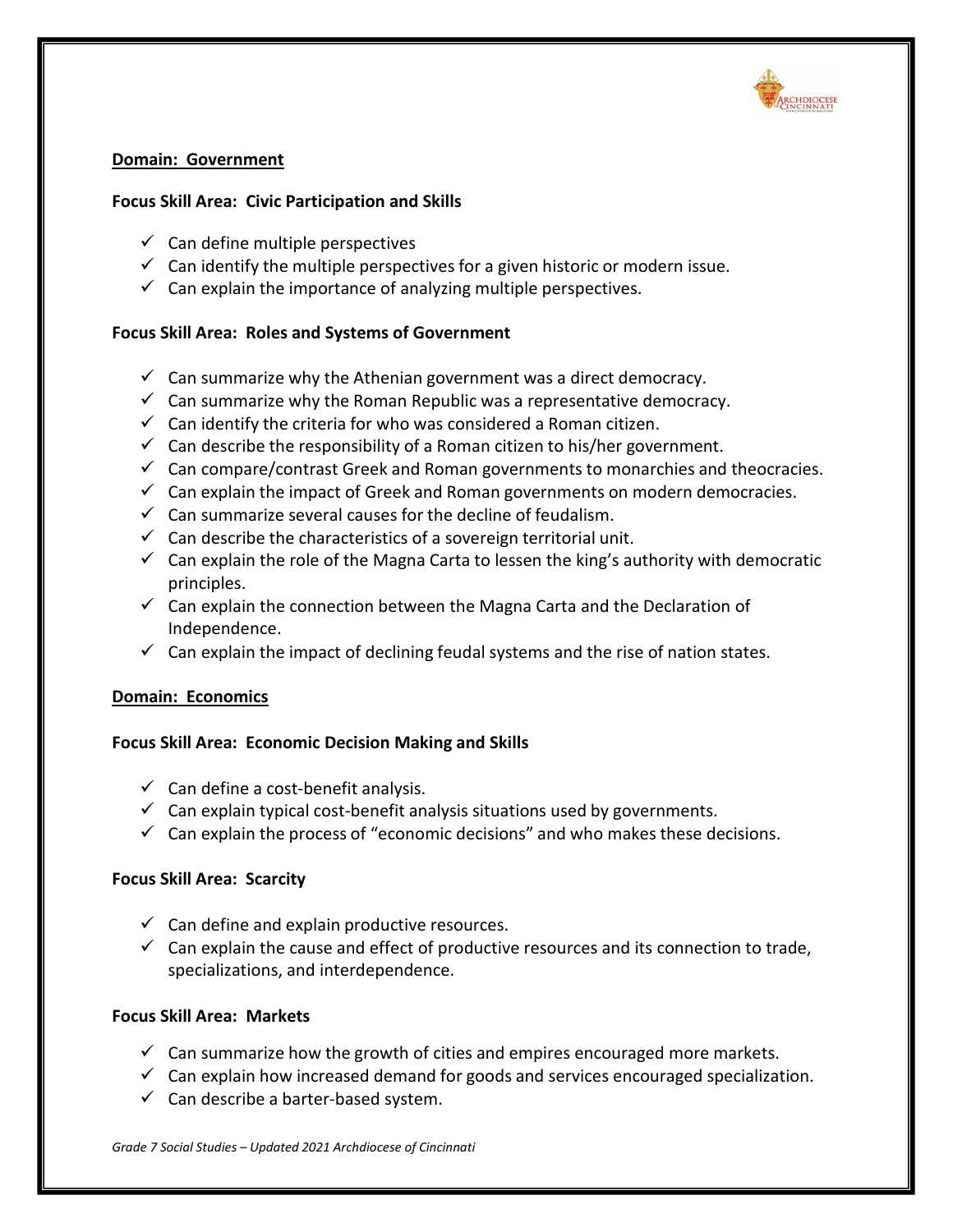**Domain: Government**

**Focus Skill Area: Civic Participation and Skills**

- ✓ Can define multiple perspectives
- ✓ Can identify the multiple perspectives for a given historic or modern issue.
- ✓ Can explain the importance of analyzing multiple perspectives.

**Focus Skill Area: Roles and Systems of Government**

- ✓ Can summarize why the Athenian government was a direct democracy.
- ✓ Can summarize why the Roman Republic was a representative democracy.
- ✓ Can identify the criteria for who was considered a Roman citizen.
- ✓ Can describe the responsibility of a Roman citizen to his/her government.
- ✓ Can compare/contrast Greek and Roman governments to monarchies and theocracies.
- ✓ Can explain the impact of Greek and Roman governments on modern democracies.
- ✓ Can summarize several causes for the decline of feudalism.
- ✓ Can describe the characteristics of a sovereign territorial unit.
- ✓ Can explain the role of the Magna Carta to lessen the king's authority with democratic principles.
- ✓ Can explain the connection between the Magna Carta and the Declaration of Independence.
- ✓ Can explain the impact of declining feudal systems and the rise of nation states.

**Domain: Economics**

**Focus Skill Area: Economic Decision Making and Skills**

- ✓ Can define a cost-benefit analysis.
- ✓ Can explain typical cost-benefit analysis situations used by governments.
- ✓ Can explain the process of "economic decisions" and who makes these decisions.

**Focus Skill Area: Scarcity**

- ✓ Can define and explain productive resources.
- ✓ Can explain the cause and effect of productive resources and its connection to trade, specializations, and interdependence.

**Focus Skill Area: Markets**

- ✓ Can summarize how the growth of cities and empires encouraged more markets.
- ✓ Can explain how increased demand for goods and services encouraged specialization.
- ✓ Can describe a barter-based system.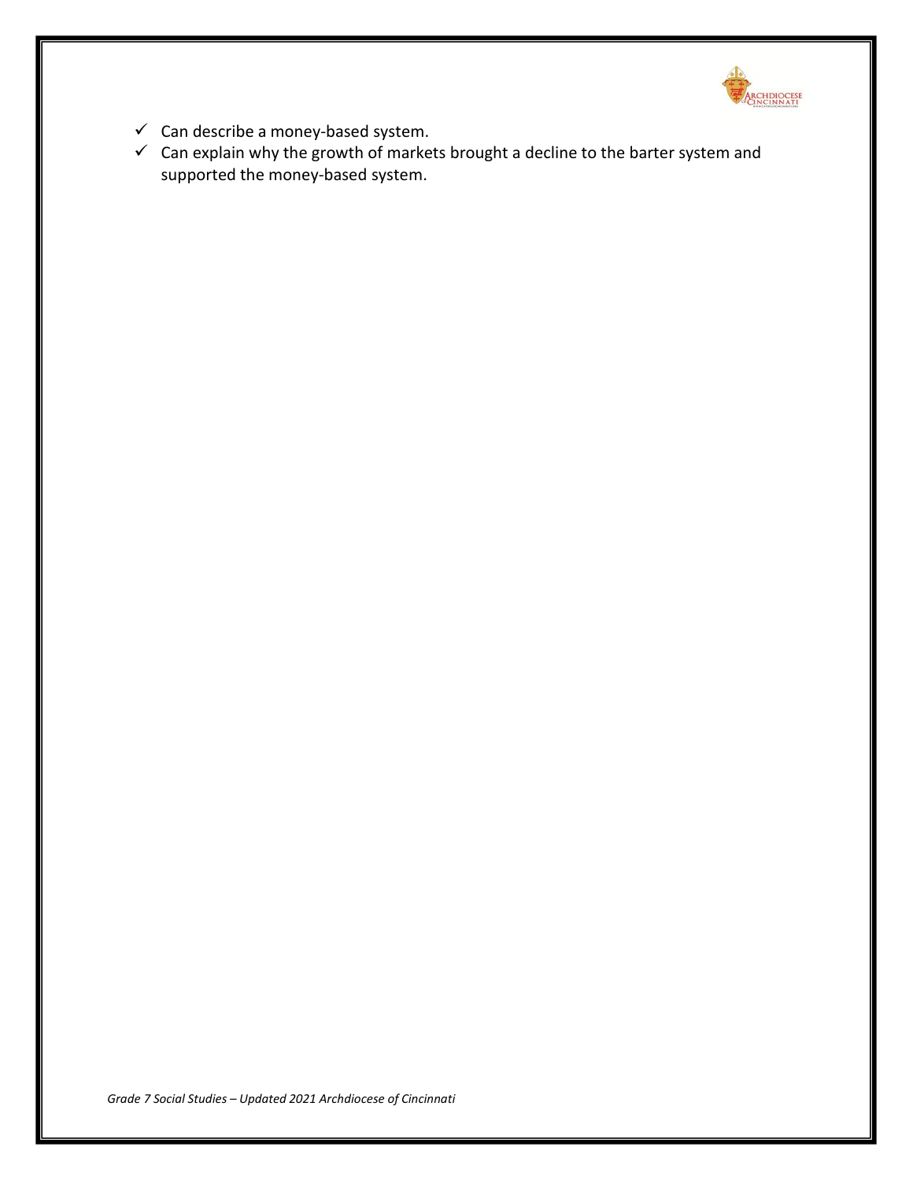- ✓ Can describe a money-based system.
- ✓ Can explain why the growth of markets brought a decline to the barter system and supported the money-based system.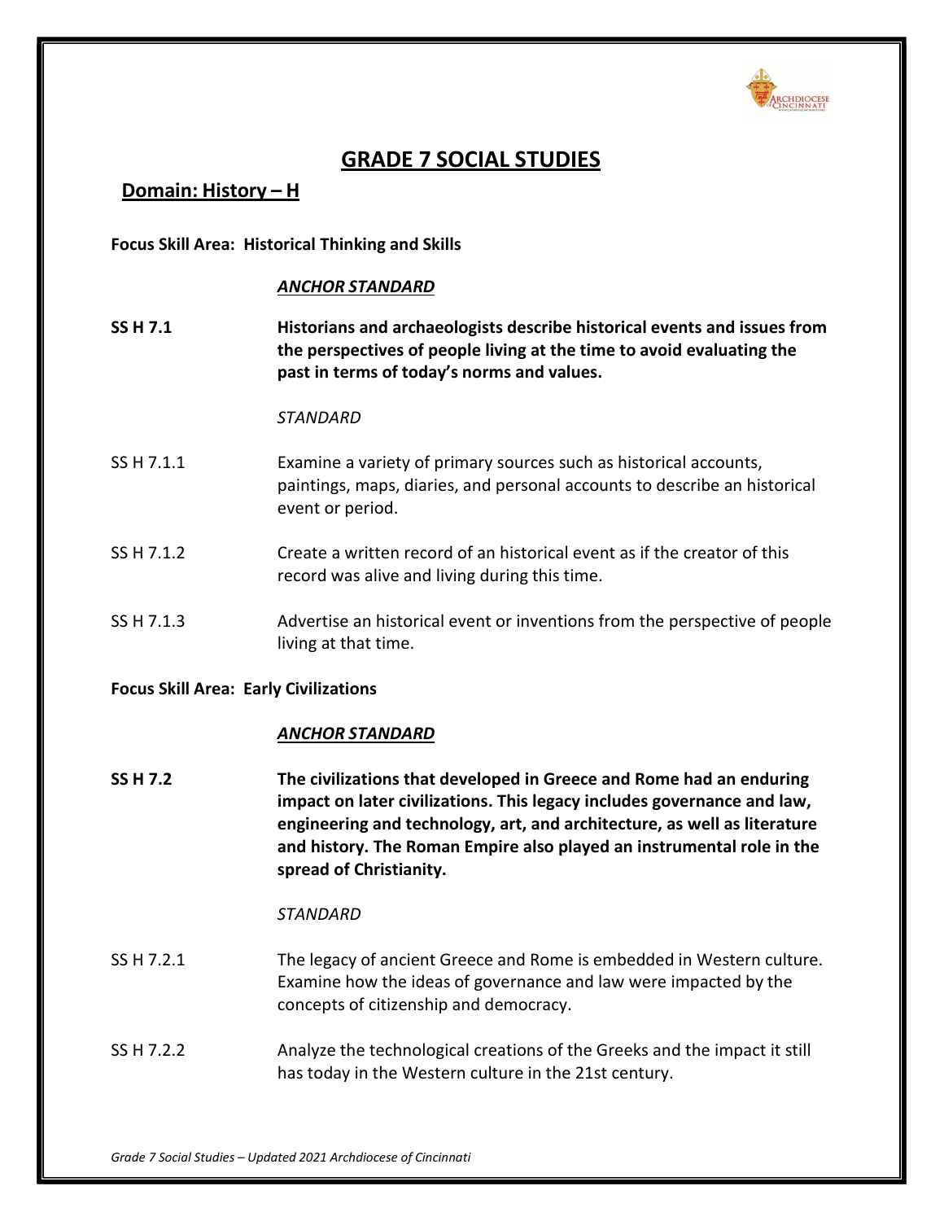# GRADE 7 SOCIAL STUDIES

## Domain: History – H

**Focus Skill Area: Historical Thinking and Skills**

***ANCHOR STANDARD***

**SS H 7.1** **Historians and archaeologists describe historical events and issues from the perspectives of people living at the time to avoid evaluating the past in terms of today's norms and values.**

*STANDARD*

SS H 7.1.1 Examine a variety of primary sources such as historical accounts, paintings, maps, diaries, and personal accounts to describe an historical event or period.

SS H 7.1.2 Create a written record of an historical event as if the creator of this record was alive and living during this time.

SS H 7.1.3 Advertise an historical event or inventions from the perspective of people living at that time.

**Focus Skill Area: Early Civilizations**

***ANCHOR STANDARD***

**SS H 7.2** **The civilizations that developed in Greece and Rome had an enduring impact on later civilizations. This legacy includes governance and law, engineering and technology, art, and architecture, as well as literature and history. The Roman Empire also played an instrumental role in the spread of Christianity.**

*STANDARD*

SS H 7.2.1 The legacy of ancient Greece and Rome is embedded in Western culture. Examine how the ideas of governance and law were impacted by the concepts of citizenship and democracy.

SS H 7.2.2 Analyze the technological creations of the Greeks and the impact it still has today in the Western culture in the 21st century.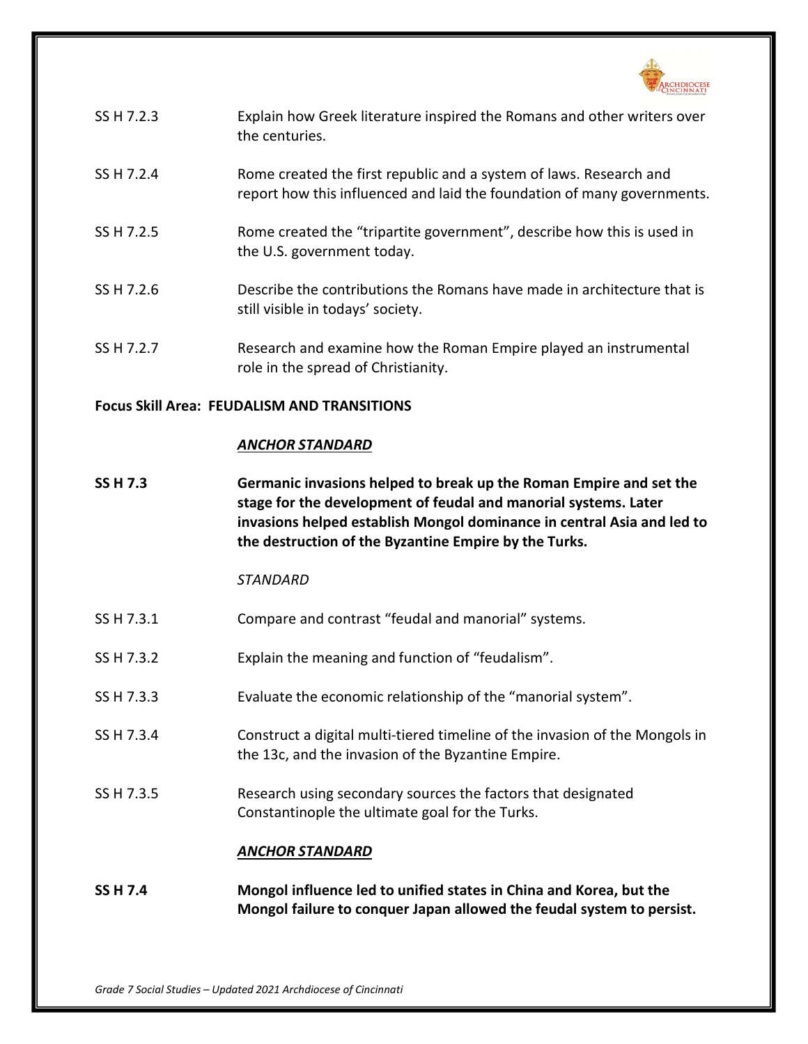| | |
|---|---|
| SS H 7.2.3 | Explain how Greek literature inspired the Romans and other writers over the centuries. |
| SS H 7.2.4 | Rome created the first republic and a system of laws. Research and report how this influenced and laid the foundation of many governments. |
| SS H 7.2.5 | Rome created the "tripartite government", describe how this is used in the U.S. government today. |
| SS H 7.2.6 | Describe the contributions the Romans have made in architecture that is still visible in todays' society. |
| SS H 7.2.7 | Research and examine how the Roman Empire played an instrumental role in the spread of Christianity. |

**Focus Skill Area: FEUDALISM AND TRANSITIONS**

***ANCHOR STANDARD***

**SS H 7.3** **Germanic invasions helped to break up the Roman Empire and set the stage for the development of feudal and manorial systems. Later invasions helped establish Mongol dominance in central Asia and led to the destruction of the Byzantine Empire by the Turks.**

*STANDARD*

| | |
|---|---|
| SS H 7.3.1 | Compare and contrast "feudal and manorial" systems. |
| SS H 7.3.2 | Explain the meaning and function of "feudalism". |
| SS H 7.3.3 | Evaluate the economic relationship of the "manorial system". |
| SS H 7.3.4 | Construct a digital multi-tiered timeline of the invasion of the Mongols in the 13c, and the invasion of the Byzantine Empire. |
| SS H 7.3.5 | Research using secondary sources the factors that designated Constantinople the ultimate goal for the Turks. |

***ANCHOR STANDARD***

**SS H 7.4** **Mongol influence led to unified states in China and Korea, but the Mongol failure to conquer Japan allowed the feudal system to persist.**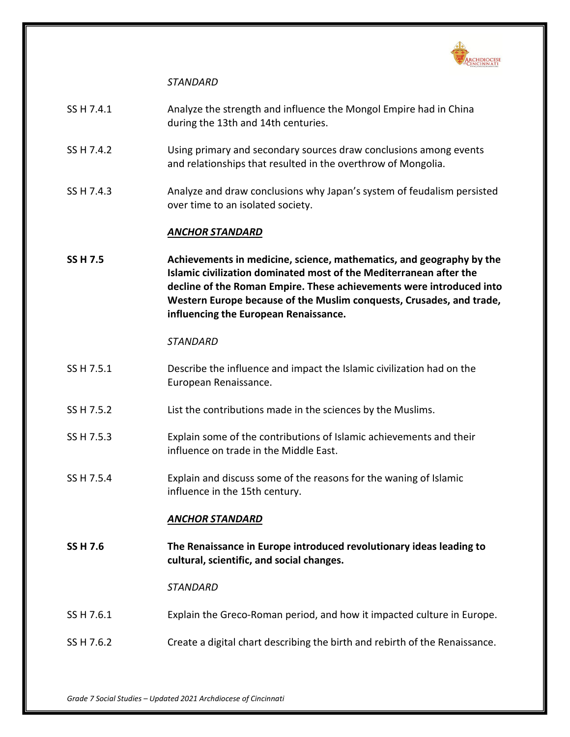*STANDARD*

| | |
|---|---|
| SS H 7.4.1 | Analyze the strength and influence the Mongol Empire had in China during the 13th and 14th centuries. |
| SS H 7.4.2 | Using primary and secondary sources draw conclusions among events and relationships that resulted in the overthrow of Mongolia. |
| SS H 7.4.3 | Analyze and draw conclusions why Japan's system of feudalism persisted over time to an isolated society. |

***ANCHOR STANDARD***

**SS H 7.5** — **Achievements in medicine, science, mathematics, and geography by the Islamic civilization dominated most of the Mediterranean after the decline of the Roman Empire. These achievements were introduced into Western Europe because of the Muslim conquests, Crusades, and trade, influencing the European Renaissance.**

*STANDARD*

| | |
|---|---|
| SS H 7.5.1 | Describe the influence and impact the Islamic civilization had on the European Renaissance. |
| SS H 7.5.2 | List the contributions made in the sciences by the Muslims. |
| SS H 7.5.3 | Explain some of the contributions of Islamic achievements and their influence on trade in the Middle East. |
| SS H 7.5.4 | Explain and discuss some of the reasons for the waning of Islamic influence in the 15th century. |

***ANCHOR STANDARD***

**SS H 7.6** — **The Renaissance in Europe introduced revolutionary ideas leading to cultural, scientific, and social changes.**

*STANDARD*

| | |
|---|---|
| SS H 7.6.1 | Explain the Greco-Roman period, and how it impacted culture in Europe. |
| SS H 7.6.2 | Create a digital chart describing the birth and rebirth of the Renaissance. |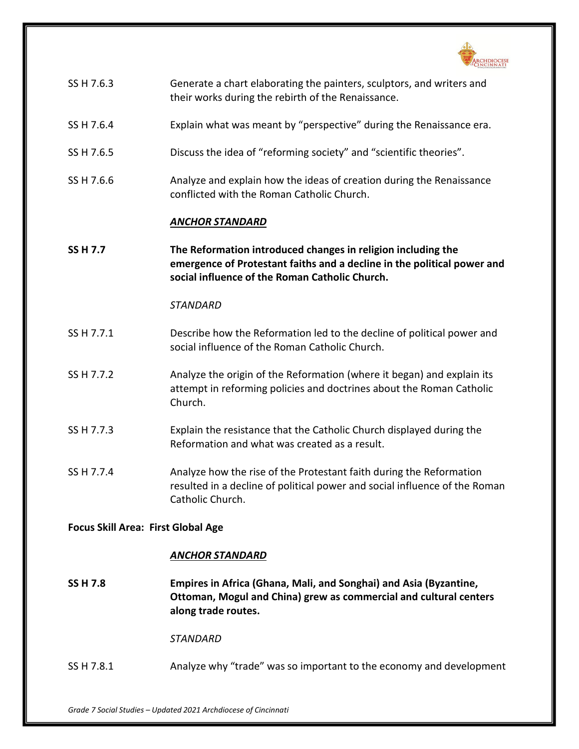SS H 7.6.3 Generate a chart elaborating the painters, sculptors, and writers and their works during the rebirth of the Renaissance.

SS H 7.6.4 Explain what was meant by "perspective" during the Renaissance era.

SS H 7.6.5 Discuss the idea of "reforming society" and "scientific theories".

SS H 7.6.6 Analyze and explain how the ideas of creation during the Renaissance conflicted with the Roman Catholic Church.

***ANCHOR STANDARD***

**SS H 7.7** **The Reformation introduced changes in religion including the emergence of Protestant faiths and a decline in the political power and social influence of the Roman Catholic Church.**

*STANDARD*

SS H 7.7.1 Describe how the Reformation led to the decline of political power and social influence of the Roman Catholic Church.

SS H 7.7.2 Analyze the origin of the Reformation (where it began) and explain its attempt in reforming policies and doctrines about the Roman Catholic Church.

SS H 7.7.3 Explain the resistance that the Catholic Church displayed during the Reformation and what was created as a result.

SS H 7.7.4 Analyze how the rise of the Protestant faith during the Reformation resulted in a decline of political power and social influence of the Roman Catholic Church.

**Focus Skill Area: First Global Age**

***ANCHOR STANDARD***

**SS H 7.8** **Empires in Africa (Ghana, Mali, and Songhai) and Asia (Byzantine, Ottoman, Mogul and China) grew as commercial and cultural centers along trade routes.**

*STANDARD*

SS H 7.8.1 Analyze why "trade" was so important to the economy and development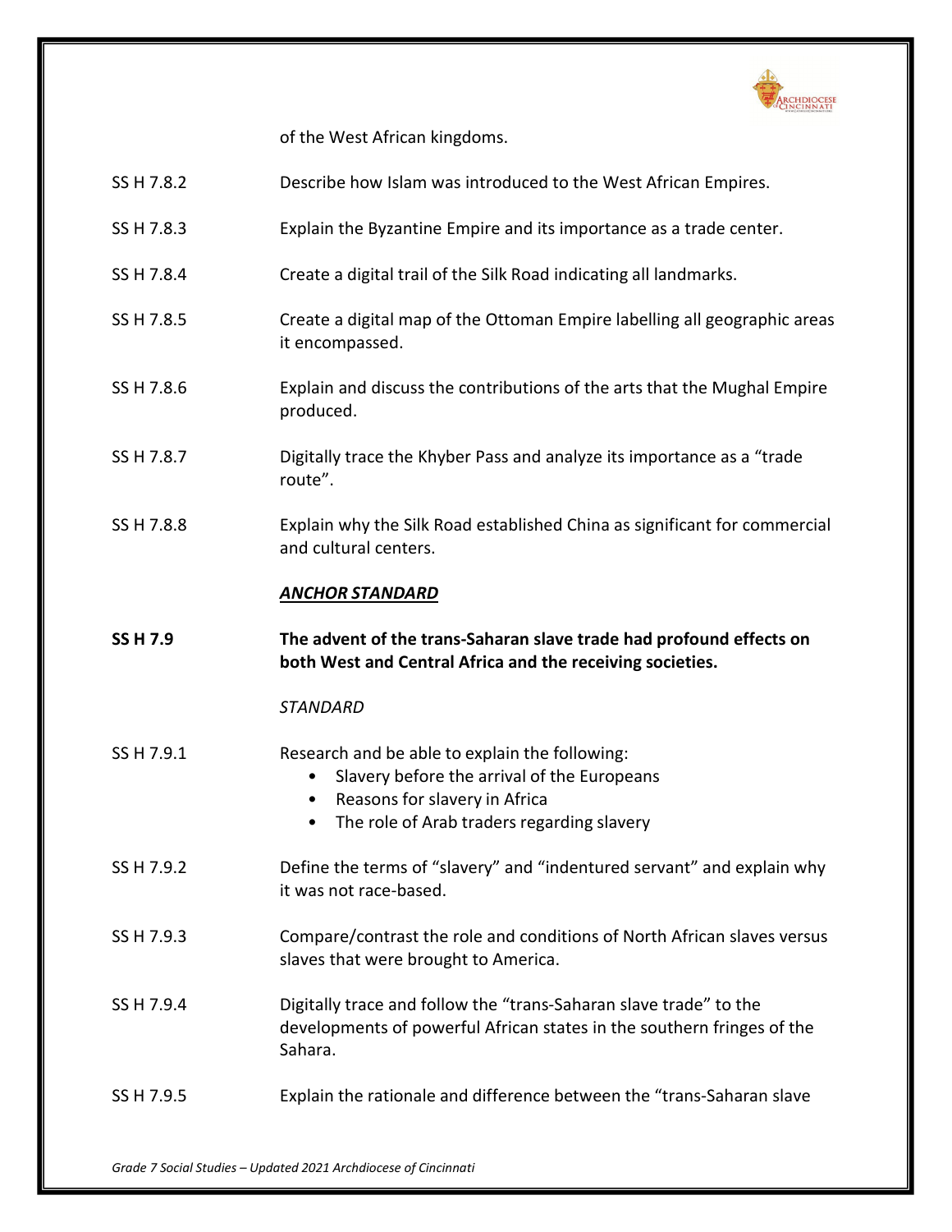of the West African kingdoms.

| | |
|---|---|
| SS H 7.8.2 | Describe how Islam was introduced to the West African Empires. |
| SS H 7.8.3 | Explain the Byzantine Empire and its importance as a trade center. |
| SS H 7.8.4 | Create a digital trail of the Silk Road indicating all landmarks. |
| SS H 7.8.5 | Create a digital map of the Ottoman Empire labelling all geographic areas it encompassed. |
| SS H 7.8.6 | Explain and discuss the contributions of the arts that the Mughal Empire produced. |
| SS H 7.8.7 | Digitally trace the Khyber Pass and analyze its importance as a "trade route". |
| SS H 7.8.8 | Explain why the Silk Road established China as significant for commercial and cultural centers. |

***ANCHOR STANDARD***

**SS H 7.9** **The advent of the trans-Saharan slave trade had profound effects on both West and Central Africa and the receiving societies.**

*STANDARD*

SS H 7.9.1 Research and be able to explain the following:

- Slavery before the arrival of the Europeans
- Reasons for slavery in Africa
- The role of Arab traders regarding slavery

| | |
|---|---|
| SS H 7.9.2 | Define the terms of "slavery" and "indentured servant" and explain why it was not race-based. |
| SS H 7.9.3 | Compare/contrast the role and conditions of North African slaves versus slaves that were brought to America. |
| SS H 7.9.4 | Digitally trace and follow the "trans-Saharan slave trade" to the developments of powerful African states in the southern fringes of the Sahara. |
| SS H 7.9.5 | Explain the rationale and difference between the "trans-Saharan slave |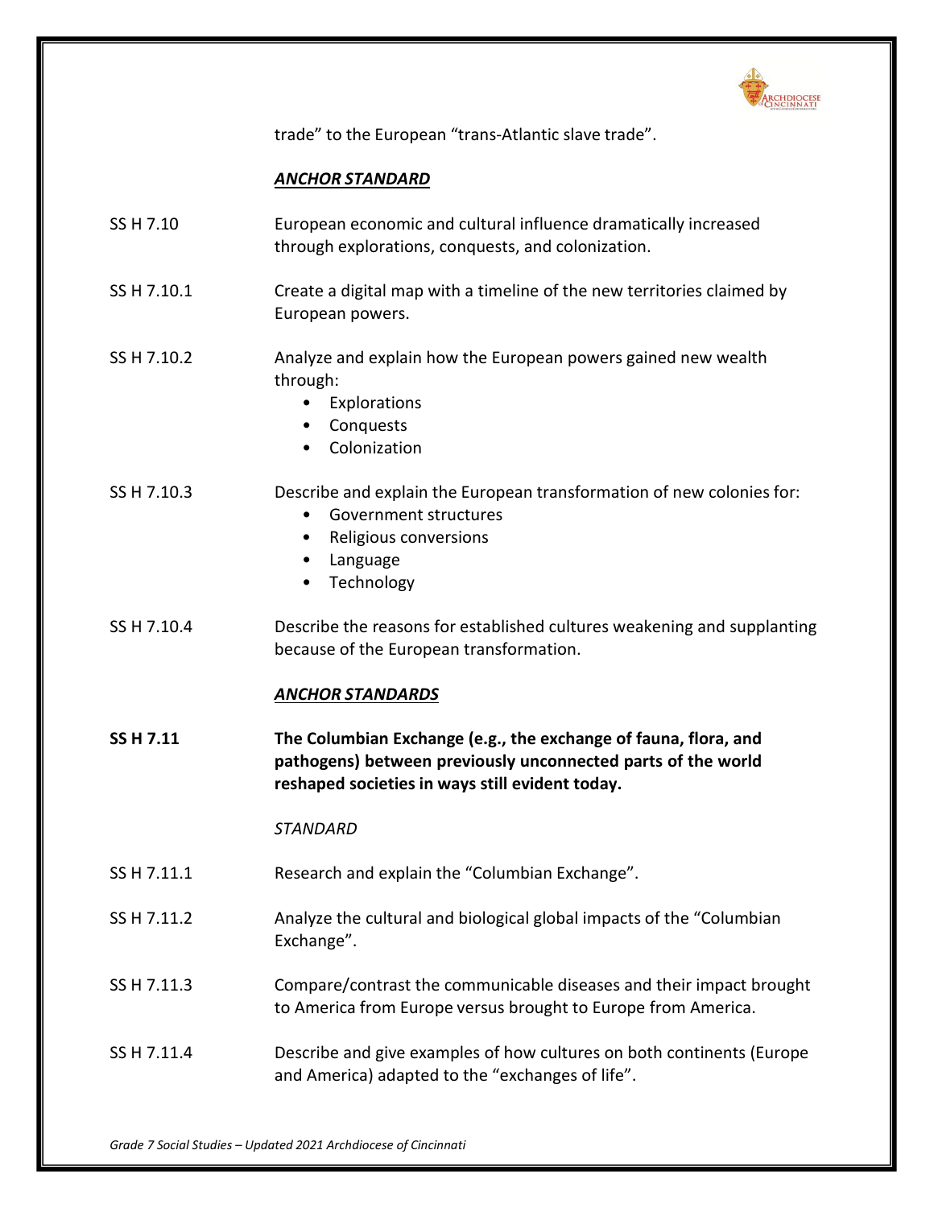trade" to the European "trans-Atlantic slave trade".

***ANCHOR STANDARD***

| | |
|---|---|
| SS H 7.10 | European economic and cultural influence dramatically increased through explorations, conquests, and colonization. |
| SS H 7.10.1 | Create a digital map with a timeline of the new territories claimed by European powers. |
| SS H 7.10.2 | Analyze and explain how the European powers gained new wealth through:<br>• Explorations<br>• Conquests<br>• Colonization |
| SS H 7.10.3 | Describe and explain the European transformation of new colonies for:<br>• Government structures<br>• Religious conversions<br>• Language<br>• Technology |
| SS H 7.10.4 | Describe the reasons for established cultures weakening and supplanting because of the European transformation. |

***ANCHOR STANDARDS***

| | |
|---|---|
| **SS H 7.11** | **The Columbian Exchange (e.g., the exchange of fauna, flora, and pathogens) between previously unconnected parts of the world reshaped societies in ways still evident today.** |

*STANDARD*

| | |
|---|---|
| SS H 7.11.1 | Research and explain the "Columbian Exchange". |
| SS H 7.11.2 | Analyze the cultural and biological global impacts of the "Columbian Exchange". |
| SS H 7.11.3 | Compare/contrast the communicable diseases and their impact brought to America from Europe versus brought to Europe from America. |
| SS H 7.11.4 | Describe and give examples of how cultures on both continents (Europe and America) adapted to the "exchanges of life". |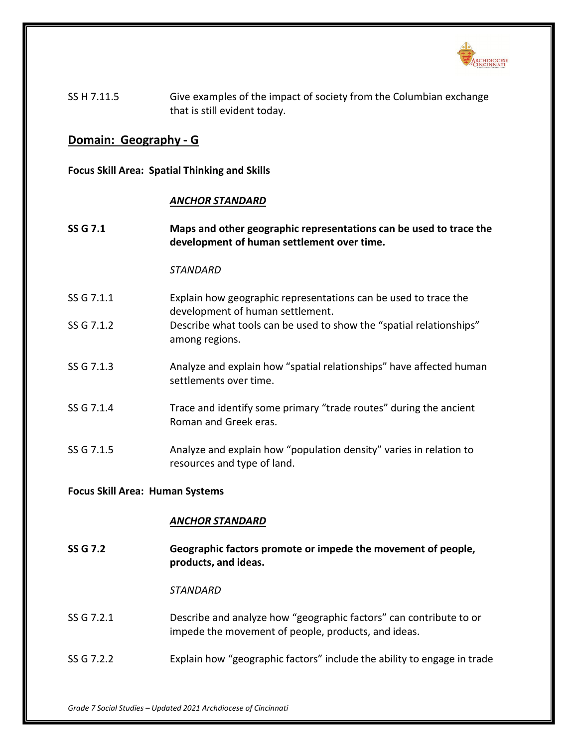SS H 7.11.5 Give examples of the impact of society from the Columbian exchange that is still evident today.

## Domain: Geography - G

**Focus Skill Area: Spatial Thinking and Skills**

***ANCHOR STANDARD***

**SS G 7.1 Maps and other geographic representations can be used to trace the development of human settlement over time.**

*STANDARD*

SS G 7.1.1 Explain how geographic representations can be used to trace the development of human settlement.

SS G 7.1.2 Describe what tools can be used to show the "spatial relationships" among regions.

SS G 7.1.3 Analyze and explain how "spatial relationships" have affected human settlements over time.

SS G 7.1.4 Trace and identify some primary "trade routes" during the ancient Roman and Greek eras.

SS G 7.1.5 Analyze and explain how "population density" varies in relation to resources and type of land.

**Focus Skill Area: Human Systems**

***ANCHOR STANDARD***

**SS G 7.2 Geographic factors promote or impede the movement of people, products, and ideas.**

*STANDARD*

SS G 7.2.1 Describe and analyze how "geographic factors" can contribute to or impede the movement of people, products, and ideas.

SS G 7.2.2 Explain how "geographic factors" include the ability to engage in trade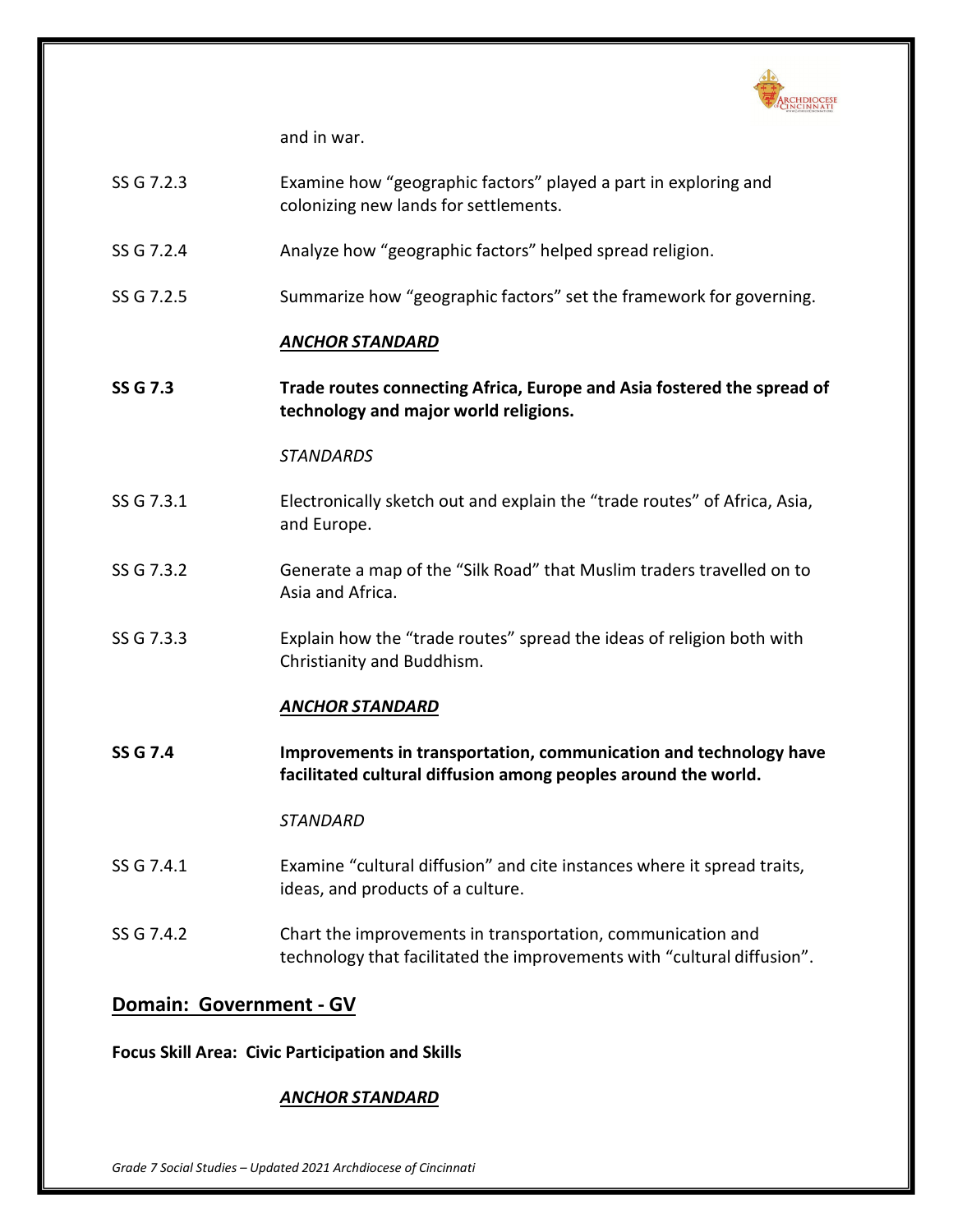and in war.

SS G 7.2.3 Examine how “geographic factors” played a part in exploring and colonizing new lands for settlements.

SS G 7.2.4 Analyze how “geographic factors” helped spread religion.

SS G 7.2.5 Summarize how “geographic factors” set the framework for governing.

***ANCHOR STANDARD***

**SS G 7.3 Trade routes connecting Africa, Europe and Asia fostered the spread of technology and major world religions.**

*STANDARDS*

SS G 7.3.1 Electronically sketch out and explain the “trade routes” of Africa, Asia, and Europe.

SS G 7.3.2 Generate a map of the “Silk Road” that Muslim traders travelled on to Asia and Africa.

SS G 7.3.3 Explain how the “trade routes” spread the ideas of religion both with Christianity and Buddhism.

***ANCHOR STANDARD***

**SS G 7.4 Improvements in transportation, communication and technology have facilitated cultural diffusion among peoples around the world.**

*STANDARD*

SS G 7.4.1 Examine “cultural diffusion” and cite instances where it spread traits, ideas, and products of a culture.

SS G 7.4.2 Chart the improvements in transportation, communication and technology that facilitated the improvements with “cultural diffusion”.

## Domain: Government - GV

**Focus Skill Area: Civic Participation and Skills**

***ANCHOR STANDARD***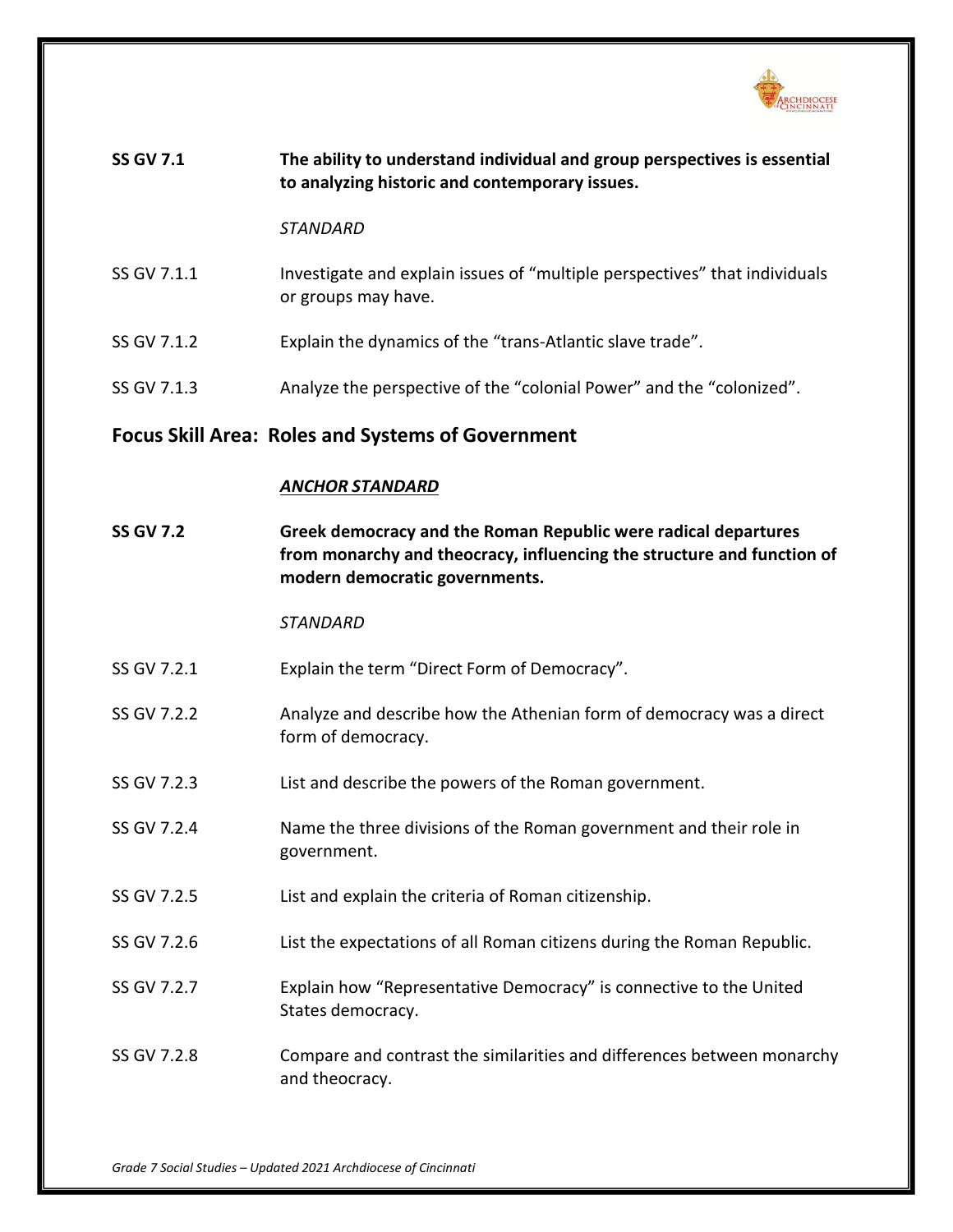| | |
|---|---|
| **SS GV 7.1** | **The ability to understand individual and group perspectives is essential to analyzing historic and contemporary issues.** |
| | *STANDARD* |
| SS GV 7.1.1 | Investigate and explain issues of "multiple perspectives" that individuals or groups may have. |
| SS GV 7.1.2 | Explain the dynamics of the "trans-Atlantic slave trade". |
| SS GV 7.1.3 | Analyze the perspective of the "colonial Power" and the "colonized". |

## Focus Skill Area: Roles and Systems of Government

| | |
|---|---|
| | ***ANCHOR STANDARD*** |
| **SS GV 7.2** | **Greek democracy and the Roman Republic were radical departures from monarchy and theocracy, influencing the structure and function of modern democratic governments.** |
| | *STANDARD* |
| SS GV 7.2.1 | Explain the term "Direct Form of Democracy". |
| SS GV 7.2.2 | Analyze and describe how the Athenian form of democracy was a direct form of democracy. |
| SS GV 7.2.3 | List and describe the powers of the Roman government. |
| SS GV 7.2.4 | Name the three divisions of the Roman government and their role in government. |
| SS GV 7.2.5 | List and explain the criteria of Roman citizenship. |
| SS GV 7.2.6 | List the expectations of all Roman citizens during the Roman Republic. |
| SS GV 7.2.7 | Explain how "Representative Democracy" is connective to the United States democracy. |
| SS GV 7.2.8 | Compare and contrast the similarities and differences between monarchy and theocracy. |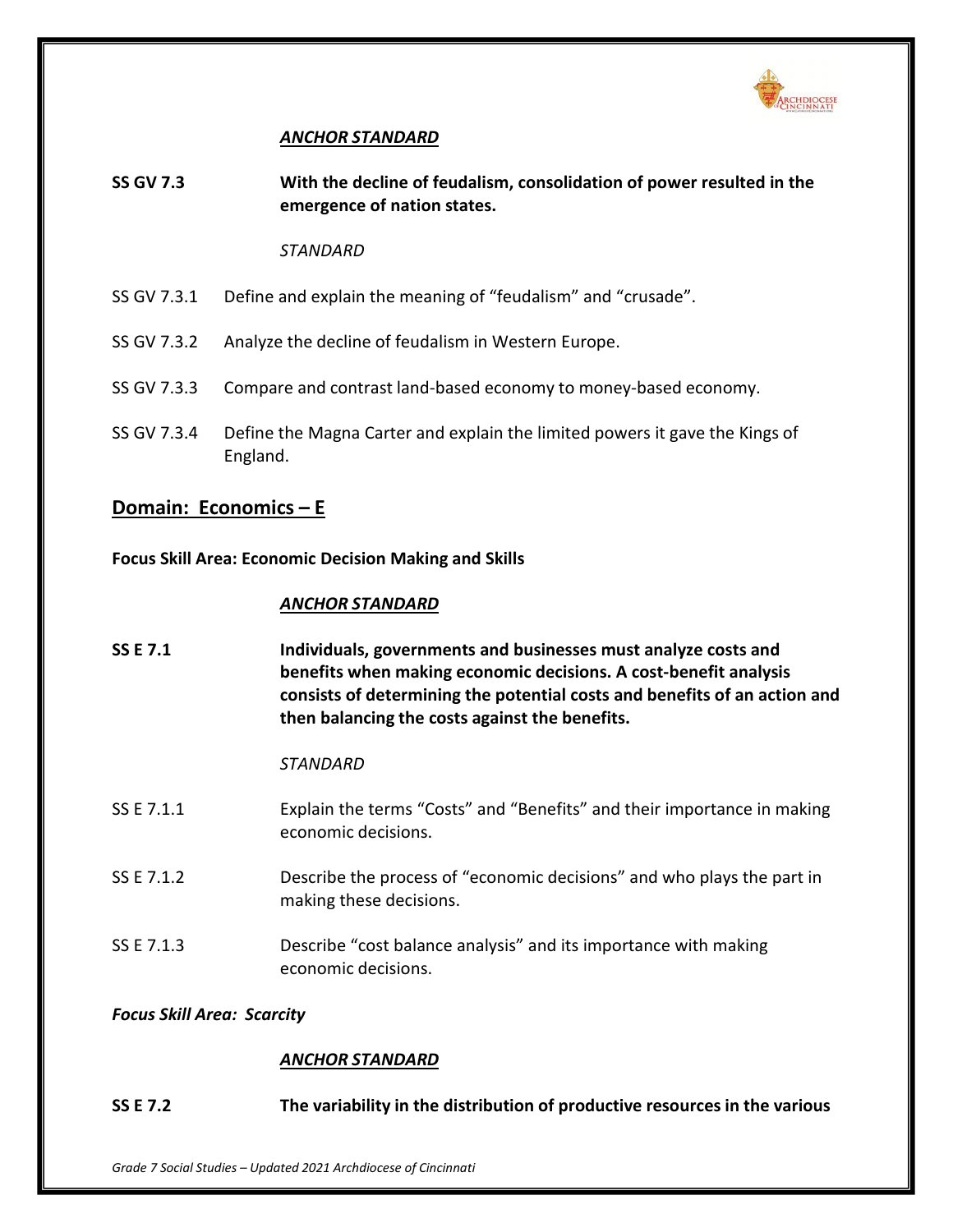*ANCHOR STANDARD*

**SS GV 7.3** **With the decline of feudalism, consolidation of power resulted in the emergence of nation states.**

*STANDARD*

SS GV 7.3.1 Define and explain the meaning of "feudalism" and "crusade".

SS GV 7.3.2 Analyze the decline of feudalism in Western Europe.

SS GV 7.3.3 Compare and contrast land-based economy to money-based economy.

SS GV 7.3.4 Define the Magna Carter and explain the limited powers it gave the Kings of England.

## Domain: Economics – E

**Focus Skill Area: Economic Decision Making and Skills**

*ANCHOR STANDARD*

**SS E 7.1** **Individuals, governments and businesses must analyze costs and benefits when making economic decisions. A cost-benefit analysis consists of determining the potential costs and benefits of an action and then balancing the costs against the benefits.**

*STANDARD*

SS E 7.1.1 Explain the terms "Costs" and "Benefits" and their importance in making economic decisions.

SS E 7.1.2 Describe the process of "economic decisions" and who plays the part in making these decisions.

SS E 7.1.3 Describe "cost balance analysis" and its importance with making economic decisions.

***Focus Skill Area: Scarcity***

*ANCHOR STANDARD*

**SS E 7.2** **The variability in the distribution of productive resources in the various**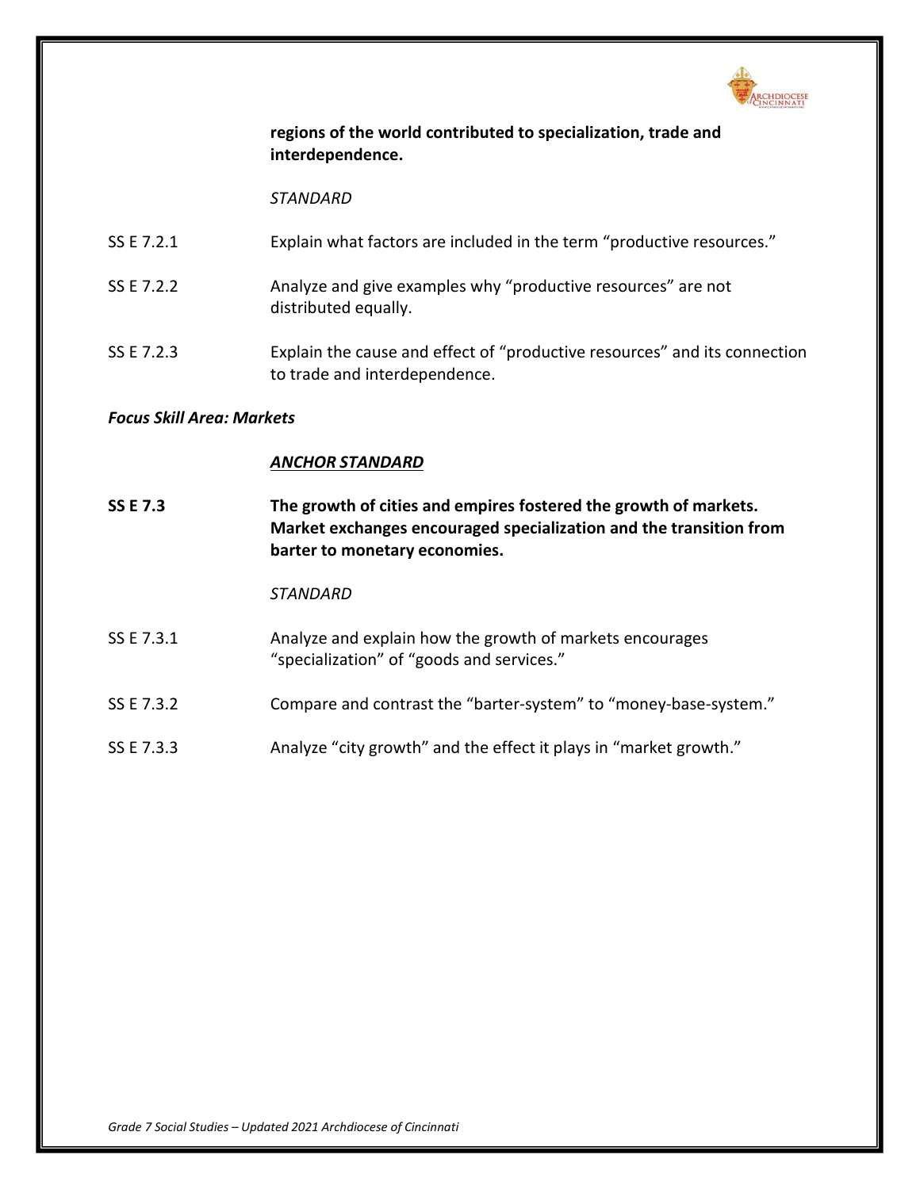**regions of the world contributed to specialization, trade and interdependence.**

*STANDARD*

SS E 7.2.1 Explain what factors are included in the term "productive resources."

SS E 7.2.2 Analyze and give examples why "productive resources" are not distributed equally.

SS E 7.2.3 Explain the cause and effect of "productive resources" and its connection to trade and interdependence.

***Focus Skill Area: Markets***

***<u>ANCHOR STANDARD</u>***

**SS E 7.3 The growth of cities and empires fostered the growth of markets. Market exchanges encouraged specialization and the transition from barter to monetary economies.**

*STANDARD*

SS E 7.3.1 Analyze and explain how the growth of markets encourages "specialization" of "goods and services."

SS E 7.3.2 Compare and contrast the "barter-system" to "money-base-system."

SS E 7.3.3 Analyze "city growth" and the effect it plays in "market growth."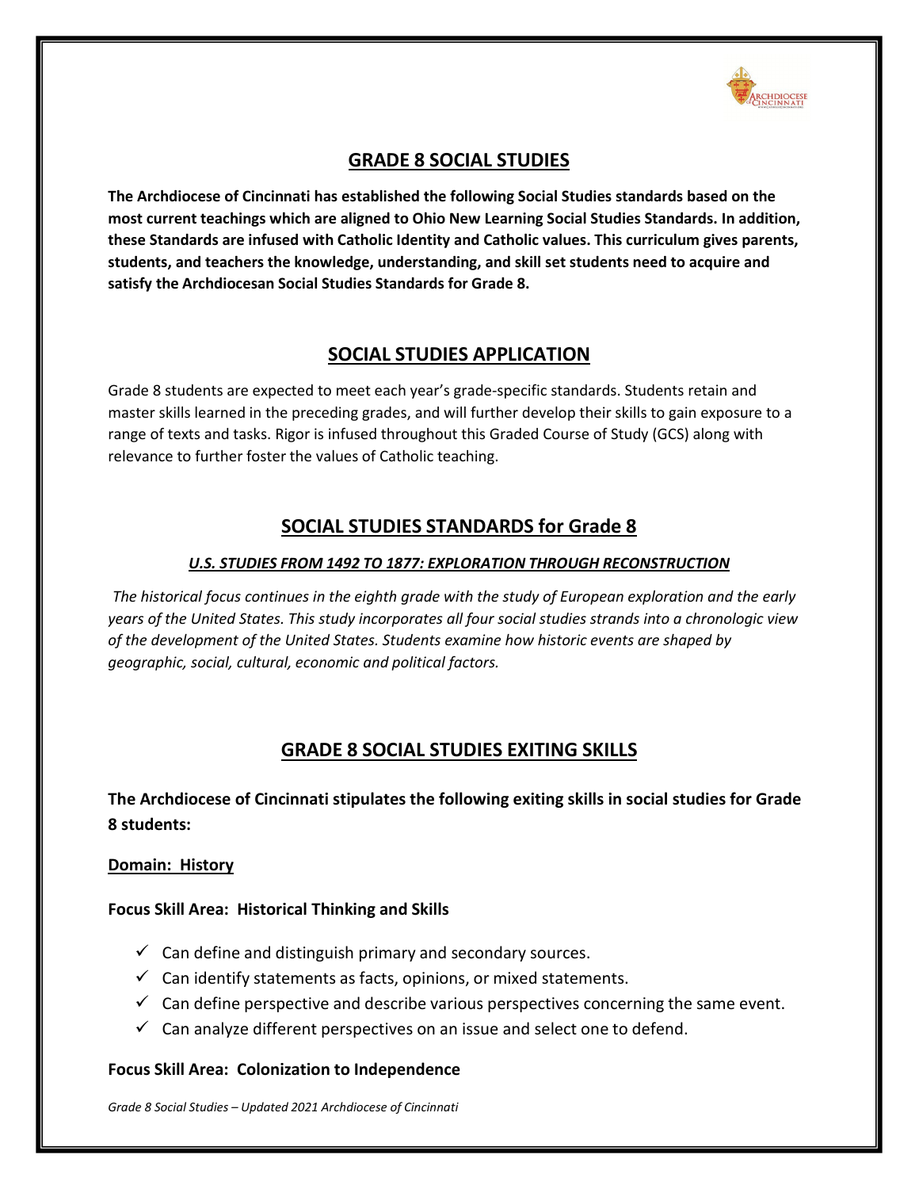## GRADE 8 SOCIAL STUDIES

**The Archdiocese of Cincinnati has established the following Social Studies standards based on the most current teachings which are aligned to Ohio New Learning Social Studies Standards. In addition, these Standards are infused with Catholic Identity and Catholic values. This curriculum gives parents, students, and teachers the knowledge, understanding, and skill set students need to acquire and satisfy the Archdiocesan Social Studies Standards for Grade 8.**

## SOCIAL STUDIES APPLICATION

Grade 8 students are expected to meet each year's grade-specific standards. Students retain and master skills learned in the preceding grades, and will further develop their skills to gain exposure to a range of texts and tasks. Rigor is infused throughout this Graded Course of Study (GCS) along with relevance to further foster the values of Catholic teaching.

## SOCIAL STUDIES STANDARDS for Grade 8

### *U.S. STUDIES FROM 1492 TO 1877: EXPLORATION THROUGH RECONSTRUCTION*

*The historical focus continues in the eighth grade with the study of European exploration and the early years of the United States. This study incorporates all four social studies strands into a chronologic view of the development of the United States. Students examine how historic events are shaped by geographic, social, cultural, economic and political factors.*

## GRADE 8 SOCIAL STUDIES EXITING SKILLS

**The Archdiocese of Cincinnati stipulates the following exiting skills in social studies for Grade 8 students:**

**Domain: History**

**Focus Skill Area: Historical Thinking and Skills**

- ✓ Can define and distinguish primary and secondary sources.
- ✓ Can identify statements as facts, opinions, or mixed statements.
- ✓ Can define perspective and describe various perspectives concerning the same event.
- ✓ Can analyze different perspectives on an issue and select one to defend.

**Focus Skill Area: Colonization to Independence**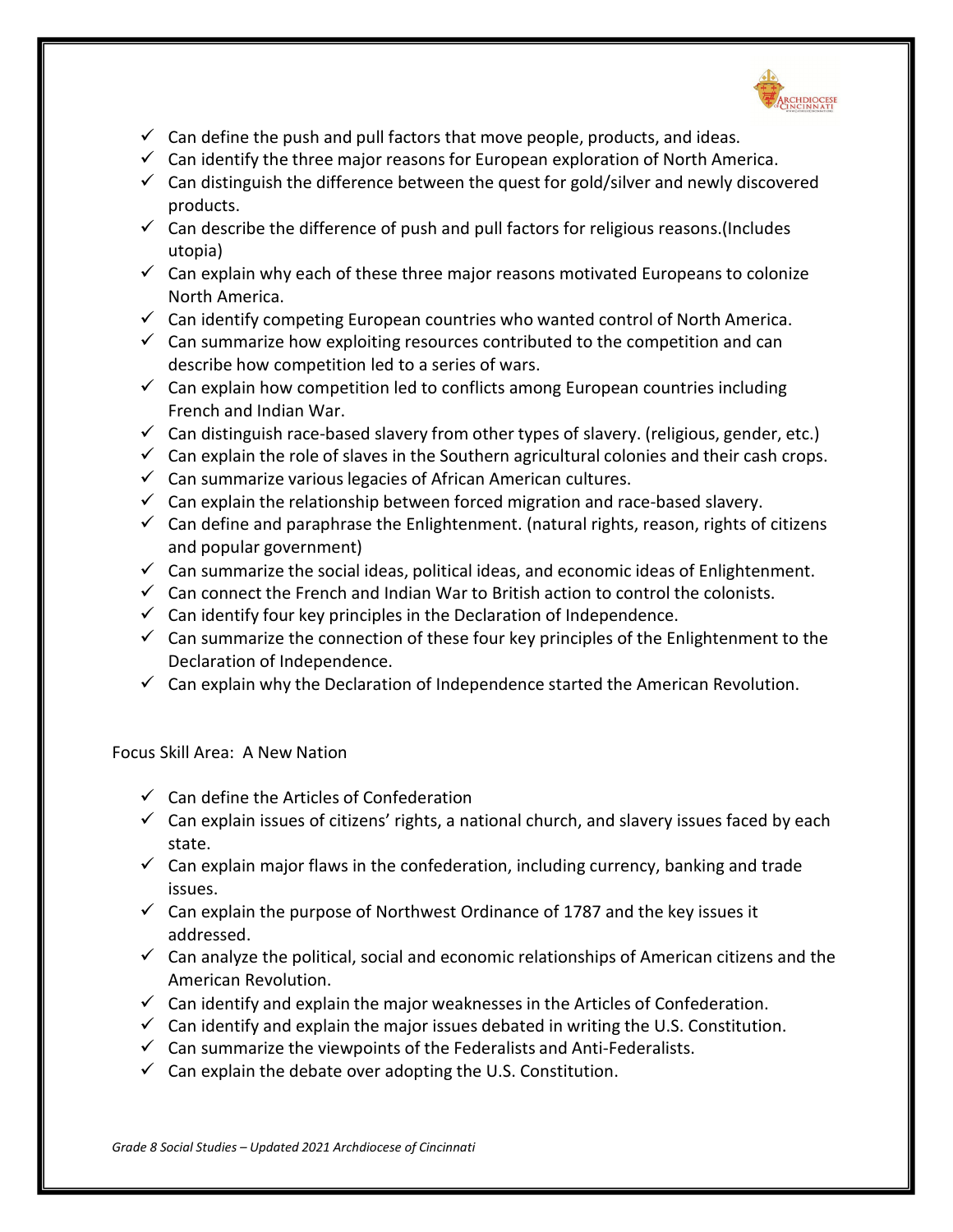- ✓ Can define the push and pull factors that move people, products, and ideas.
- ✓ Can identify the three major reasons for European exploration of North America.
- ✓ Can distinguish the difference between the quest for gold/silver and newly discovered products.
- ✓ Can describe the difference of push and pull factors for religious reasons.(Includes utopia)
- ✓ Can explain why each of these three major reasons motivated Europeans to colonize North America.
- ✓ Can identify competing European countries who wanted control of North America.
- ✓ Can summarize how exploiting resources contributed to the competition and can describe how competition led to a series of wars.
- ✓ Can explain how competition led to conflicts among European countries including French and Indian War.
- ✓ Can distinguish race-based slavery from other types of slavery. (religious, gender, etc.)
- ✓ Can explain the role of slaves in the Southern agricultural colonies and their cash crops.
- ✓ Can summarize various legacies of African American cultures.
- ✓ Can explain the relationship between forced migration and race-based slavery.
- ✓ Can define and paraphrase the Enlightenment. (natural rights, reason, rights of citizens and popular government)
- ✓ Can summarize the social ideas, political ideas, and economic ideas of Enlightenment.
- ✓ Can connect the French and Indian War to British action to control the colonists.
- ✓ Can identify four key principles in the Declaration of Independence.
- ✓ Can summarize the connection of these four key principles of the Enlightenment to the Declaration of Independence.
- ✓ Can explain why the Declaration of Independence started the American Revolution.

Focus Skill Area: A New Nation

- ✓ Can define the Articles of Confederation
- ✓ Can explain issues of citizens' rights, a national church, and slavery issues faced by each state.
- ✓ Can explain major flaws in the confederation, including currency, banking and trade issues.
- ✓ Can explain the purpose of Northwest Ordinance of 1787 and the key issues it addressed.
- ✓ Can analyze the political, social and economic relationships of American citizens and the American Revolution.
- ✓ Can identify and explain the major weaknesses in the Articles of Confederation.
- ✓ Can identify and explain the major issues debated in writing the U.S. Constitution.
- ✓ Can summarize the viewpoints of the Federalists and Anti-Federalists.
- ✓ Can explain the debate over adopting the U.S. Constitution.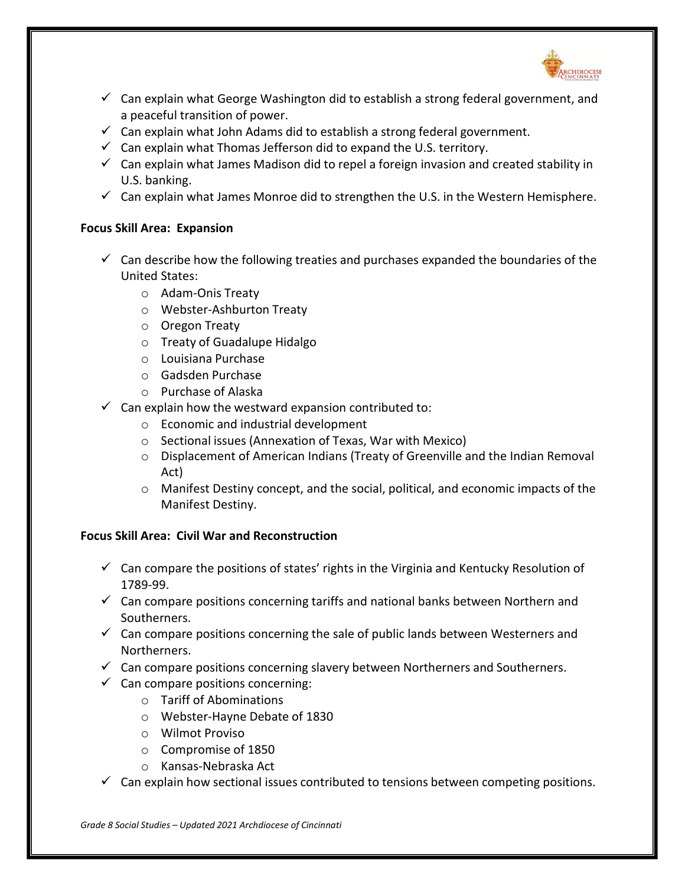- ✓ Can explain what George Washington did to establish a strong federal government, and a peaceful transition of power.
- ✓ Can explain what John Adams did to establish a strong federal government.
- ✓ Can explain what Thomas Jefferson did to expand the U.S. territory.
- ✓ Can explain what James Madison did to repel a foreign invasion and created stability in U.S. banking.
- ✓ Can explain what James Monroe did to strengthen the U.S. in the Western Hemisphere.

**Focus Skill Area: Expansion**

- ✓ Can describe how the following treaties and purchases expanded the boundaries of the United States:
    - Adam-Onis Treaty
    - Webster-Ashburton Treaty
    - Oregon Treaty
    - Treaty of Guadalupe Hidalgo
    - Louisiana Purchase
    - Gadsden Purchase
    - Purchase of Alaska
- ✓ Can explain how the westward expansion contributed to:
    - Economic and industrial development
    - Sectional issues (Annexation of Texas, War with Mexico)
    - Displacement of American Indians (Treaty of Greenville and the Indian Removal Act)
    - Manifest Destiny concept, and the social, political, and economic impacts of the Manifest Destiny.

**Focus Skill Area: Civil War and Reconstruction**

- ✓ Can compare the positions of states' rights in the Virginia and Kentucky Resolution of 1789-99.
- ✓ Can compare positions concerning tariffs and national banks between Northern and Southerners.
- ✓ Can compare positions concerning the sale of public lands between Westerners and Northerners.
- ✓ Can compare positions concerning slavery between Northerners and Southerners.
- ✓ Can compare positions concerning:
    - Tariff of Abominations
    - Webster-Hayne Debate of 1830
    - Wilmot Proviso
    - Compromise of 1850
    - Kansas-Nebraska Act
- ✓ Can explain how sectional issues contributed to tensions between competing positions.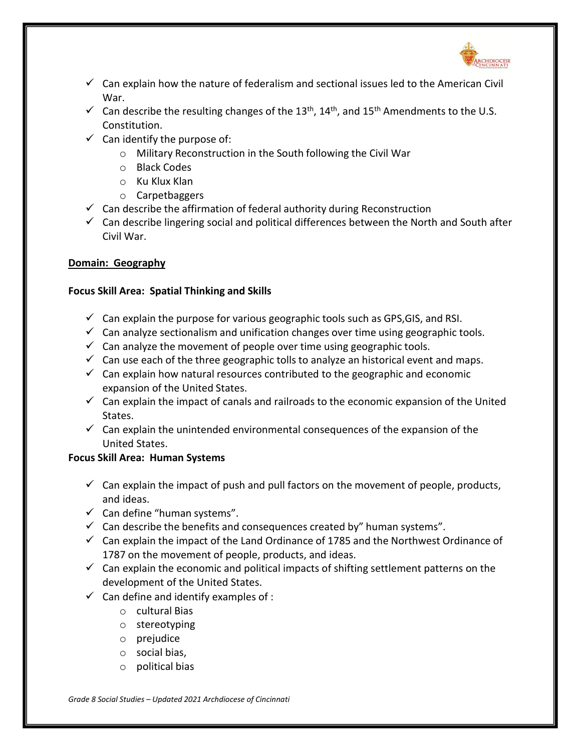- ✓ Can explain how the nature of federalism and sectional issues led to the American Civil War.
- ✓ Can describe the resulting changes of the 13th, 14th, and 15th Amendments to the U.S. Constitution.
- ✓ Can identify the purpose of:
  - Military Reconstruction in the South following the Civil War
  - Black Codes
  - Ku Klux Klan
  - Carpetbaggers
- ✓ Can describe the affirmation of federal authority during Reconstruction
- ✓ Can describe lingering social and political differences between the North and South after Civil War.

**Domain: Geography**

**Focus Skill Area: Spatial Thinking and Skills**

- ✓ Can explain the purpose for various geographic tools such as GPS,GIS, and RSI.
- ✓ Can analyze sectionalism and unification changes over time using geographic tools.
- ✓ Can analyze the movement of people over time using geographic tools.
- ✓ Can use each of the three geographic tolls to analyze an historical event and maps.
- ✓ Can explain how natural resources contributed to the geographic and economic expansion of the United States.
- ✓ Can explain the impact of canals and railroads to the economic expansion of the United States.
- ✓ Can explain the unintended environmental consequences of the expansion of the United States.

**Focus Skill Area: Human Systems**

- ✓ Can explain the impact of push and pull factors on the movement of people, products, and ideas.
- ✓ Can define "human systems".
- ✓ Can describe the benefits and consequences created by" human systems".
- ✓ Can explain the impact of the Land Ordinance of 1785 and the Northwest Ordinance of 1787 on the movement of people, products, and ideas.
- ✓ Can explain the economic and political impacts of shifting settlement patterns on the development of the United States.
- ✓ Can define and identify examples of :
  - cultural Bias
  - stereotyping
  - prejudice
  - social bias,
  - political bias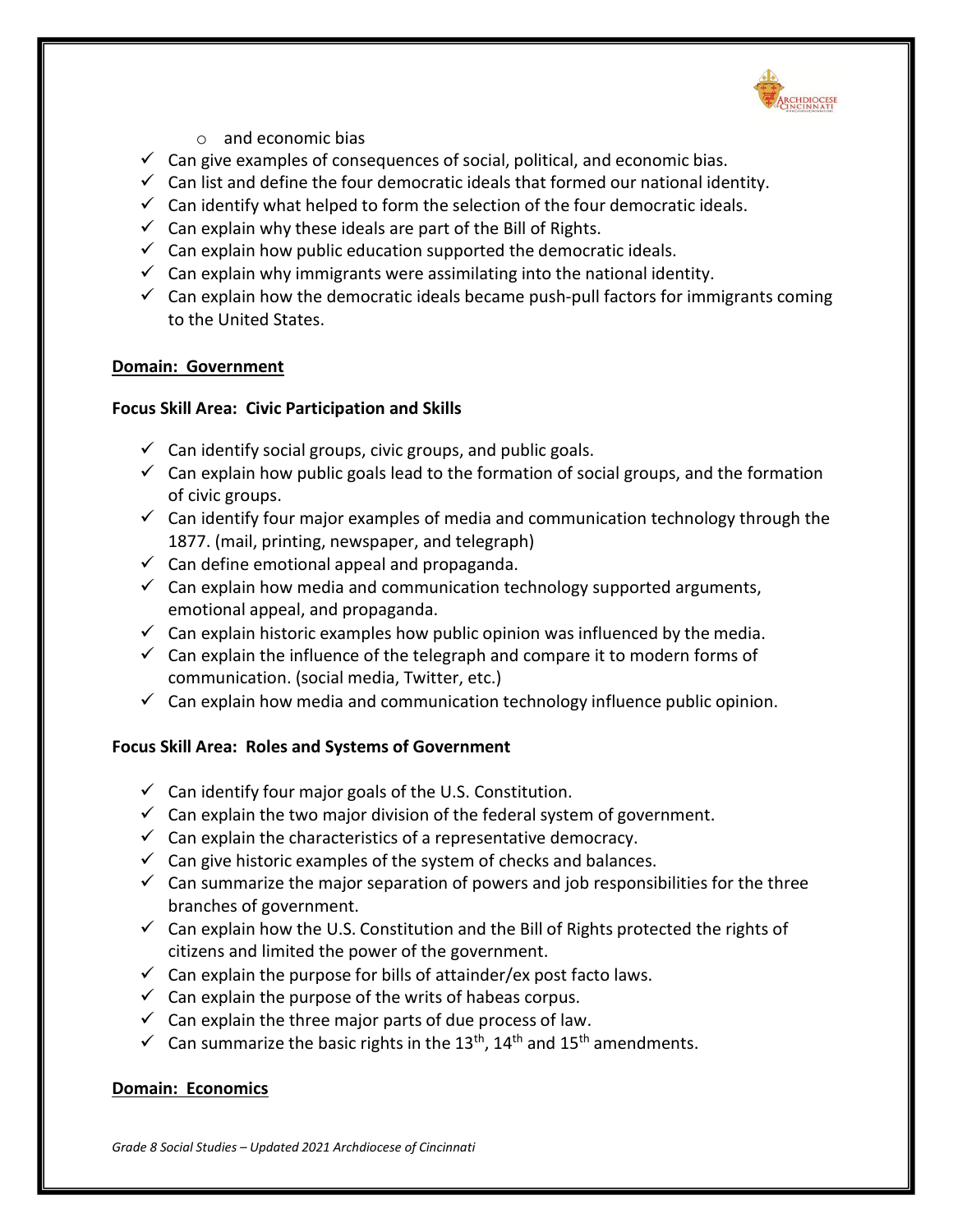- and economic bias
- ✓ Can give examples of consequences of social, political, and economic bias.
- ✓ Can list and define the four democratic ideals that formed our national identity.
- ✓ Can identify what helped to form the selection of the four democratic ideals.
- ✓ Can explain why these ideals are part of the Bill of Rights.
- ✓ Can explain how public education supported the democratic ideals.
- ✓ Can explain why immigrants were assimilating into the national identity.
- ✓ Can explain how the democratic ideals became push-pull factors for immigrants coming to the United States.

**Domain: Government**

**Focus Skill Area: Civic Participation and Skills**

- ✓ Can identify social groups, civic groups, and public goals.
- ✓ Can explain how public goals lead to the formation of social groups, and the formation of civic groups.
- ✓ Can identify four major examples of media and communication technology through the 1877. (mail, printing, newspaper, and telegraph)
- ✓ Can define emotional appeal and propaganda.
- ✓ Can explain how media and communication technology supported arguments, emotional appeal, and propaganda.
- ✓ Can explain historic examples how public opinion was influenced by the media.
- ✓ Can explain the influence of the telegraph and compare it to modern forms of communication. (social media, Twitter, etc.)
- ✓ Can explain how media and communication technology influence public opinion.

**Focus Skill Area: Roles and Systems of Government**

- ✓ Can identify four major goals of the U.S. Constitution.
- ✓ Can explain the two major division of the federal system of government.
- ✓ Can explain the characteristics of a representative democracy.
- ✓ Can give historic examples of the system of checks and balances.
- ✓ Can summarize the major separation of powers and job responsibilities for the three branches of government.
- ✓ Can explain how the U.S. Constitution and the Bill of Rights protected the rights of citizens and limited the power of the government.
- ✓ Can explain the purpose for bills of attainder/ex post facto laws.
- ✓ Can explain the purpose of the writs of habeas corpus.
- ✓ Can explain the three major parts of due process of law.
- ✓ Can summarize the basic rights in the 13th, 14th and 15th amendments.

**Domain: Economics**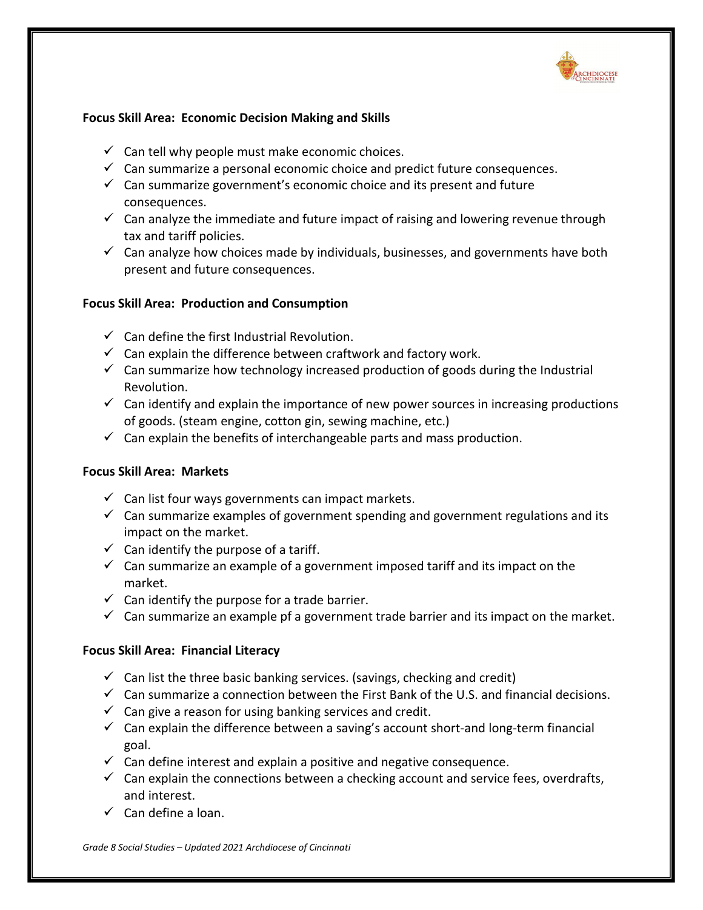**Focus Skill Area: Economic Decision Making and Skills**

- ✓ Can tell why people must make economic choices.
- ✓ Can summarize a personal economic choice and predict future consequences.
- ✓ Can summarize government's economic choice and its present and future consequences.
- ✓ Can analyze the immediate and future impact of raising and lowering revenue through tax and tariff policies.
- ✓ Can analyze how choices made by individuals, businesses, and governments have both present and future consequences.

**Focus Skill Area: Production and Consumption**

- ✓ Can define the first Industrial Revolution.
- ✓ Can explain the difference between craftwork and factory work.
- ✓ Can summarize how technology increased production of goods during the Industrial Revolution.
- ✓ Can identify and explain the importance of new power sources in increasing productions of goods. (steam engine, cotton gin, sewing machine, etc.)
- ✓ Can explain the benefits of interchangeable parts and mass production.

**Focus Skill Area: Markets**

- ✓ Can list four ways governments can impact markets.
- ✓ Can summarize examples of government spending and government regulations and its impact on the market.
- ✓ Can identify the purpose of a tariff.
- ✓ Can summarize an example of a government imposed tariff and its impact on the market.
- ✓ Can identify the purpose for a trade barrier.
- ✓ Can summarize an example pf a government trade barrier and its impact on the market.

**Focus Skill Area: Financial Literacy**

- ✓ Can list the three basic banking services. (savings, checking and credit)
- ✓ Can summarize a connection between the First Bank of the U.S. and financial decisions.
- ✓ Can give a reason for using banking services and credit.
- ✓ Can explain the difference between a saving's account short-and long-term financial goal.
- ✓ Can define interest and explain a positive and negative consequence.
- ✓ Can explain the connections between a checking account and service fees, overdrafts, and interest.
- ✓ Can define a loan.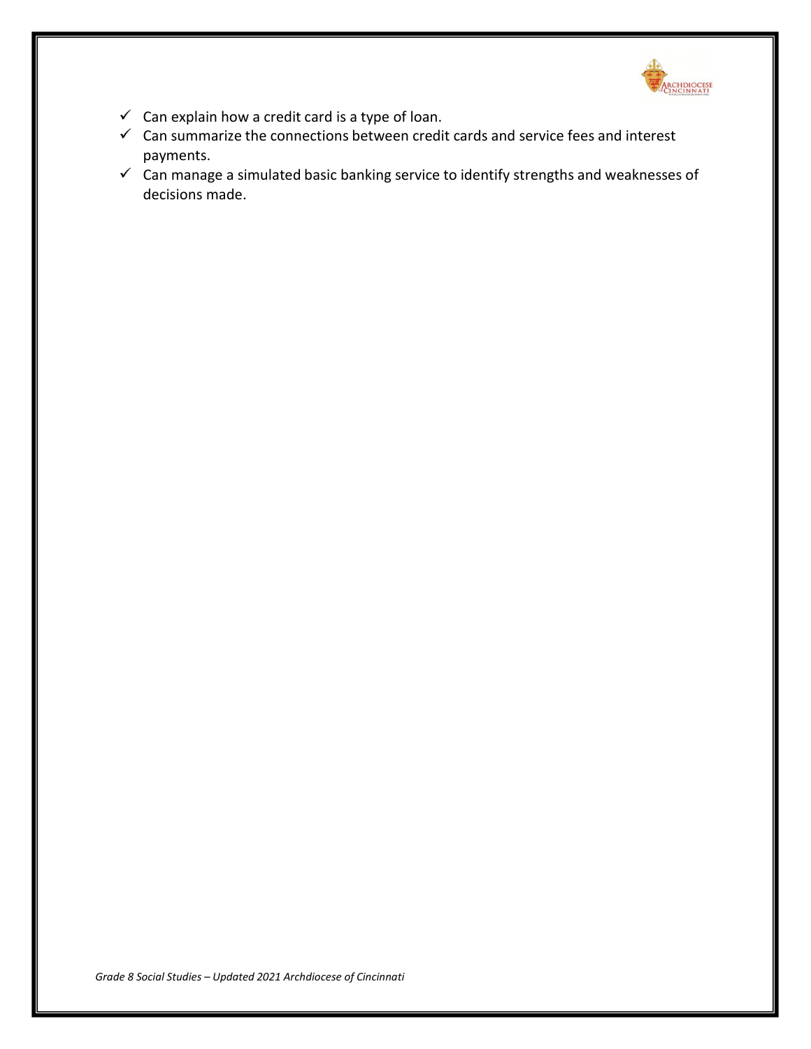- ✓ Can explain how a credit card is a type of loan.
- ✓ Can summarize the connections between credit cards and service fees and interest payments.
- ✓ Can manage a simulated basic banking service to identify strengths and weaknesses of decisions made.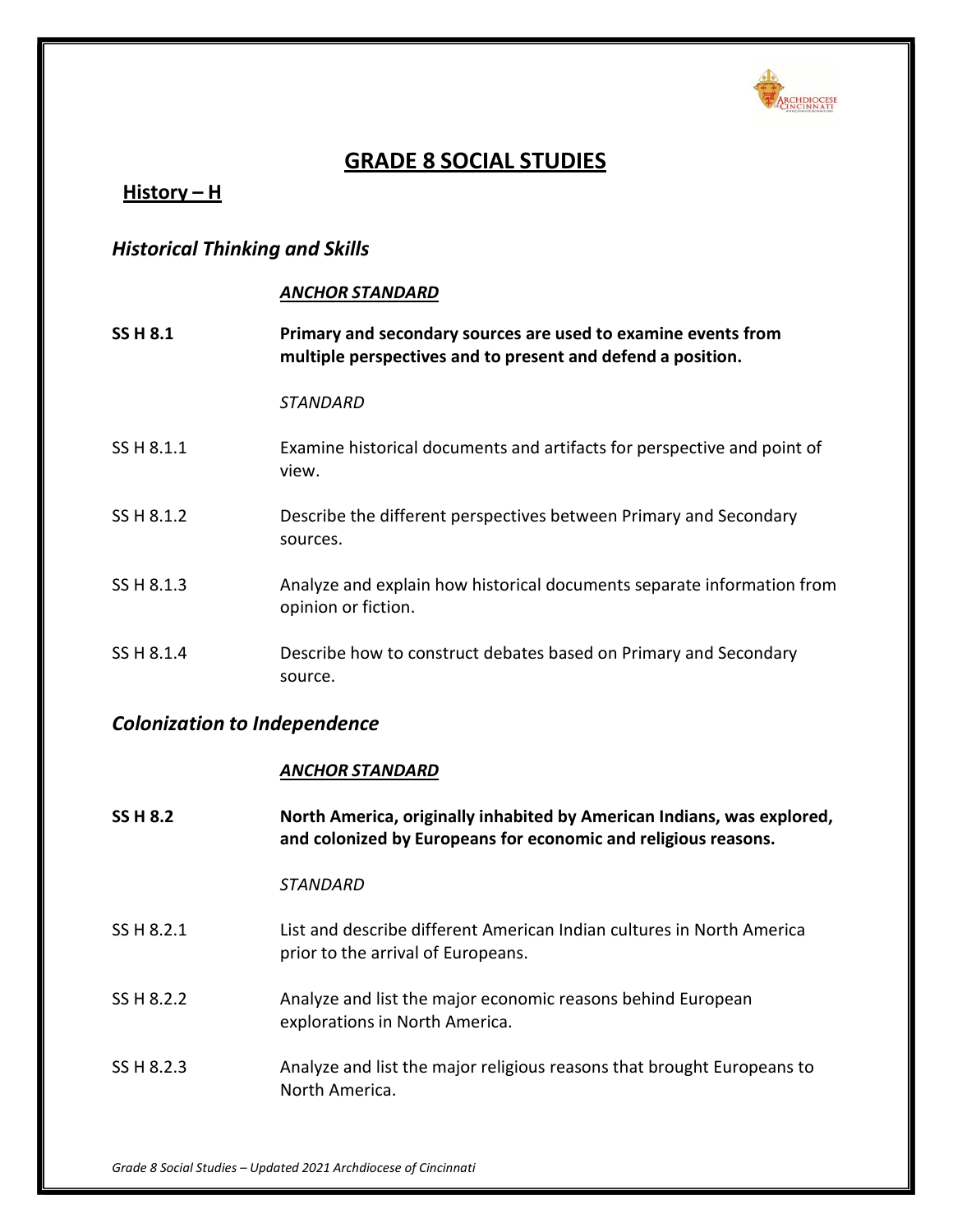# GRADE 8 SOCIAL STUDIES

## History – H

### *Historical Thinking and Skills*

| | |
|---|---|
| | ***ANCHOR STANDARD*** |
| **SS H 8.1** | **Primary and secondary sources are used to examine events from multiple perspectives and to present and defend a position.** |
| | *STANDARD* |
| SS H 8.1.1 | Examine historical documents and artifacts for perspective and point of view. |
| SS H 8.1.2 | Describe the different perspectives between Primary and Secondary sources. |
| SS H 8.1.3 | Analyze and explain how historical documents separate information from opinion or fiction. |
| SS H 8.1.4 | Describe how to construct debates based on Primary and Secondary source. |

### *Colonization to Independence*

| | |
|---|---|
| | ***ANCHOR STANDARD*** |
| **SS H 8.2** | **North America, originally inhabited by American Indians, was explored, and colonized by Europeans for economic and religious reasons.** |
| | *STANDARD* |
| SS H 8.2.1 | List and describe different American Indian cultures in North America prior to the arrival of Europeans. |
| SS H 8.2.2 | Analyze and list the major economic reasons behind European explorations in North America. |
| SS H 8.2.3 | Analyze and list the major religious reasons that brought Europeans to North America. |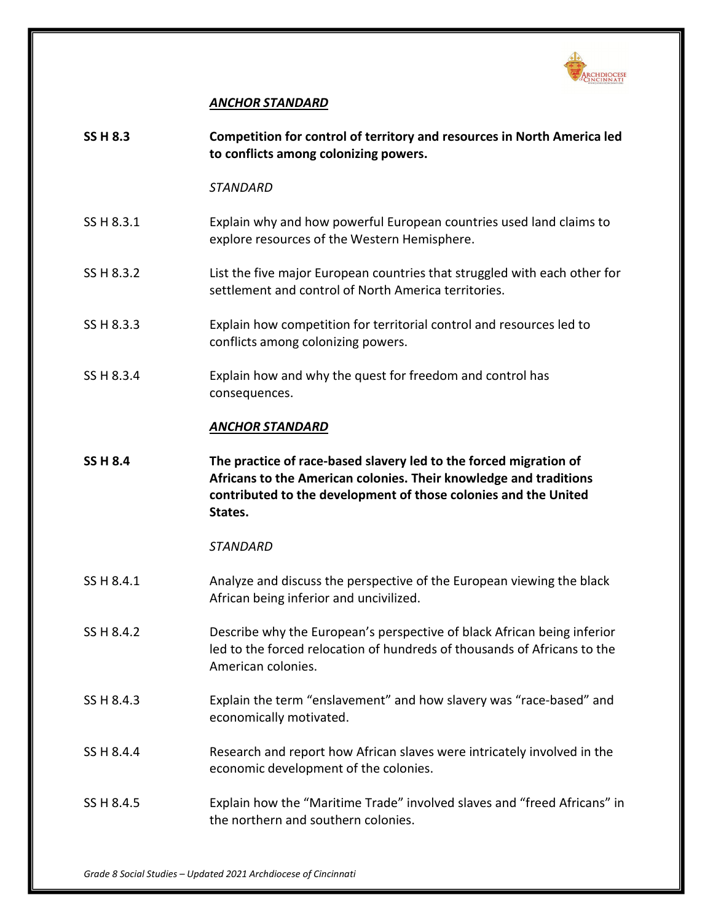***ANCHOR STANDARD***

**SS H 8.3** **Competition for control of territory and resources in North America led to conflicts among colonizing powers.**

*STANDARD*

SS H 8.3.1 Explain why and how powerful European countries used land claims to explore resources of the Western Hemisphere.

SS H 8.3.2 List the five major European countries that struggled with each other for settlement and control of North America territories.

SS H 8.3.3 Explain how competition for territorial control and resources led to conflicts among colonizing powers.

SS H 8.3.4 Explain how and why the quest for freedom and control has consequences.

***ANCHOR STANDARD***

**SS H 8.4** **The practice of race-based slavery led to the forced migration of Africans to the American colonies. Their knowledge and traditions contributed to the development of those colonies and the United States.**

*STANDARD*

SS H 8.4.1 Analyze and discuss the perspective of the European viewing the black African being inferior and uncivilized.

SS H 8.4.2 Describe why the European's perspective of black African being inferior led to the forced relocation of hundreds of thousands of Africans to the American colonies.

SS H 8.4.3 Explain the term "enslavement" and how slavery was "race-based" and economically motivated.

SS H 8.4.4 Research and report how African slaves were intricately involved in the economic development of the colonies.

SS H 8.4.5 Explain how the "Maritime Trade" involved slaves and "freed Africans" in the northern and southern colonies.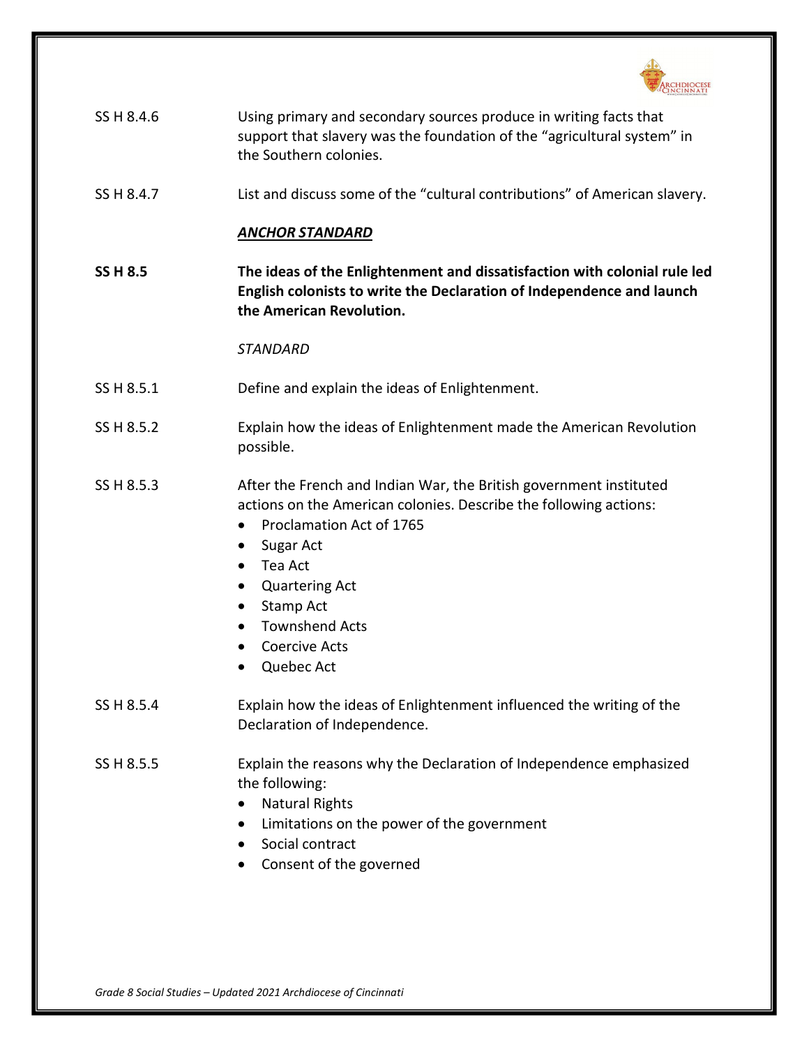SS H 8.4.6 Using primary and secondary sources produce in writing facts that support that slavery was the foundation of the "agricultural system" in the Southern colonies.

SS H 8.4.7 List and discuss some of the "cultural contributions" of American slavery.

***ANCHOR STANDARD***

**SS H 8.5 The ideas of the Enlightenment and dissatisfaction with colonial rule led English colonists to write the Declaration of Independence and launch the American Revolution.**

*STANDARD*

SS H 8.5.1 Define and explain the ideas of Enlightenment.

SS H 8.5.2 Explain how the ideas of Enlightenment made the American Revolution possible.

SS H 8.5.3 After the French and Indian War, the British government instituted actions on the American colonies. Describe the following actions:

- Proclamation Act of 1765
- Sugar Act
- Tea Act
- Quartering Act
- Stamp Act
- Townshend Acts
- Coercive Acts
- Quebec Act

SS H 8.5.4 Explain how the ideas of Enlightenment influenced the writing of the Declaration of Independence.

SS H 8.5.5 Explain the reasons why the Declaration of Independence emphasized the following:

- Natural Rights
- Limitations on the power of the government
- Social contract
- Consent of the governed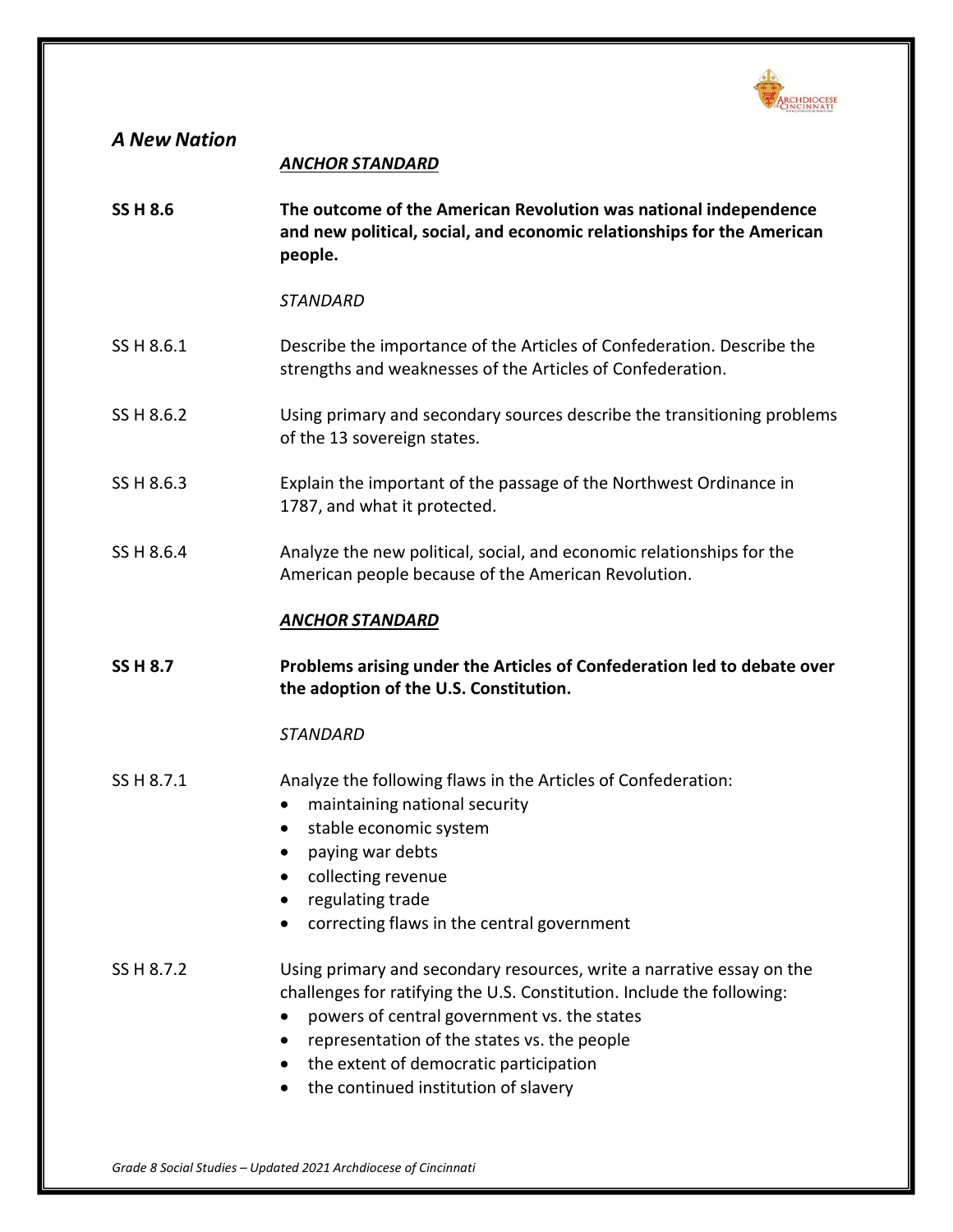## *A New Nation*

***ANCHOR STANDARD***

**SS H 8.6** **The outcome of the American Revolution was national independence and new political, social, and economic relationships for the American people.**

*STANDARD*

SS H 8.6.1 Describe the importance of the Articles of Confederation. Describe the strengths and weaknesses of the Articles of Confederation.

SS H 8.6.2 Using primary and secondary sources describe the transitioning problems of the 13 sovereign states.

SS H 8.6.3 Explain the important of the passage of the Northwest Ordinance in 1787, and what it protected.

SS H 8.6.4 Analyze the new political, social, and economic relationships for the American people because of the American Revolution.

***ANCHOR STANDARD***

**SS H 8.7** **Problems arising under the Articles of Confederation led to debate over the adoption of the U.S. Constitution.**

*STANDARD*

SS H 8.7.1 Analyze the following flaws in the Articles of Confederation:

- maintaining national security
- stable economic system
- paying war debts
- collecting revenue
- regulating trade
- correcting flaws in the central government

SS H 8.7.2 Using primary and secondary resources, write a narrative essay on the challenges for ratifying the U.S. Constitution. Include the following:

- powers of central government vs. the states
- representation of the states vs. the people
- the extent of democratic participation
- the continued institution of slavery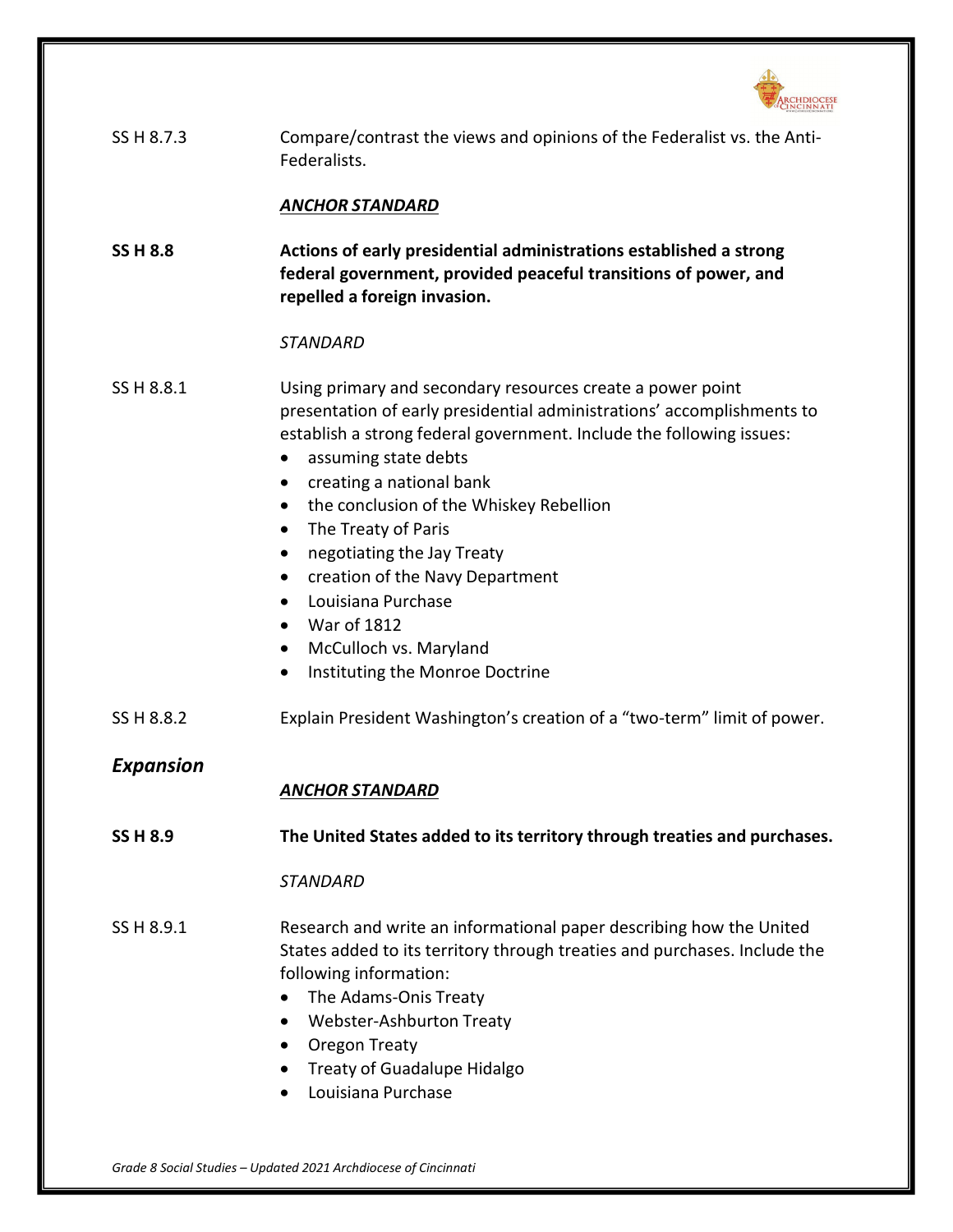SS H 8.7.3 Compare/contrast the views and opinions of the Federalist vs. the Anti-Federalists.

***ANCHOR STANDARD***

**SS H 8.8 Actions of early presidential administrations established a strong federal government, provided peaceful transitions of power, and repelled a foreign invasion.**

*STANDARD*

SS H 8.8.1 Using primary and secondary resources create a power point presentation of early presidential administrations' accomplishments to establish a strong federal government. Include the following issues:

- assuming state debts
- creating a national bank
- the conclusion of the Whiskey Rebellion
- The Treaty of Paris
- negotiating the Jay Treaty
- creation of the Navy Department
- Louisiana Purchase
- War of 1812
- McCulloch vs. Maryland
- Instituting the Monroe Doctrine

SS H 8.8.2 Explain President Washington's creation of a "two-term" limit of power.

## *Expansion*

***ANCHOR STANDARD***

**SS H 8.9 The United States added to its territory through treaties and purchases.**

*STANDARD*

SS H 8.9.1 Research and write an informational paper describing how the United States added to its territory through treaties and purchases. Include the following information:

- The Adams-Onis Treaty
- Webster-Ashburton Treaty
- Oregon Treaty
- Treaty of Guadalupe Hidalgo
- Louisiana Purchase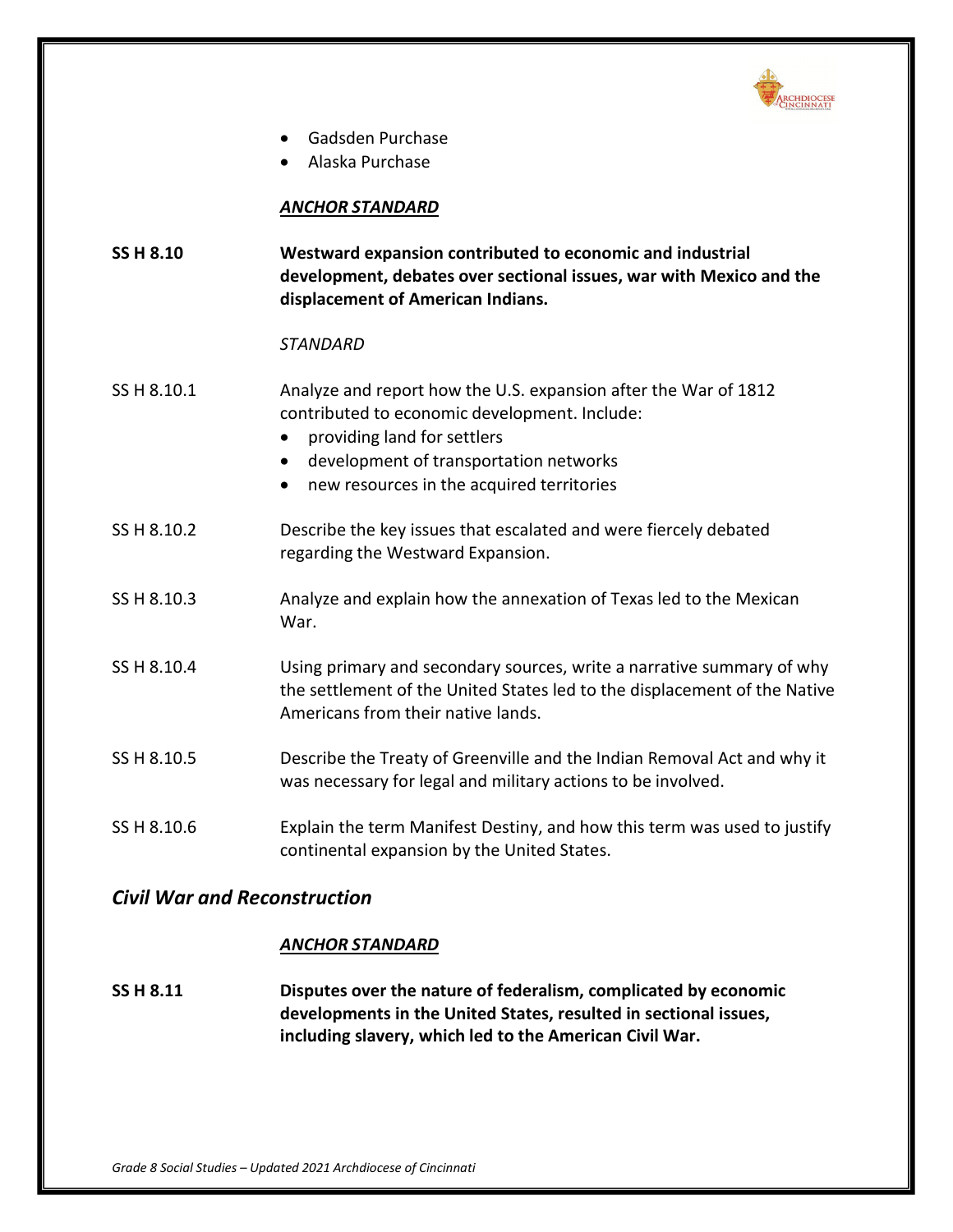- Gadsden Purchase
- Alaska Purchase

***ANCHOR STANDARD***

| | |
|---|---|
| **SS H 8.10** | **Westward expansion contributed to economic and industrial development, debates over sectional issues, war with Mexico and the displacement of American Indians.** |

*STANDARD*

| | |
|---|---|
| SS H 8.10.1 | Analyze and report how the U.S. expansion after the War of 1812 contributed to economic development. Include:<br>• providing land for settlers<br>• development of transportation networks<br>• new resources in the acquired territories |
| SS H 8.10.2 | Describe the key issues that escalated and were fiercely debated regarding the Westward Expansion. |
| SS H 8.10.3 | Analyze and explain how the annexation of Texas led to the Mexican War. |
| SS H 8.10.4 | Using primary and secondary sources, write a narrative summary of why the settlement of the United States led to the displacement of the Native Americans from their native lands. |
| SS H 8.10.5 | Describe the Treaty of Greenville and the Indian Removal Act and why it was necessary for legal and military actions to be involved. |
| SS H 8.10.6 | Explain the term Manifest Destiny, and how this term was used to justify continental expansion by the United States. |

## *Civil War and Reconstruction*

***ANCHOR STANDARD***

| | |
|---|---|
| **SS H 8.11** | **Disputes over the nature of federalism, complicated by economic developments in the United States, resulted in sectional issues, including slavery, which led to the American Civil War.** |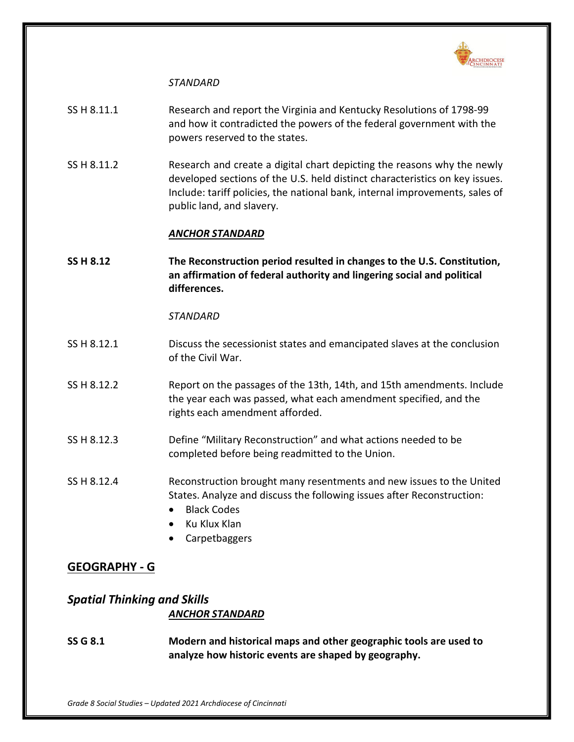*STANDARD*

SS H 8.11.1 Research and report the Virginia and Kentucky Resolutions of 1798-99 and how it contradicted the powers of the federal government with the powers reserved to the states.

SS H 8.11.2 Research and create a digital chart depicting the reasons why the newly developed sections of the U.S. held distinct characteristics on key issues. Include: tariff policies, the national bank, internal improvements, sales of public land, and slavery.

***ANCHOR STANDARD***

**SS H 8.12 The Reconstruction period resulted in changes to the U.S. Constitution, an affirmation of federal authority and lingering social and political differences.**

*STANDARD*

SS H 8.12.1 Discuss the secessionist states and emancipated slaves at the conclusion of the Civil War.

SS H 8.12.2 Report on the passages of the 13th, 14th, and 15th amendments. Include the year each was passed, what each amendment specified, and the rights each amendment afforded.

SS H 8.12.3 Define "Military Reconstruction" and what actions needed to be completed before being readmitted to the Union.

SS H 8.12.4 Reconstruction brought many resentments and new issues to the United States. Analyze and discuss the following issues after Reconstruction:

- Black Codes
- Ku Klux Klan
- Carpetbaggers

## GEOGRAPHY - G

### *Spatial Thinking and Skills*

***ANCHOR STANDARD***

**SS G 8.1 Modern and historical maps and other geographic tools are used to analyze how historic events are shaped by geography.**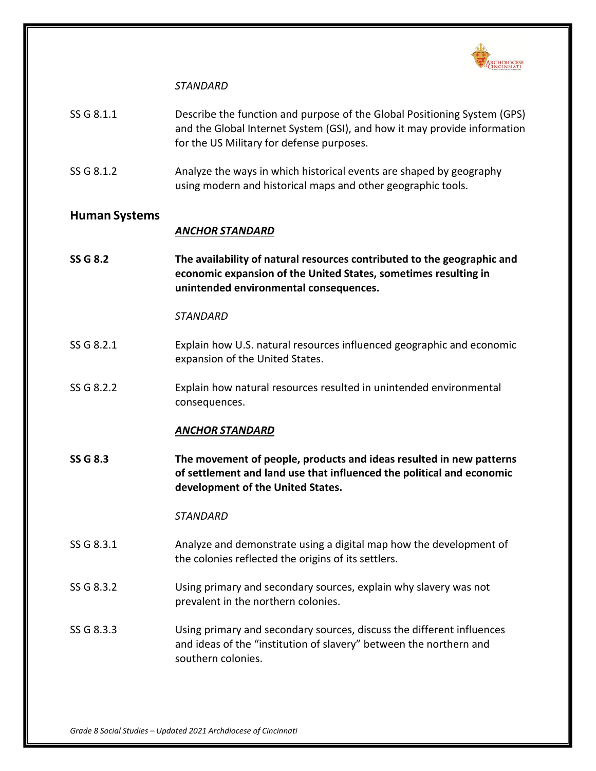*STANDARD*

SS G 8.1.1 Describe the function and purpose of the Global Positioning System (GPS) and the Global Internet System (GSI), and how it may provide information for the US Military for defense purposes.

SS G 8.1.2 Analyze the ways in which historical events are shaped by geography using modern and historical maps and other geographic tools.

## Human Systems

***ANCHOR STANDARD***

**SS G 8.2** **The availability of natural resources contributed to the geographic and economic expansion of the United States, sometimes resulting in unintended environmental consequences.**

*STANDARD*

SS G 8.2.1 Explain how U.S. natural resources influenced geographic and economic expansion of the United States.

SS G 8.2.2 Explain how natural resources resulted in unintended environmental consequences.

***ANCHOR STANDARD***

**SS G 8.3** **The movement of people, products and ideas resulted in new patterns of settlement and land use that influenced the political and economic development of the United States.**

*STANDARD*

SS G 8.3.1 Analyze and demonstrate using a digital map how the development of the colonies reflected the origins of its settlers.

SS G 8.3.2 Using primary and secondary sources, explain why slavery was not prevalent in the northern colonies.

SS G 8.3.3 Using primary and secondary sources, discuss the different influences and ideas of the "institution of slavery" between the northern and southern colonies.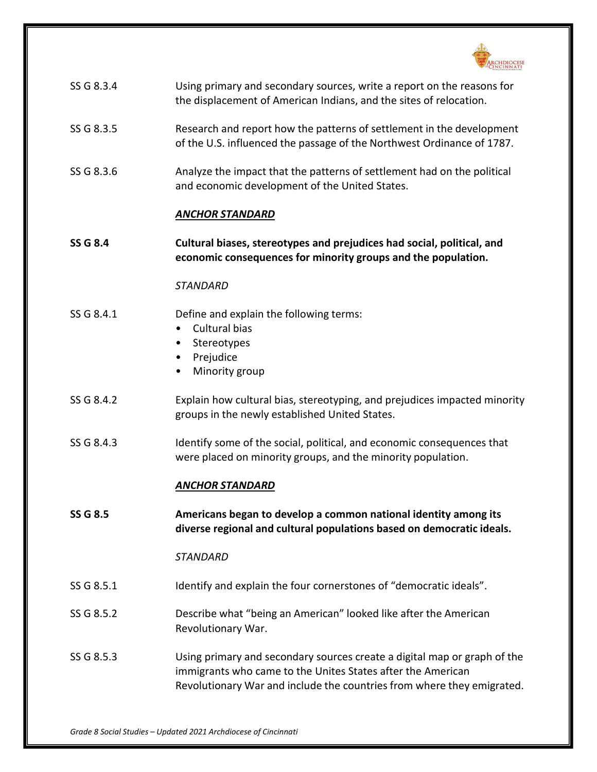SS G 8.3.4 Using primary and secondary sources, write a report on the reasons for the displacement of American Indians, and the sites of relocation.

SS G 8.3.5 Research and report how the patterns of settlement in the development of the U.S. influenced the passage of the Northwest Ordinance of 1787.

SS G 8.3.6 Analyze the impact that the patterns of settlement had on the political and economic development of the United States.

***ANCHOR STANDARD***

**SS G 8.4 Cultural biases, stereotypes and prejudices had social, political, and economic consequences for minority groups and the population.**

*STANDARD*

SS G 8.4.1 Define and explain the following terms:

- Cultural bias
- Stereotypes
- Prejudice
- Minority group

SS G 8.4.2 Explain how cultural bias, stereotyping, and prejudices impacted minority groups in the newly established United States.

SS G 8.4.3 Identify some of the social, political, and economic consequences that were placed on minority groups, and the minority population.

***ANCHOR STANDARD***

**SS G 8.5 Americans began to develop a common national identity among its diverse regional and cultural populations based on democratic ideals.**

*STANDARD*

SS G 8.5.1 Identify and explain the four cornerstones of "democratic ideals".

SS G 8.5.2 Describe what "being an American" looked like after the American Revolutionary War.

SS G 8.5.3 Using primary and secondary sources create a digital map or graph of the immigrants who came to the Unites States after the American Revolutionary War and include the countries from where they emigrated.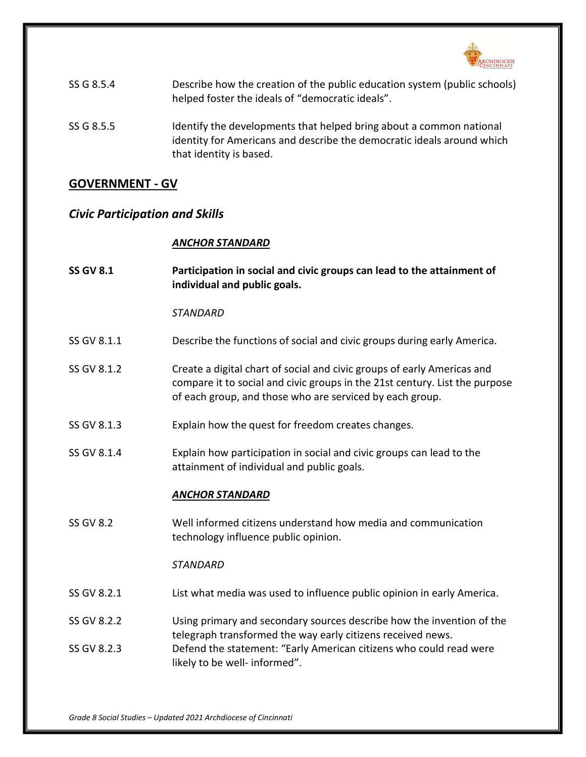SS G 8.5.4 Describe how the creation of the public education system (public schools) helped foster the ideals of "democratic ideals".

SS G 8.5.5 Identify the developments that helped bring about a common national identity for Americans and describe the democratic ideals around which that identity is based.

## GOVERNMENT - GV

### *Civic Participation and Skills*

***ANCHOR STANDARD***

**SS GV 8.1 Participation in social and civic groups can lead to the attainment of individual and public goals.**

*STANDARD*

SS GV 8.1.1 Describe the functions of social and civic groups during early America.

SS GV 8.1.2 Create a digital chart of social and civic groups of early Americas and compare it to social and civic groups in the 21st century. List the purpose of each group, and those who are serviced by each group.

SS GV 8.1.3 Explain how the quest for freedom creates changes.

SS GV 8.1.4 Explain how participation in social and civic groups can lead to the attainment of individual and public goals.

***ANCHOR STANDARD***

SS GV 8.2 Well informed citizens understand how media and communication technology influence public opinion.

*STANDARD*

SS GV 8.2.1 List what media was used to influence public opinion in early America.

SS GV 8.2.2 Using primary and secondary sources describe how the invention of the telegraph transformed the way early citizens received news.

SS GV 8.2.3 Defend the statement: "Early American citizens who could read were likely to be well- informed".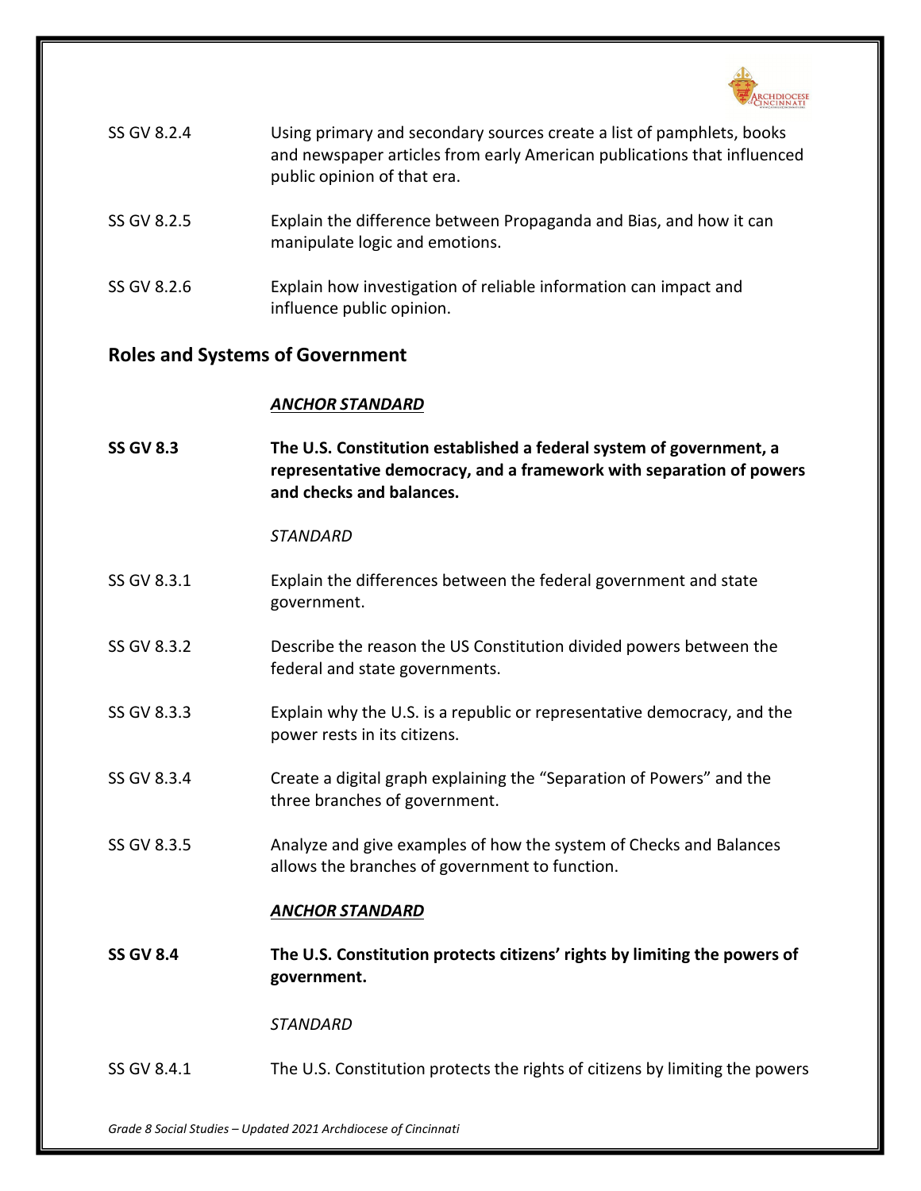SS GV 8.2.4 Using primary and secondary sources create a list of pamphlets, books and newspaper articles from early American publications that influenced public opinion of that era.

SS GV 8.2.5 Explain the difference between Propaganda and Bias, and how it can manipulate logic and emotions.

SS GV 8.2.6 Explain how investigation of reliable information can impact and influence public opinion.

## Roles and Systems of Government

***ANCHOR STANDARD***

**SS GV 8.3** **The U.S. Constitution established a federal system of government, a representative democracy, and a framework with separation of powers and checks and balances.**

*STANDARD*

SS GV 8.3.1 Explain the differences between the federal government and state government.

SS GV 8.3.2 Describe the reason the US Constitution divided powers between the federal and state governments.

SS GV 8.3.3 Explain why the U.S. is a republic or representative democracy, and the power rests in its citizens.

SS GV 8.3.4 Create a digital graph explaining the "Separation of Powers" and the three branches of government.

SS GV 8.3.5 Analyze and give examples of how the system of Checks and Balances allows the branches of government to function.

***ANCHOR STANDARD***

**SS GV 8.4** **The U.S. Constitution protects citizens' rights by limiting the powers of government.**

*STANDARD*

SS GV 8.4.1 The U.S. Constitution protects the rights of citizens by limiting the powers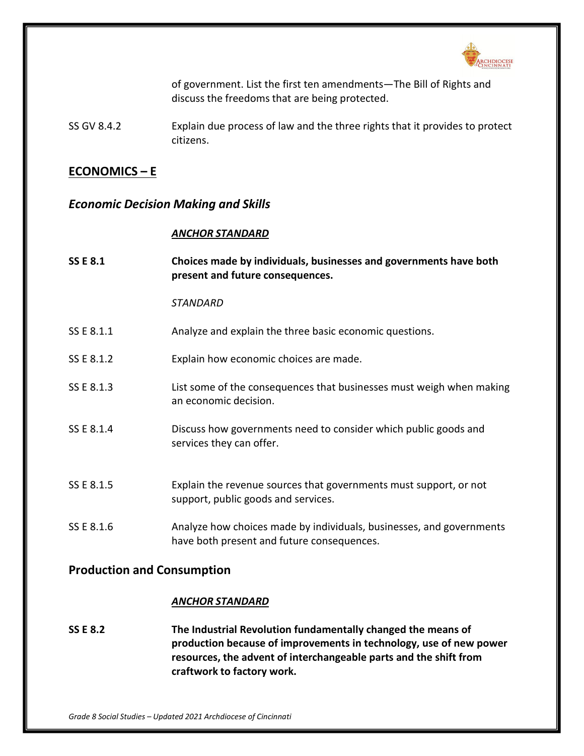of government. List the first ten amendments—The Bill of Rights and discuss the freedoms that are being protected.

SS GV 8.4.2 Explain due process of law and the three rights that it provides to protect citizens.

## ECONOMICS – E

### *Economic Decision Making and Skills*

***ANCHOR STANDARD***

**SS E 8.1 Choices made by individuals, businesses and governments have both present and future consequences.**

*STANDARD*

SS E 8.1.1 Analyze and explain the three basic economic questions.

SS E 8.1.2 Explain how economic choices are made.

SS E 8.1.3 List some of the consequences that businesses must weigh when making an economic decision.

SS E 8.1.4 Discuss how governments need to consider which public goods and services they can offer.

SS E 8.1.5 Explain the revenue sources that governments must support, or not support, public goods and services.

SS E 8.1.6 Analyze how choices made by individuals, businesses, and governments have both present and future consequences.

### Production and Consumption

***ANCHOR STANDARD***

**SS E 8.2 The Industrial Revolution fundamentally changed the means of production because of improvements in technology, use of new power resources, the advent of interchangeable parts and the shift from craftwork to factory work.**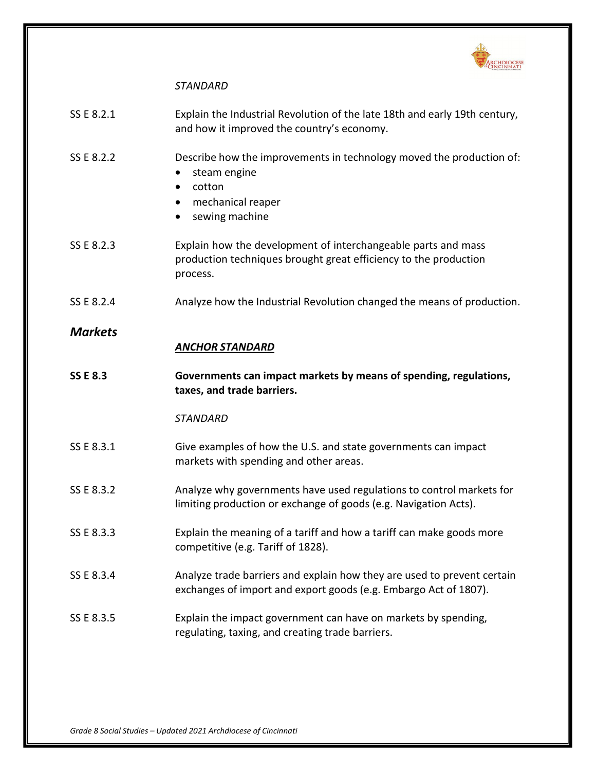*STANDARD*

| | |
|---|---|
| SS E 8.2.1 | Explain the Industrial Revolution of the late 18th and early 19th century, and how it improved the country's economy. |
| SS E 8.2.2 | Describe how the improvements in technology moved the production of: <br>• steam engine <br>• cotton <br>• mechanical reaper <br>• sewing machine |
| SS E 8.2.3 | Explain how the development of interchangeable parts and mass production techniques brought great efficiency to the production process. |
| SS E 8.2.4 | Analyze how the Industrial Revolution changed the means of production. |

## *Markets*

***ANCHOR STANDARD***

| | |
|---|---|
| **SS E 8.3** | **Governments can impact markets by means of spending, regulations, taxes, and trade barriers.** |

*STANDARD*

| | |
|---|---|
| SS E 8.3.1 | Give examples of how the U.S. and state governments can impact markets with spending and other areas. |
| SS E 8.3.2 | Analyze why governments have used regulations to control markets for limiting production or exchange of goods (e.g. Navigation Acts). |
| SS E 8.3.3 | Explain the meaning of a tariff and how a tariff can make goods more competitive (e.g. Tariff of 1828). |
| SS E 8.3.4 | Analyze trade barriers and explain how they are used to prevent certain exchanges of import and export goods (e.g. Embargo Act of 1807). |
| SS E 8.3.5 | Explain the impact government can have on markets by spending, regulating, taxing, and creating trade barriers. |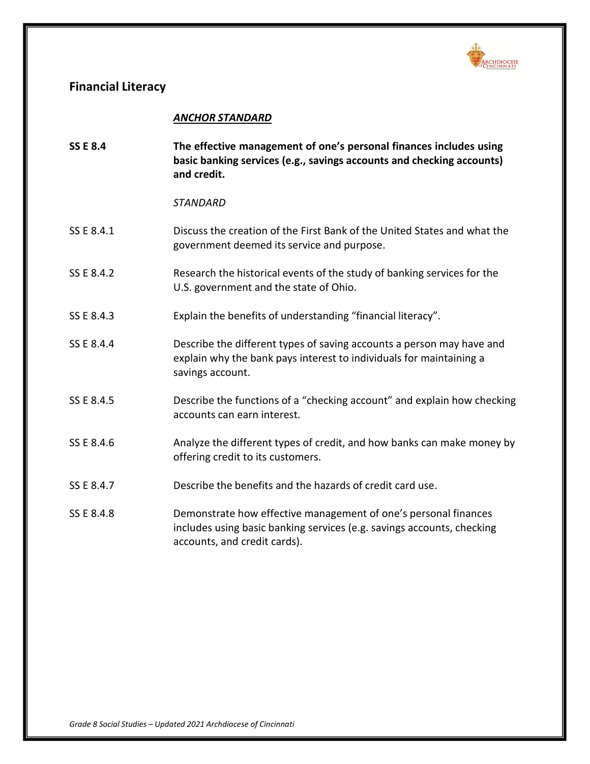## Financial Literacy

***ANCHOR STANDARD***

| | |
|---|---|
| **SS E 8.4** | **The effective management of one's personal finances includes using basic banking services (e.g., savings accounts and checking accounts) and credit.** |
| | *STANDARD* |
| SS E 8.4.1 | Discuss the creation of the First Bank of the United States and what the government deemed its service and purpose. |
| SS E 8.4.2 | Research the historical events of the study of banking services for the U.S. government and the state of Ohio. |
| SS E 8.4.3 | Explain the benefits of understanding "financial literacy". |
| SS E 8.4.4 | Describe the different types of saving accounts a person may have and explain why the bank pays interest to individuals for maintaining a savings account. |
| SS E 8.4.5 | Describe the functions of a "checking account" and explain how checking accounts can earn interest. |
| SS E 8.4.6 | Analyze the different types of credit, and how banks can make money by offering credit to its customers. |
| SS E 8.4.7 | Describe the benefits and the hazards of credit card use. |
| SS E 8.4.8 | Demonstrate how effective management of one's personal finances includes using basic banking services (e.g. savings accounts, checking accounts, and credit cards). |